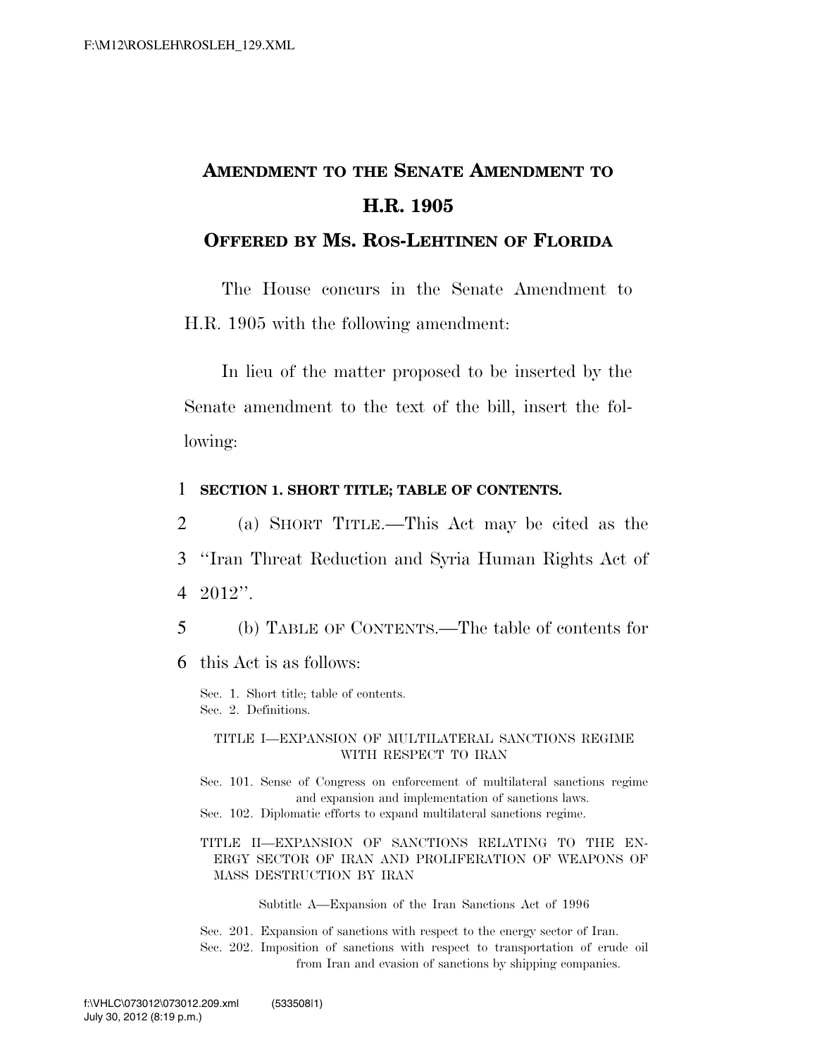# Amendment to the Senate Amendment to H.R. 1905

## Offered by Ms. Ros-Lehtinen of Florida

The House concurs in the Senate Amendment to H.R. 1905 with the following amendment:

In lieu of the matter proposed to be inserted by the Senate amendment to the text of the bill, insert the following:

**SECTION 1. SHORT TITLE; TABLE OF CONTENTS.**

(a) SHORT TITLE.—This Act may be cited as the "Iran Threat Reduction and Syria Human Rights Act of 2012".

(b) TABLE OF CONTENTS.—The table of contents for this Act is as follows:

Sec. 1. Short title; table of contents.
Sec. 2. Definitions.

TITLE I—EXPANSION OF MULTILATERAL SANCTIONS REGIME WITH RESPECT TO IRAN

Sec. 101. Sense of Congress on enforcement of multilateral sanctions regime and expansion and implementation of sanctions laws.
Sec. 102. Diplomatic efforts to expand multilateral sanctions regime.

TITLE II—EXPANSION OF SANCTIONS RELATING TO THE ENERGY SECTOR OF IRAN AND PROLIFERATION OF WEAPONS OF MASS DESTRUCTION BY IRAN

Subtitle A—Expansion of the Iran Sanctions Act of 1996

Sec. 201. Expansion of sanctions with respect to the energy sector of Iran.
Sec. 202. Imposition of sanctions with respect to transportation of crude oil from Iran and evasion of sanctions by shipping companies.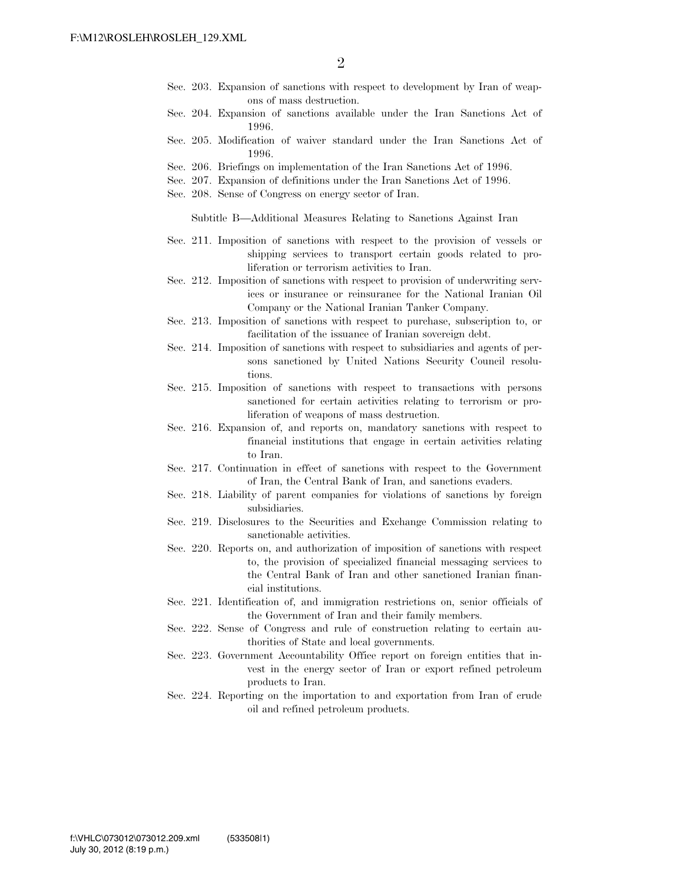Sec. 203. Expansion of sanctions with respect to development by Iran of weapons of mass destruction.

Sec. 204. Expansion of sanctions available under the Iran Sanctions Act of 1996.

Sec. 205. Modification of waiver standard under the Iran Sanctions Act of 1996.

Sec. 206. Briefings on implementation of the Iran Sanctions Act of 1996.

Sec. 207. Expansion of definitions under the Iran Sanctions Act of 1996.

Sec. 208. Sense of Congress on energy sector of Iran.

Subtitle B—Additional Measures Relating to Sanctions Against Iran

Sec. 211. Imposition of sanctions with respect to the provision of vessels or shipping services to transport certain goods related to proliferation or terrorism activities to Iran.

Sec. 212. Imposition of sanctions with respect to provision of underwriting services or insurance or reinsurance for the National Iranian Oil Company or the National Iranian Tanker Company.

Sec. 213. Imposition of sanctions with respect to purchase, subscription to, or facilitation of the issuance of Iranian sovereign debt.

Sec. 214. Imposition of sanctions with respect to subsidiaries and agents of persons sanctioned by United Nations Security Council resolutions.

Sec. 215. Imposition of sanctions with respect to transactions with persons sanctioned for certain activities relating to terrorism or proliferation of weapons of mass destruction.

Sec. 216. Expansion of, and reports on, mandatory sanctions with respect to financial institutions that engage in certain activities relating to Iran.

Sec. 217. Continuation in effect of sanctions with respect to the Government of Iran, the Central Bank of Iran, and sanctions evaders.

Sec. 218. Liability of parent companies for violations of sanctions by foreign subsidiaries.

Sec. 219. Disclosures to the Securities and Exchange Commission relating to sanctionable activities.

Sec. 220. Reports on, and authorization of imposition of sanctions with respect to, the provision of specialized financial messaging services to the Central Bank of Iran and other sanctioned Iranian financial institutions.

Sec. 221. Identification of, and immigration restrictions on, senior officials of the Government of Iran and their family members.

Sec. 222. Sense of Congress and rule of construction relating to certain authorities of State and local governments.

Sec. 223. Government Accountability Office report on foreign entities that invest in the energy sector of Iran or export refined petroleum products to Iran.

Sec. 224. Reporting on the importation to and exportation from Iran of crude oil and refined petroleum products.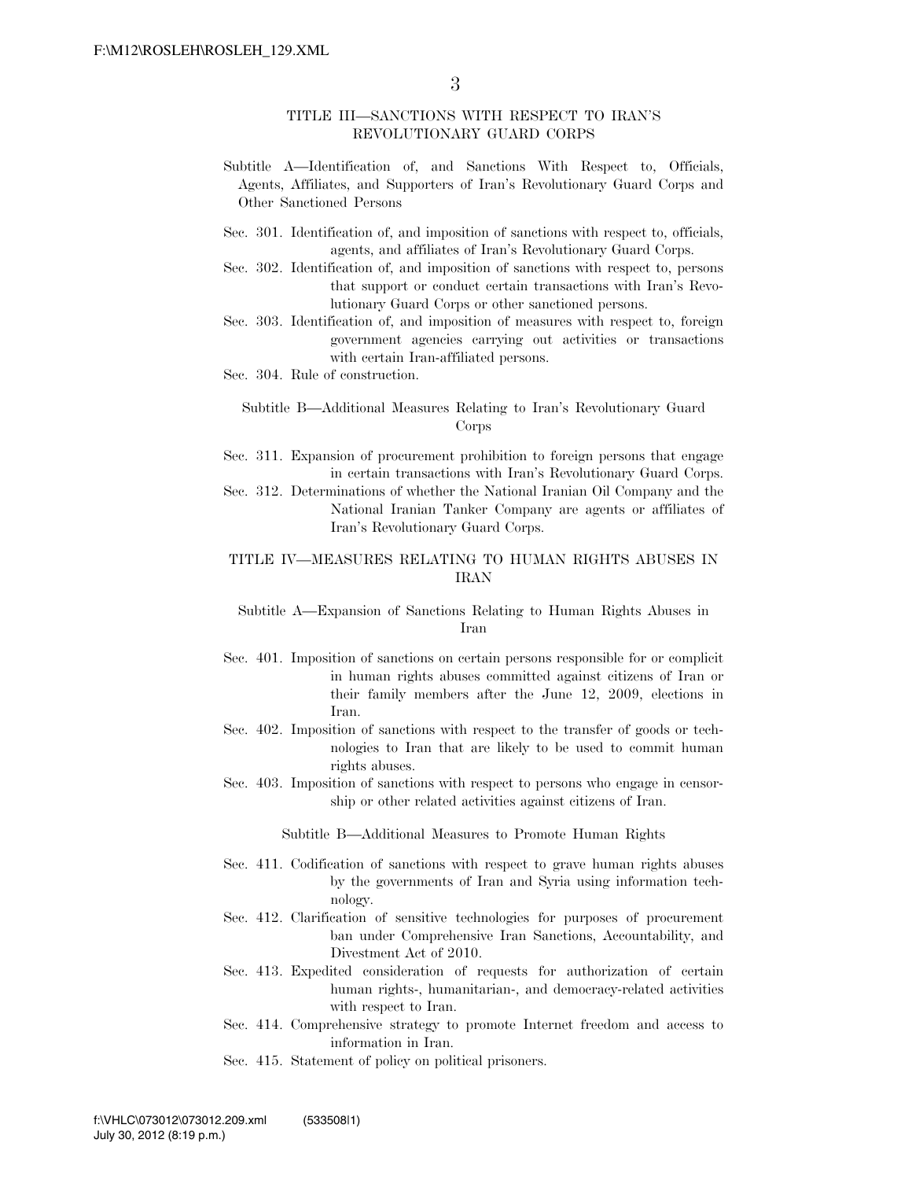## TITLE III—SANCTIONS WITH RESPECT TO IRAN'S REVOLUTIONARY GUARD CORPS

### Subtitle A—Identification of, and Sanctions With Respect to, Officials, Agents, Affiliates, and Supporters of Iran's Revolutionary Guard Corps and Other Sanctioned Persons

Sec. 301. Identification of, and imposition of sanctions with respect to, officials, agents, and affiliates of Iran's Revolutionary Guard Corps.

Sec. 302. Identification of, and imposition of sanctions with respect to, persons that support or conduct certain transactions with Iran's Revolutionary Guard Corps or other sanctioned persons.

Sec. 303. Identification of, and imposition of measures with respect to, foreign government agencies carrying out activities or transactions with certain Iran-affiliated persons.

Sec. 304. Rule of construction.

### Subtitle B—Additional Measures Relating to Iran's Revolutionary Guard Corps

Sec. 311. Expansion of procurement prohibition to foreign persons that engage in certain transactions with Iran's Revolutionary Guard Corps.

Sec. 312. Determinations of whether the National Iranian Oil Company and the National Iranian Tanker Company are agents or affiliates of Iran's Revolutionary Guard Corps.

## TITLE IV—MEASURES RELATING TO HUMAN RIGHTS ABUSES IN IRAN

### Subtitle A—Expansion of Sanctions Relating to Human Rights Abuses in Iran

Sec. 401. Imposition of sanctions on certain persons responsible for or complicit in human rights abuses committed against citizens of Iran or their family members after the June 12, 2009, elections in Iran.

Sec. 402. Imposition of sanctions with respect to the transfer of goods or technologies to Iran that are likely to be used to commit human rights abuses.

Sec. 403. Imposition of sanctions with respect to persons who engage in censorship or other related activities against citizens of Iran.

### Subtitle B—Additional Measures to Promote Human Rights

Sec. 411. Codification of sanctions with respect to grave human rights abuses by the governments of Iran and Syria using information technology.

Sec. 412. Clarification of sensitive technologies for purposes of procurement ban under Comprehensive Iran Sanctions, Accountability, and Divestment Act of 2010.

Sec. 413. Expedited consideration of requests for authorization of certain human rights-, humanitarian-, and democracy-related activities with respect to Iran.

Sec. 414. Comprehensive strategy to promote Internet freedom and access to information in Iran.

Sec. 415. Statement of policy on political prisoners.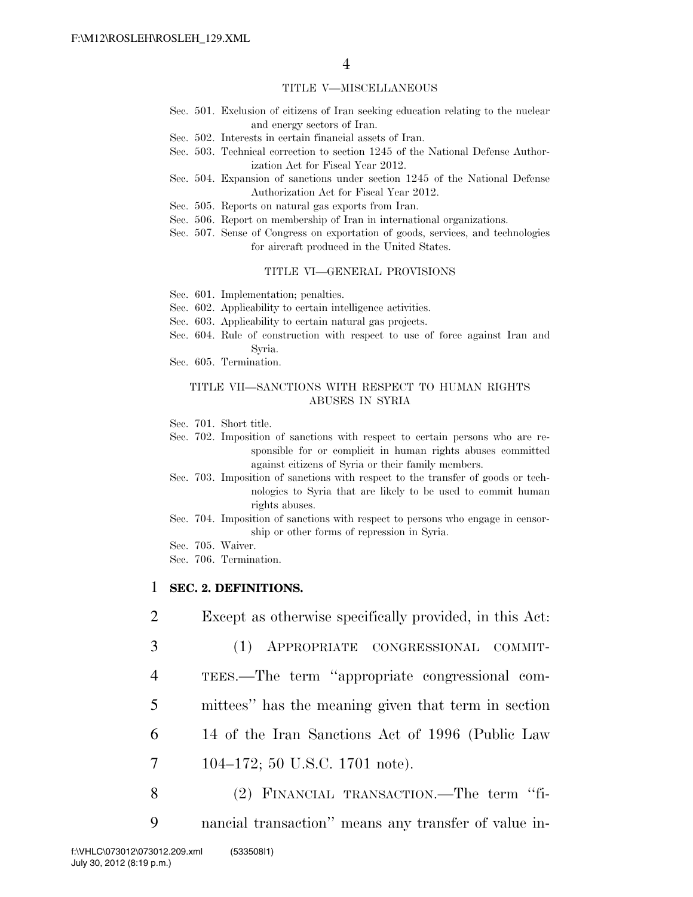TITLE V—MISCELLANEOUS

Sec. 501. Exclusion of citizens of Iran seeking education relating to the nuclear and energy sectors of Iran.
Sec. 502. Interests in certain financial assets of Iran.
Sec. 503. Technical correction to section 1245 of the National Defense Authorization Act for Fiscal Year 2012.
Sec. 504. Expansion of sanctions under section 1245 of the National Defense Authorization Act for Fiscal Year 2012.
Sec. 505. Reports on natural gas exports from Iran.
Sec. 506. Report on membership of Iran in international organizations.
Sec. 507. Sense of Congress on exportation of goods, services, and technologies for aircraft produced in the United States.

TITLE VI—GENERAL PROVISIONS

Sec. 601. Implementation; penalties.
Sec. 602. Applicability to certain intelligence activities.
Sec. 603. Applicability to certain natural gas projects.
Sec. 604. Rule of construction with respect to use of force against Iran and Syria.
Sec. 605. Termination.

TITLE VII—SANCTIONS WITH RESPECT TO HUMAN RIGHTS ABUSES IN SYRIA

Sec. 701. Short title.
Sec. 702. Imposition of sanctions with respect to certain persons who are responsible for or complicit in human rights abuses committed against citizens of Syria or their family members.
Sec. 703. Imposition of sanctions with respect to the transfer of goods or technologies to Syria that are likely to be used to commit human rights abuses.
Sec. 704. Imposition of sanctions with respect to persons who engage in censorship or other forms of repression in Syria.
Sec. 705. Waiver.
Sec. 706. Termination.

1 **SEC. 2. DEFINITIONS.**

2 Except as otherwise specifically provided, in this Act:

3 (1) APPROPRIATE CONGRESSIONAL COMMIT-
4 TEES.—The term ''appropriate congressional com-
5 mittees'' has the meaning given that term in section
6 14 of the Iran Sanctions Act of 1996 (Public Law
7 104–172; 50 U.S.C. 1701 note).

8 (2) FINANCIAL TRANSACTION.—The term ''fi-
9 nancial transaction'' means any transfer of value in-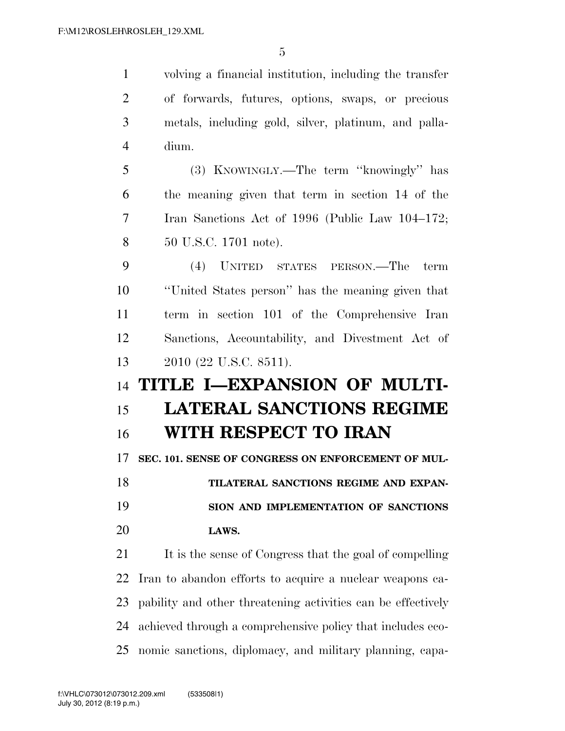volving a financial institution, including the transfer of forwards, futures, options, swaps, or precious metals, including gold, silver, platinum, and palladium.

(3) KNOWINGLY.—The term ''knowingly'' has the meaning given that term in section 14 of the Iran Sanctions Act of 1996 (Public Law 104–172; 50 U.S.C. 1701 note).

(4) UNITED STATES PERSON.—The term ''United States person'' has the meaning given that term in section 101 of the Comprehensive Iran Sanctions, Accountability, and Divestment Act of 2010 (22 U.S.C. 8511).

# TITLE I—EXPANSION OF MULTILATERAL SANCTIONS REGIME WITH RESPECT TO IRAN

## SEC. 101. SENSE OF CONGRESS ON ENFORCEMENT OF MULTILATERAL SANCTIONS REGIME AND EXPANSION AND IMPLEMENTATION OF SANCTIONS LAWS.

It is the sense of Congress that the goal of compelling Iran to abandon efforts to acquire a nuclear weapons capability and other threatening activities can be effectively achieved through a comprehensive policy that includes economic sanctions, diplomacy, and military planning, capa-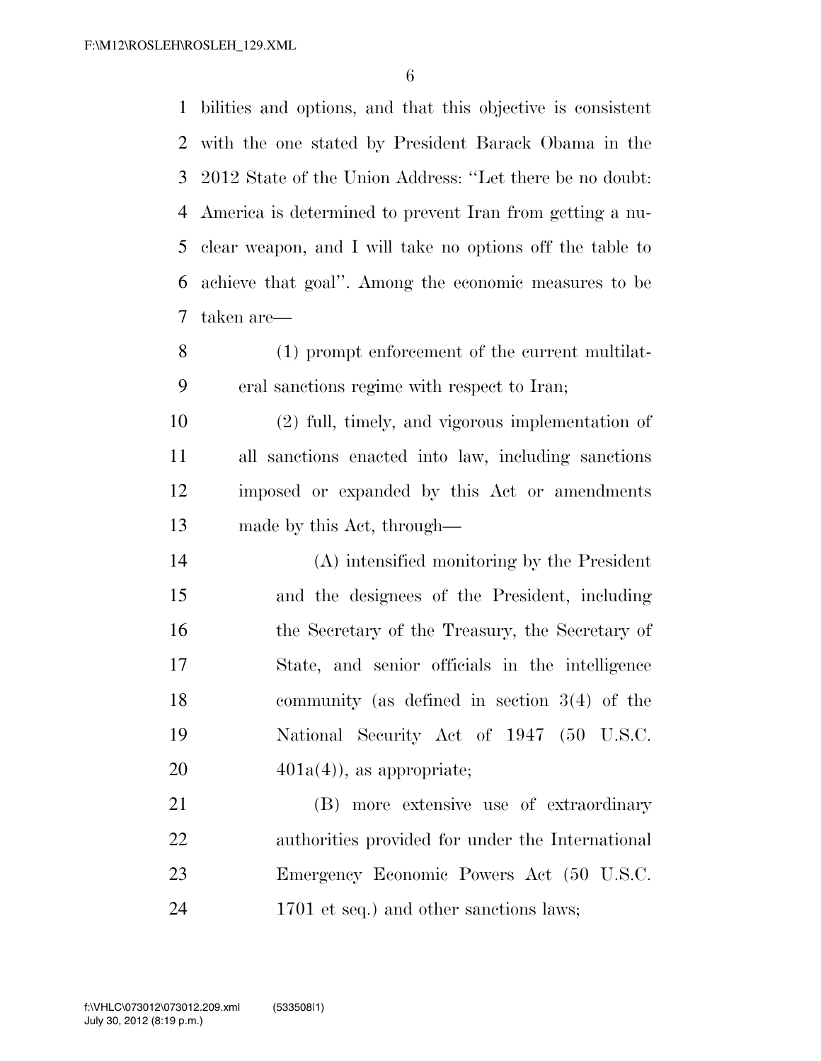bilities and options, and that this objective is consistent with the one stated by President Barack Obama in the 2012 State of the Union Address: ''Let there be no doubt: America is determined to prevent Iran from getting a nuclear weapon, and I will take no options off the table to achieve that goal''. Among the economic measures to be taken are—

(1) prompt enforcement of the current multilateral sanctions regime with respect to Iran;

(2) full, timely, and vigorous implementation of all sanctions enacted into law, including sanctions imposed or expanded by this Act or amendments made by this Act, through—

(A) intensified monitoring by the President and the designees of the President, including the Secretary of the Treasury, the Secretary of State, and senior officials in the intelligence community (as defined in section 3(4) of the National Security Act of 1947 (50 U.S.C. 401a(4)), as appropriate;

(B) more extensive use of extraordinary authorities provided for under the International Emergency Economic Powers Act (50 U.S.C. 1701 et seq.) and other sanctions laws;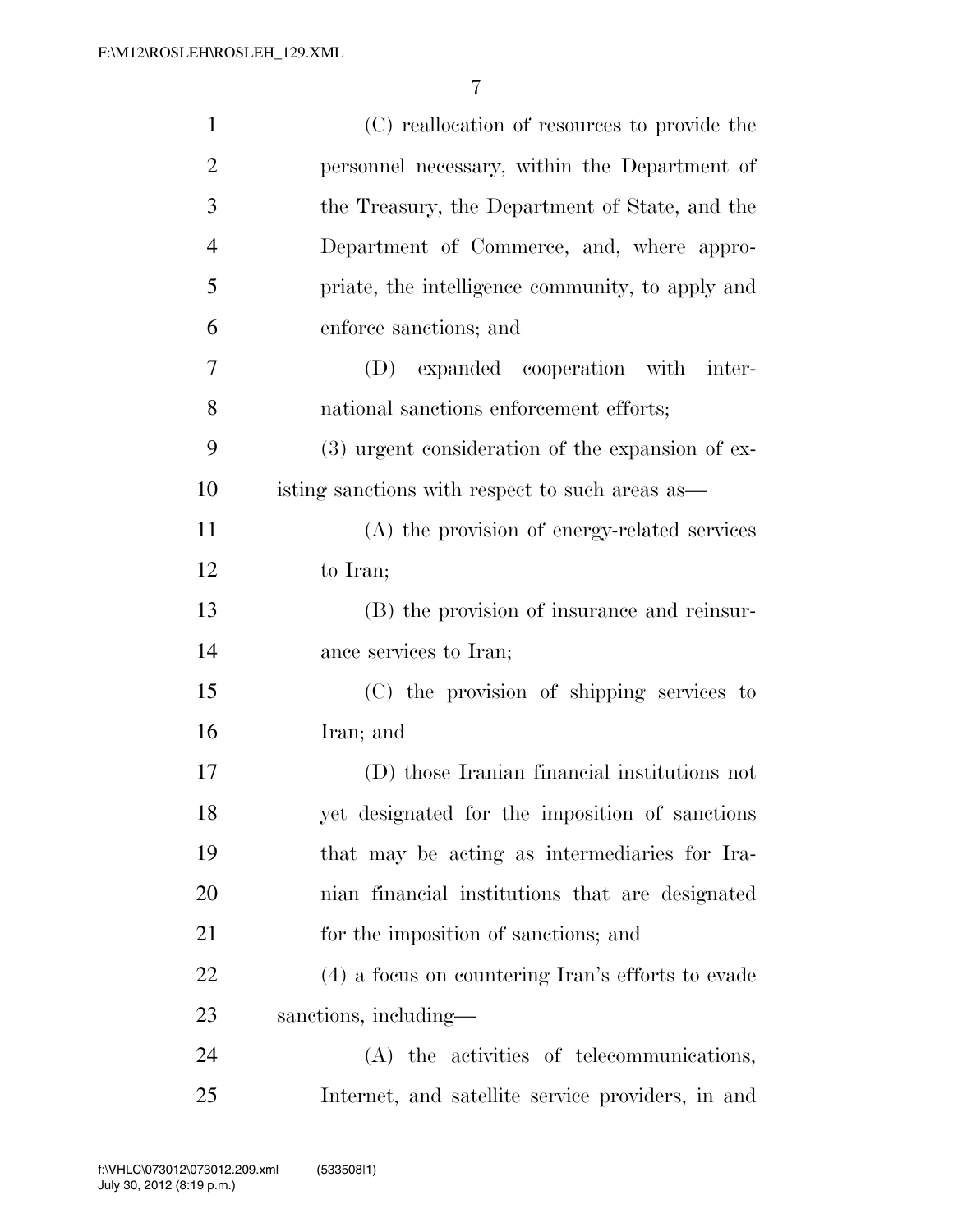(C) reallocation of resources to provide the personnel necessary, within the Department of the Treasury, the Department of State, and the Department of Commerce, and, where appropriate, the intelligence community, to apply and enforce sanctions; and

(D) expanded cooperation with international sanctions enforcement efforts;

(3) urgent consideration of the expansion of existing sanctions with respect to such areas as—

(A) the provision of energy-related services to Iran;

(B) the provision of insurance and reinsurance services to Iran;

(C) the provision of shipping services to Iran; and

(D) those Iranian financial institutions not yet designated for the imposition of sanctions that may be acting as intermediaries for Iranian financial institutions that are designated for the imposition of sanctions; and

(4) a focus on countering Iran's efforts to evade sanctions, including—

(A) the activities of telecommunications, Internet, and satellite service providers, in and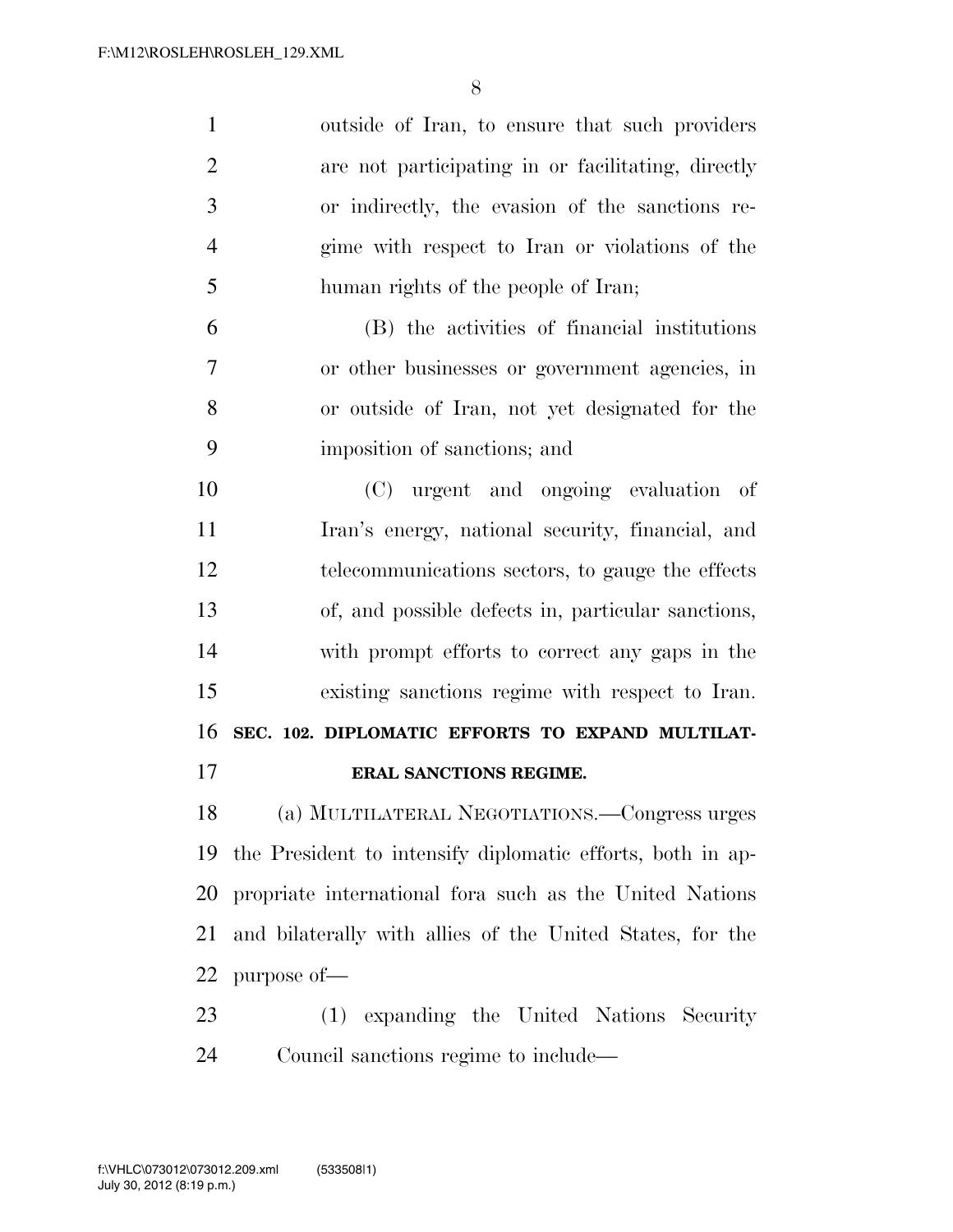outside of Iran, to ensure that such providers are not participating in or facilitating, directly or indirectly, the evasion of the sanctions regime with respect to Iran or violations of the human rights of the people of Iran;

(B) the activities of financial institutions or other businesses or government agencies, in or outside of Iran, not yet designated for the imposition of sanctions; and

(C) urgent and ongoing evaluation of Iran's energy, national security, financial, and telecommunications sectors, to gauge the effects of, and possible defects in, particular sanctions, with prompt efforts to correct any gaps in the existing sanctions regime with respect to Iran.

**SEC. 102. DIPLOMATIC EFFORTS TO EXPAND MULTILATERAL SANCTIONS REGIME.**

(a) MULTILATERAL NEGOTIATIONS.—Congress urges the President to intensify diplomatic efforts, both in appropriate international fora such as the United Nations and bilaterally with allies of the United States, for the purpose of—

(1) expanding the United Nations Security Council sanctions regime to include—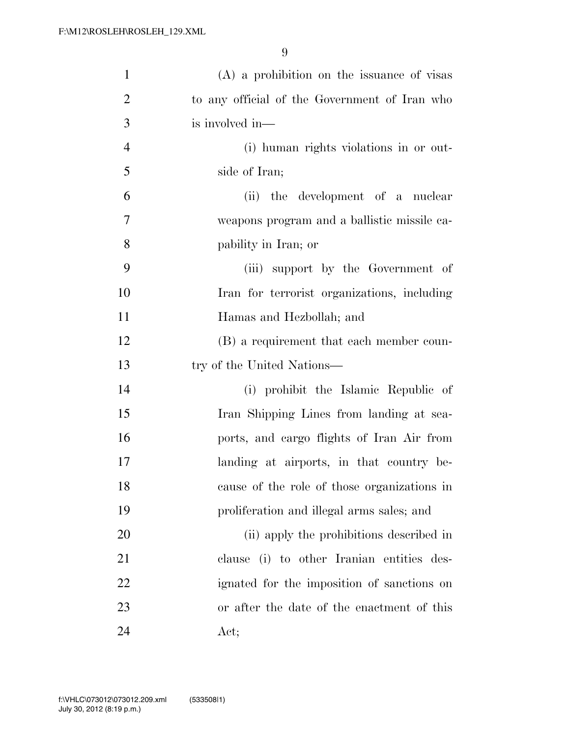(A) a prohibition on the issuance of visas to any official of the Government of Iran who is involved in—

(i) human rights violations in or outside of Iran;

(ii) the development of a nuclear weapons program and a ballistic missile capability in Iran; or

(iii) support by the Government of Iran for terrorist organizations, including Hamas and Hezbollah; and

(B) a requirement that each member country of the United Nations—

(i) prohibit the Islamic Republic of Iran Shipping Lines from landing at seaports, and cargo flights of Iran Air from landing at airports, in that country because of the role of those organizations in proliferation and illegal arms sales; and

(ii) apply the prohibitions described in clause (i) to other Iranian entities designated for the imposition of sanctions on or after the date of the enactment of this Act;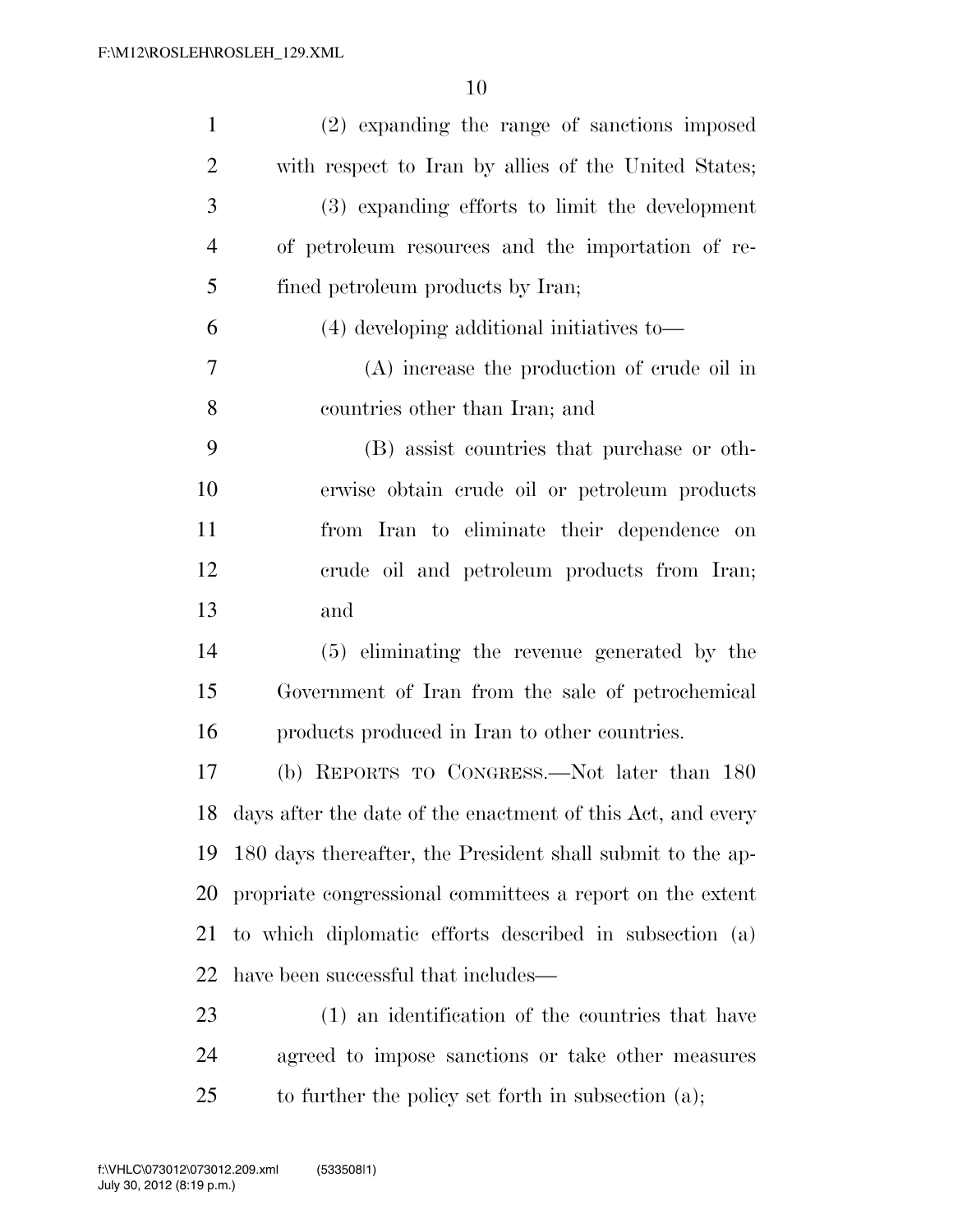(2) expanding the range of sanctions imposed with respect to Iran by allies of the United States;

(3) expanding efforts to limit the development of petroleum resources and the importation of refined petroleum products by Iran;

(4) developing additional initiatives to—

(A) increase the production of crude oil in countries other than Iran; and

(B) assist countries that purchase or otherwise obtain crude oil or petroleum products from Iran to eliminate their dependence on crude oil and petroleum products from Iran; and

(5) eliminating the revenue generated by the Government of Iran from the sale of petrochemical products produced in Iran to other countries.

(b) REPORTS TO CONGRESS.—Not later than 180 days after the date of the enactment of this Act, and every 180 days thereafter, the President shall submit to the appropriate congressional committees a report on the extent to which diplomatic efforts described in subsection (a) have been successful that includes—

(1) an identification of the countries that have agreed to impose sanctions or take other measures to further the policy set forth in subsection (a);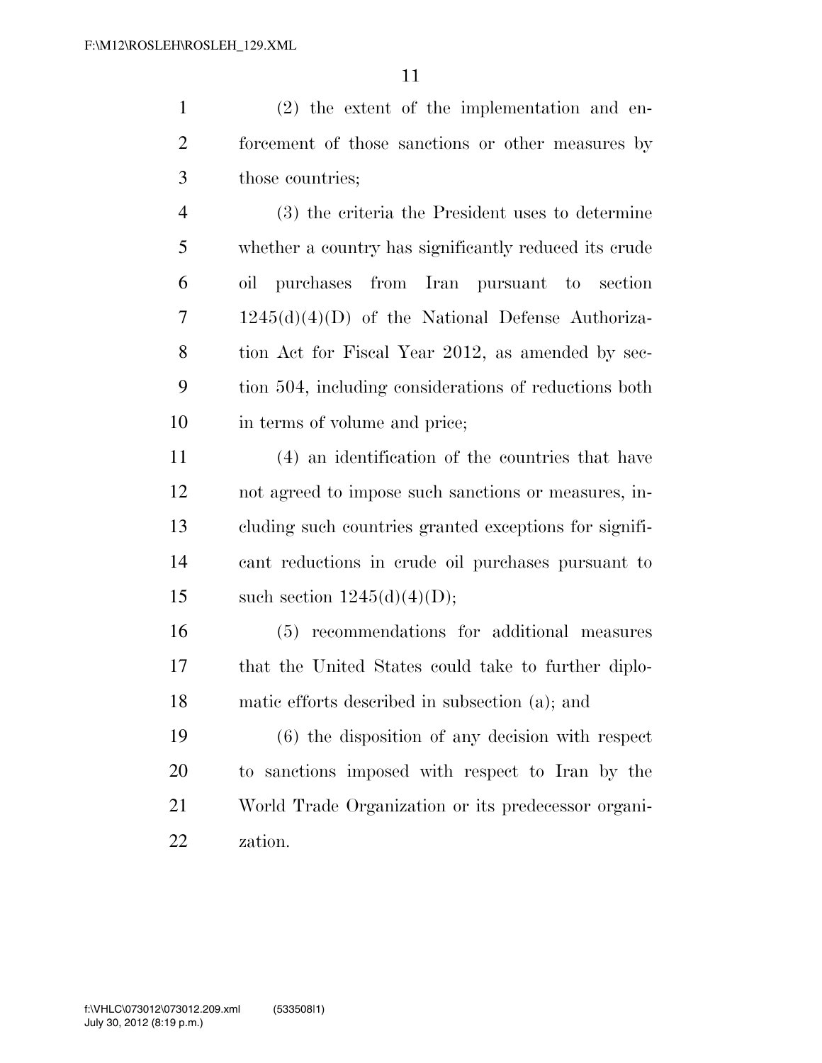(2) the extent of the implementation and enforcement of those sanctions or other measures by those countries;

(3) the criteria the President uses to determine whether a country has significantly reduced its crude oil purchases from Iran pursuant to section 1245(d)(4)(D) of the National Defense Authorization Act for Fiscal Year 2012, as amended by section 504, including considerations of reductions both in terms of volume and price;

(4) an identification of the countries that have not agreed to impose such sanctions or measures, including such countries granted exceptions for significant reductions in crude oil purchases pursuant to such section 1245(d)(4)(D);

(5) recommendations for additional measures that the United States could take to further diplomatic efforts described in subsection (a); and

(6) the disposition of any decision with respect to sanctions imposed with respect to Iran by the World Trade Organization or its predecessor organization.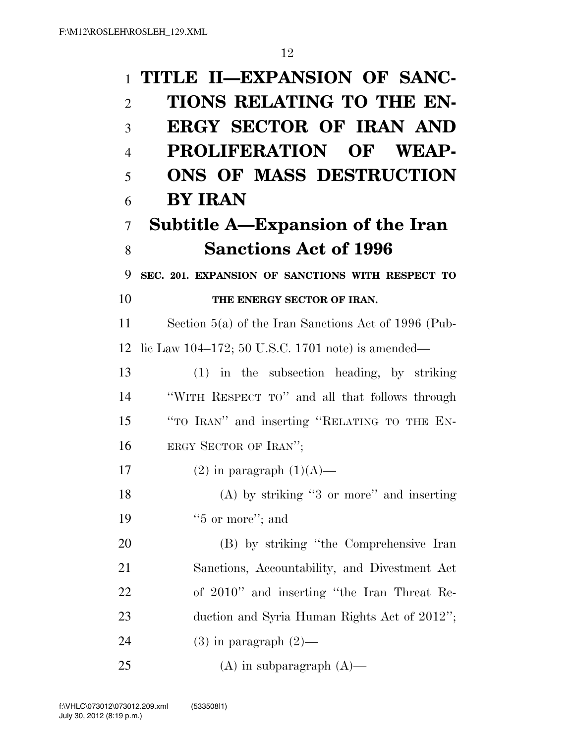# TITLE II—EXPANSION OF SANCTIONS RELATING TO THE ENERGY SECTOR OF IRAN AND PROLIFERATION OF WEAPONS OF MASS DESTRUCTION BY IRAN

## Subtitle A—Expansion of the Iran Sanctions Act of 1996

### SEC. 201. EXPANSION OF SANCTIONS WITH RESPECT TO THE ENERGY SECTOR OF IRAN.

Section 5(a) of the Iran Sanctions Act of 1996 (Public Law 104–172; 50 U.S.C. 1701 note) is amended—

(1) in the subsection heading, by striking "WITH RESPECT TO" and all that follows through "TO IRAN" and inserting "RELATING TO THE ENERGY SECTOR OF IRAN";

(2) in paragraph (1)(A)—

(A) by striking "3 or more" and inserting "5 or more"; and

(B) by striking "the Comprehensive Iran Sanctions, Accountability, and Divestment Act of 2010" and inserting "the Iran Threat Reduction and Syria Human Rights Act of 2012";

(3) in paragraph (2)—

(A) in subparagraph (A)—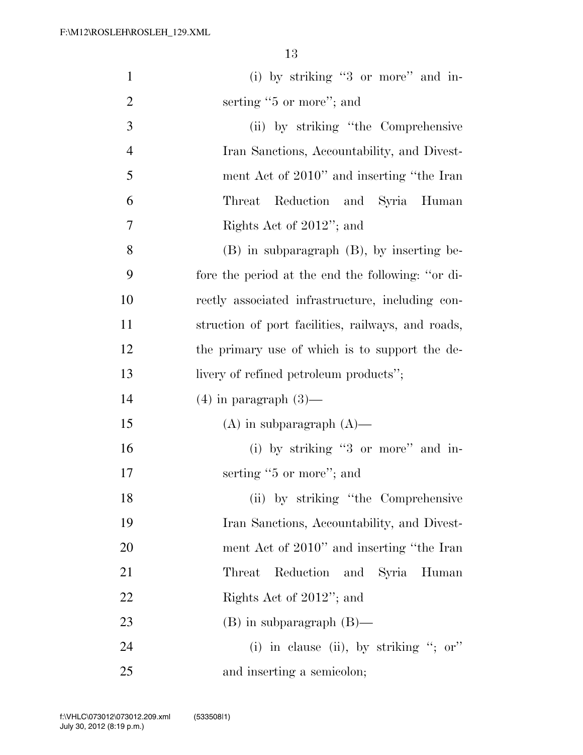(i) by striking "3 or more" and inserting "5 or more"; and

(ii) by striking "the Comprehensive Iran Sanctions, Accountability, and Divestment Act of 2010" and inserting "the Iran Threat Reduction and Syria Human Rights Act of 2012"; and

(B) in subparagraph (B), by inserting before the period at the end the following: "or directly associated infrastructure, including construction of port facilities, railways, and roads, the primary use of which is to support the delivery of refined petroleum products";

(4) in paragraph (3)—

(A) in subparagraph (A)—

(i) by striking "3 or more" and inserting "5 or more"; and

(ii) by striking "the Comprehensive Iran Sanctions, Accountability, and Divestment Act of 2010" and inserting "the Iran Threat Reduction and Syria Human Rights Act of 2012"; and

(B) in subparagraph (B)—

(i) in clause (ii), by striking "; or" and inserting a semicolon;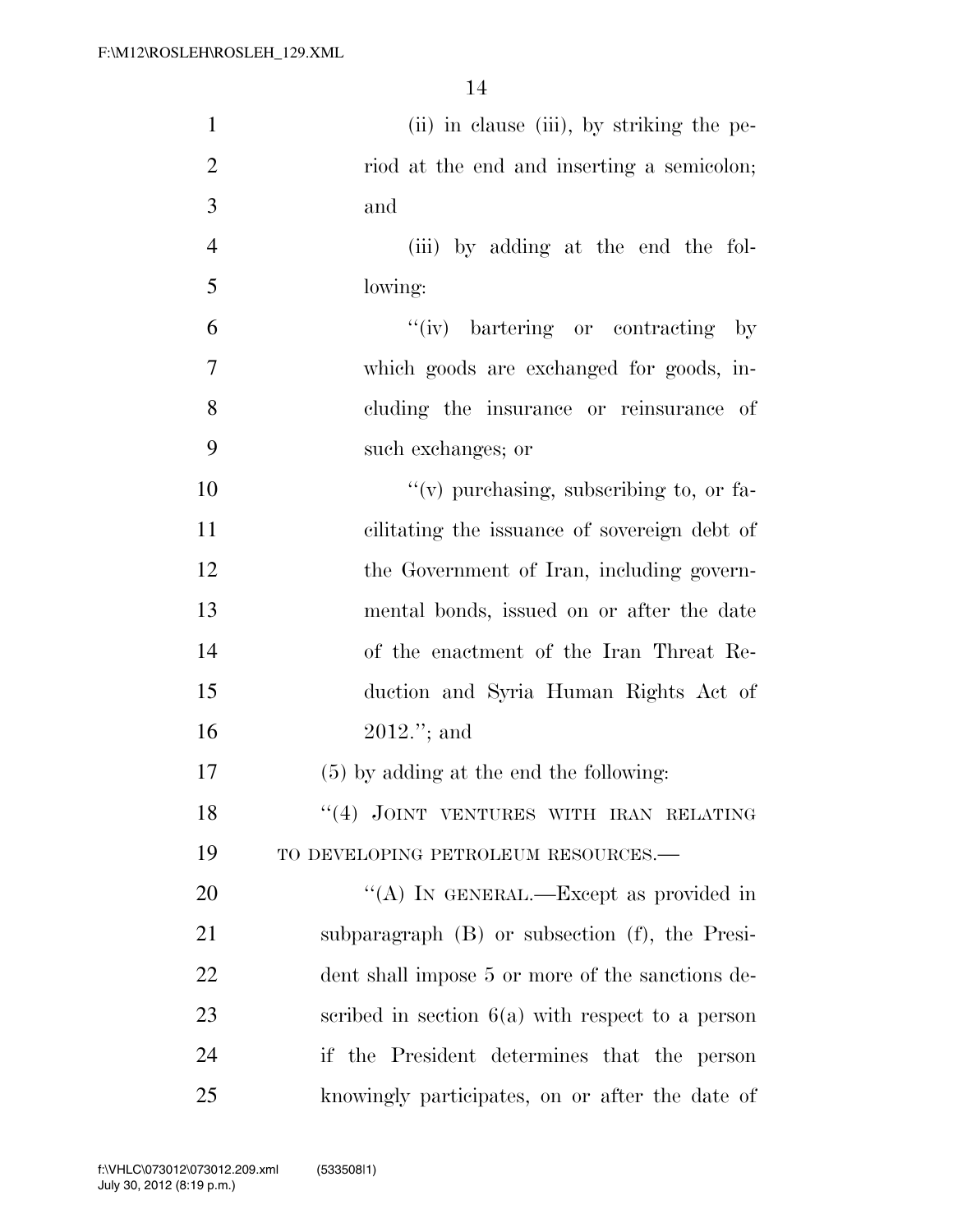(ii) in clause (iii), by striking the period at the end and inserting a semicolon; and

(iii) by adding at the end the following:

"(iv) bartering or contracting by which goods are exchanged for goods, including the insurance or reinsurance of such exchanges; or

"(v) purchasing, subscribing to, or facilitating the issuance of sovereign debt of the Government of Iran, including governmental bonds, issued on or after the date of the enactment of the Iran Threat Reduction and Syria Human Rights Act of 2012."; and

(5) by adding at the end the following:

"(4) JOINT VENTURES WITH IRAN RELATING TO DEVELOPING PETROLEUM RESOURCES.—

"(A) IN GENERAL.—Except as provided in subparagraph (B) or subsection (f), the President shall impose 5 or more of the sanctions described in section 6(a) with respect to a person if the President determines that the person knowingly participates, on or after the date of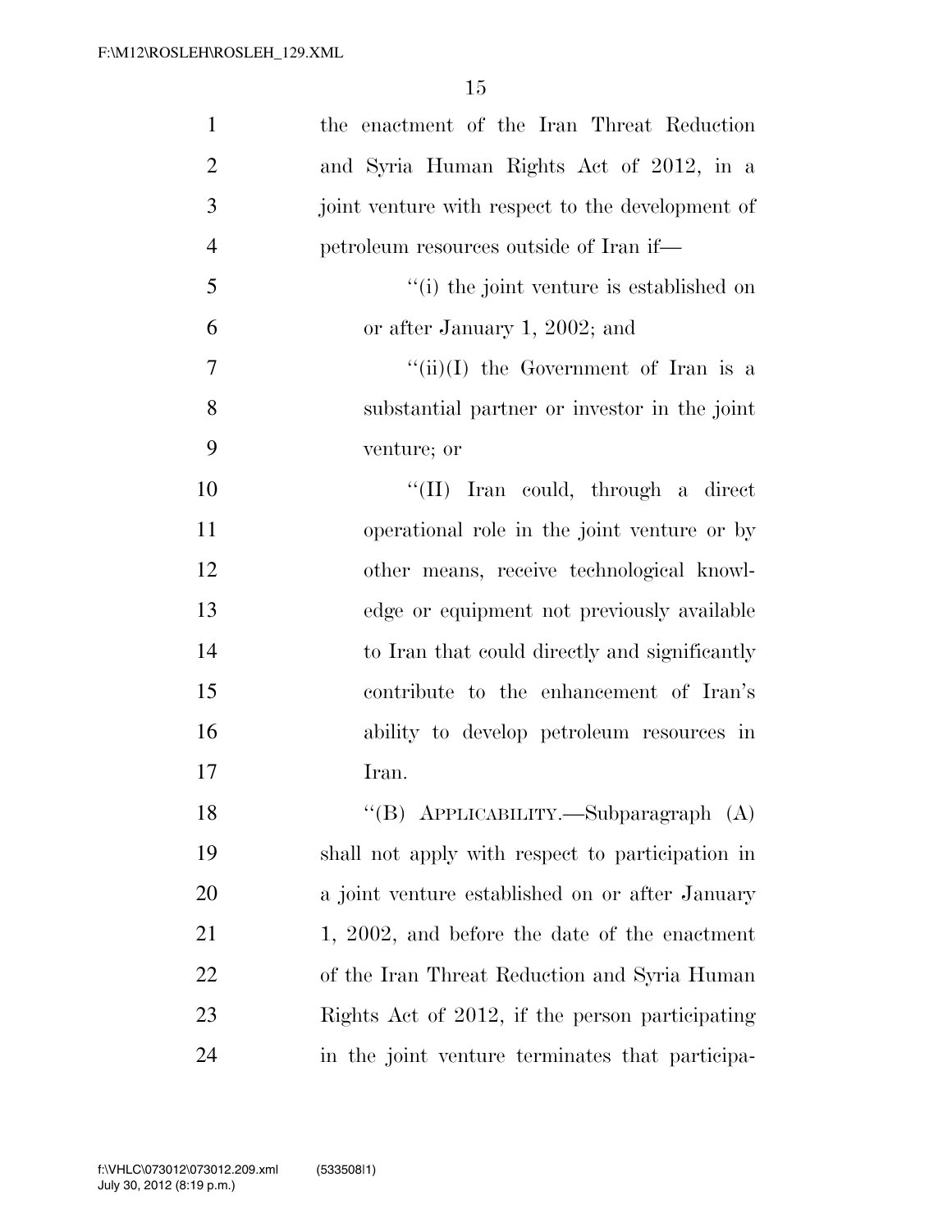the enactment of the Iran Threat Reduction and Syria Human Rights Act of 2012, in a joint venture with respect to the development of petroleum resources outside of Iran if—

''(i) the joint venture is established on or after January 1, 2002; and

''(ii)(I) the Government of Iran is a substantial partner or investor in the joint venture; or

''(II) Iran could, through a direct operational role in the joint venture or by other means, receive technological knowledge or equipment not previously available to Iran that could directly and significantly contribute to the enhancement of Iran's ability to develop petroleum resources in Iran.

''(B) APPLICABILITY.—Subparagraph (A) shall not apply with respect to participation in a joint venture established on or after January 1, 2002, and before the date of the enactment of the Iran Threat Reduction and Syria Human Rights Act of 2012, if the person participating in the joint venture terminates that participa-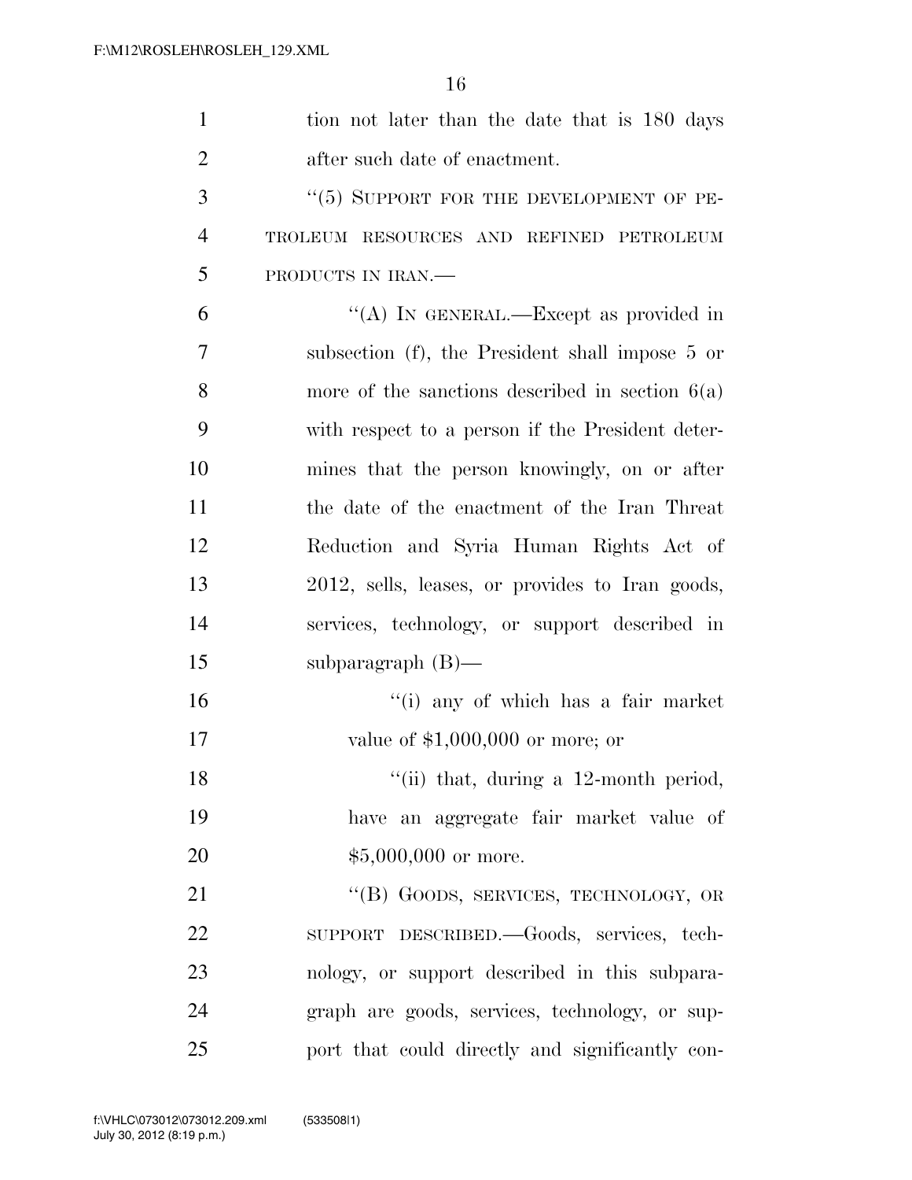tion not later than the date that is 180 days after such date of enactment.

"(5) SUPPORT FOR THE DEVELOPMENT OF PETROLEUM RESOURCES AND REFINED PETROLEUM PRODUCTS IN IRAN.—

"(A) IN GENERAL.—Except as provided in subsection (f), the President shall impose 5 or more of the sanctions described in section 6(a) with respect to a person if the President determines that the person knowingly, on or after the date of the enactment of the Iran Threat Reduction and Syria Human Rights Act of 2012, sells, leases, or provides to Iran goods, services, technology, or support described in subparagraph (B)—

"(i) any of which has a fair market value of $1,000,000 or more; or

"(ii) that, during a 12-month period, have an aggregate fair market value of $5,000,000 or more.

"(B) GOODS, SERVICES, TECHNOLOGY, OR SUPPORT DESCRIBED.—Goods, services, technology, or support described in this subparagraph are goods, services, technology, or support that could directly and significantly con-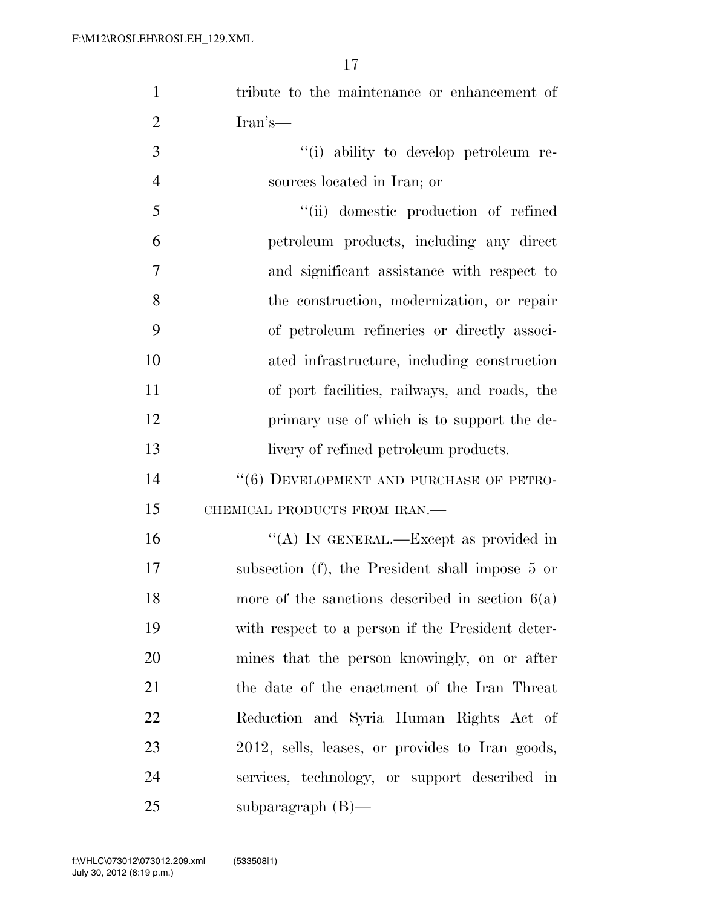tribute to the maintenance or enhancement of Iran's—

"(i) ability to develop petroleum resources located in Iran; or

"(ii) domestic production of refined petroleum products, including any direct and significant assistance with respect to the construction, modernization, or repair of petroleum refineries or directly associated infrastructure, including construction of port facilities, railways, and roads, the primary use of which is to support the delivery of refined petroleum products.

"(6) DEVELOPMENT AND PURCHASE OF PETROCHEMICAL PRODUCTS FROM IRAN.—

"(A) IN GENERAL.—Except as provided in subsection (f), the President shall impose 5 or more of the sanctions described in section 6(a) with respect to a person if the President determines that the person knowingly, on or after the date of the enactment of the Iran Threat Reduction and Syria Human Rights Act of 2012, sells, leases, or provides to Iran goods, services, technology, or support described in subparagraph (B)—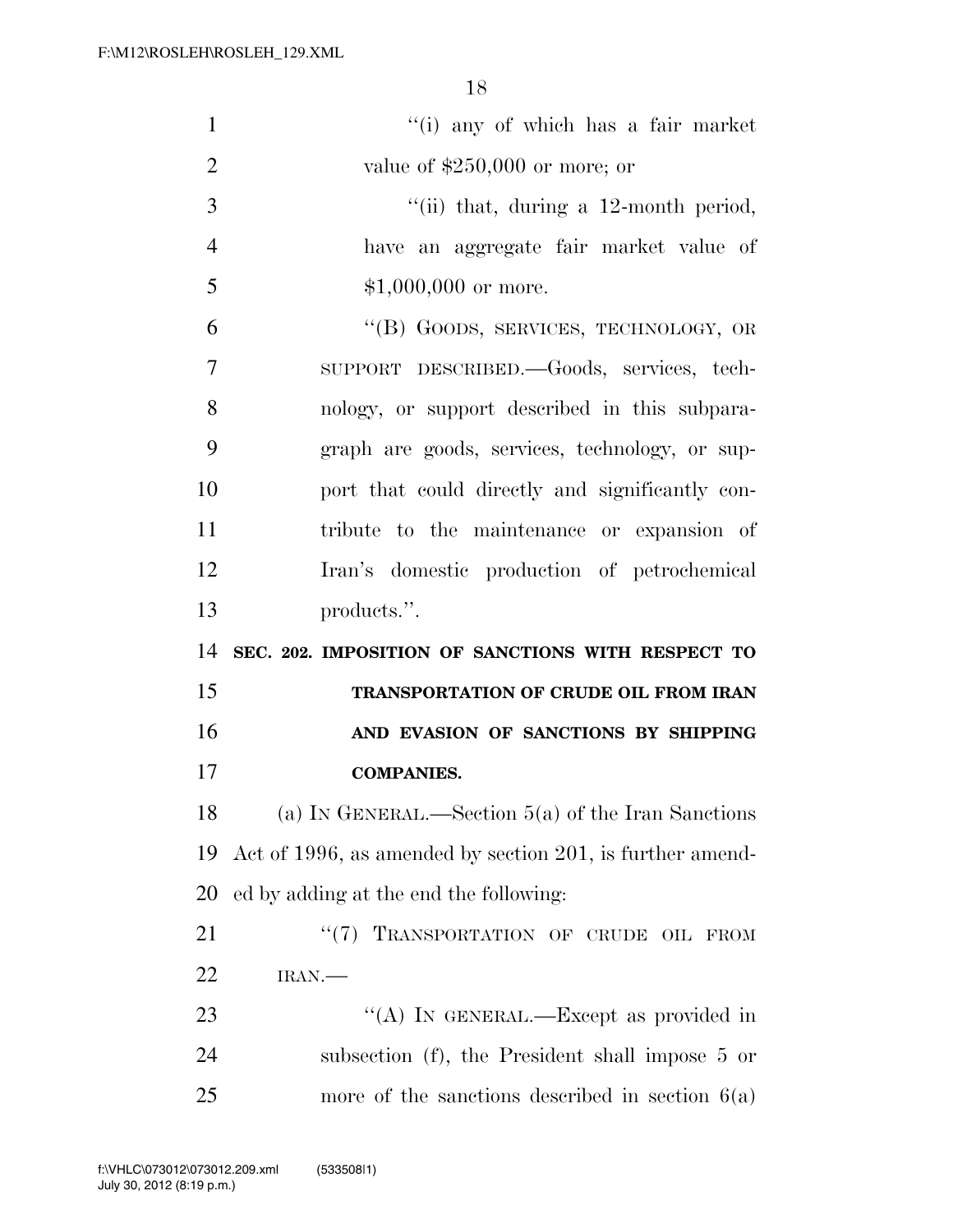"(i) any of which has a fair market value of $250,000 or more; or

"(ii) that, during a 12-month period, have an aggregate fair market value of $1,000,000 or more.

"(B) GOODS, SERVICES, TECHNOLOGY, OR SUPPORT DESCRIBED.—Goods, services, technology, or support described in this subparagraph are goods, services, technology, or support that could directly and significantly contribute to the maintenance or expansion of Iran's domestic production of petrochemical products.".

**SEC. 202. IMPOSITION OF SANCTIONS WITH RESPECT TO TRANSPORTATION OF CRUDE OIL FROM IRAN AND EVASION OF SANCTIONS BY SHIPPING COMPANIES.**

(a) IN GENERAL.—Section 5(a) of the Iran Sanctions Act of 1996, as amended by section 201, is further amended by adding at the end the following:

"(7) TRANSPORTATION OF CRUDE OIL FROM IRAN.—

"(A) IN GENERAL.—Except as provided in subsection (f), the President shall impose 5 or more of the sanctions described in section 6(a)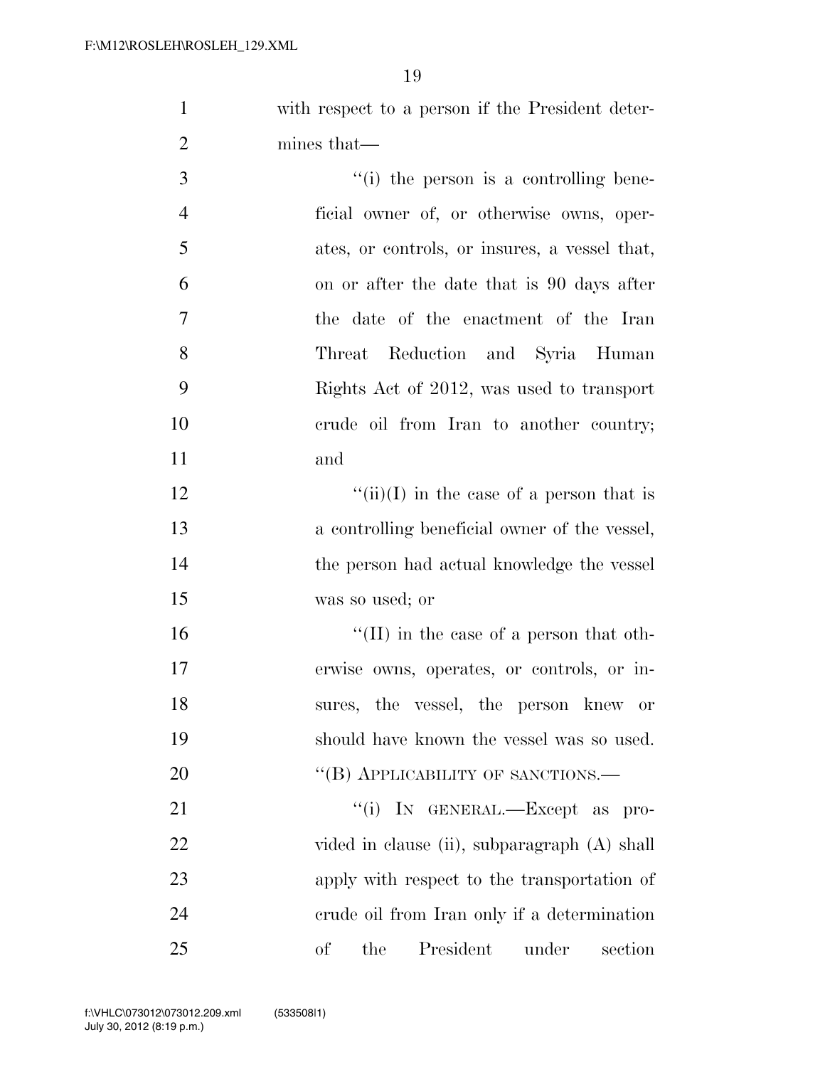with respect to a person if the President determines that—

''(i) the person is a controlling beneficial owner of, or otherwise owns, operates, or controls, or insures, a vessel that, on or after the date that is 90 days after the date of the enactment of the Iran Threat Reduction and Syria Human Rights Act of 2012, was used to transport crude oil from Iran to another country; and

''(ii)(I) in the case of a person that is a controlling beneficial owner of the vessel, the person had actual knowledge the vessel was so used; or

''(II) in the case of a person that otherwise owns, operates, or controls, or insures, the vessel, the person knew or should have known the vessel was so used.

''(B) APPLICABILITY OF SANCTIONS.—

''(i) IN GENERAL.—Except as provided in clause (ii), subparagraph (A) shall apply with respect to the transportation of crude oil from Iran only if a determination of the President under section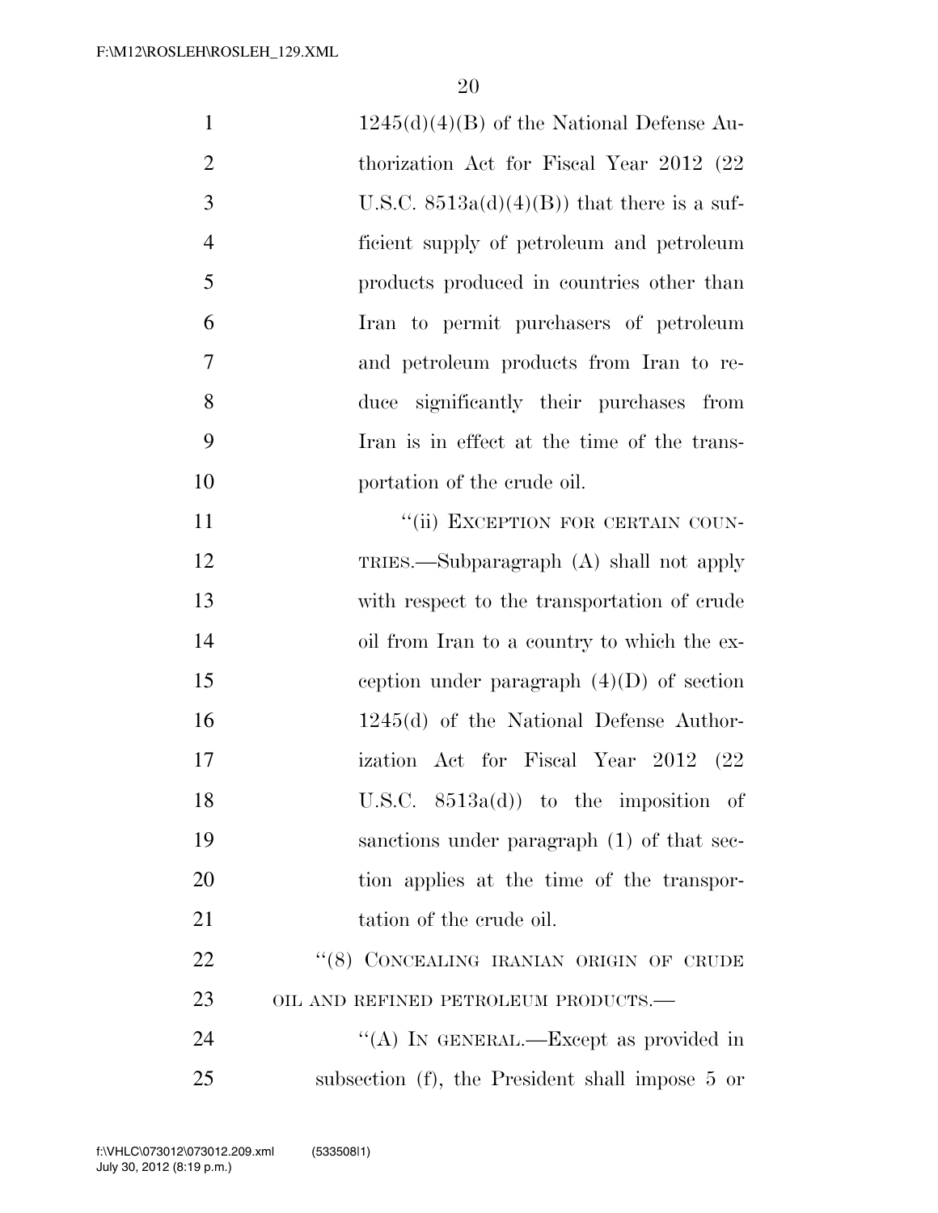1245(d)(4)(B) of the National Defense Authorization Act for Fiscal Year 2012 (22 U.S.C. 8513a(d)(4)(B)) that there is a sufficient supply of petroleum and petroleum products produced in countries other than Iran to permit purchasers of petroleum and petroleum products from Iran to reduce significantly their purchases from Iran is in effect at the time of the transportation of the crude oil.

"(ii) EXCEPTION FOR CERTAIN COUNTRIES.—Subparagraph (A) shall not apply with respect to the transportation of crude oil from Iran to a country to which the exception under paragraph (4)(D) of section 1245(d) of the National Defense Authorization Act for Fiscal Year 2012 (22 U.S.C. 8513a(d)) to the imposition of sanctions under paragraph (1) of that section applies at the time of the transportation of the crude oil.

"(8) CONCEALING IRANIAN ORIGIN OF CRUDE OIL AND REFINED PETROLEUM PRODUCTS.—

"(A) IN GENERAL.—Except as provided in subsection (f), the President shall impose 5 or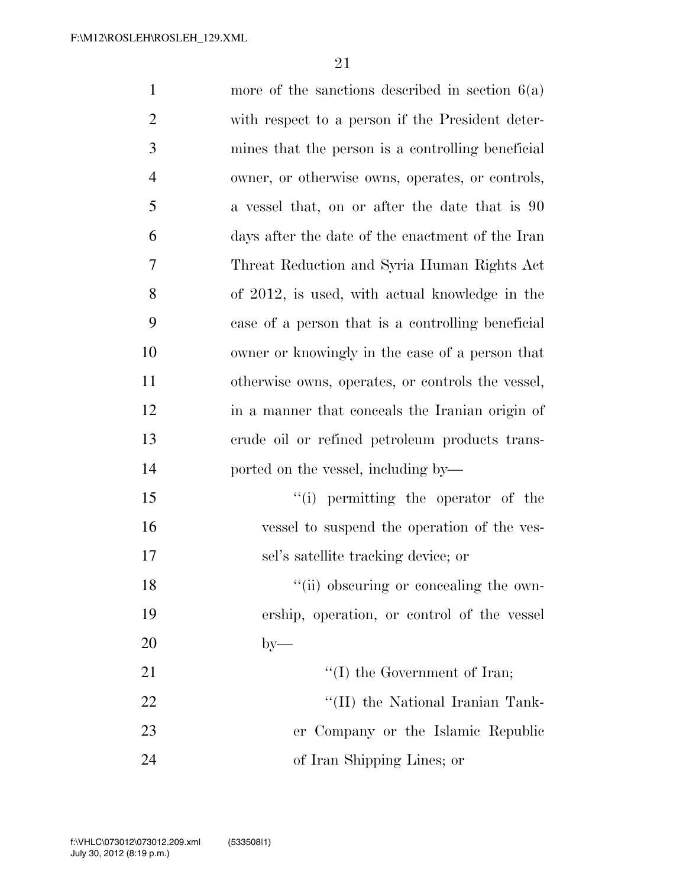more of the sanctions described in section 6(a) with respect to a person if the President determines that the person is a controlling beneficial owner, or otherwise owns, operates, or controls, a vessel that, on or after the date that is 90 days after the date of the enactment of the Iran Threat Reduction and Syria Human Rights Act of 2012, is used, with actual knowledge in the case of a person that is a controlling beneficial owner or knowingly in the case of a person that otherwise owns, operates, or controls the vessel, in a manner that conceals the Iranian origin of crude oil or refined petroleum products transported on the vessel, including by—

''(i) permitting the operator of the vessel to suspend the operation of the vessel's satellite tracking device; or

''(ii) obscuring or concealing the ownership, operation, or control of the vessel by—

''(I) the Government of Iran;

''(II) the National Iranian Tanker Company or the Islamic Republic of Iran Shipping Lines; or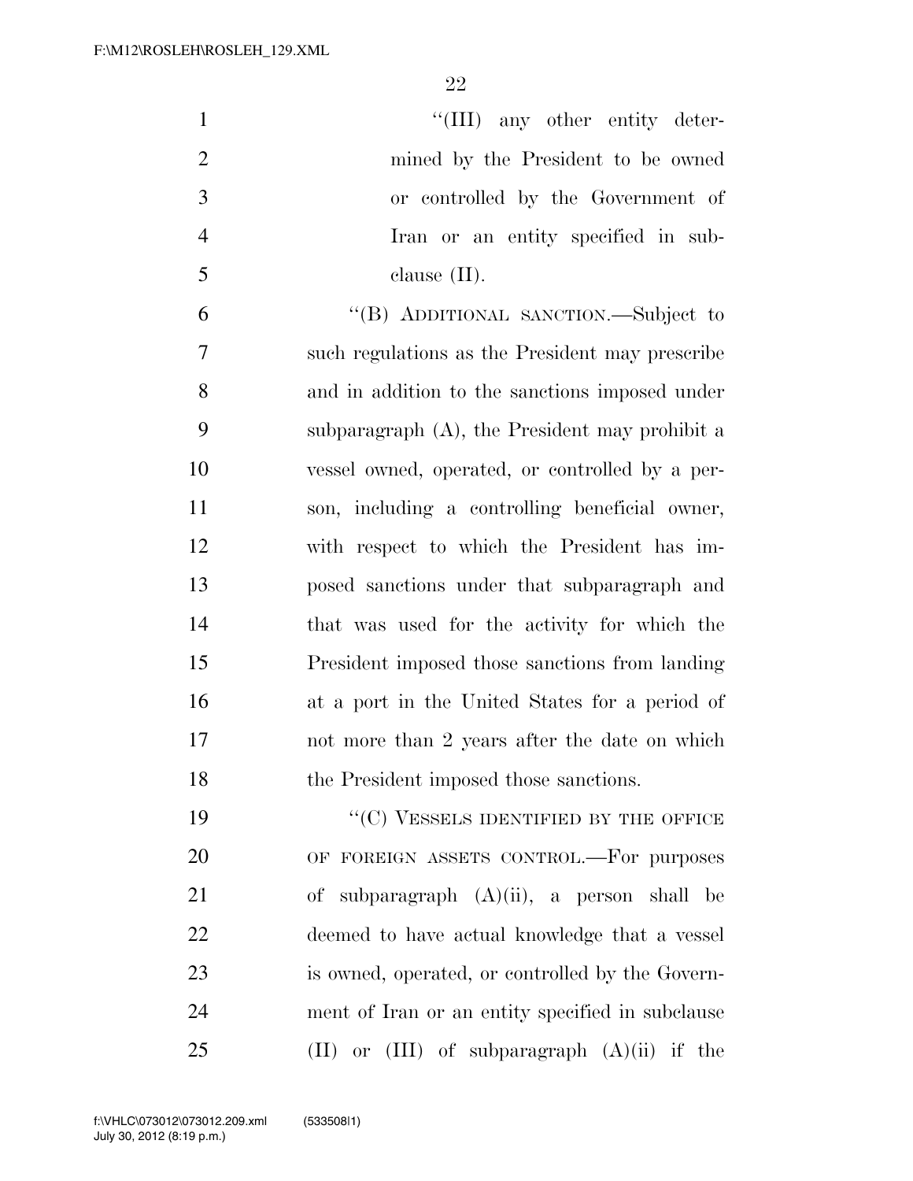"(III) any other entity determined by the President to be owned or controlled by the Government of Iran or an entity specified in subclause (II).

"(B) ADDITIONAL SANCTION.—Subject to such regulations as the President may prescribe and in addition to the sanctions imposed under subparagraph (A), the President may prohibit a vessel owned, operated, or controlled by a person, including a controlling beneficial owner, with respect to which the President has imposed sanctions under that subparagraph and that was used for the activity for which the President imposed those sanctions from landing at a port in the United States for a period of not more than 2 years after the date on which the President imposed those sanctions.

"(C) VESSELS IDENTIFIED BY THE OFFICE OF FOREIGN ASSETS CONTROL.—For purposes of subparagraph (A)(ii), a person shall be deemed to have actual knowledge that a vessel is owned, operated, or controlled by the Government of Iran or an entity specified in subclause (II) or (III) of subparagraph (A)(ii) if the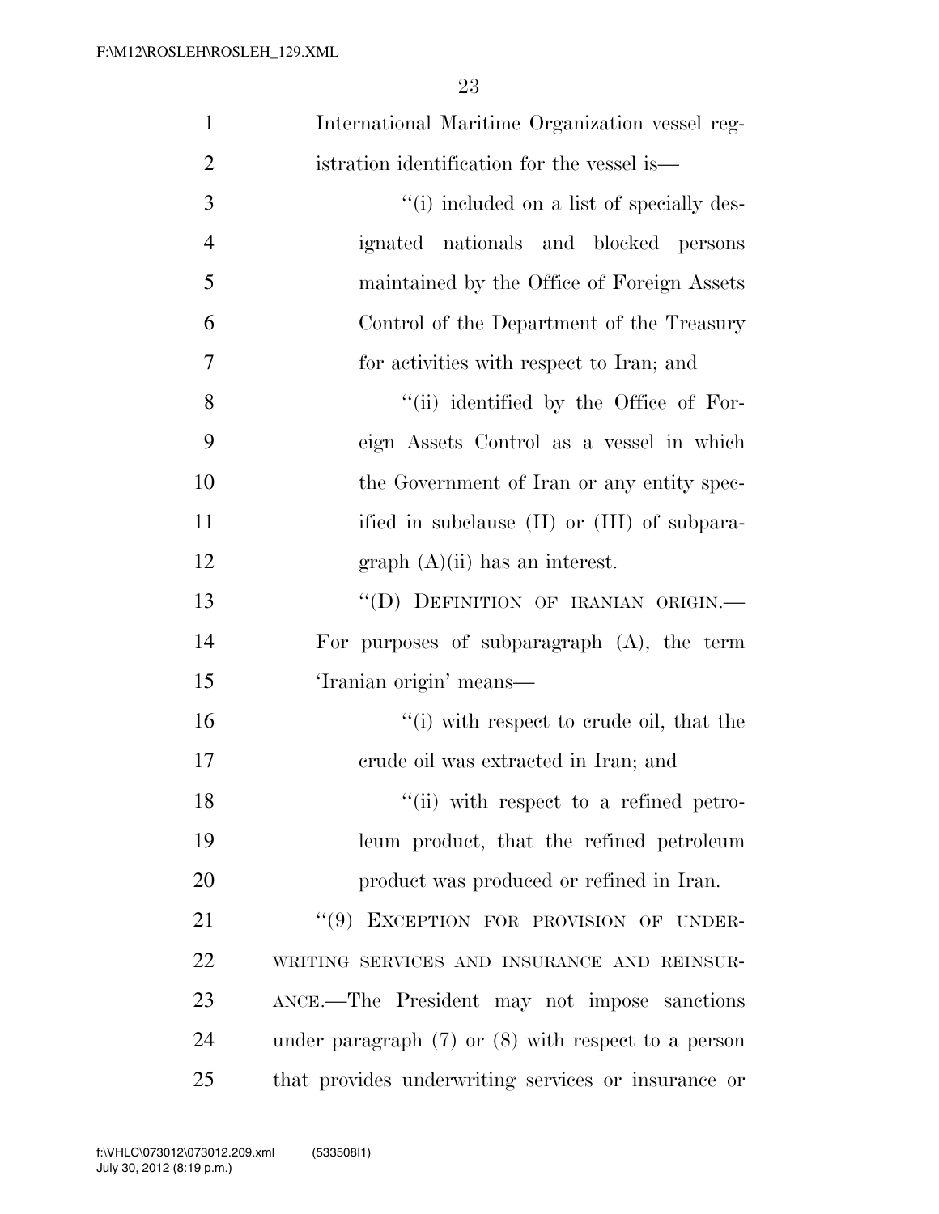International Maritime Organization vessel registration identification for the vessel is—

''(i) included on a list of specially designated nationals and blocked persons maintained by the Office of Foreign Assets Control of the Department of the Treasury for activities with respect to Iran; and

''(ii) identified by the Office of Foreign Assets Control as a vessel in which the Government of Iran or any entity specified in subclause (II) or (III) of subparagraph (A)(ii) has an interest.

''(D) DEFINITION OF IRANIAN ORIGIN.— For purposes of subparagraph (A), the term 'Iranian origin' means—

''(i) with respect to crude oil, that the crude oil was extracted in Iran; and

''(ii) with respect to a refined petroleum product, that the refined petroleum product was produced or refined in Iran.

''(9) EXCEPTION FOR PROVISION OF UNDERWRITING SERVICES AND INSURANCE AND REINSURANCE.—The President may not impose sanctions under paragraph (7) or (8) with respect to a person that provides underwriting services or insurance or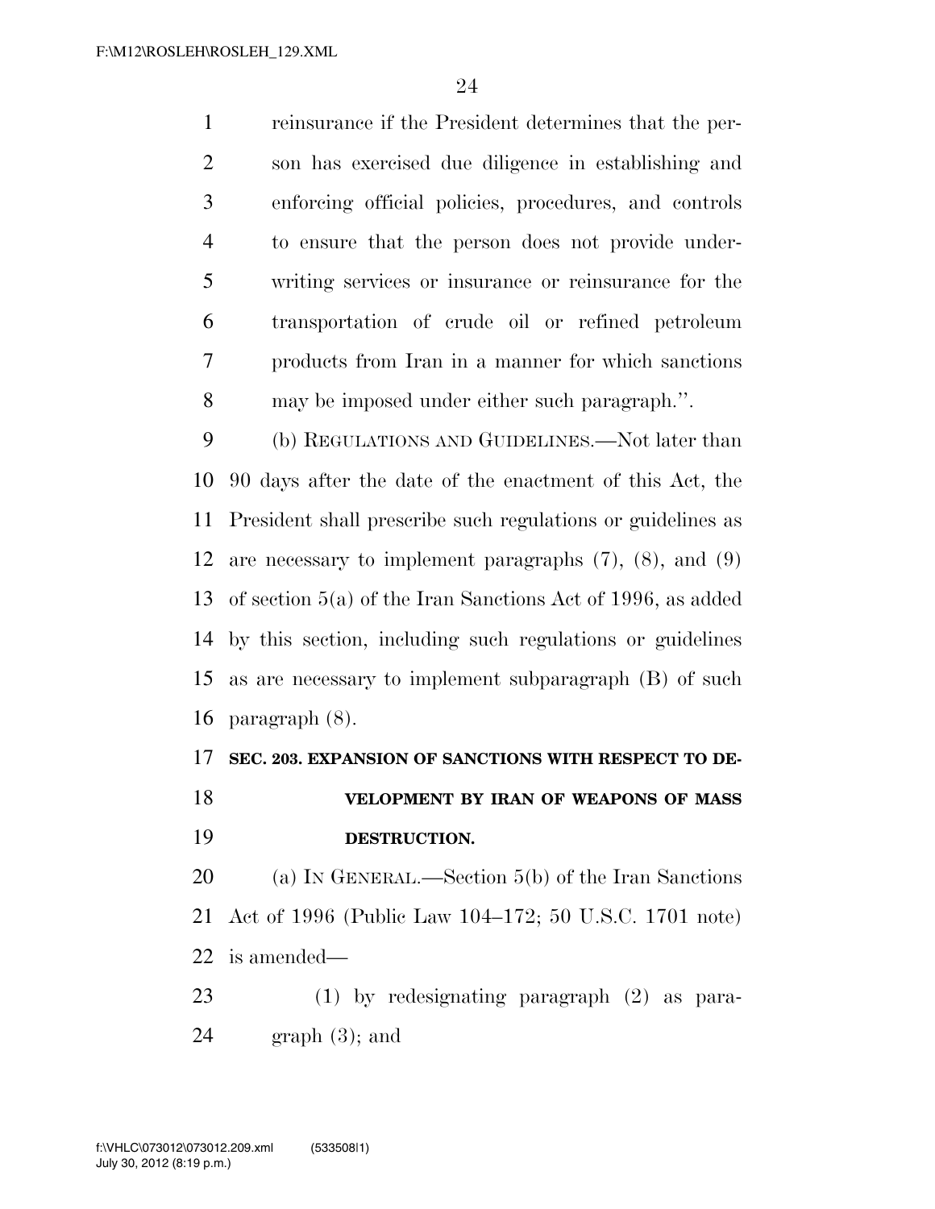reinsurance if the President determines that the person has exercised due diligence in establishing and enforcing official policies, procedures, and controls to ensure that the person does not provide underwriting services or insurance or reinsurance for the transportation of crude oil or refined petroleum products from Iran in a manner for which sanctions may be imposed under either such paragraph.''.

(b) REGULATIONS AND GUIDELINES.—Not later than 90 days after the date of the enactment of this Act, the President shall prescribe such regulations or guidelines as are necessary to implement paragraphs (7), (8), and (9) of section 5(a) of the Iran Sanctions Act of 1996, as added by this section, including such regulations or guidelines as are necessary to implement subparagraph (B) of such paragraph (8).

**SEC. 203. EXPANSION OF SANCTIONS WITH RESPECT TO DEVELOPMENT BY IRAN OF WEAPONS OF MASS DESTRUCTION.**

(a) IN GENERAL.—Section 5(b) of the Iran Sanctions Act of 1996 (Public Law 104–172; 50 U.S.C. 1701 note) is amended—

(1) by redesignating paragraph (2) as paragraph (3); and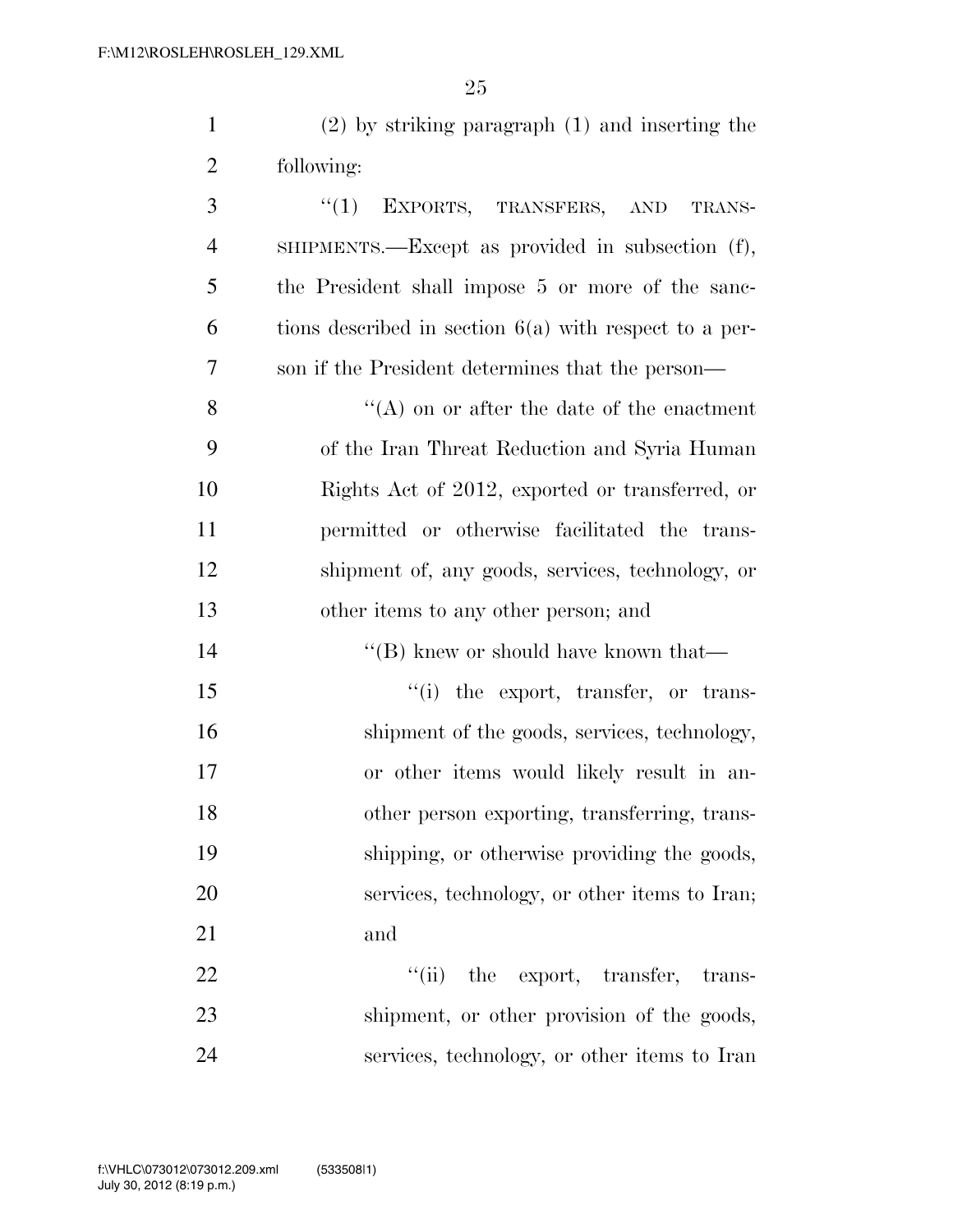(2) by striking paragraph (1) and inserting the following:

"(1) EXPORTS, TRANSFERS, AND TRANSSHIPMENTS.—Except as provided in subsection (f), the President shall impose 5 or more of the sanctions described in section 6(a) with respect to a person if the President determines that the person—

"(A) on or after the date of the enactment of the Iran Threat Reduction and Syria Human Rights Act of 2012, exported or transferred, or permitted or otherwise facilitated the transshipment of, any goods, services, technology, or other items to any other person; and

"(B) knew or should have known that—

"(i) the export, transfer, or transshipment of the goods, services, technology, or other items would likely result in another person exporting, transferring, transshipping, or otherwise providing the goods, services, technology, or other items to Iran; and

"(ii) the export, transfer, transshipment, or other provision of the goods, services, technology, or other items to Iran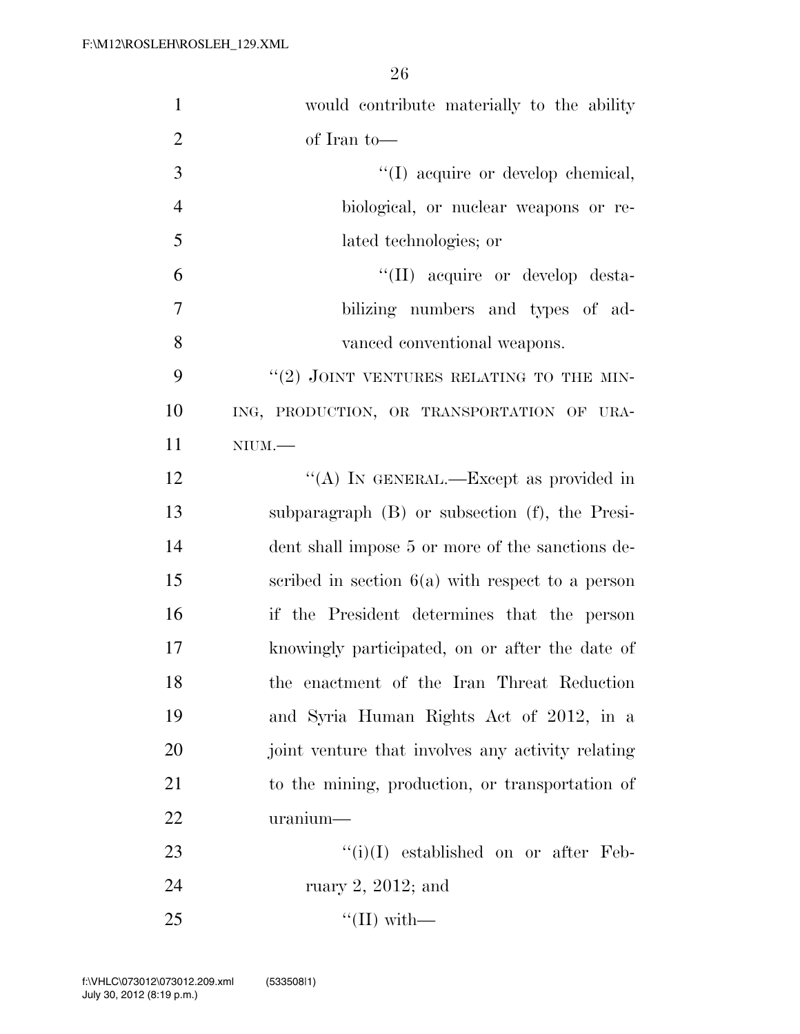would contribute materially to the ability of Iran to—

''(I) acquire or develop chemical, biological, or nuclear weapons or related technologies; or

''(II) acquire or develop destabilizing numbers and types of advanced conventional weapons.

''(2) JOINT VENTURES RELATING TO THE MINING, PRODUCTION, OR TRANSPORTATION OF URANIUM.—

''(A) IN GENERAL.—Except as provided in subparagraph (B) or subsection (f), the President shall impose 5 or more of the sanctions described in section 6(a) with respect to a person if the President determines that the person knowingly participated, on or after the date of the enactment of the Iran Threat Reduction and Syria Human Rights Act of 2012, in a joint venture that involves any activity relating to the mining, production, or transportation of uranium—

''(i)(I) established on or after February 2, 2012; and

''(II) with—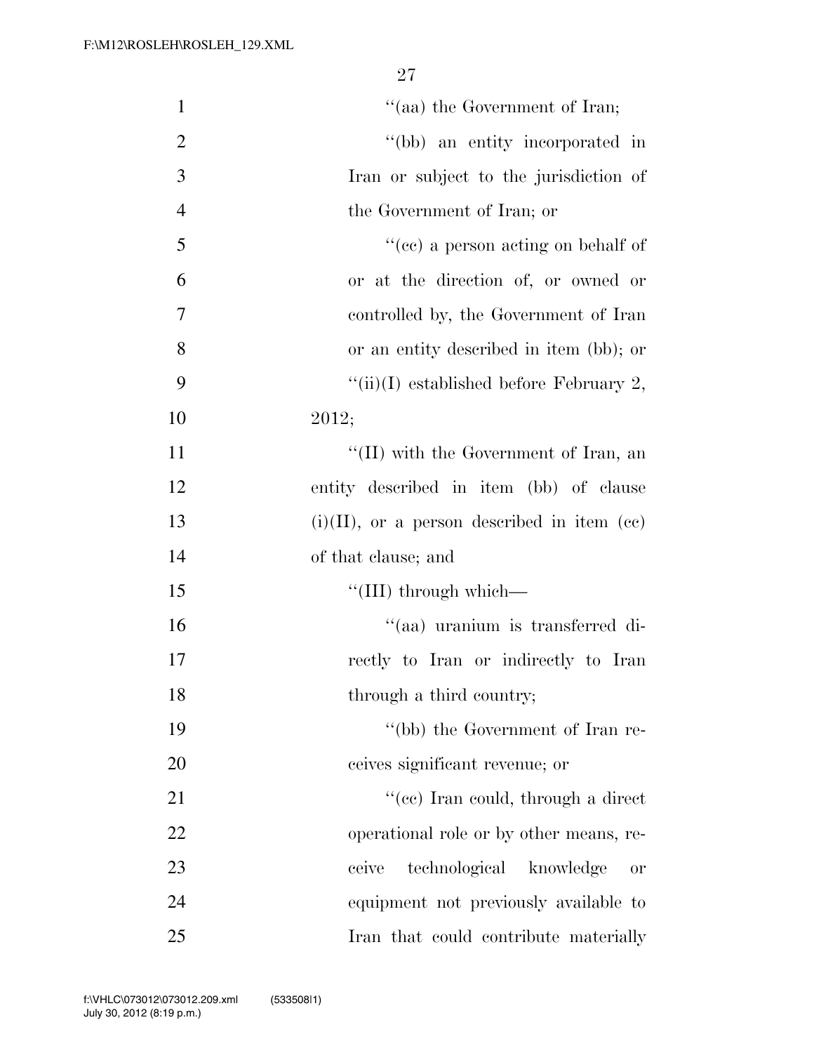"(aa) the Government of Iran;

"(bb) an entity incorporated in Iran or subject to the jurisdiction of the Government of Iran; or

"(cc) a person acting on behalf of or at the direction of, or owned or controlled by, the Government of Iran or an entity described in item (bb); or

"(ii)(I) established before February 2, 2012;

"(II) with the Government of Iran, an entity described in item (bb) of clause (i)(II), or a person described in item (cc) of that clause; and

"(III) through which—

"(aa) uranium is transferred directly to Iran or indirectly to Iran through a third country;

"(bb) the Government of Iran receives significant revenue; or

"(cc) Iran could, through a direct operational role or by other means, receive technological knowledge or equipment not previously available to Iran that could contribute materially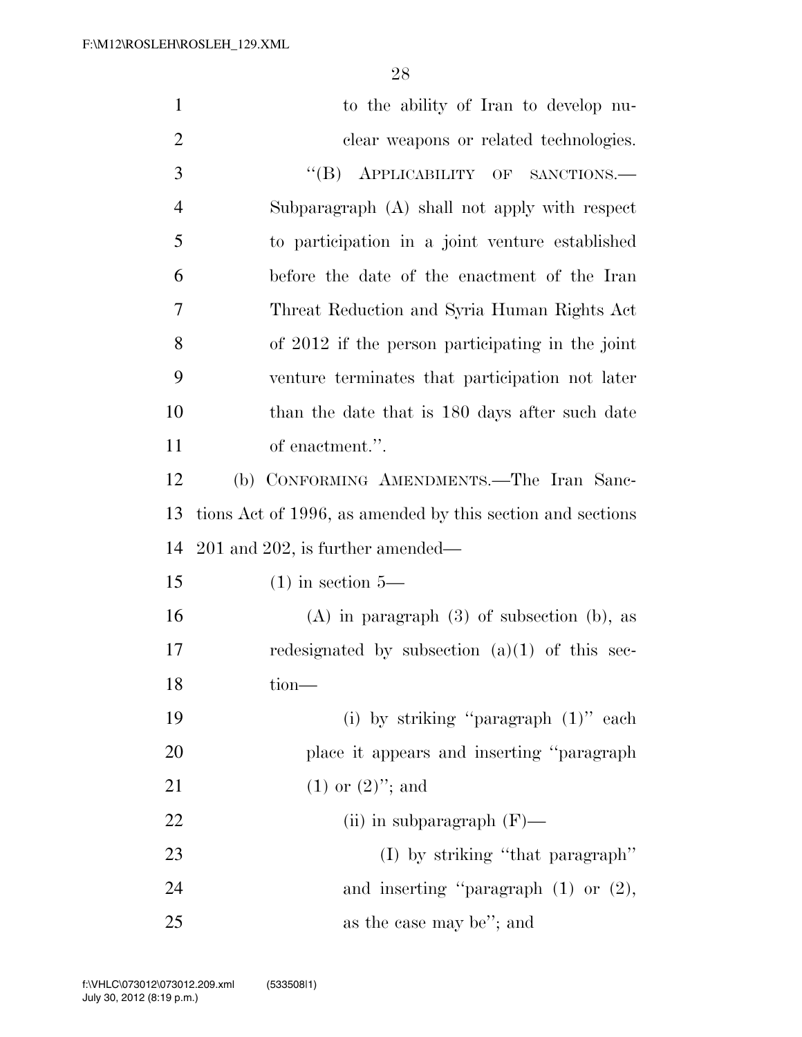to the ability of Iran to develop nuclear weapons or related technologies.

"(B) APPLICABILITY OF SANCTIONS.—Subparagraph (A) shall not apply with respect to participation in a joint venture established before the date of the enactment of the Iran Threat Reduction and Syria Human Rights Act of 2012 if the person participating in the joint venture terminates that participation not later than the date that is 180 days after such date of enactment.".

(b) CONFORMING AMENDMENTS.—The Iran Sanctions Act of 1996, as amended by this section and sections 201 and 202, is further amended—

(1) in section 5—

(A) in paragraph (3) of subsection (b), as redesignated by subsection (a)(1) of this section—

(i) by striking "paragraph (1)" each place it appears and inserting "paragraph (1) or (2)"; and

(ii) in subparagraph (F)—

(I) by striking "that paragraph" and inserting "paragraph (1) or (2), as the case may be"; and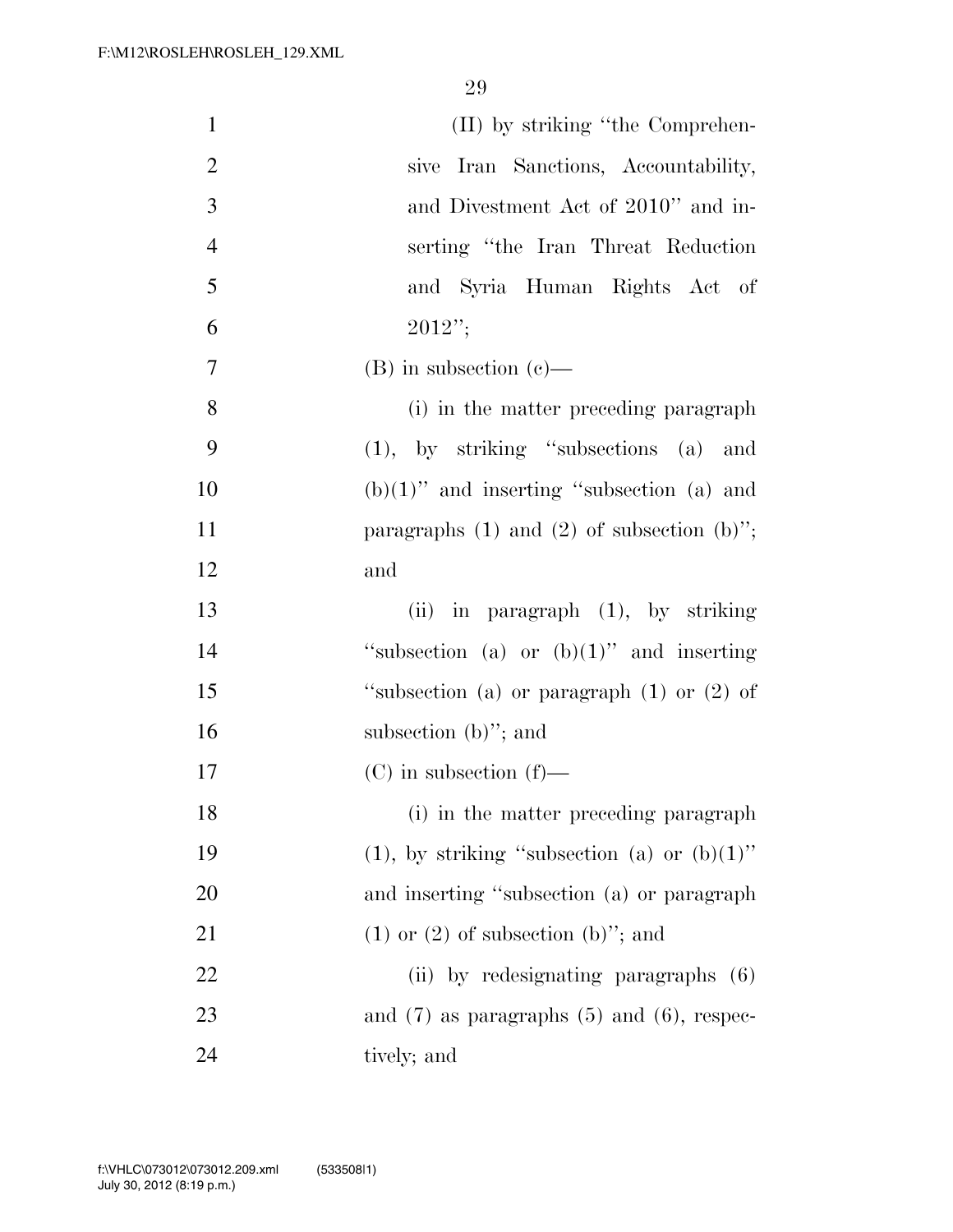(II) by striking "the Comprehensive Iran Sanctions, Accountability, and Divestment Act of 2010" and inserting "the Iran Threat Reduction and Syria Human Rights Act of 2012";

(B) in subsection (c)—

(i) in the matter preceding paragraph (1), by striking "subsections (a) and (b)(1)" and inserting "subsection (a) and paragraphs (1) and (2) of subsection (b)"; and

(ii) in paragraph (1), by striking "subsection (a) or (b)(1)" and inserting "subsection (a) or paragraph (1) or (2) of subsection (b)"; and

(C) in subsection (f)—

(i) in the matter preceding paragraph (1), by striking "subsection (a) or (b)(1)" and inserting "subsection (a) or paragraph (1) or (2) of subsection (b)"; and

(ii) by redesignating paragraphs (6) and (7) as paragraphs (5) and (6), respectively; and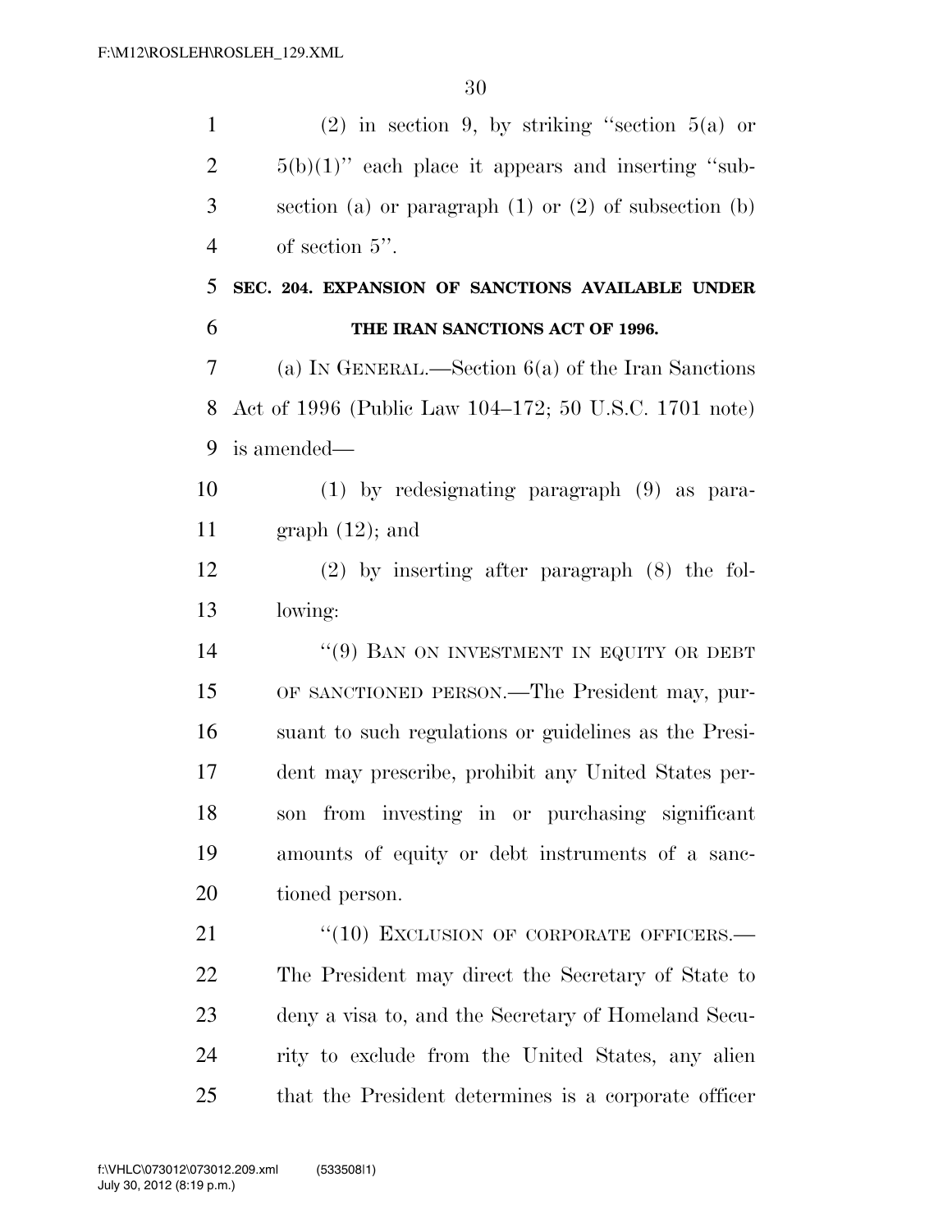(2) in section 9, by striking ''section 5(a) or 5(b)(1)'' each place it appears and inserting ''subsection (a) or paragraph (1) or (2) of subsection (b) of section 5''.

### SEC. 204. EXPANSION OF SANCTIONS AVAILABLE UNDER THE IRAN SANCTIONS ACT OF 1996.

(a) IN GENERAL.—Section 6(a) of the Iran Sanctions Act of 1996 (Public Law 104–172; 50 U.S.C. 1701 note) is amended—

(1) by redesignating paragraph (9) as paragraph (12); and

(2) by inserting after paragraph (8) the following:

''(9) BAN ON INVESTMENT IN EQUITY OR DEBT OF SANCTIONED PERSON.—The President may, pursuant to such regulations or guidelines as the President may prescribe, prohibit any United States person from investing in or purchasing significant amounts of equity or debt instruments of a sanctioned person.

''(10) EXCLUSION OF CORPORATE OFFICERS.—The President may direct the Secretary of State to deny a visa to, and the Secretary of Homeland Security to exclude from the United States, any alien that the President determines is a corporate officer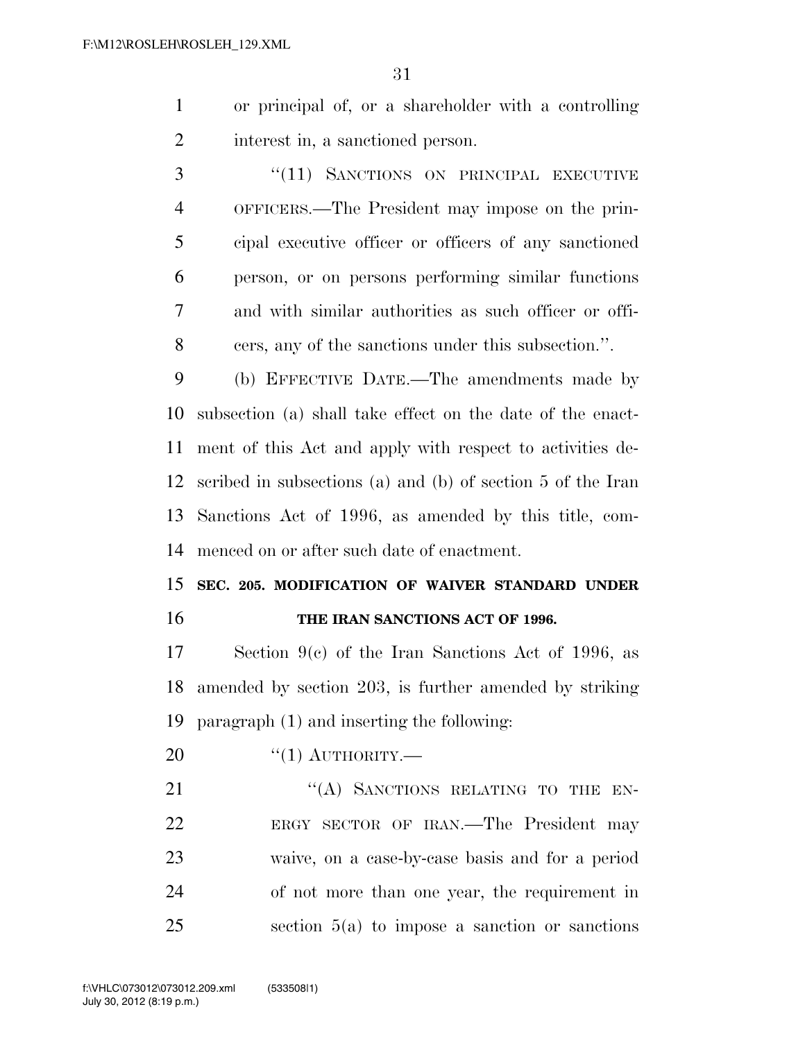or principal of, or a shareholder with a controlling interest in, a sanctioned person.

"(11) SANCTIONS ON PRINCIPAL EXECUTIVE OFFICERS.—The President may impose on the principal executive officer or officers of any sanctioned person, or on persons performing similar functions and with similar authorities as such officer or officers, any of the sanctions under this subsection.".

(b) EFFECTIVE DATE.—The amendments made by subsection (a) shall take effect on the date of the enactment of this Act and apply with respect to activities described in subsections (a) and (b) of section 5 of the Iran Sanctions Act of 1996, as amended by this title, commenced on or after such date of enactment.

## SEC. 205. MODIFICATION OF WAIVER STANDARD UNDER THE IRAN SANCTIONS ACT OF 1996.

Section 9(c) of the Iran Sanctions Act of 1996, as amended by section 203, is further amended by striking paragraph (1) and inserting the following:

"(1) AUTHORITY.—

"(A) SANCTIONS RELATING TO THE ENERGY SECTOR OF IRAN.—The President may waive, on a case-by-case basis and for a period of not more than one year, the requirement in section 5(a) to impose a sanction or sanctions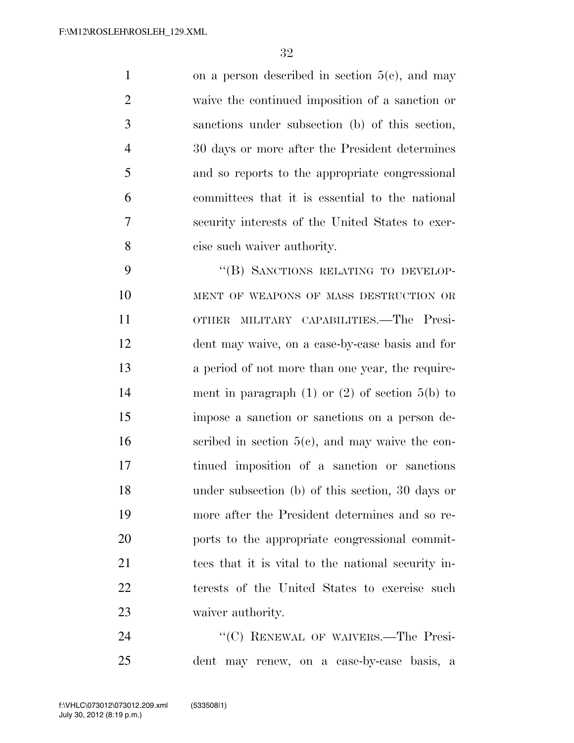on a person described in section 5(c), and may waive the continued imposition of a sanction or sanctions under subsection (b) of this section, 30 days or more after the President determines and so reports to the appropriate congressional committees that it is essential to the national security interests of the United States to exercise such waiver authority.

"(B) SANCTIONS RELATING TO DEVELOPMENT OF WEAPONS OF MASS DESTRUCTION OR OTHER MILITARY CAPABILITIES.—The President may waive, on a case-by-case basis and for a period of not more than one year, the requirement in paragraph (1) or (2) of section 5(b) to impose a sanction or sanctions on a person described in section 5(c), and may waive the continued imposition of a sanction or sanctions under subsection (b) of this section, 30 days or more after the President determines and so reports to the appropriate congressional committees that it is vital to the national security interests of the United States to exercise such waiver authority.

"(C) RENEWAL OF WAIVERS.—The President may renew, on a case-by-case basis, a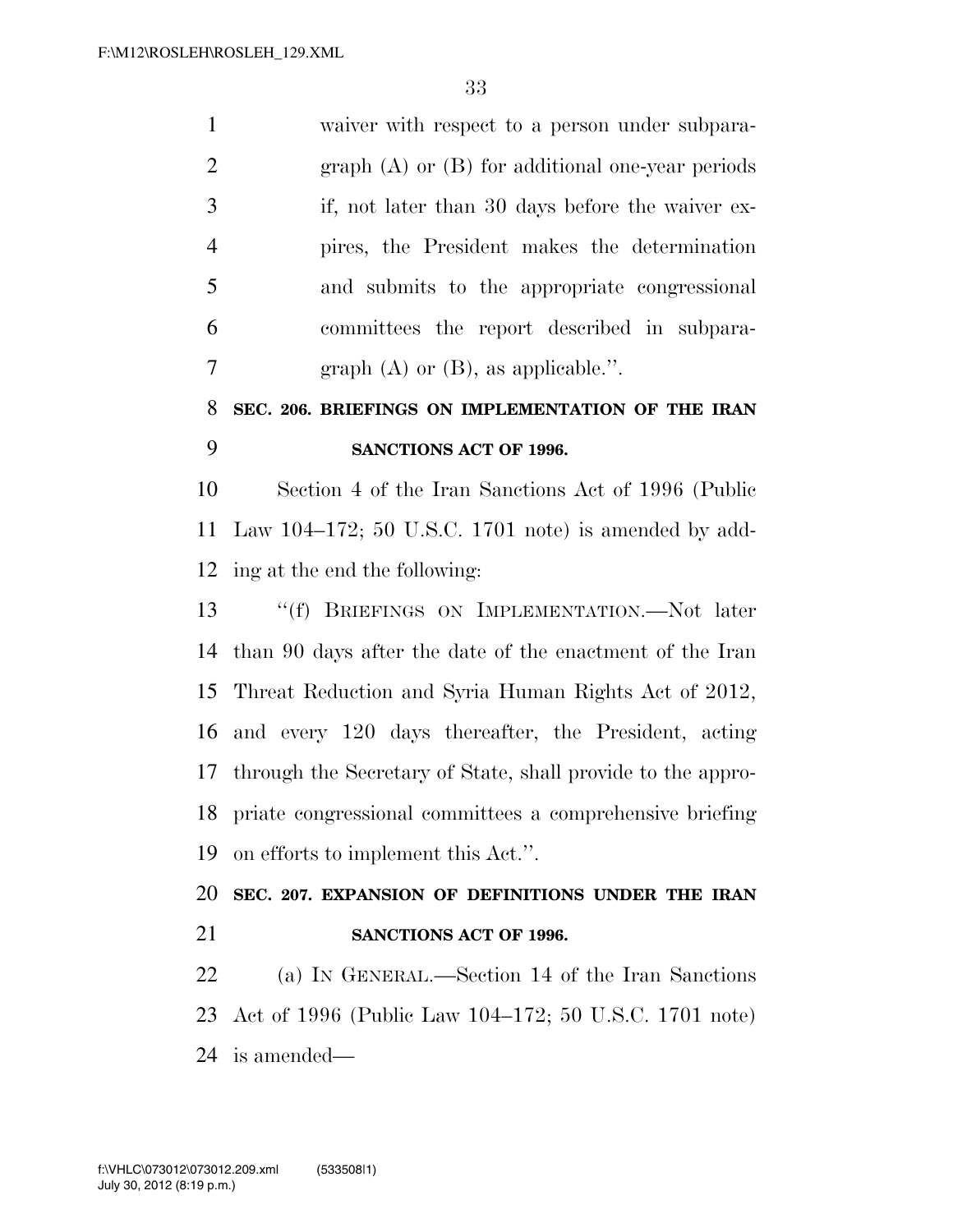waiver with respect to a person under subparagraph (A) or (B) for additional one-year periods if, not later than 30 days before the waiver expires, the President makes the determination and submits to the appropriate congressional committees the report described in subparagraph (A) or (B), as applicable.''.

**SEC. 206. BRIEFINGS ON IMPLEMENTATION OF THE IRAN SANCTIONS ACT OF 1996.**

Section 4 of the Iran Sanctions Act of 1996 (Public Law 104–172; 50 U.S.C. 1701 note) is amended by adding at the end the following:

''(f) BRIEFINGS ON IMPLEMENTATION.—Not later than 90 days after the date of the enactment of the Iran Threat Reduction and Syria Human Rights Act of 2012, and every 120 days thereafter, the President, acting through the Secretary of State, shall provide to the appropriate congressional committees a comprehensive briefing on efforts to implement this Act.''.

**SEC. 207. EXPANSION OF DEFINITIONS UNDER THE IRAN SANCTIONS ACT OF 1996.**

(a) IN GENERAL.—Section 14 of the Iran Sanctions Act of 1996 (Public Law 104–172; 50 U.S.C. 1701 note) is amended—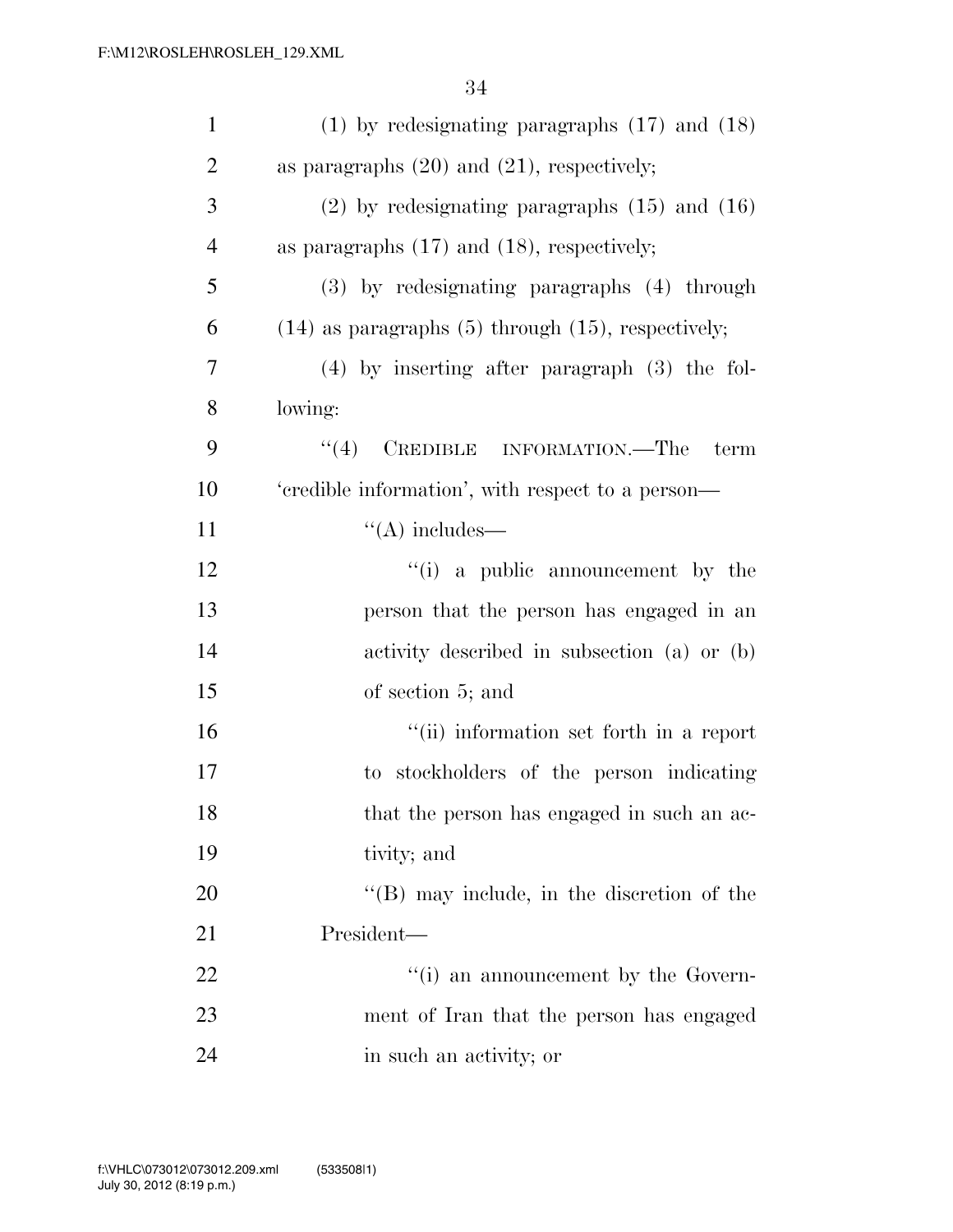(1) by redesignating paragraphs (17) and (18) as paragraphs (20) and (21), respectively;

(2) by redesignating paragraphs (15) and (16) as paragraphs (17) and (18), respectively;

(3) by redesignating paragraphs (4) through (14) as paragraphs (5) through (15), respectively;

(4) by inserting after paragraph (3) the following:

"(4) CREDIBLE INFORMATION.—The term 'credible information', with respect to a person—

"(A) includes—

"(i) a public announcement by the person that the person has engaged in an activity described in subsection (a) or (b) of section 5; and

"(ii) information set forth in a report to stockholders of the person indicating that the person has engaged in such an activity; and

"(B) may include, in the discretion of the President—

"(i) an announcement by the Government of Iran that the person has engaged in such an activity; or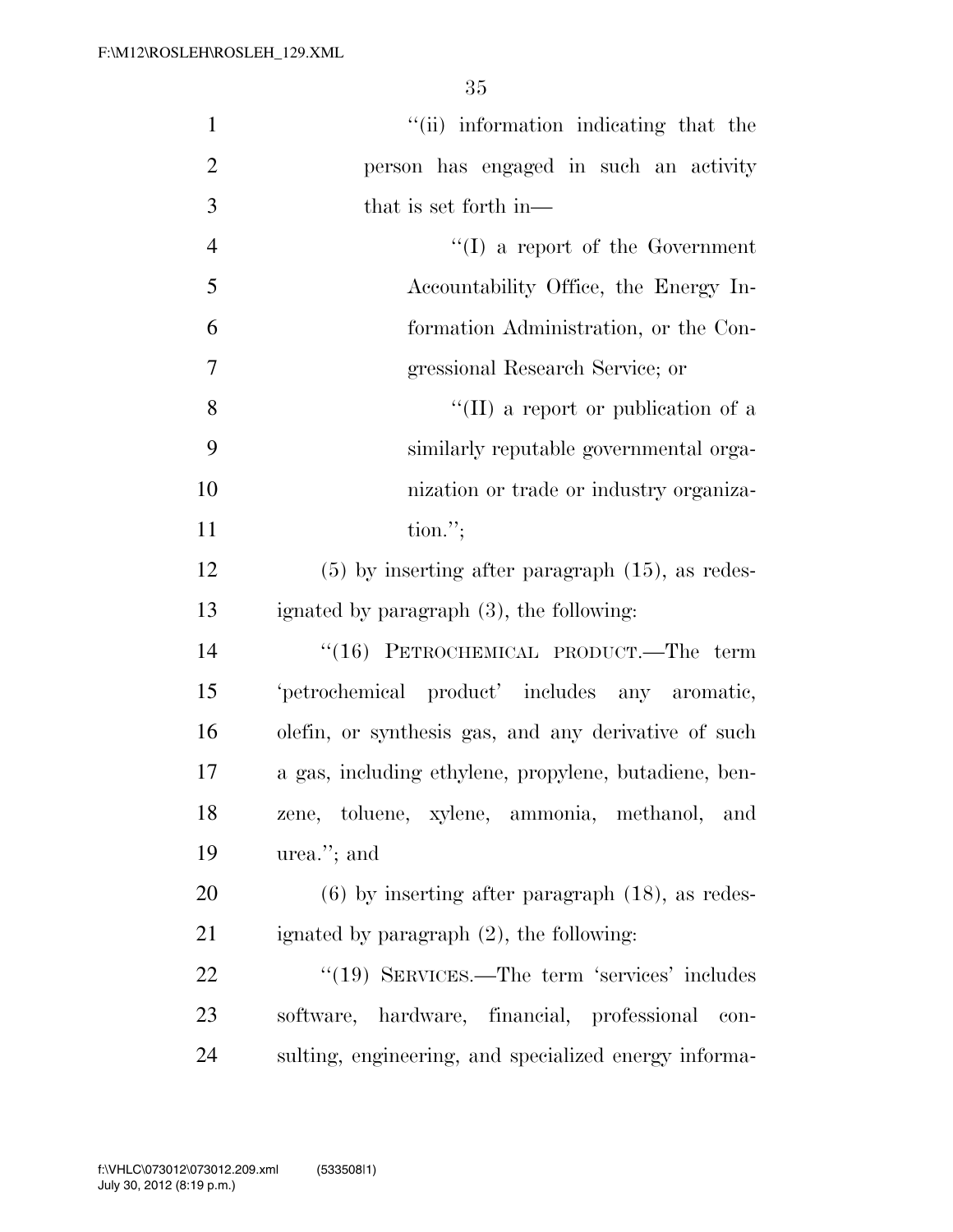''(ii) information indicating that the person has engaged in such an activity that is set forth in—

''(I) a report of the Government Accountability Office, the Energy Information Administration, or the Congressional Research Service; or

''(II) a report or publication of a similarly reputable governmental organization or trade or industry organization.'';

(5) by inserting after paragraph (15), as redesignated by paragraph (3), the following:

''(16) PETROCHEMICAL PRODUCT.—The term 'petrochemical product' includes any aromatic, olefin, or synthesis gas, and any derivative of such a gas, including ethylene, propylene, butadiene, benzene, toluene, xylene, ammonia, methanol, and urea.''; and

(6) by inserting after paragraph (18), as redesignated by paragraph (2), the following:

''(19) SERVICES.—The term 'services' includes software, hardware, financial, professional consulting, engineering, and specialized energy informa-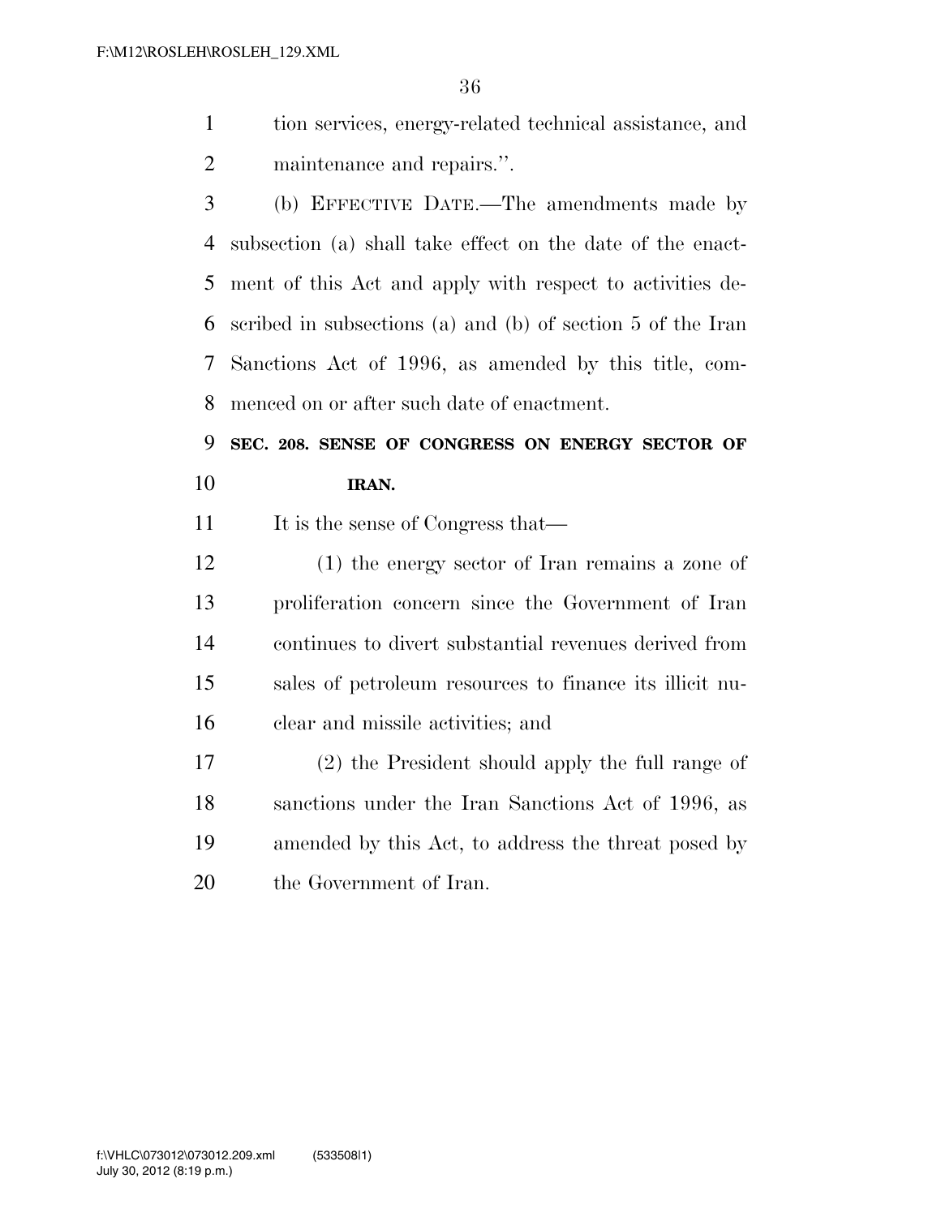tion services, energy-related technical assistance, and maintenance and repairs.''.

(b) EFFECTIVE DATE.—The amendments made by subsection (a) shall take effect on the date of the enactment of this Act and apply with respect to activities described in subsections (a) and (b) of section 5 of the Iran Sanctions Act of 1996, as amended by this title, commenced on or after such date of enactment.

**SEC. 208. SENSE OF CONGRESS ON ENERGY SECTOR OF IRAN.**

It is the sense of Congress that—

(1) the energy sector of Iran remains a zone of proliferation concern since the Government of Iran continues to divert substantial revenues derived from sales of petroleum resources to finance its illicit nuclear and missile activities; and

(2) the President should apply the full range of sanctions under the Iran Sanctions Act of 1996, as amended by this Act, to address the threat posed by the Government of Iran.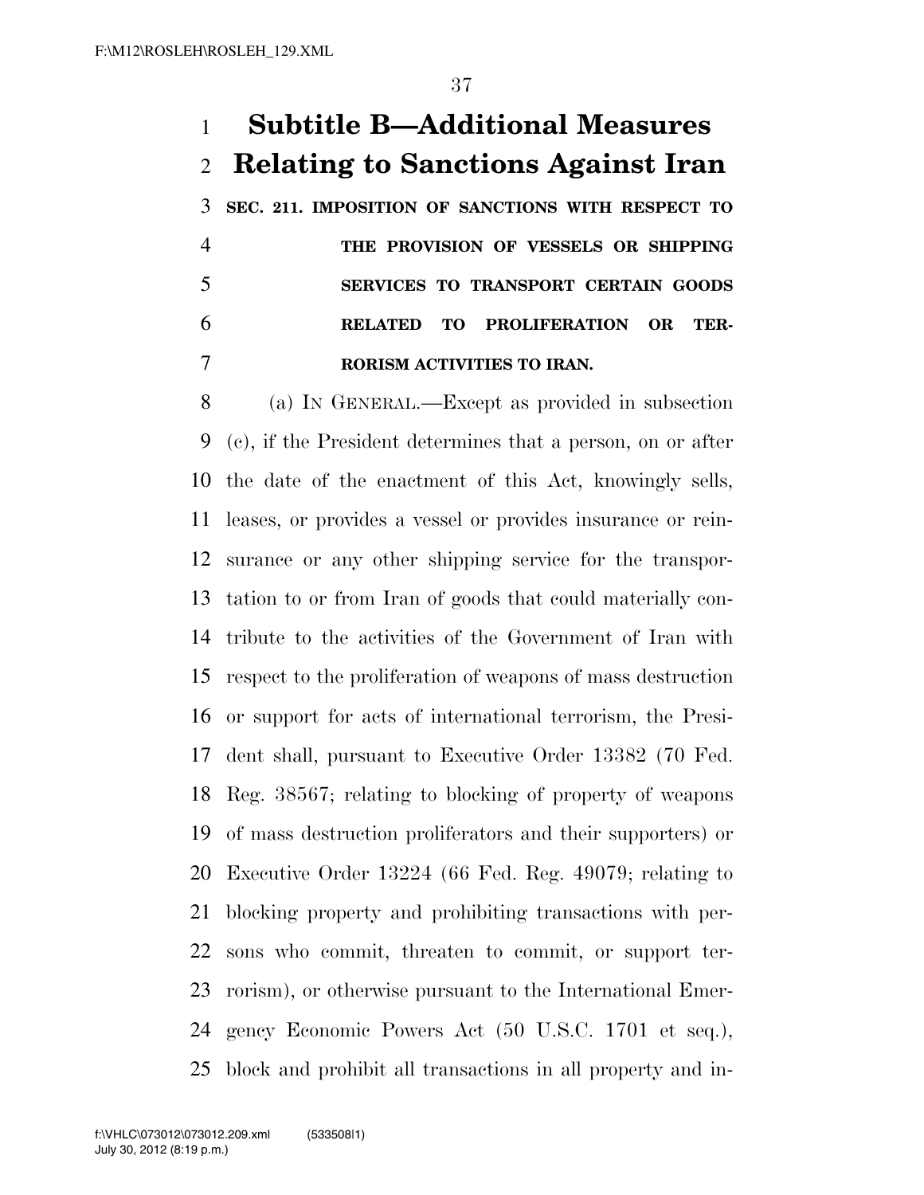# Subtitle B—Additional Measures Relating to Sanctions Against Iran

**SEC. 211. IMPOSITION OF SANCTIONS WITH RESPECT TO THE PROVISION OF VESSELS OR SHIPPING SERVICES TO TRANSPORT CERTAIN GOODS RELATED TO PROLIFERATION OR TERRORISM ACTIVITIES TO IRAN.**

(a) IN GENERAL.—Except as provided in subsection (c), if the President determines that a person, on or after the date of the enactment of this Act, knowingly sells, leases, or provides a vessel or provides insurance or reinsurance or any other shipping service for the transportation to or from Iran of goods that could materially contribute to the activities of the Government of Iran with respect to the proliferation of weapons of mass destruction or support for acts of international terrorism, the President shall, pursuant to Executive Order 13382 (70 Fed. Reg. 38567; relating to blocking of property of weapons of mass destruction proliferators and their supporters) or Executive Order 13224 (66 Fed. Reg. 49079; relating to blocking property and prohibiting transactions with persons who commit, threaten to commit, or support terrorism), or otherwise pursuant to the International Emergency Economic Powers Act (50 U.S.C. 1701 et seq.), block and prohibit all transactions in all property and in-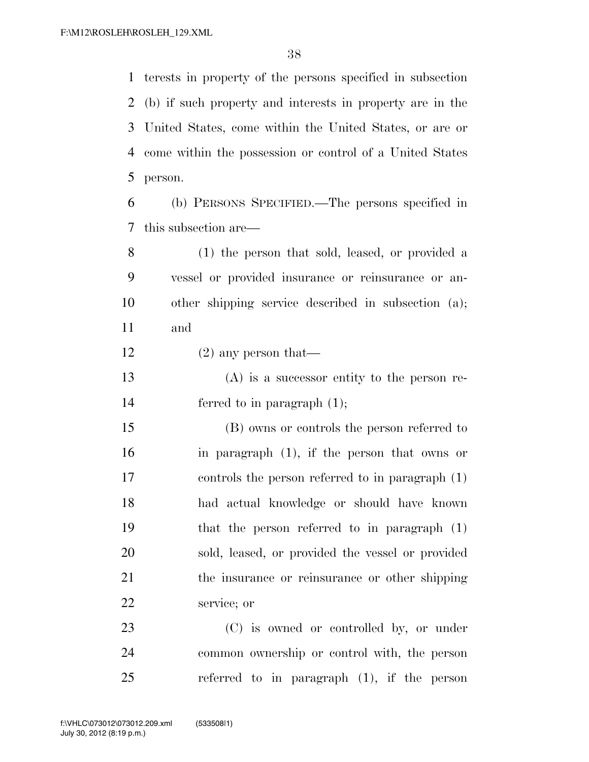terests in property of the persons specified in subsection (b) if such property and interests in property are in the United States, come within the United States, or are or come within the possession or control of a United States person.

(b) PERSONS SPECIFIED.—The persons specified in this subsection are—

(1) the person that sold, leased, or provided a vessel or provided insurance or reinsurance or another shipping service described in subsection (a); and

(2) any person that—

(A) is a successor entity to the person referred to in paragraph (1);

(B) owns or controls the person referred to in paragraph (1), if the person that owns or controls the person referred to in paragraph (1) had actual knowledge or should have known that the person referred to in paragraph (1) sold, leased, or provided the vessel or provided the insurance or reinsurance or other shipping service; or

(C) is owned or controlled by, or under common ownership or control with, the person referred to in paragraph (1), if the person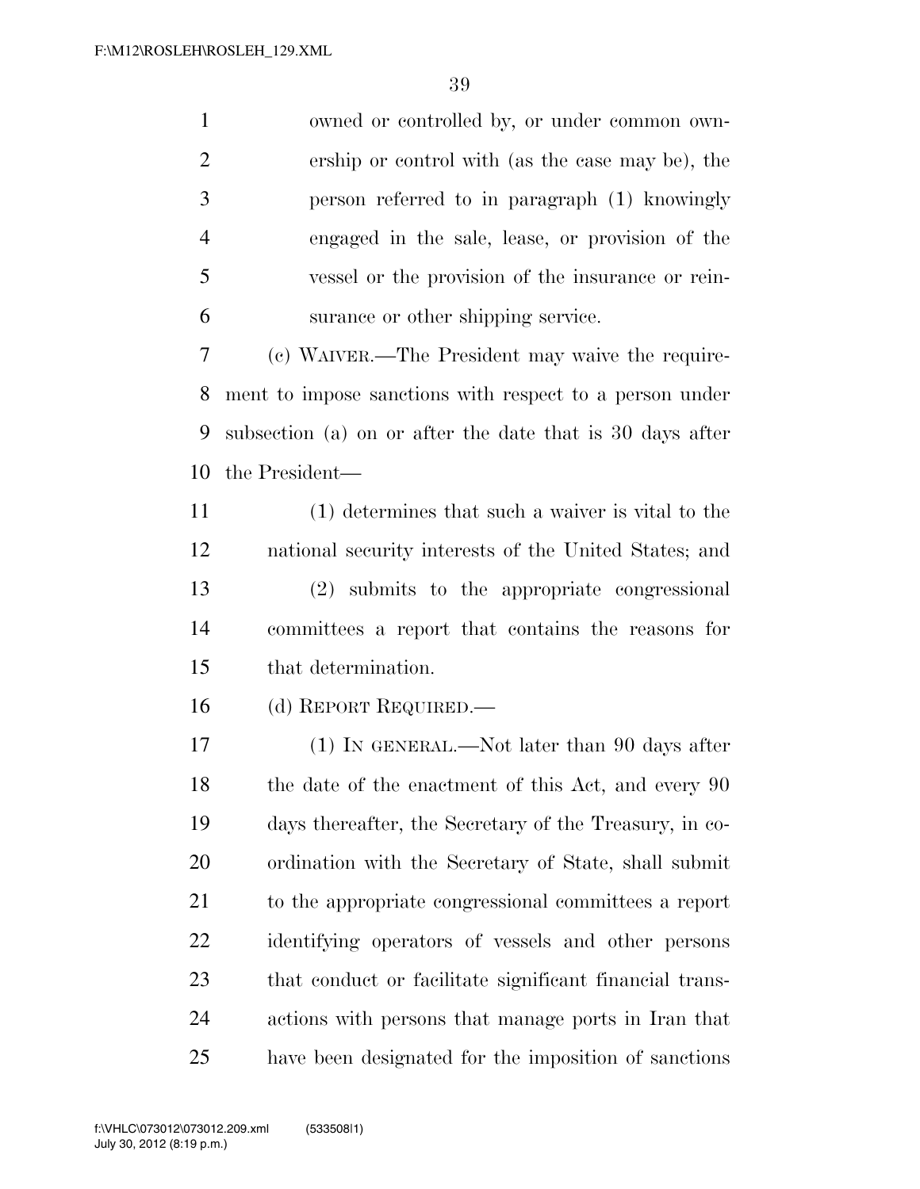owned or controlled by, or under common ownership or control with (as the case may be), the person referred to in paragraph (1) knowingly engaged in the sale, lease, or provision of the vessel or the provision of the insurance or reinsurance or other shipping service.

(c) WAIVER.—The President may waive the requirement to impose sanctions with respect to a person under subsection (a) on or after the date that is 30 days after the President—

(1) determines that such a waiver is vital to the national security interests of the United States; and

(2) submits to the appropriate congressional committees a report that contains the reasons for that determination.

(d) REPORT REQUIRED.—

(1) IN GENERAL.—Not later than 90 days after the date of the enactment of this Act, and every 90 days thereafter, the Secretary of the Treasury, in coordination with the Secretary of State, shall submit to the appropriate congressional committees a report identifying operators of vessels and other persons that conduct or facilitate significant financial transactions with persons that manage ports in Iran that have been designated for the imposition of sanctions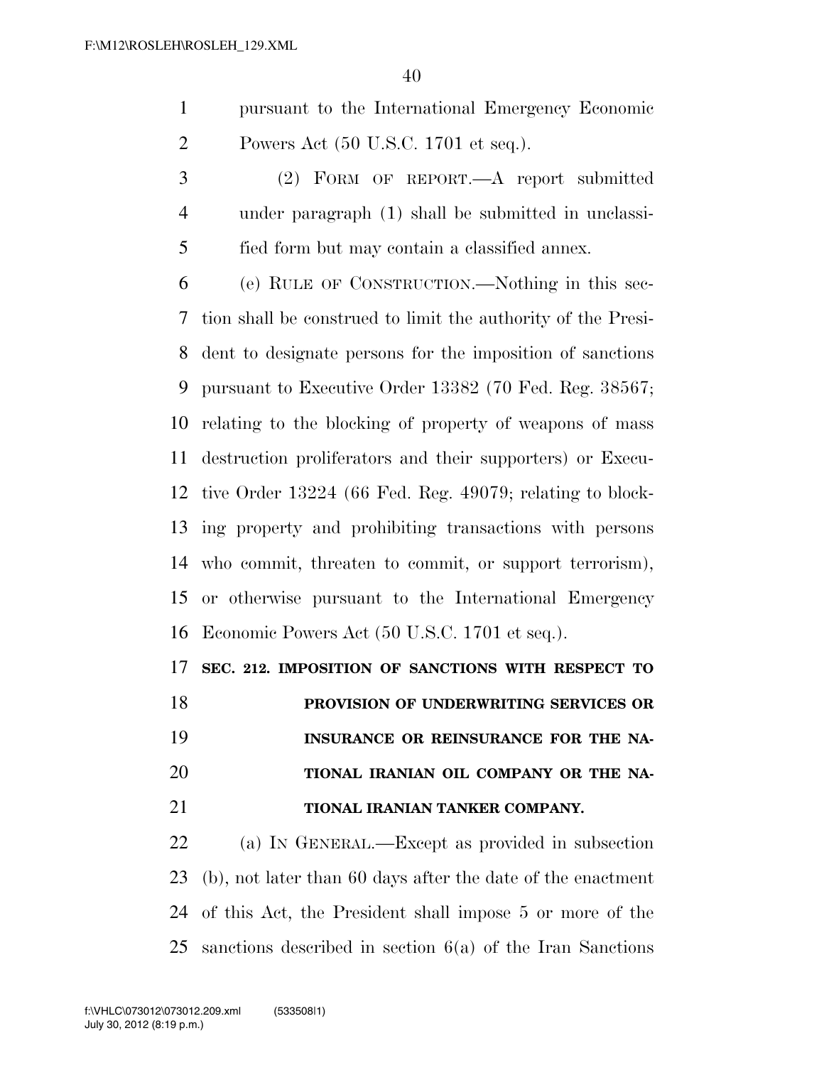pursuant to the International Emergency Economic Powers Act (50 U.S.C. 1701 et seq.).

(2) FORM OF REPORT.—A report submitted under paragraph (1) shall be submitted in unclassified form but may contain a classified annex.

(e) RULE OF CONSTRUCTION.—Nothing in this section shall be construed to limit the authority of the President to designate persons for the imposition of sanctions pursuant to Executive Order 13382 (70 Fed. Reg. 38567; relating to the blocking of property of weapons of mass destruction proliferators and their supporters) or Executive Order 13224 (66 Fed. Reg. 49079; relating to blocking property and prohibiting transactions with persons who commit, threaten to commit, or support terrorism), or otherwise pursuant to the International Emergency Economic Powers Act (50 U.S.C. 1701 et seq.).

**SEC. 212. IMPOSITION OF SANCTIONS WITH RESPECT TO PROVISION OF UNDERWRITING SERVICES OR INSURANCE OR REINSURANCE FOR THE NATIONAL IRANIAN OIL COMPANY OR THE NATIONAL IRANIAN TANKER COMPANY.**

(a) IN GENERAL.—Except as provided in subsection (b), not later than 60 days after the date of the enactment of this Act, the President shall impose 5 or more of the sanctions described in section 6(a) of the Iran Sanctions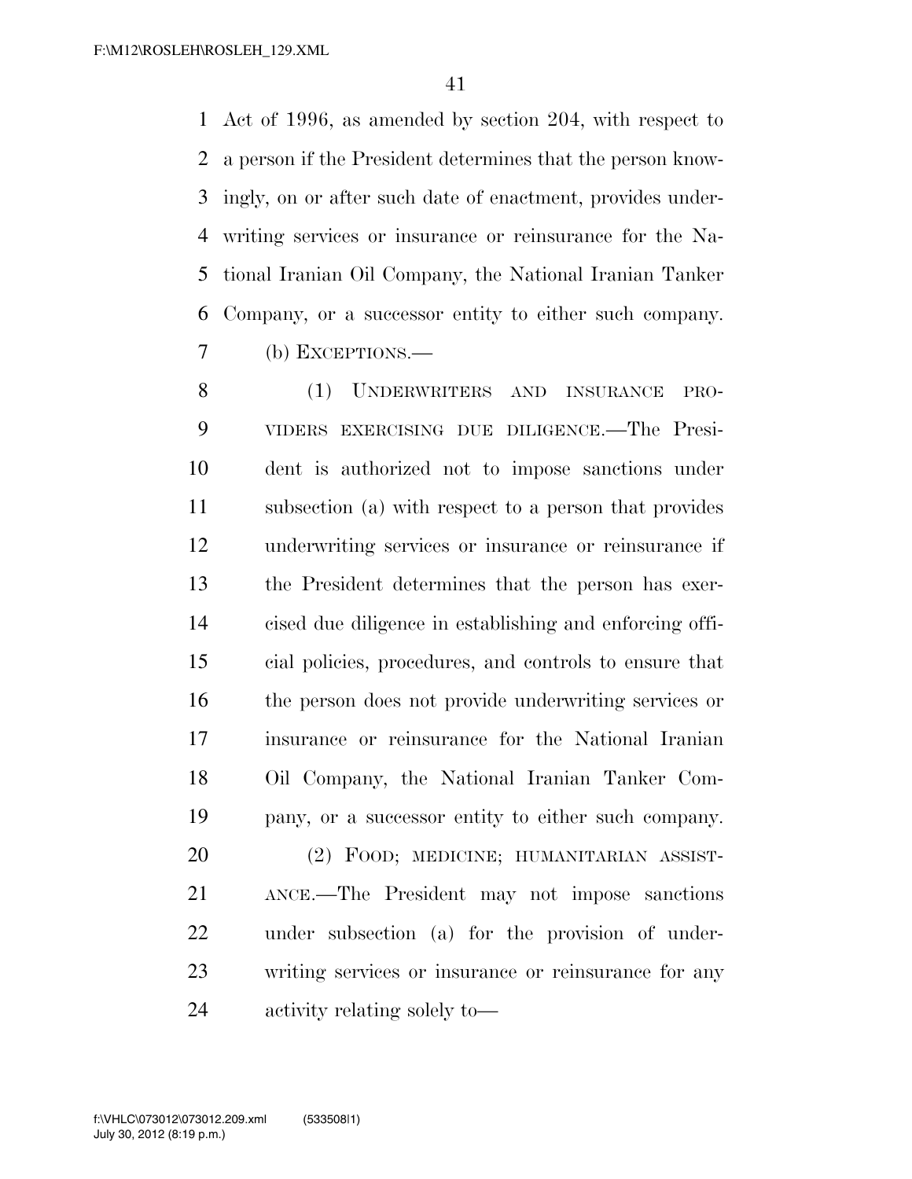Act of 1996, as amended by section 204, with respect to a person if the President determines that the person knowingly, on or after such date of enactment, provides underwriting services or insurance or reinsurance for the National Iranian Oil Company, the National Iranian Tanker Company, or a successor entity to either such company.

(b) EXCEPTIONS.—

(1) UNDERWRITERS AND INSURANCE PROVIDERS EXERCISING DUE DILIGENCE.—The President is authorized not to impose sanctions under subsection (a) with respect to a person that provides underwriting services or insurance or reinsurance if the President determines that the person has exercised due diligence in establishing and enforcing official policies, procedures, and controls to ensure that the person does not provide underwriting services or insurance or reinsurance for the National Iranian Oil Company, the National Iranian Tanker Company, or a successor entity to either such company.

(2) FOOD; MEDICINE; HUMANITARIAN ASSISTANCE.—The President may not impose sanctions under subsection (a) for the provision of underwriting services or insurance or reinsurance for any activity relating solely to—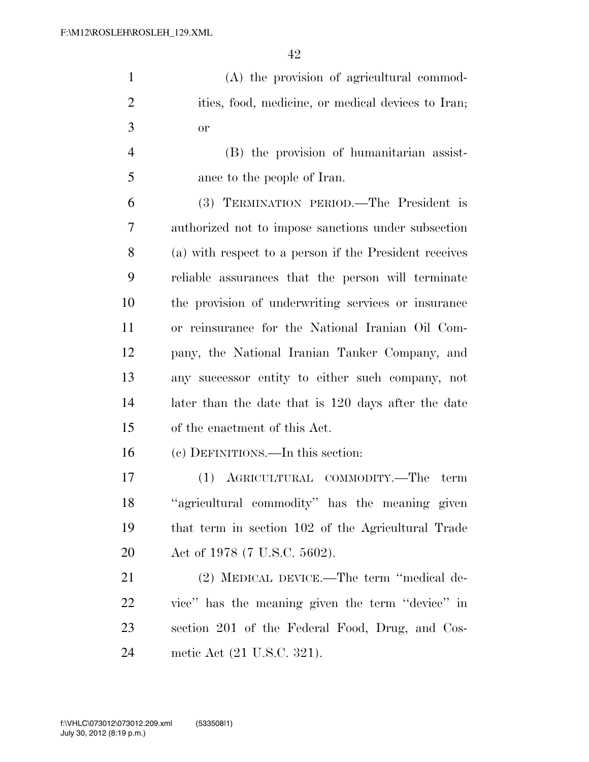(A) the provision of agricultural commodities, food, medicine, or medical devices to Iran; or

(B) the provision of humanitarian assistance to the people of Iran.

(3) TERMINATION PERIOD.—The President is authorized not to impose sanctions under subsection (a) with respect to a person if the President receives reliable assurances that the person will terminate the provision of underwriting services or insurance or reinsurance for the National Iranian Oil Company, the National Iranian Tanker Company, and any successor entity to either such company, not later than the date that is 120 days after the date of the enactment of this Act.

(c) DEFINITIONS.—In this section:

(1) AGRICULTURAL COMMODITY.—The term ''agricultural commodity'' has the meaning given that term in section 102 of the Agricultural Trade Act of 1978 (7 U.S.C. 5602).

(2) MEDICAL DEVICE.—The term ''medical device'' has the meaning given the term ''device'' in section 201 of the Federal Food, Drug, and Cosmetic Act (21 U.S.C. 321).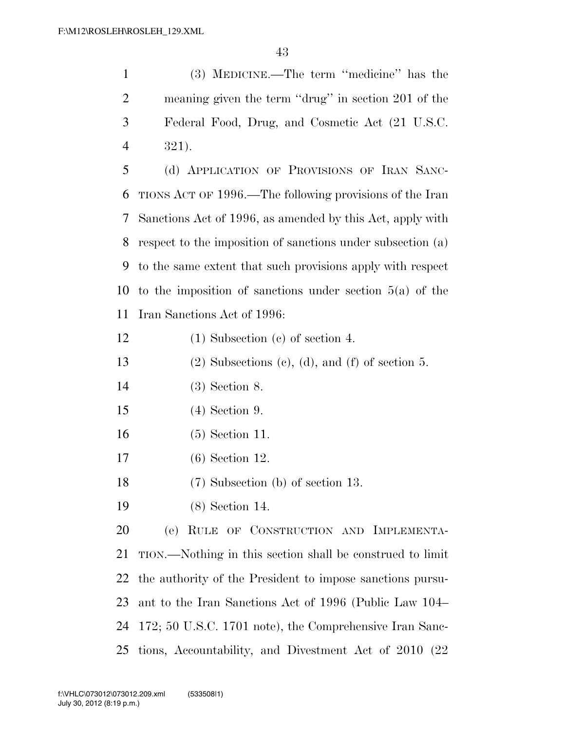(3) MEDICINE.—The term ''medicine'' has the meaning given the term ''drug'' in section 201 of the Federal Food, Drug, and Cosmetic Act (21 U.S.C. 321).

(d) APPLICATION OF PROVISIONS OF IRAN SANCTIONS ACT OF 1996.—The following provisions of the Iran Sanctions Act of 1996, as amended by this Act, apply with respect to the imposition of sanctions under subsection (a) to the same extent that such provisions apply with respect to the imposition of sanctions under section 5(a) of the Iran Sanctions Act of 1996:

(1) Subsection (c) of section 4.

(2) Subsections (c), (d), and (f) of section 5.

(3) Section 8.

(4) Section 9.

(5) Section 11.

(6) Section 12.

(7) Subsection (b) of section 13.

(8) Section 14.

(e) RULE OF CONSTRUCTION AND IMPLEMENTATION.—Nothing in this section shall be construed to limit the authority of the President to impose sanctions pursuant to the Iran Sanctions Act of 1996 (Public Law 104–172; 50 U.S.C. 1701 note), the Comprehensive Iran Sanctions, Accountability, and Divestment Act of 2010 (22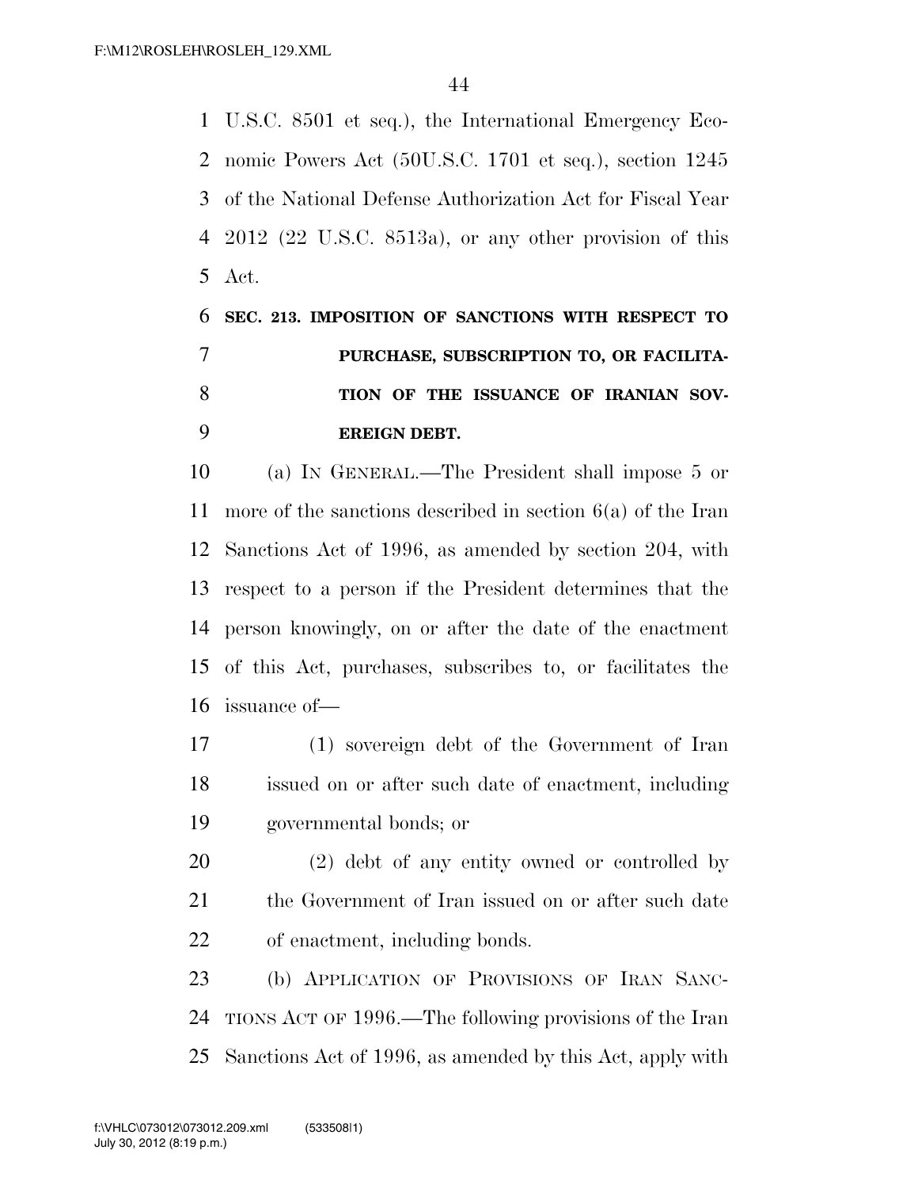U.S.C. 8501 et seq.), the International Emergency Economic Powers Act (50U.S.C. 1701 et seq.), section 1245 of the National Defense Authorization Act for Fiscal Year 2012 (22 U.S.C. 8513a), or any other provision of this Act.

### SEC. 213. IMPOSITION OF SANCTIONS WITH RESPECT TO PURCHASE, SUBSCRIPTION TO, OR FACILITATION OF THE ISSUANCE OF IRANIAN SOVEREIGN DEBT.

(a) IN GENERAL.—The President shall impose 5 or more of the sanctions described in section 6(a) of the Iran Sanctions Act of 1996, as amended by section 204, with respect to a person if the President determines that the person knowingly, on or after the date of the enactment of this Act, purchases, subscribes to, or facilitates the issuance of—

(1) sovereign debt of the Government of Iran issued on or after such date of enactment, including governmental bonds; or

(2) debt of any entity owned or controlled by the Government of Iran issued on or after such date of enactment, including bonds.

(b) APPLICATION OF PROVISIONS OF IRAN SANCTIONS ACT OF 1996.—The following provisions of the Iran Sanctions Act of 1996, as amended by this Act, apply with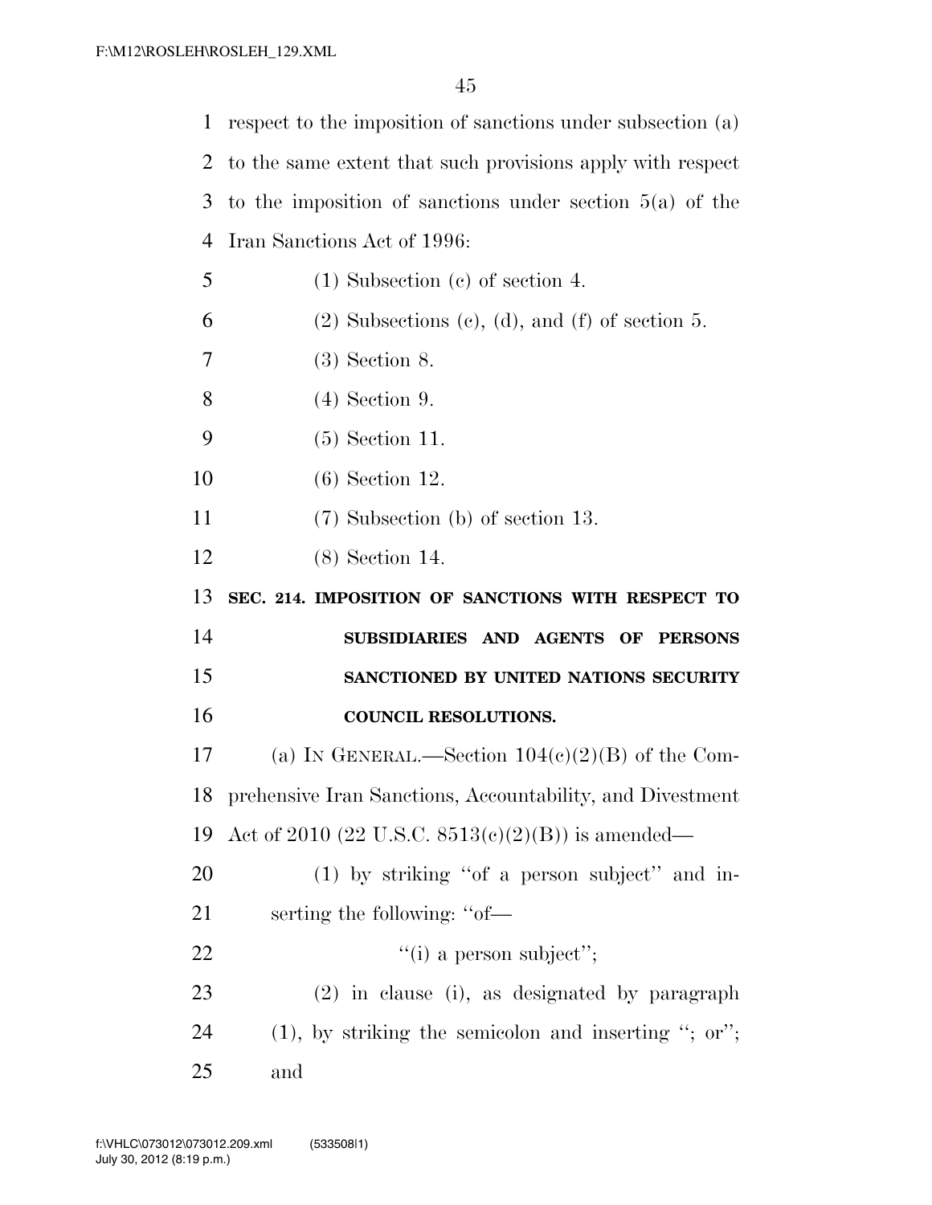respect to the imposition of sanctions under subsection (a) to the same extent that such provisions apply with respect to the imposition of sanctions under section 5(a) of the Iran Sanctions Act of 1996:

(1) Subsection (c) of section 4.

(2) Subsections (c), (d), and (f) of section 5.

(3) Section 8.

(4) Section 9.

(5) Section 11.

(6) Section 12.

(7) Subsection (b) of section 13.

(8) Section 14.

**SEC. 214. IMPOSITION OF SANCTIONS WITH RESPECT TO SUBSIDIARIES AND AGENTS OF PERSONS SANCTIONED BY UNITED NATIONS SECURITY COUNCIL RESOLUTIONS.**

(a) IN GENERAL.—Section 104(c)(2)(B) of the Comprehensive Iran Sanctions, Accountability, and Divestment Act of 2010 (22 U.S.C. 8513(c)(2)(B)) is amended—

(1) by striking "of a person subject" and inserting the following: "of—

"(i) a person subject";

(2) in clause (i), as designated by paragraph (1), by striking the semicolon and inserting "; or"; and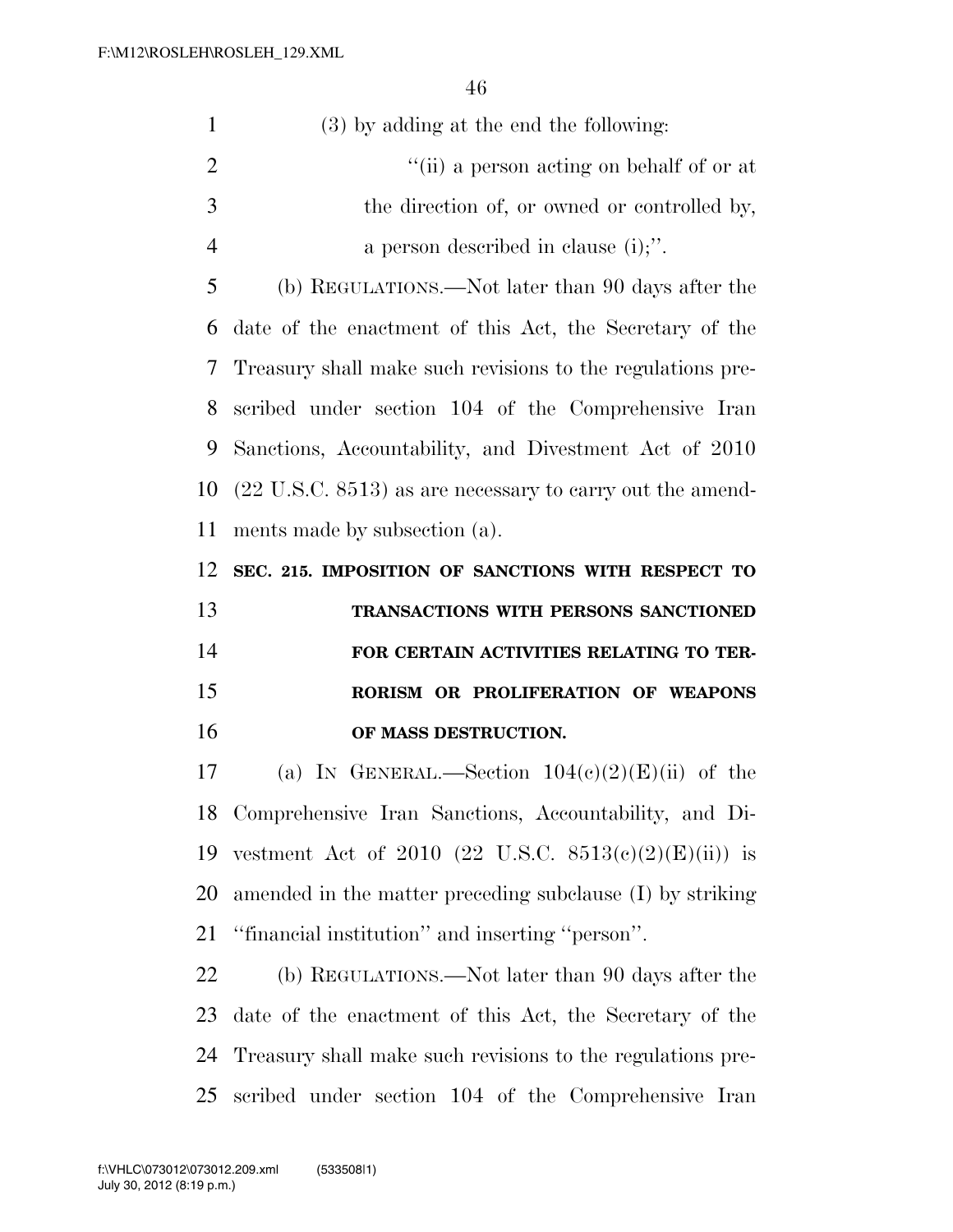(3) by adding at the end the following:

"(ii) a person acting on behalf of or at the direction of, or owned or controlled by, a person described in clause (i);".

(b) REGULATIONS.—Not later than 90 days after the date of the enactment of this Act, the Secretary of the Treasury shall make such revisions to the regulations prescribed under section 104 of the Comprehensive Iran Sanctions, Accountability, and Divestment Act of 2010 (22 U.S.C. 8513) as are necessary to carry out the amendments made by subsection (a).

**SEC. 215. IMPOSITION OF SANCTIONS WITH RESPECT TO TRANSACTIONS WITH PERSONS SANCTIONED FOR CERTAIN ACTIVITIES RELATING TO TERRORISM OR PROLIFERATION OF WEAPONS OF MASS DESTRUCTION.**

(a) IN GENERAL.—Section 104(c)(2)(E)(ii) of the Comprehensive Iran Sanctions, Accountability, and Divestment Act of 2010 (22 U.S.C. 8513(c)(2)(E)(ii)) is amended in the matter preceding subclause (I) by striking "financial institution" and inserting "person".

(b) REGULATIONS.—Not later than 90 days after the date of the enactment of this Act, the Secretary of the Treasury shall make such revisions to the regulations prescribed under section 104 of the Comprehensive Iran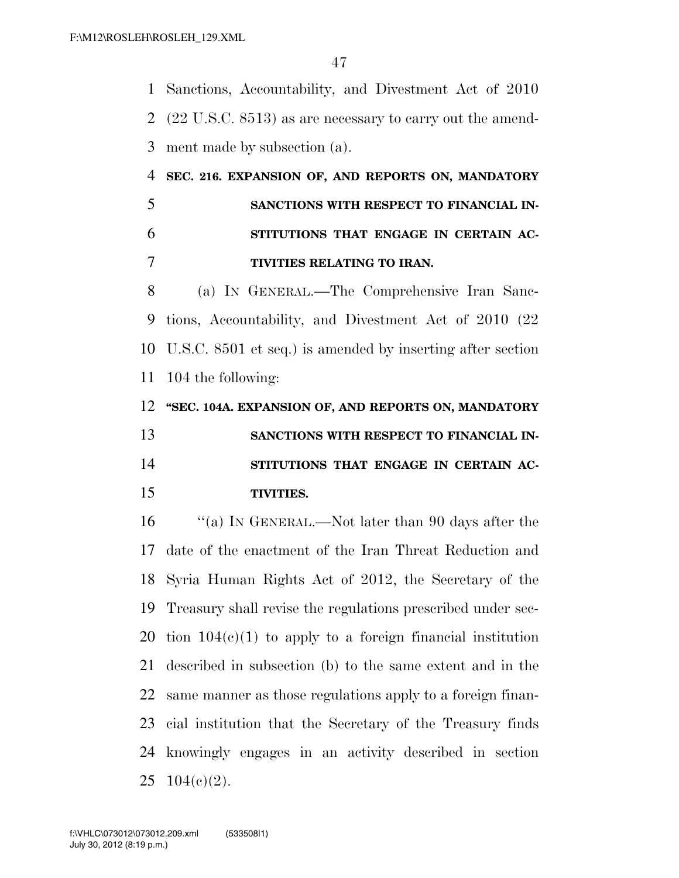Sanctions, Accountability, and Divestment Act of 2010 (22 U.S.C. 8513) as are necessary to carry out the amendment made by subsection (a).

**SEC. 216. EXPANSION OF, AND REPORTS ON, MANDATORY SANCTIONS WITH RESPECT TO FINANCIAL INSTITUTIONS THAT ENGAGE IN CERTAIN ACTIVITIES RELATING TO IRAN.**

(a) IN GENERAL.—The Comprehensive Iran Sanctions, Accountability, and Divestment Act of 2010 (22 U.S.C. 8501 et seq.) is amended by inserting after section 104 the following:

**"SEC. 104A. EXPANSION OF, AND REPORTS ON, MANDATORY SANCTIONS WITH RESPECT TO FINANCIAL INSTITUTIONS THAT ENGAGE IN CERTAIN ACTIVITIES.**

"(a) IN GENERAL.—Not later than 90 days after the date of the enactment of the Iran Threat Reduction and Syria Human Rights Act of 2012, the Secretary of the Treasury shall revise the regulations prescribed under section 104(c)(1) to apply to a foreign financial institution described in subsection (b) to the same extent and in the same manner as those regulations apply to a foreign financial institution that the Secretary of the Treasury finds knowingly engages in an activity described in section 104(c)(2).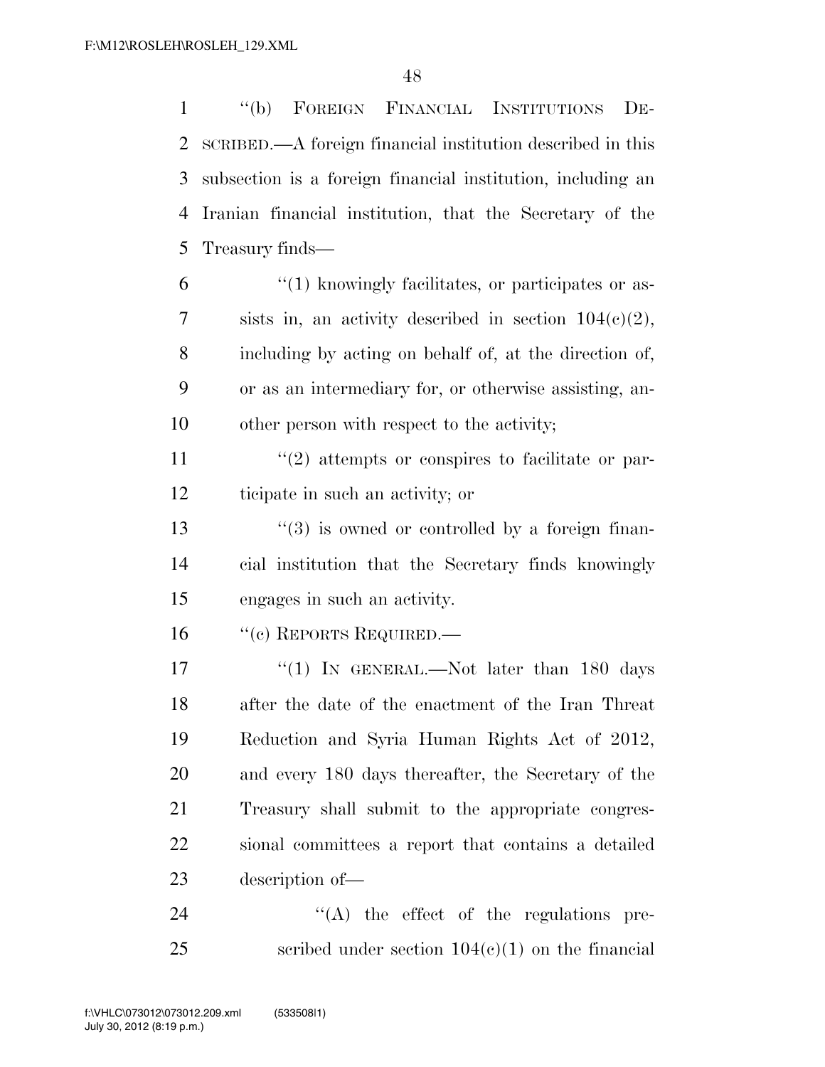''(b) FOREIGN FINANCIAL INSTITUTIONS DESCRIBED.—A foreign financial institution described in this subsection is a foreign financial institution, including an Iranian financial institution, that the Secretary of the Treasury finds—

''(1) knowingly facilitates, or participates or assists in, an activity described in section 104(c)(2), including by acting on behalf of, at the direction of, or as an intermediary for, or otherwise assisting, another person with respect to the activity;

''(2) attempts or conspires to facilitate or participate in such an activity; or

''(3) is owned or controlled by a foreign financial institution that the Secretary finds knowingly engages in such an activity.

''(c) REPORTS REQUIRED.—

''(1) IN GENERAL.—Not later than 180 days after the date of the enactment of the Iran Threat Reduction and Syria Human Rights Act of 2012, and every 180 days thereafter, the Secretary of the Treasury shall submit to the appropriate congressional committees a report that contains a detailed description of—

''(A) the effect of the regulations prescribed under section 104(c)(1) on the financial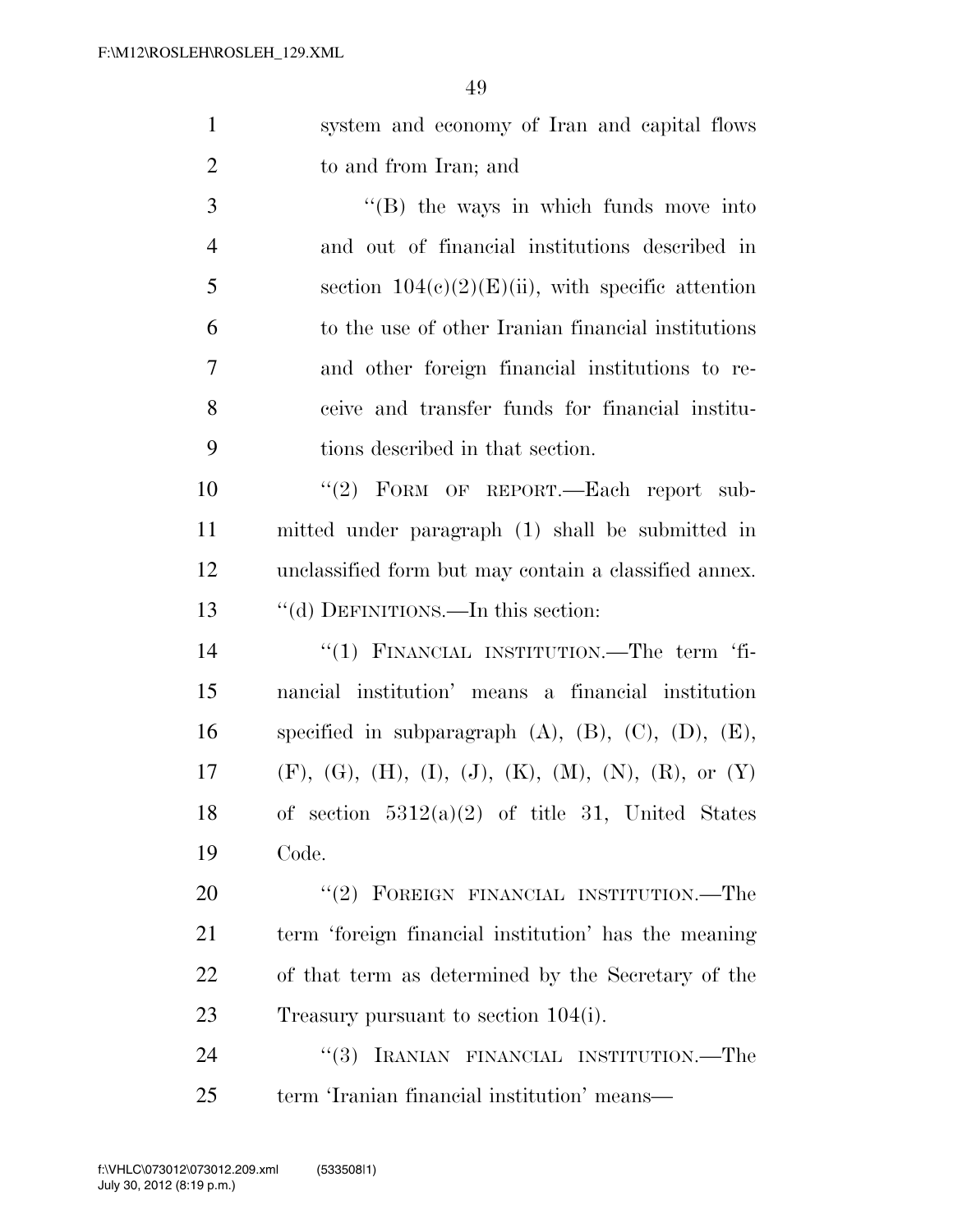system and economy of Iran and capital flows to and from Iran; and

''(B) the ways in which funds move into and out of financial institutions described in section 104(c)(2)(E)(ii), with specific attention to the use of other Iranian financial institutions and other foreign financial institutions to receive and transfer funds for financial institutions described in that section.

''(2) FORM OF REPORT.—Each report submitted under paragraph (1) shall be submitted in unclassified form but may contain a classified annex.

''(d) DEFINITIONS.—In this section:

''(1) FINANCIAL INSTITUTION.—The term 'financial institution' means a financial institution specified in subparagraph (A), (B), (C), (D), (E), (F), (G), (H), (I), (J), (K), (M), (N), (R), or (Y) of section 5312(a)(2) of title 31, United States Code.

''(2) FOREIGN FINANCIAL INSTITUTION.—The term 'foreign financial institution' has the meaning of that term as determined by the Secretary of the Treasury pursuant to section 104(i).

''(3) IRANIAN FINANCIAL INSTITUTION.—The term 'Iranian financial institution' means—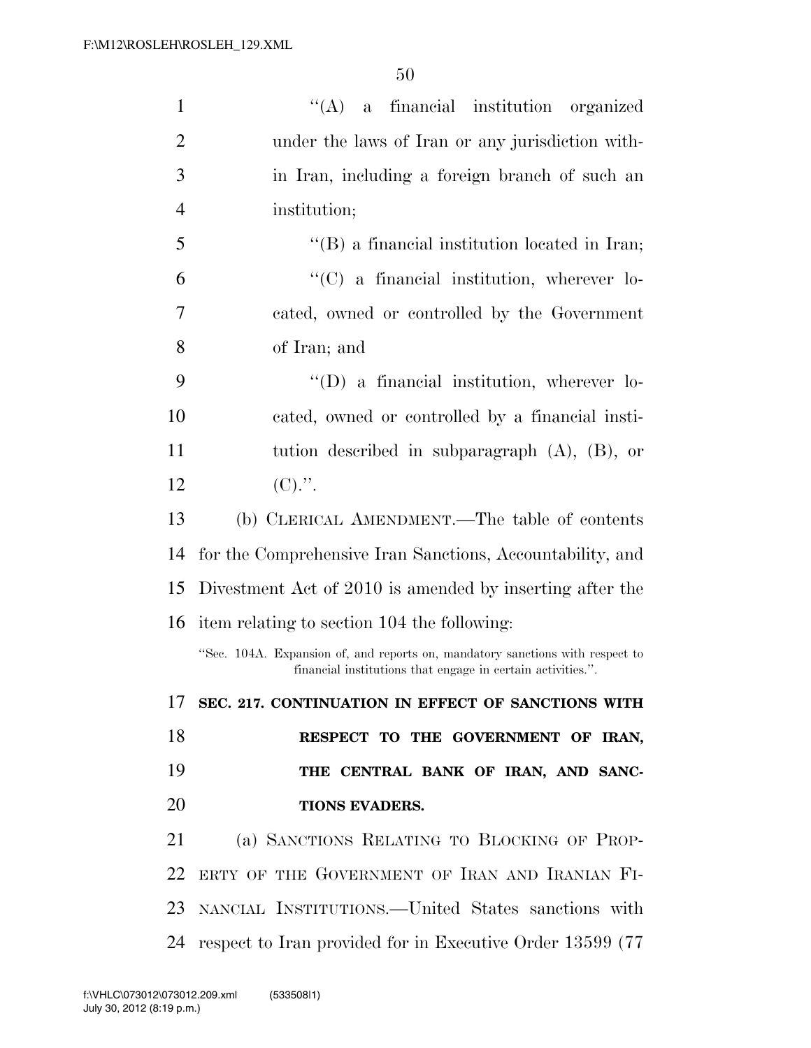"(A) a financial institution organized under the laws of Iran or any jurisdiction within Iran, including a foreign branch of such an institution;

"(B) a financial institution located in Iran;

"(C) a financial institution, wherever located, owned or controlled by the Government of Iran; and

"(D) a financial institution, wherever located, owned or controlled by a financial institution described in subparagraph (A), (B), or (C).".

(b) CLERICAL AMENDMENT.—The table of contents for the Comprehensive Iran Sanctions, Accountability, and Divestment Act of 2010 is amended by inserting after the item relating to section 104 the following:

"Sec. 104A. Expansion of, and reports on, mandatory sanctions with respect to financial institutions that engage in certain activities.".

**SEC. 217. CONTINUATION IN EFFECT OF SANCTIONS WITH RESPECT TO THE GOVERNMENT OF IRAN, THE CENTRAL BANK OF IRAN, AND SANCTIONS EVADERS.**

(a) SANCTIONS RELATING TO BLOCKING OF PROPERTY OF THE GOVERNMENT OF IRAN AND IRANIAN FINANCIAL INSTITUTIONS.—United States sanctions with respect to Iran provided for in Executive Order 13599 (77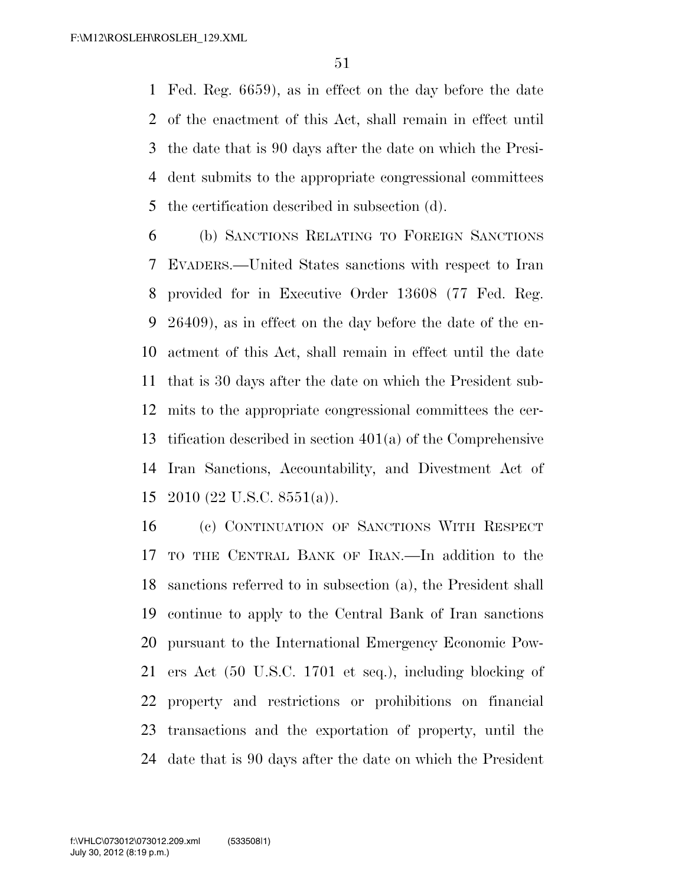Fed. Reg. 6659), as in effect on the day before the date of the enactment of this Act, shall remain in effect until the date that is 90 days after the date on which the President submits to the appropriate congressional committees the certification described in subsection (d).

(b) SANCTIONS RELATING TO FOREIGN SANCTIONS EVADERS.—United States sanctions with respect to Iran provided for in Executive Order 13608 (77 Fed. Reg. 26409), as in effect on the day before the date of the enactment of this Act, shall remain in effect until the date that is 30 days after the date on which the President submits to the appropriate congressional committees the certification described in section 401(a) of the Comprehensive Iran Sanctions, Accountability, and Divestment Act of 2010 (22 U.S.C. 8551(a)).

(c) CONTINUATION OF SANCTIONS WITH RESPECT TO THE CENTRAL BANK OF IRAN.—In addition to the sanctions referred to in subsection (a), the President shall continue to apply to the Central Bank of Iran sanctions pursuant to the International Emergency Economic Powers Act (50 U.S.C. 1701 et seq.), including blocking of property and restrictions or prohibitions on financial transactions and the exportation of property, until the date that is 90 days after the date on which the President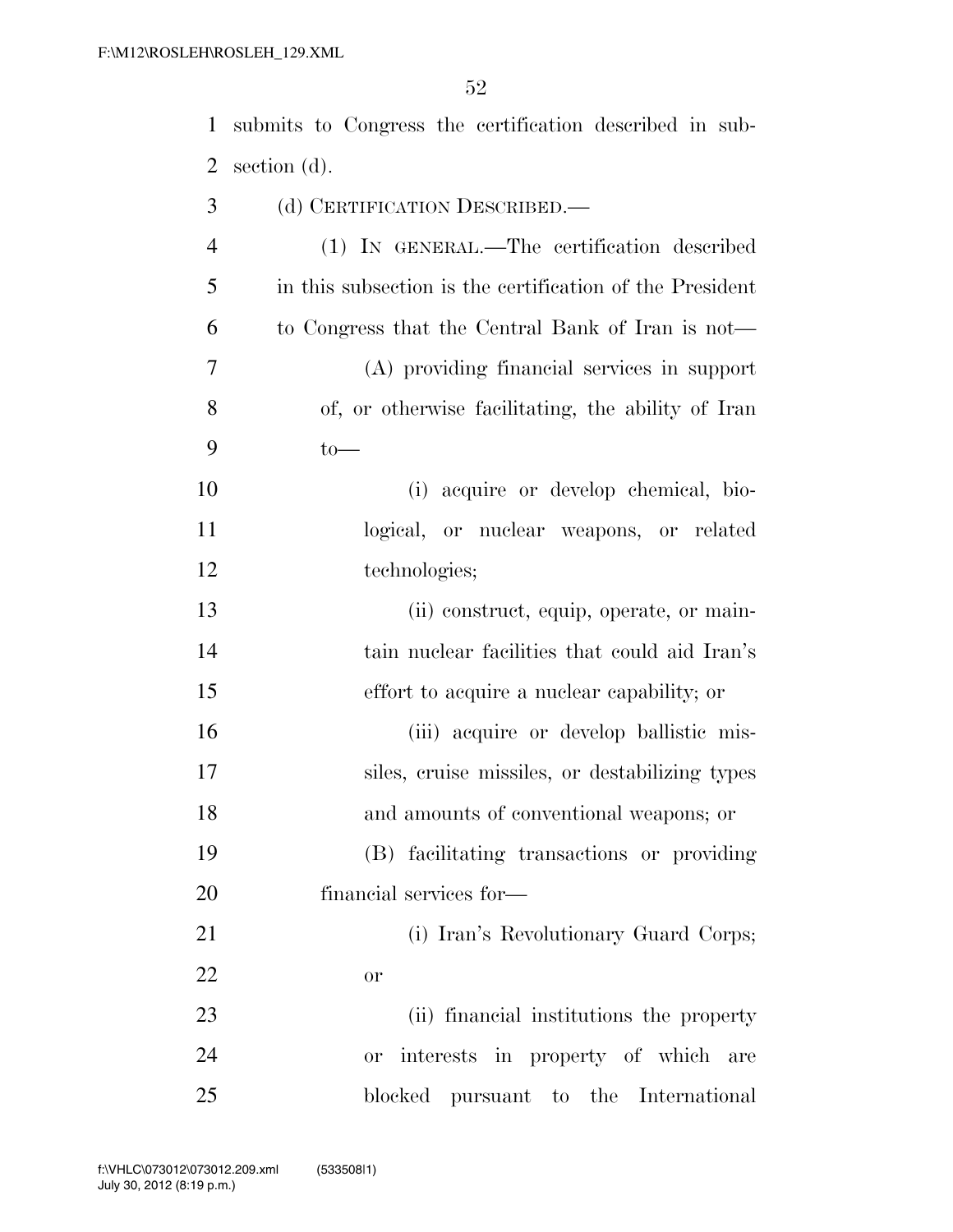submits to Congress the certification described in subsection (d).

(d) CERTIFICATION DESCRIBED.—

(1) IN GENERAL.—The certification described in this subsection is the certification of the President to Congress that the Central Bank of Iran is not—

(A) providing financial services in support of, or otherwise facilitating, the ability of Iran to—

(i) acquire or develop chemical, biological, or nuclear weapons, or related technologies;

(ii) construct, equip, operate, or maintain nuclear facilities that could aid Iran's effort to acquire a nuclear capability; or

(iii) acquire or develop ballistic missiles, cruise missiles, or destabilizing types and amounts of conventional weapons; or

(B) facilitating transactions or providing financial services for—

(i) Iran's Revolutionary Guard Corps; or

(ii) financial institutions the property or interests in property of which are blocked pursuant to the International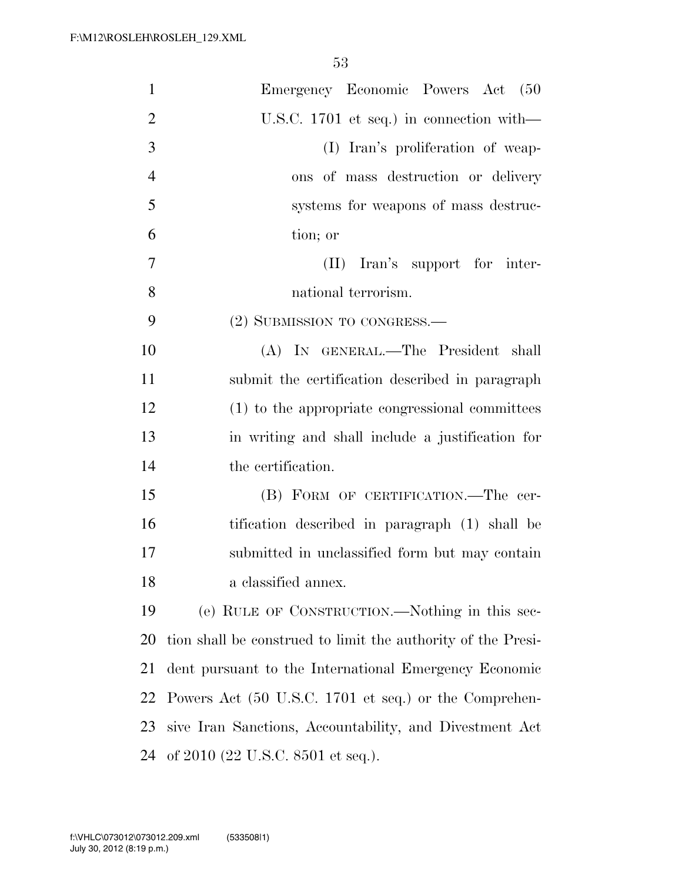Emergency Economic Powers Act (50 U.S.C. 1701 et seq.) in connection with—

(I) Iran's proliferation of weapons of mass destruction or delivery systems for weapons of mass destruction; or

(II) Iran's support for international terrorism.

(2) SUBMISSION TO CONGRESS.—

(A) IN GENERAL.—The President shall submit the certification described in paragraph (1) to the appropriate congressional committees in writing and shall include a justification for the certification.

(B) FORM OF CERTIFICATION.—The certification described in paragraph (1) shall be submitted in unclassified form but may contain a classified annex.

(e) RULE OF CONSTRUCTION.—Nothing in this section shall be construed to limit the authority of the President pursuant to the International Emergency Economic Powers Act (50 U.S.C. 1701 et seq.) or the Comprehensive Iran Sanctions, Accountability, and Divestment Act of 2010 (22 U.S.C. 8501 et seq.).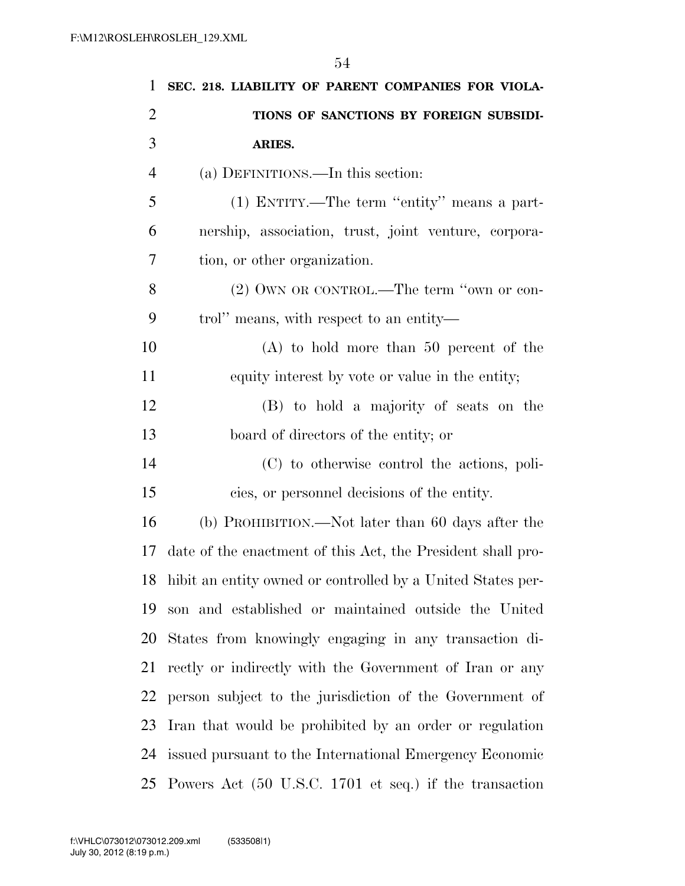**SEC. 218. LIABILITY OF PARENT COMPANIES FOR VIOLATIONS OF SANCTIONS BY FOREIGN SUBSIDIARIES.**

(a) DEFINITIONS.—In this section:

(1) ENTITY.—The term "entity" means a partnership, association, trust, joint venture, corporation, or other organization.

(2) OWN OR CONTROL.—The term "own or control" means, with respect to an entity—

(A) to hold more than 50 percent of the equity interest by vote or value in the entity;

(B) to hold a majority of seats on the board of directors of the entity; or

(C) to otherwise control the actions, policies, or personnel decisions of the entity.

(b) PROHIBITION.—Not later than 60 days after the date of the enactment of this Act, the President shall prohibit an entity owned or controlled by a United States person and established or maintained outside the United States from knowingly engaging in any transaction directly or indirectly with the Government of Iran or any person subject to the jurisdiction of the Government of Iran that would be prohibited by an order or regulation issued pursuant to the International Emergency Economic Powers Act (50 U.S.C. 1701 et seq.) if the transaction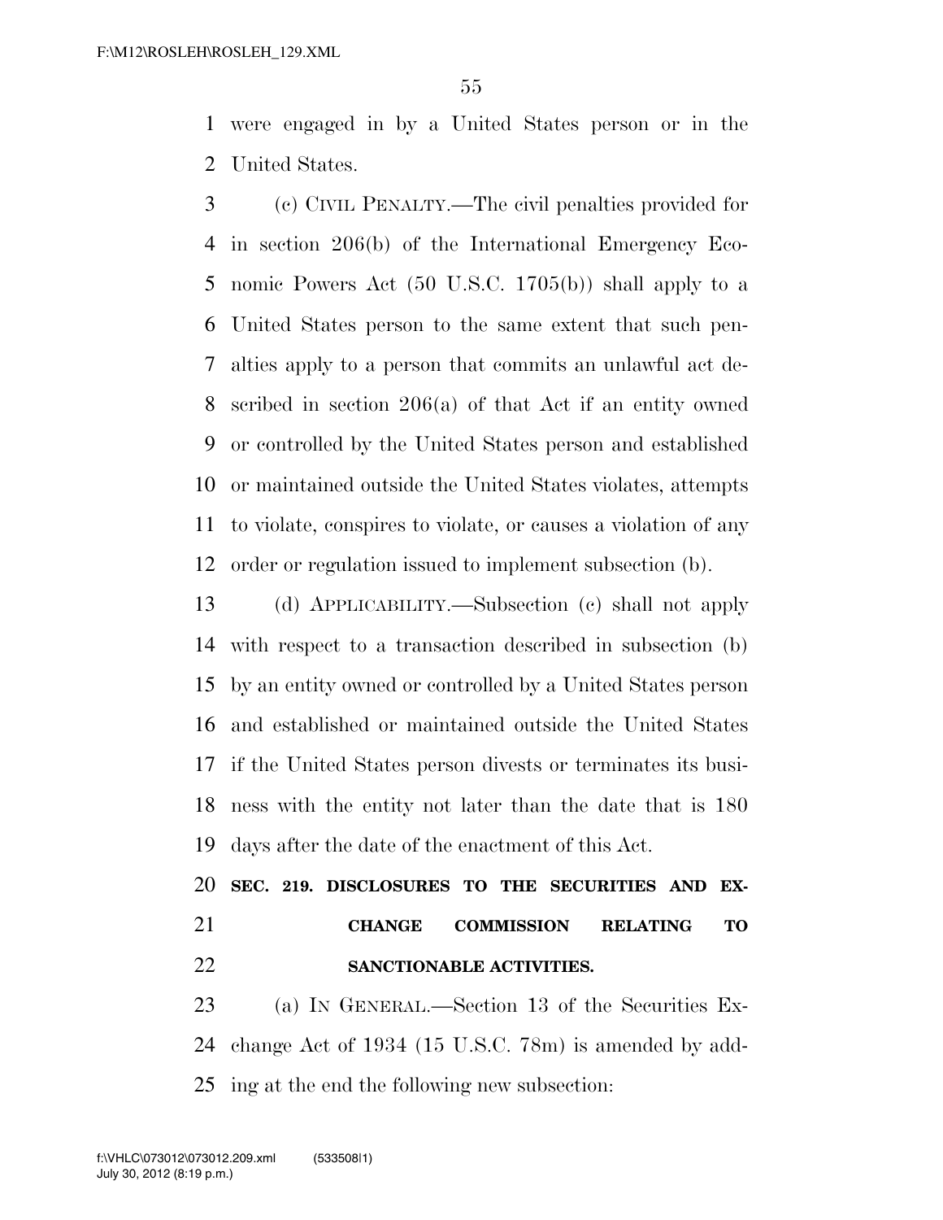were engaged in by a United States person or in the United States.

(c) CIVIL PENALTY.—The civil penalties provided for in section 206(b) of the International Emergency Economic Powers Act (50 U.S.C. 1705(b)) shall apply to a United States person to the same extent that such penalties apply to a person that commits an unlawful act described in section 206(a) of that Act if an entity owned or controlled by the United States person and established or maintained outside the United States violates, attempts to violate, conspires to violate, or causes a violation of any order or regulation issued to implement subsection (b).

(d) APPLICABILITY.—Subsection (c) shall not apply with respect to a transaction described in subsection (b) by an entity owned or controlled by a United States person and established or maintained outside the United States if the United States person divests or terminates its business with the entity not later than the date that is 180 days after the date of the enactment of this Act.

**SEC. 219. DISCLOSURES TO THE SECURITIES AND EXCHANGE COMMISSION RELATING TO SANCTIONABLE ACTIVITIES.**

(a) IN GENERAL.—Section 13 of the Securities Exchange Act of 1934 (15 U.S.C. 78m) is amended by adding at the end the following new subsection: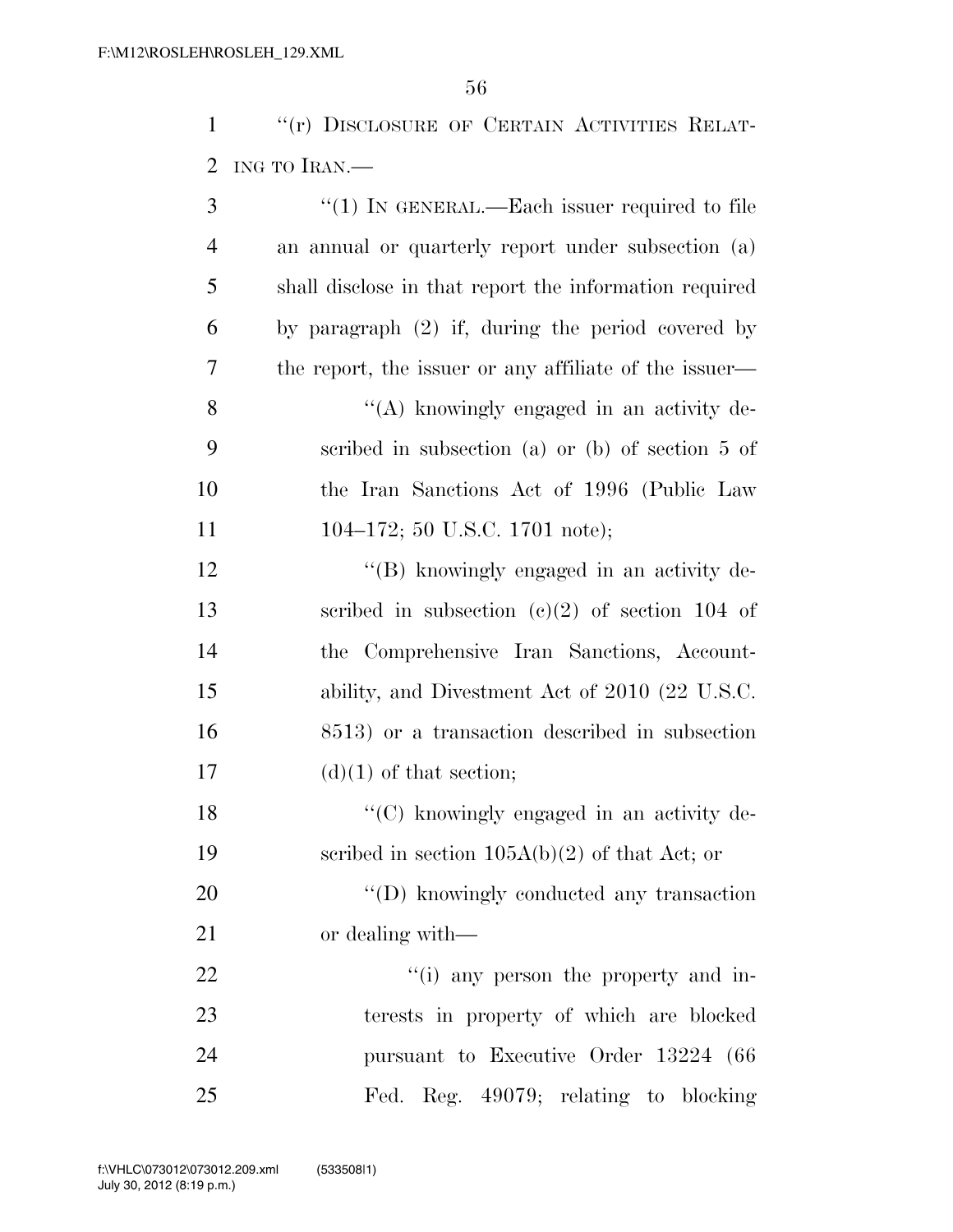"(r) DISCLOSURE OF CERTAIN ACTIVITIES RELATING TO IRAN.—

"(1) IN GENERAL.—Each issuer required to file an annual or quarterly report under subsection (a) shall disclose in that report the information required by paragraph (2) if, during the period covered by the report, the issuer or any affiliate of the issuer—

"(A) knowingly engaged in an activity described in subsection (a) or (b) of section 5 of the Iran Sanctions Act of 1996 (Public Law 104–172; 50 U.S.C. 1701 note);

"(B) knowingly engaged in an activity described in subsection (c)(2) of section 104 of the Comprehensive Iran Sanctions, Accountability, and Divestment Act of 2010 (22 U.S.C. 8513) or a transaction described in subsection (d)(1) of that section;

"(C) knowingly engaged in an activity described in section 105A(b)(2) of that Act; or

"(D) knowingly conducted any transaction or dealing with—

"(i) any person the property and interests in property of which are blocked pursuant to Executive Order 13224 (66 Fed. Reg. 49079; relating to blocking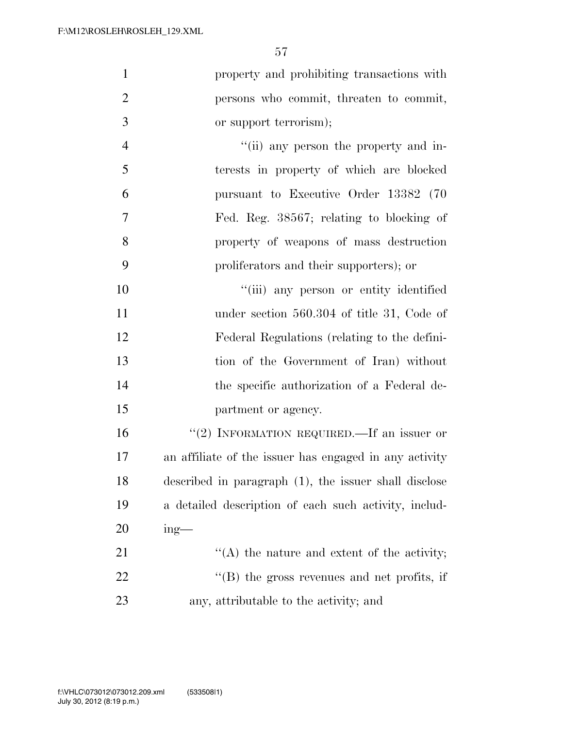property and prohibiting transactions with persons who commit, threaten to commit, or support terrorism);

"(ii) any person the property and interests in property of which are blocked pursuant to Executive Order 13382 (70 Fed. Reg. 38567; relating to blocking of property of weapons of mass destruction proliferators and their supporters); or

"(iii) any person or entity identified under section 560.304 of title 31, Code of Federal Regulations (relating to the definition of the Government of Iran) without the specific authorization of a Federal department or agency.

"(2) INFORMATION REQUIRED.—If an issuer or an affiliate of the issuer has engaged in any activity described in paragraph (1), the issuer shall disclose a detailed description of each such activity, including—

"(A) the nature and extent of the activity;

"(B) the gross revenues and net profits, if any, attributable to the activity; and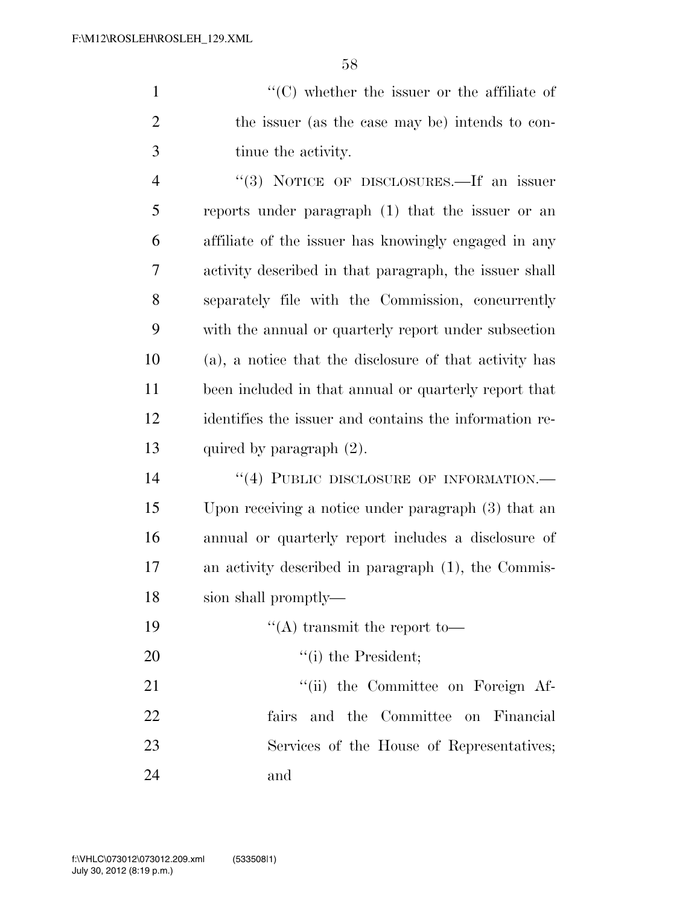''(C) whether the issuer or the affiliate of the issuer (as the case may be) intends to continue the activity.

''(3) NOTICE OF DISCLOSURES.—If an issuer reports under paragraph (1) that the issuer or an affiliate of the issuer has knowingly engaged in any activity described in that paragraph, the issuer shall separately file with the Commission, concurrently with the annual or quarterly report under subsection (a), a notice that the disclosure of that activity has been included in that annual or quarterly report that identifies the issuer and contains the information required by paragraph (2).

''(4) PUBLIC DISCLOSURE OF INFORMATION.—Upon receiving a notice under paragraph (3) that an annual or quarterly report includes a disclosure of an activity described in paragraph (1), the Commission shall promptly—

''(A) transmit the report to—

''(i) the President;

''(ii) the Committee on Foreign Affairs and the Committee on Financial Services of the House of Representatives; and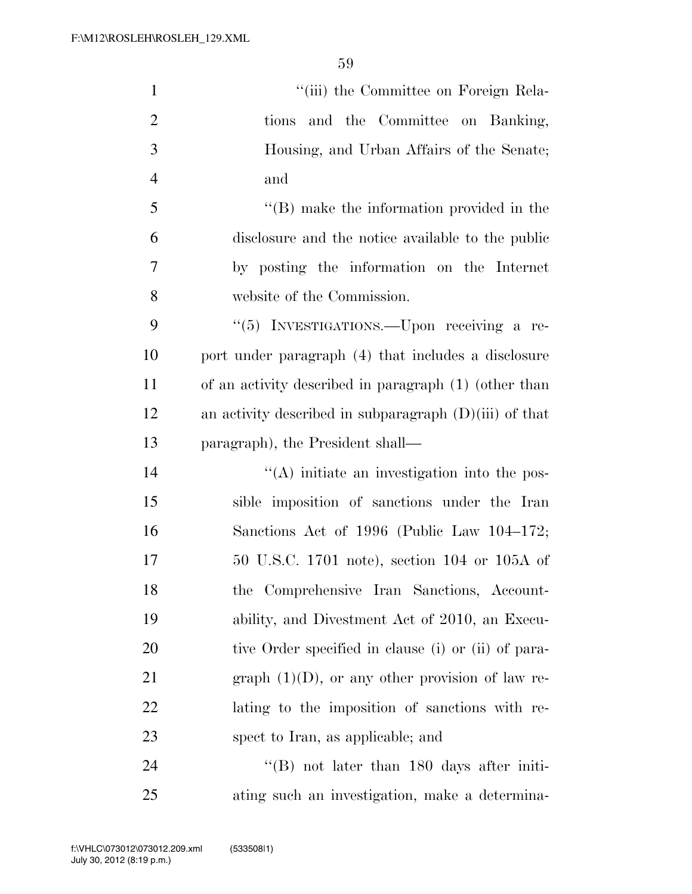''(iii) the Committee on Foreign Relations and the Committee on Banking, Housing, and Urban Affairs of the Senate; and

''(B) make the information provided in the disclosure and the notice available to the public by posting the information on the Internet website of the Commission.

''(5) INVESTIGATIONS.—Upon receiving a report under paragraph (4) that includes a disclosure of an activity described in paragraph (1) (other than an activity described in subparagraph (D)(iii) of that paragraph), the President shall—

''(A) initiate an investigation into the possible imposition of sanctions under the Iran Sanctions Act of 1996 (Public Law 104–172; 50 U.S.C. 1701 note), section 104 or 105A of the Comprehensive Iran Sanctions, Accountability, and Divestment Act of 2010, an Executive Order specified in clause (i) or (ii) of paragraph (1)(D), or any other provision of law relating to the imposition of sanctions with respect to Iran, as applicable; and

''(B) not later than 180 days after initiating such an investigation, make a determina-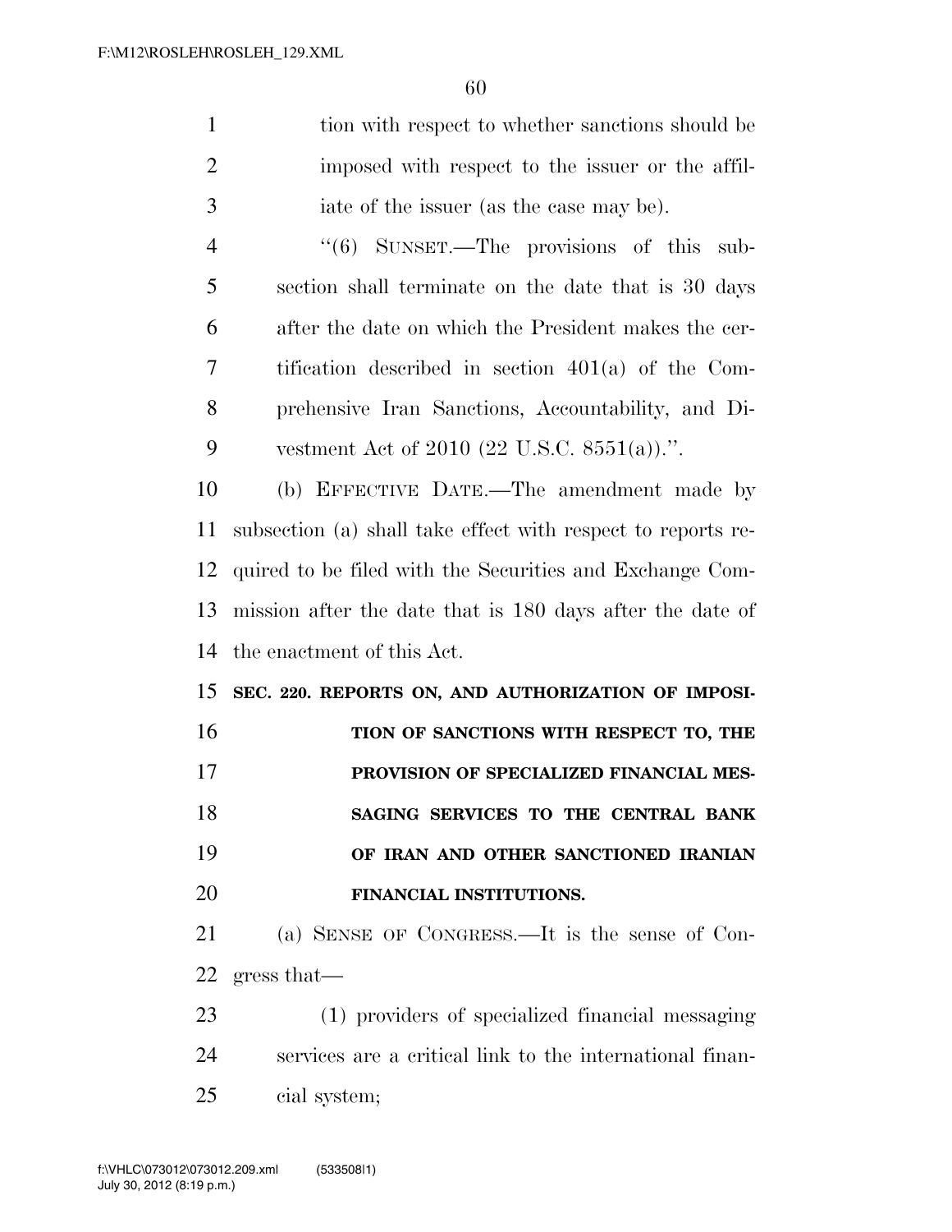tion with respect to whether sanctions should be imposed with respect to the issuer or the affiliate of the issuer (as the case may be).

"(6) SUNSET.—The provisions of this subsection shall terminate on the date that is 30 days after the date on which the President makes the certification described in section 401(a) of the Comprehensive Iran Sanctions, Accountability, and Divestment Act of 2010 (22 U.S.C. 8551(a)).".

(b) EFFECTIVE DATE.—The amendment made by subsection (a) shall take effect with respect to reports required to be filed with the Securities and Exchange Commission after the date that is 180 days after the date of the enactment of this Act.

**SEC. 220. REPORTS ON, AND AUTHORIZATION OF IMPOSITION OF SANCTIONS WITH RESPECT TO, THE PROVISION OF SPECIALIZED FINANCIAL MESSAGING SERVICES TO THE CENTRAL BANK OF IRAN AND OTHER SANCTIONED IRANIAN FINANCIAL INSTITUTIONS.**

(a) SENSE OF CONGRESS.—It is the sense of Congress that—

(1) providers of specialized financial messaging services are a critical link to the international financial system;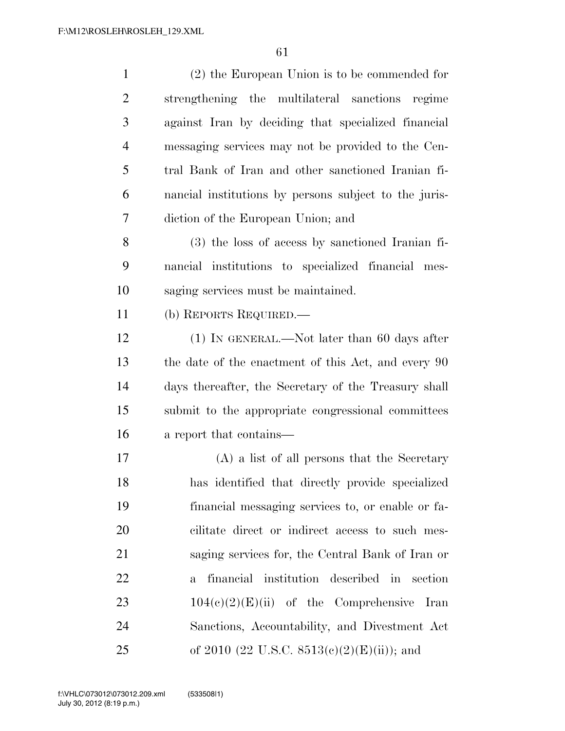(2) the European Union is to be commended for strengthening the multilateral sanctions regime against Iran by deciding that specialized financial messaging services may not be provided to the Central Bank of Iran and other sanctioned Iranian financial institutions by persons subject to the jurisdiction of the European Union; and

(3) the loss of access by sanctioned Iranian financial institutions to specialized financial messaging services must be maintained.

(b) REPORTS REQUIRED.—

(1) IN GENERAL.—Not later than 60 days after the date of the enactment of this Act, and every 90 days thereafter, the Secretary of the Treasury shall submit to the appropriate congressional committees a report that contains—

(A) a list of all persons that the Secretary has identified that directly provide specialized financial messaging services to, or enable or facilitate direct or indirect access to such messaging services for, the Central Bank of Iran or a financial institution described in section 104(c)(2)(E)(ii) of the Comprehensive Iran Sanctions, Accountability, and Divestment Act of 2010 (22 U.S.C. 8513(c)(2)(E)(ii)); and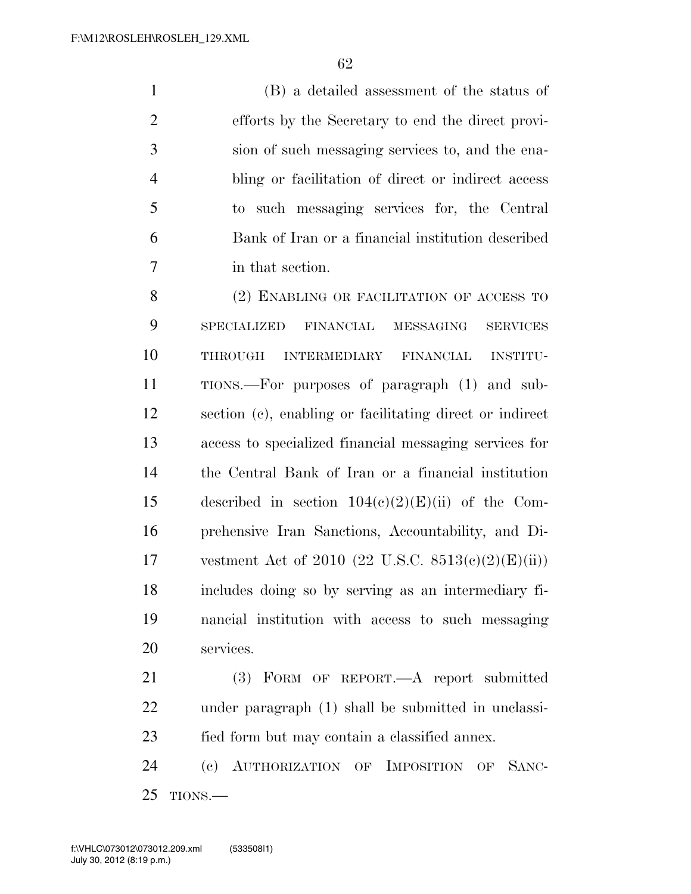(B) a detailed assessment of the status of efforts by the Secretary to end the direct provision of such messaging services to, and the enabling or facilitation of direct or indirect access to such messaging services for, the Central Bank of Iran or a financial institution described in that section.

(2) ENABLING OR FACILITATION OF ACCESS TO SPECIALIZED FINANCIAL MESSAGING SERVICES THROUGH INTERMEDIARY FINANCIAL INSTITUTIONS.—For purposes of paragraph (1) and subsection (c), enabling or facilitating direct or indirect access to specialized financial messaging services for the Central Bank of Iran or a financial institution described in section 104(c)(2)(E)(ii) of the Comprehensive Iran Sanctions, Accountability, and Divestment Act of 2010 (22 U.S.C. 8513(c)(2)(E)(ii)) includes doing so by serving as an intermediary financial institution with access to such messaging services.

(3) FORM OF REPORT.—A report submitted under paragraph (1) shall be submitted in unclassified form but may contain a classified annex.

(c) AUTHORIZATION OF IMPOSITION OF SANCTIONS.—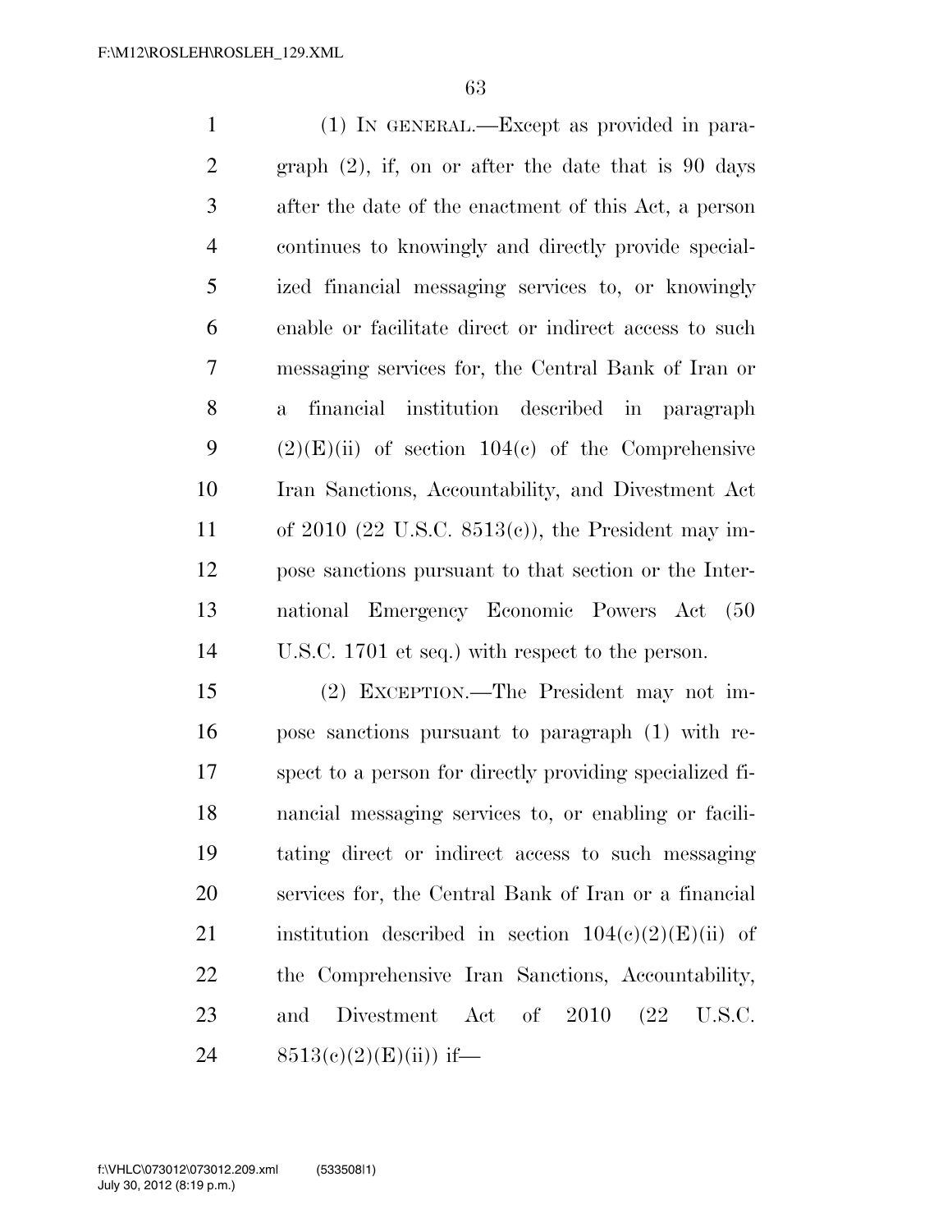(1) IN GENERAL.—Except as provided in paragraph (2), if, on or after the date that is 90 days after the date of the enactment of this Act, a person continues to knowingly and directly provide specialized financial messaging services to, or knowingly enable or facilitate direct or indirect access to such messaging services for, the Central Bank of Iran or a financial institution described in paragraph (2)(E)(ii) of section 104(c) of the Comprehensive Iran Sanctions, Accountability, and Divestment Act of 2010 (22 U.S.C. 8513(c)), the President may impose sanctions pursuant to that section or the International Emergency Economic Powers Act (50 U.S.C. 1701 et seq.) with respect to the person.

(2) EXCEPTION.—The President may not impose sanctions pursuant to paragraph (1) with respect to a person for directly providing specialized financial messaging services to, or enabling or facilitating direct or indirect access to such messaging services for, the Central Bank of Iran or a financial institution described in section 104(c)(2)(E)(ii) of the Comprehensive Iran Sanctions, Accountability, and Divestment Act of 2010 (22 U.S.C. 8513(c)(2)(E)(ii)) if—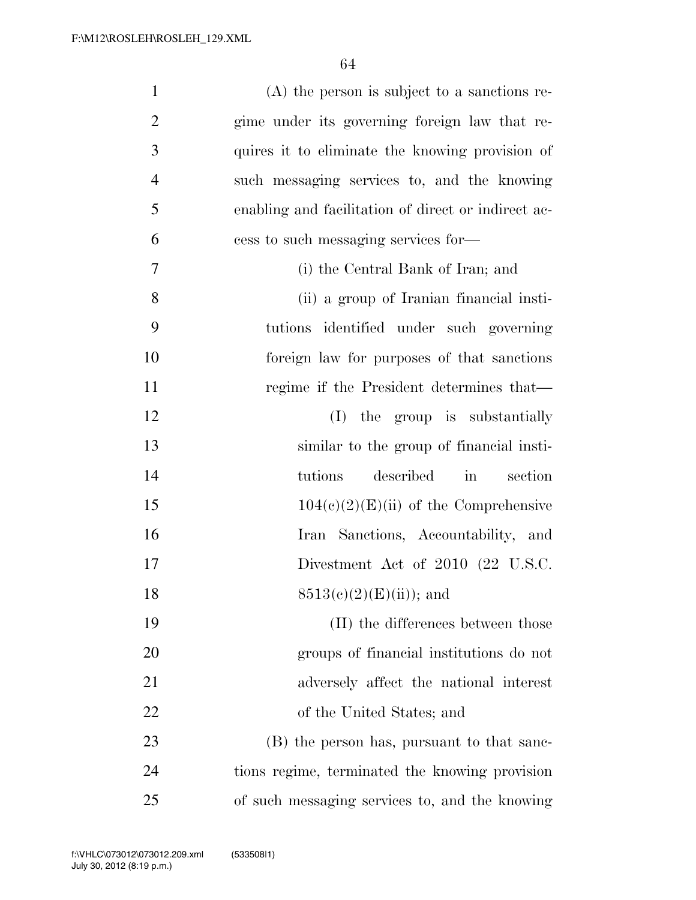(A) the person is subject to a sanctions regime under its governing foreign law that requires it to eliminate the knowing provision of such messaging services to, and the knowing enabling and facilitation of direct or indirect access to such messaging services for—

(i) the Central Bank of Iran; and

(ii) a group of Iranian financial institutions identified under such governing foreign law for purposes of that sanctions regime if the President determines that—

(I) the group is substantially similar to the group of financial institutions described in section 104(c)(2)(E)(ii) of the Comprehensive Iran Sanctions, Accountability, and Divestment Act of 2010 (22 U.S.C. 8513(c)(2)(E)(ii)); and

(II) the differences between those groups of financial institutions do not adversely affect the national interest of the United States; and

(B) the person has, pursuant to that sanctions regime, terminated the knowing provision of such messaging services to, and the knowing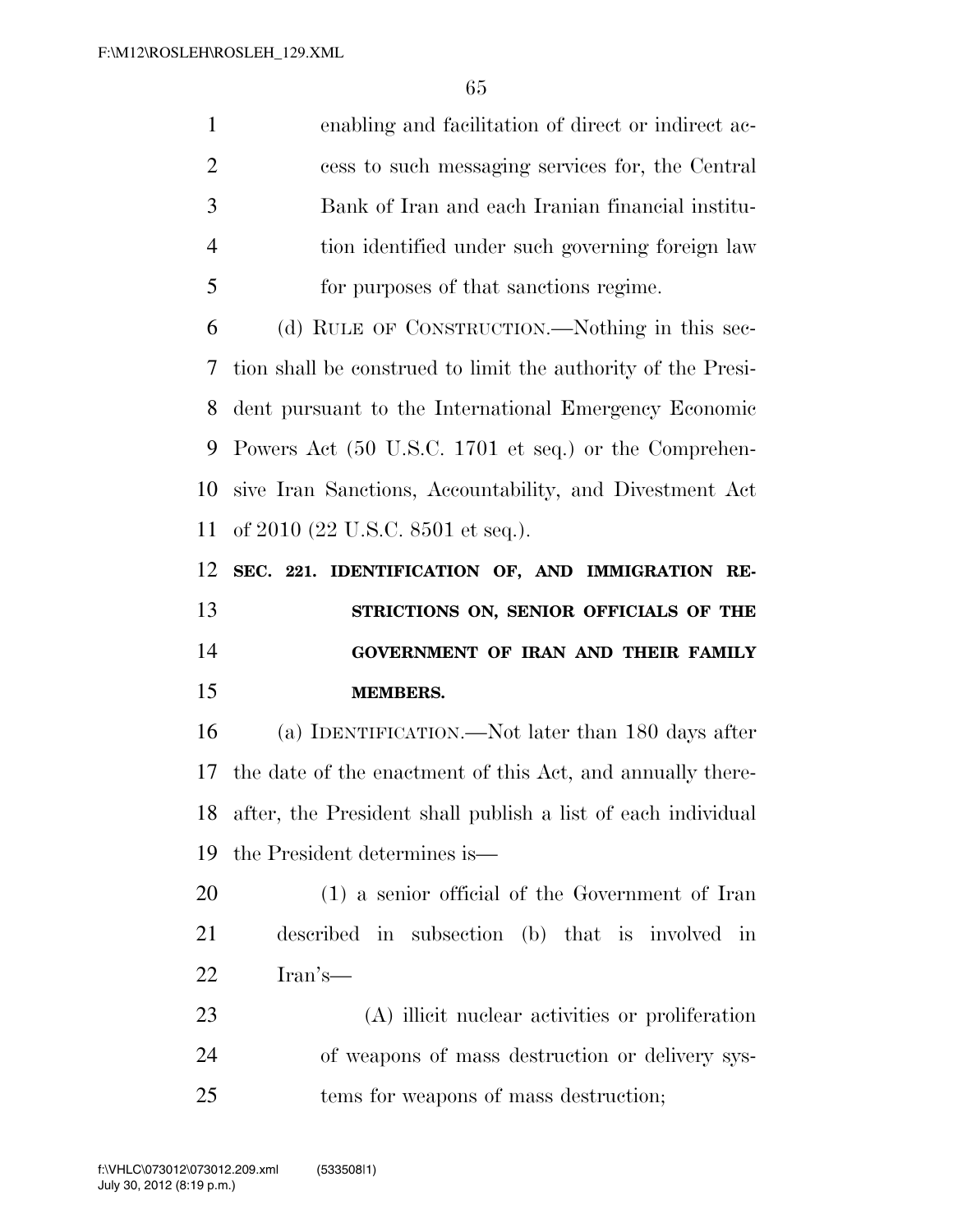enabling and facilitation of direct or indirect access to such messaging services for, the Central Bank of Iran and each Iranian financial institution identified under such governing foreign law for purposes of that sanctions regime.

(d) RULE OF CONSTRUCTION.—Nothing in this section shall be construed to limit the authority of the President pursuant to the International Emergency Economic Powers Act (50 U.S.C. 1701 et seq.) or the Comprehensive Iran Sanctions, Accountability, and Divestment Act of 2010 (22 U.S.C. 8501 et seq.).

**SEC. 221. IDENTIFICATION OF, AND IMMIGRATION RESTRICTIONS ON, SENIOR OFFICIALS OF THE GOVERNMENT OF IRAN AND THEIR FAMILY MEMBERS.**

(a) IDENTIFICATION.—Not later than 180 days after the date of the enactment of this Act, and annually thereafter, the President shall publish a list of each individual the President determines is—

(1) a senior official of the Government of Iran described in subsection (b) that is involved in Iran's—

(A) illicit nuclear activities or proliferation of weapons of mass destruction or delivery systems for weapons of mass destruction;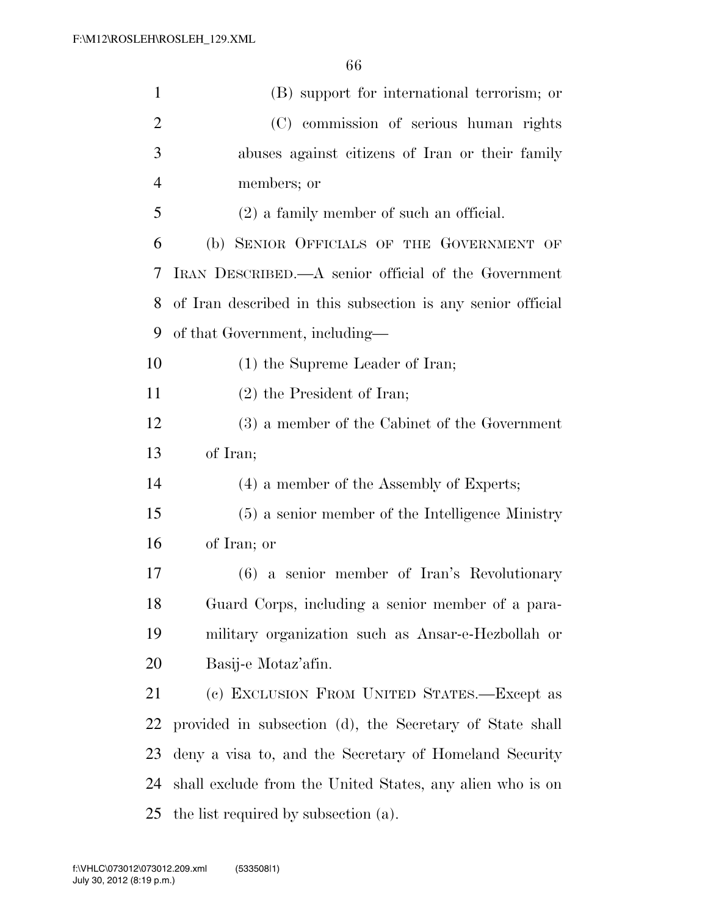(B) support for international terrorism; or

(C) commission of serious human rights abuses against citizens of Iran or their family members; or

(2) a family member of such an official.

(b) SENIOR OFFICIALS OF THE GOVERNMENT OF IRAN DESCRIBED.—A senior official of the Government of Iran described in this subsection is any senior official of that Government, including—

(1) the Supreme Leader of Iran;

(2) the President of Iran;

(3) a member of the Cabinet of the Government of Iran;

(4) a member of the Assembly of Experts;

(5) a senior member of the Intelligence Ministry of Iran; or

(6) a senior member of Iran's Revolutionary Guard Corps, including a senior member of a paramilitary organization such as Ansar-e-Hezbollah or Basij-e Motaz'afin.

(c) EXCLUSION FROM UNITED STATES.—Except as provided in subsection (d), the Secretary of State shall deny a visa to, and the Secretary of Homeland Security shall exclude from the United States, any alien who is on the list required by subsection (a).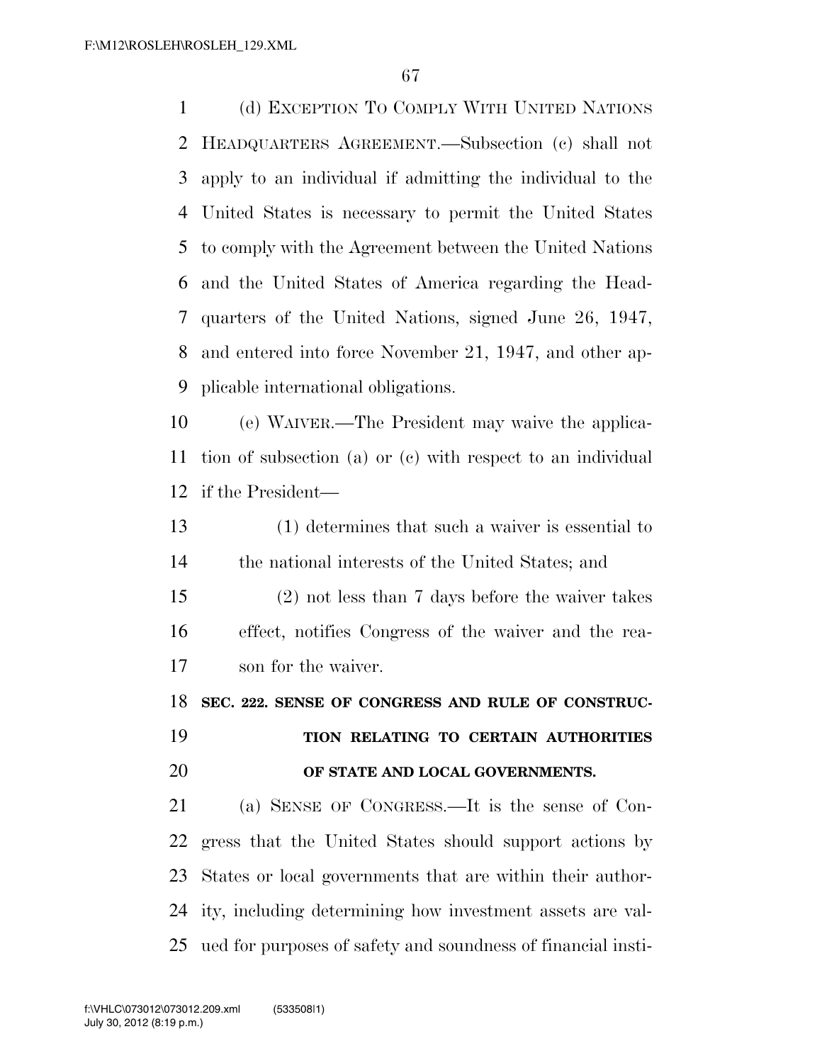(d) EXCEPTION TO COMPLY WITH UNITED NATIONS HEADQUARTERS AGREEMENT.—Subsection (c) shall not apply to an individual if admitting the individual to the United States is necessary to permit the United States to comply with the Agreement between the United Nations and the United States of America regarding the Headquarters of the United Nations, signed June 26, 1947, and entered into force November 21, 1947, and other applicable international obligations.

(e) WAIVER.—The President may waive the application of subsection (a) or (c) with respect to an individual if the President—

(1) determines that such a waiver is essential to the national interests of the United States; and

(2) not less than 7 days before the waiver takes effect, notifies Congress of the waiver and the reason for the waiver.

**SEC. 222. SENSE OF CONGRESS AND RULE OF CONSTRUCTION RELATING TO CERTAIN AUTHORITIES OF STATE AND LOCAL GOVERNMENTS.**

(a) SENSE OF CONGRESS.—It is the sense of Congress that the United States should support actions by States or local governments that are within their authority, including determining how investment assets are valued for purposes of safety and soundness of financial insti-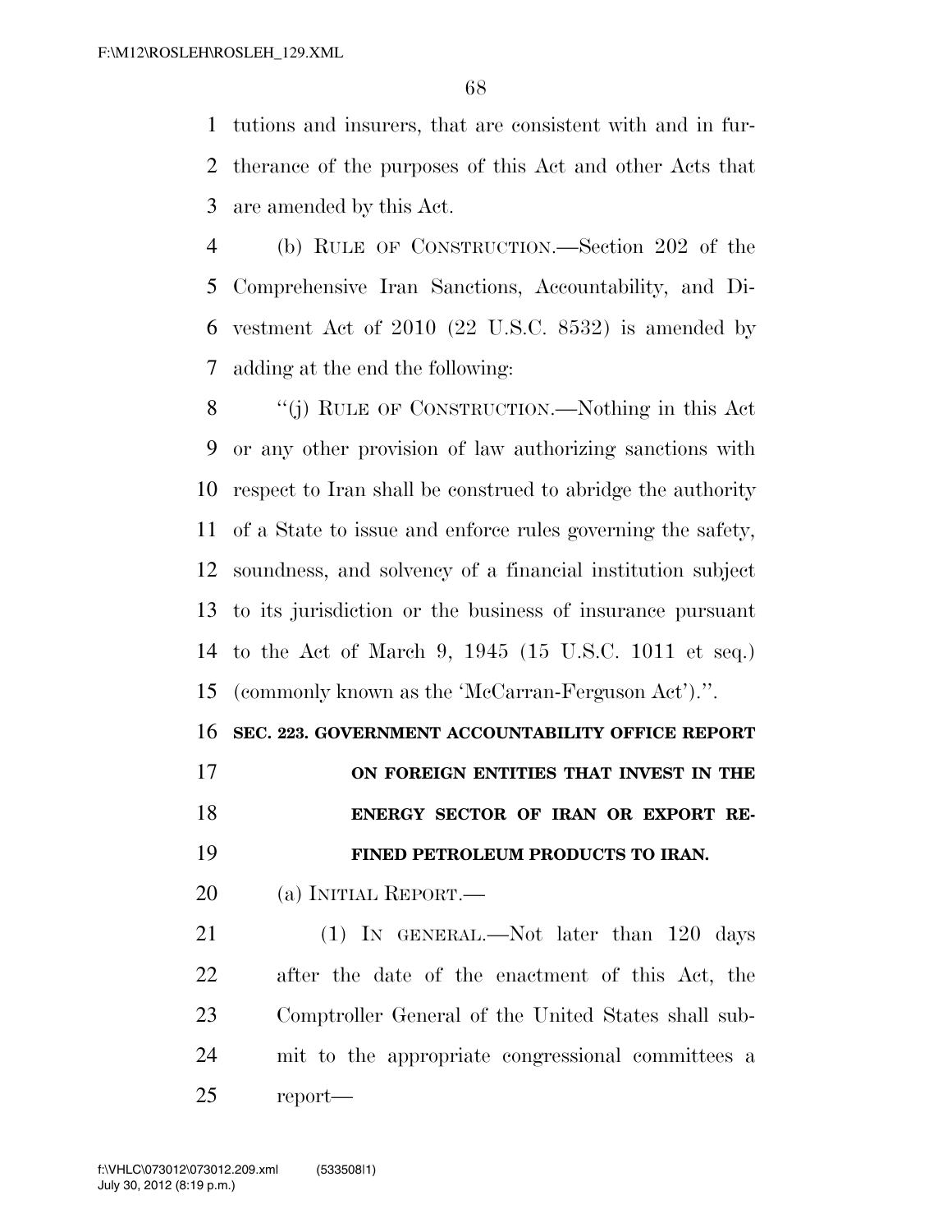tutions and insurers, that are consistent with and in furtherance of the purposes of this Act and other Acts that are amended by this Act.

(b) RULE OF CONSTRUCTION.—Section 202 of the Comprehensive Iran Sanctions, Accountability, and Divestment Act of 2010 (22 U.S.C. 8532) is amended by adding at the end the following:

"(j) RULE OF CONSTRUCTION.—Nothing in this Act or any other provision of law authorizing sanctions with respect to Iran shall be construed to abridge the authority of a State to issue and enforce rules governing the safety, soundness, and solvency of a financial institution subject to its jurisdiction or the business of insurance pursuant to the Act of March 9, 1945 (15 U.S.C. 1011 et seq.) (commonly known as the 'McCarran-Ferguson Act').".

**SEC. 223. GOVERNMENT ACCOUNTABILITY OFFICE REPORT ON FOREIGN ENTITIES THAT INVEST IN THE ENERGY SECTOR OF IRAN OR EXPORT REFINED PETROLEUM PRODUCTS TO IRAN.**

(a) INITIAL REPORT.—

(1) IN GENERAL.—Not later than 120 days after the date of the enactment of this Act, the Comptroller General of the United States shall submit to the appropriate congressional committees a report—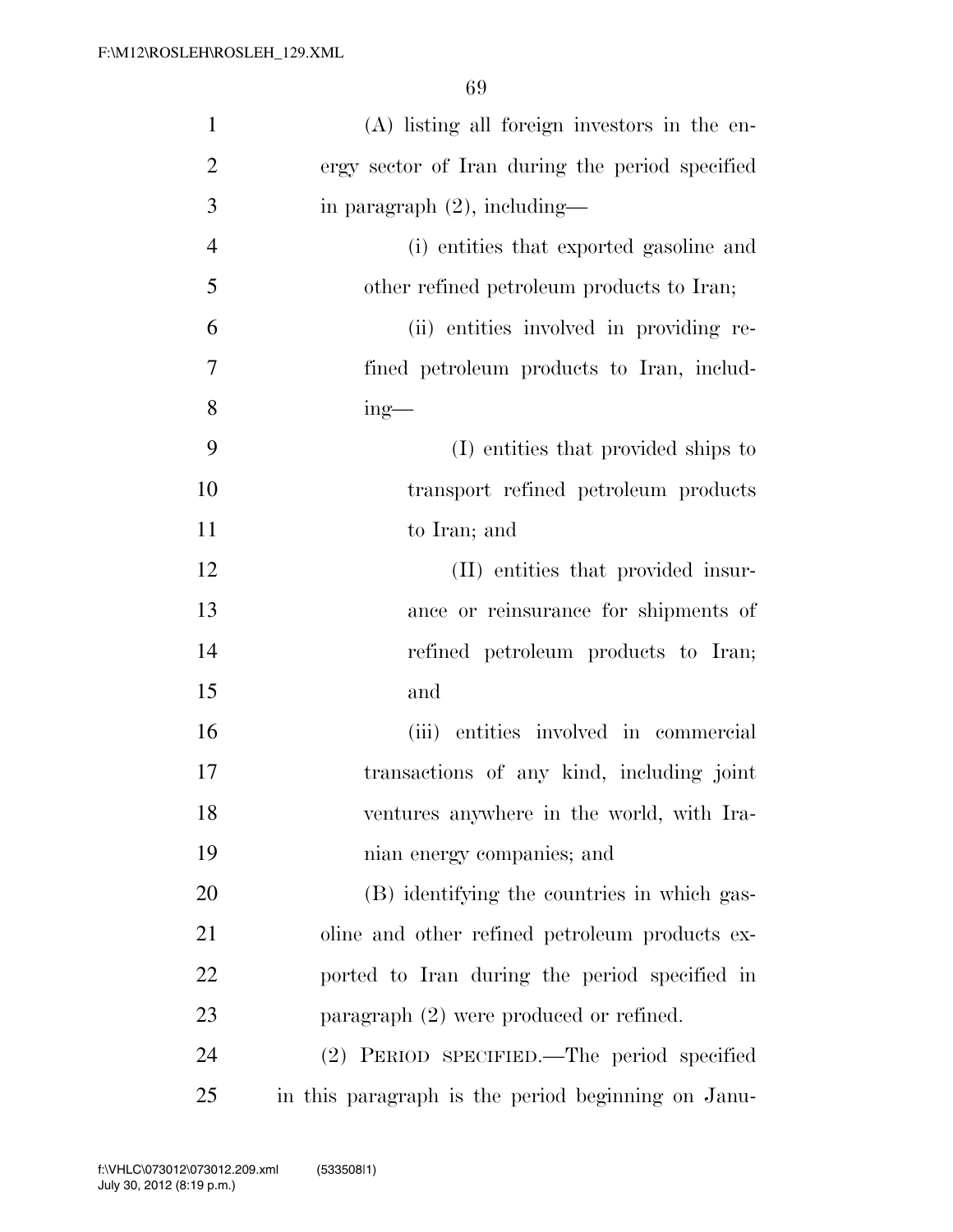(A) listing all foreign investors in the energy sector of Iran during the period specified in paragraph (2), including—

(i) entities that exported gasoline and other refined petroleum products to Iran;

(ii) entities involved in providing refined petroleum products to Iran, including—

(I) entities that provided ships to transport refined petroleum products to Iran; and

(II) entities that provided insurance or reinsurance for shipments of refined petroleum products to Iran; and

(iii) entities involved in commercial transactions of any kind, including joint ventures anywhere in the world, with Iranian energy companies; and

(B) identifying the countries in which gasoline and other refined petroleum products exported to Iran during the period specified in paragraph (2) were produced or refined.

(2) PERIOD SPECIFIED.—The period specified in this paragraph is the period beginning on Janu-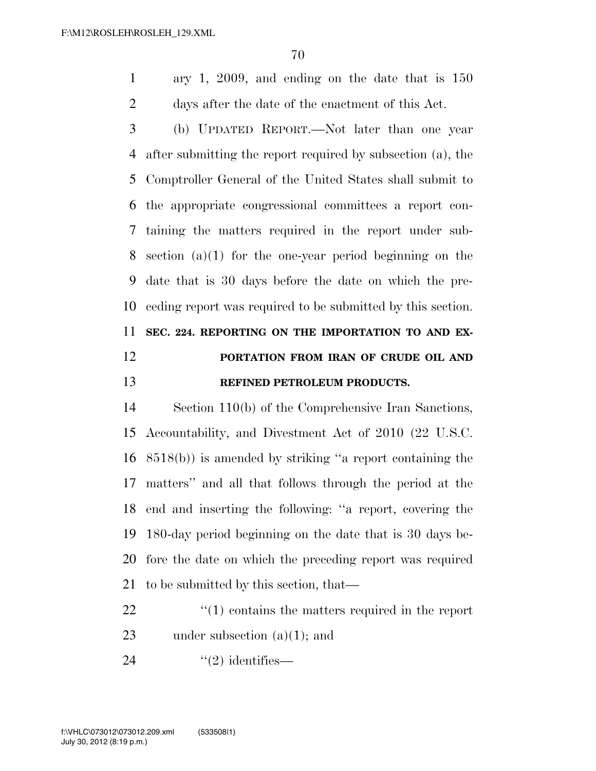ary 1, 2009, and ending on the date that is 150 days after the date of the enactment of this Act.

(b) UPDATED REPORT.—Not later than one year after submitting the report required by subsection (a), the Comptroller General of the United States shall submit to the appropriate congressional committees a report containing the matters required in the report under subsection (a)(1) for the one-year period beginning on the date that is 30 days before the date on which the preceding report was required to be submitted by this section.

**SEC. 224. REPORTING ON THE IMPORTATION TO AND EXPORTATION FROM IRAN OF CRUDE OIL AND REFINED PETROLEUM PRODUCTS.**

Section 110(b) of the Comprehensive Iran Sanctions, Accountability, and Divestment Act of 2010 (22 U.S.C. 8518(b)) is amended by striking "a report containing the matters" and all that follows through the period at the end and inserting the following: "a report, covering the 180-day period beginning on the date that is 30 days before the date on which the preceding report was required to be submitted by this section, that—

"(1) contains the matters required in the report under subsection (a)(1); and

"(2) identifies—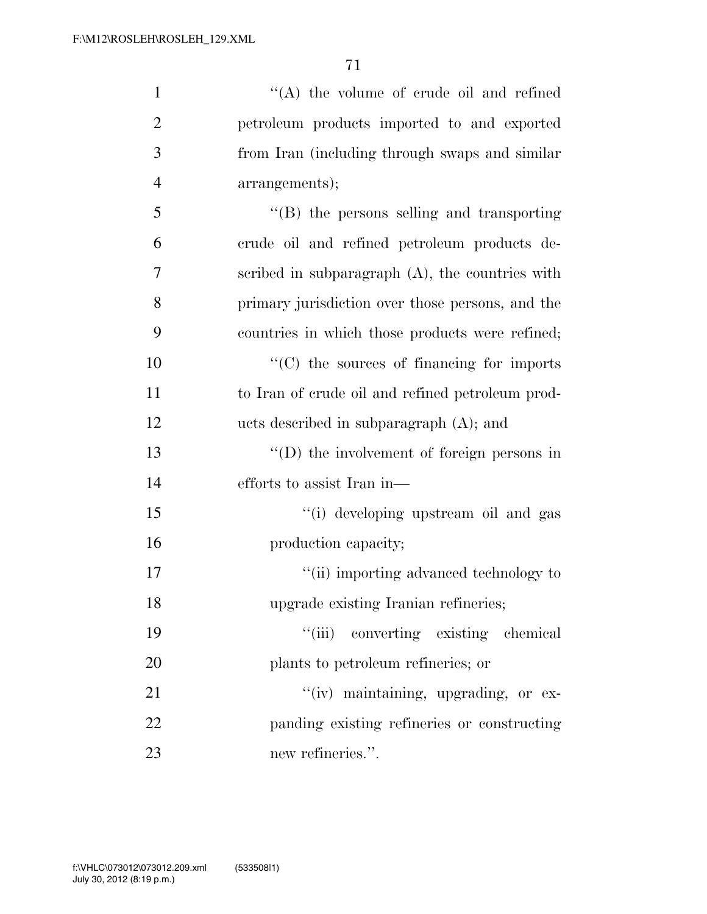''(A) the volume of crude oil and refined petroleum products imported to and exported from Iran (including through swaps and similar arrangements);

''(B) the persons selling and transporting crude oil and refined petroleum products described in subparagraph (A), the countries with primary jurisdiction over those persons, and the countries in which those products were refined;

''(C) the sources of financing for imports to Iran of crude oil and refined petroleum products described in subparagraph (A); and

''(D) the involvement of foreign persons in efforts to assist Iran in—

''(i) developing upstream oil and gas production capacity;

''(ii) importing advanced technology to upgrade existing Iranian refineries;

''(iii) converting existing chemical plants to petroleum refineries; or

''(iv) maintaining, upgrading, or expanding existing refineries or constructing new refineries.''.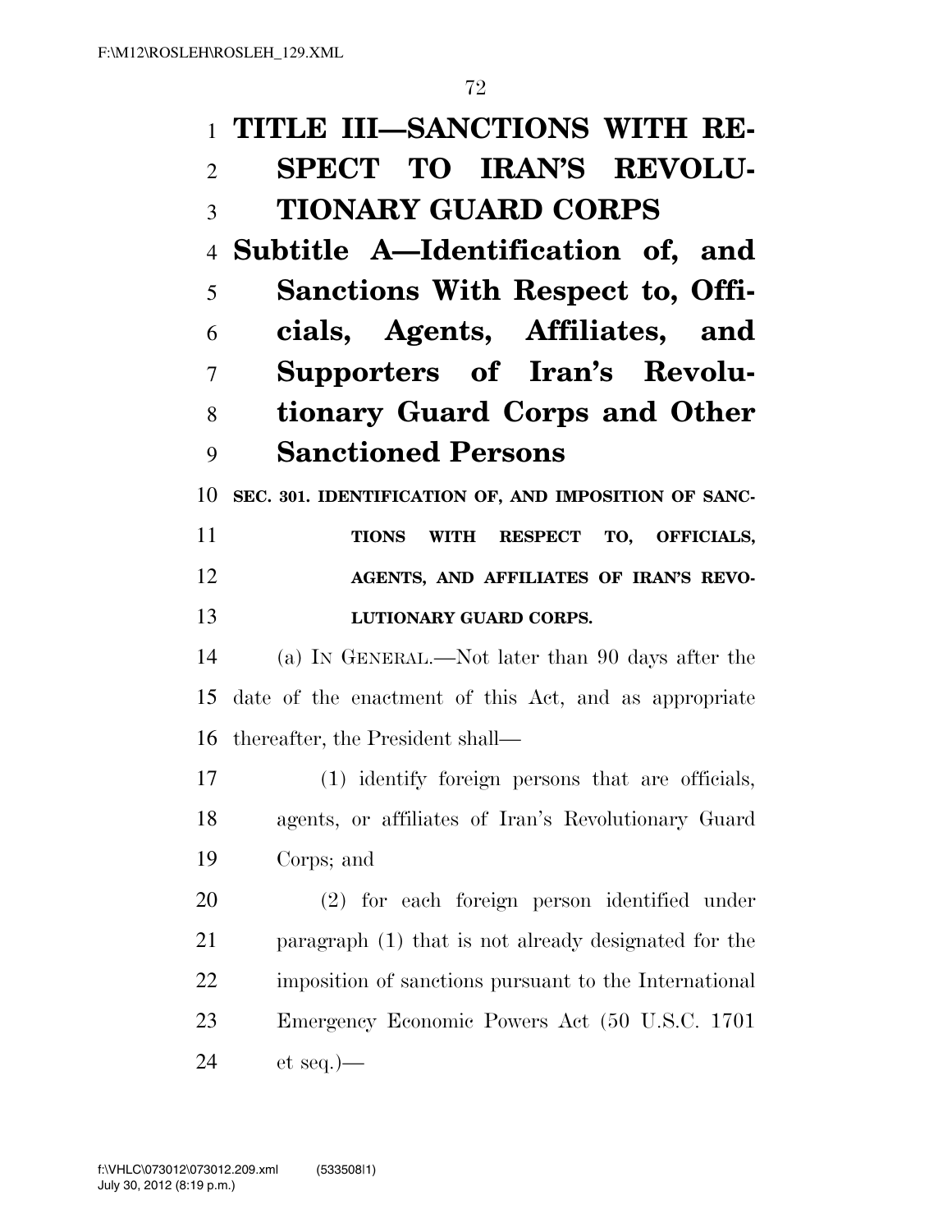# TITLE III—SANCTIONS WITH RESPECT TO IRAN'S REVOLUTIONARY GUARD CORPS

## Subtitle A—Identification of, and Sanctions With Respect to, Officials, Agents, Affiliates, and Supporters of Iran's Revolutionary Guard Corps and Other Sanctioned Persons

### SEC. 301. IDENTIFICATION OF, AND IMPOSITION OF SANCTIONS WITH RESPECT TO, OFFICIALS, AGENTS, AND AFFILIATES OF IRAN'S REVOLUTIONARY GUARD CORPS.

(a) IN GENERAL.—Not later than 90 days after the date of the enactment of this Act, and as appropriate thereafter, the President shall—

(1) identify foreign persons that are officials, agents, or affiliates of Iran's Revolutionary Guard Corps; and

(2) for each foreign person identified under paragraph (1) that is not already designated for the imposition of sanctions pursuant to the International Emergency Economic Powers Act (50 U.S.C. 1701 et seq.)—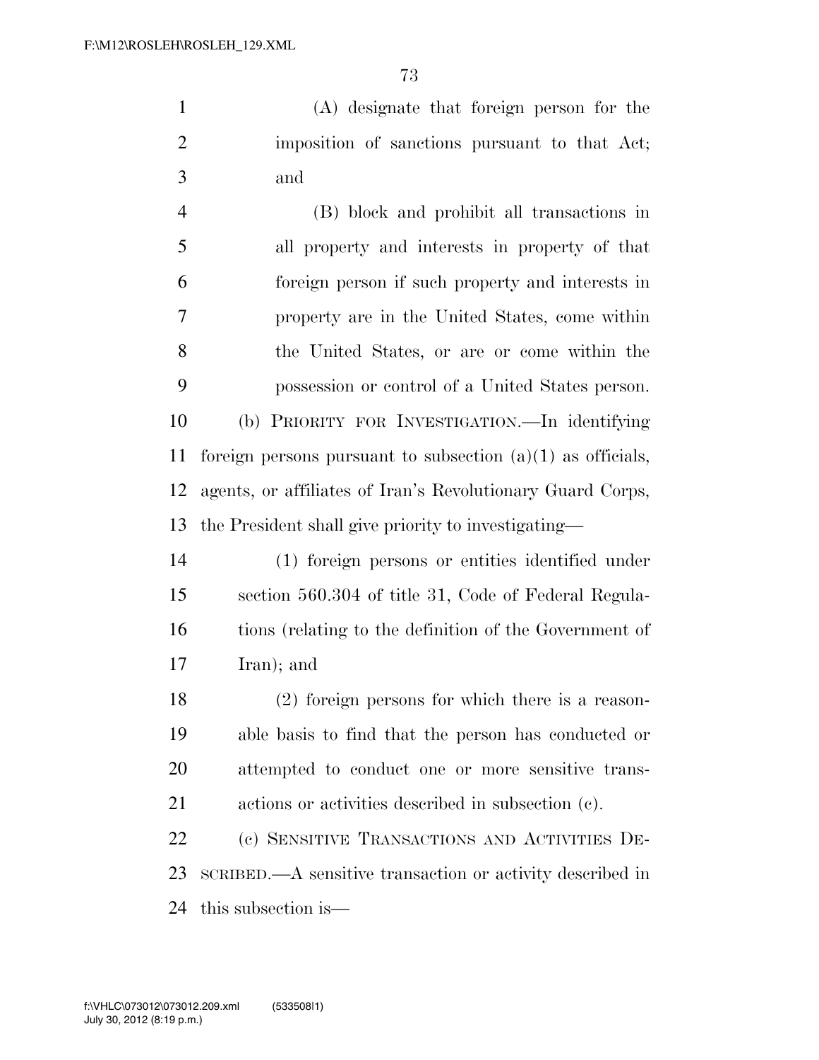(A) designate that foreign person for the imposition of sanctions pursuant to that Act; and

(B) block and prohibit all transactions in all property and interests in property of that foreign person if such property and interests in property are in the United States, come within the United States, or are or come within the possession or control of a United States person.

(b) PRIORITY FOR INVESTIGATION.—In identifying foreign persons pursuant to subsection (a)(1) as officials, agents, or affiliates of Iran's Revolutionary Guard Corps, the President shall give priority to investigating—

(1) foreign persons or entities identified under section 560.304 of title 31, Code of Federal Regulations (relating to the definition of the Government of Iran); and

(2) foreign persons for which there is a reasonable basis to find that the person has conducted or attempted to conduct one or more sensitive transactions or activities described in subsection (c).

(c) SENSITIVE TRANSACTIONS AND ACTIVITIES DESCRIBED.—A sensitive transaction or activity described in this subsection is—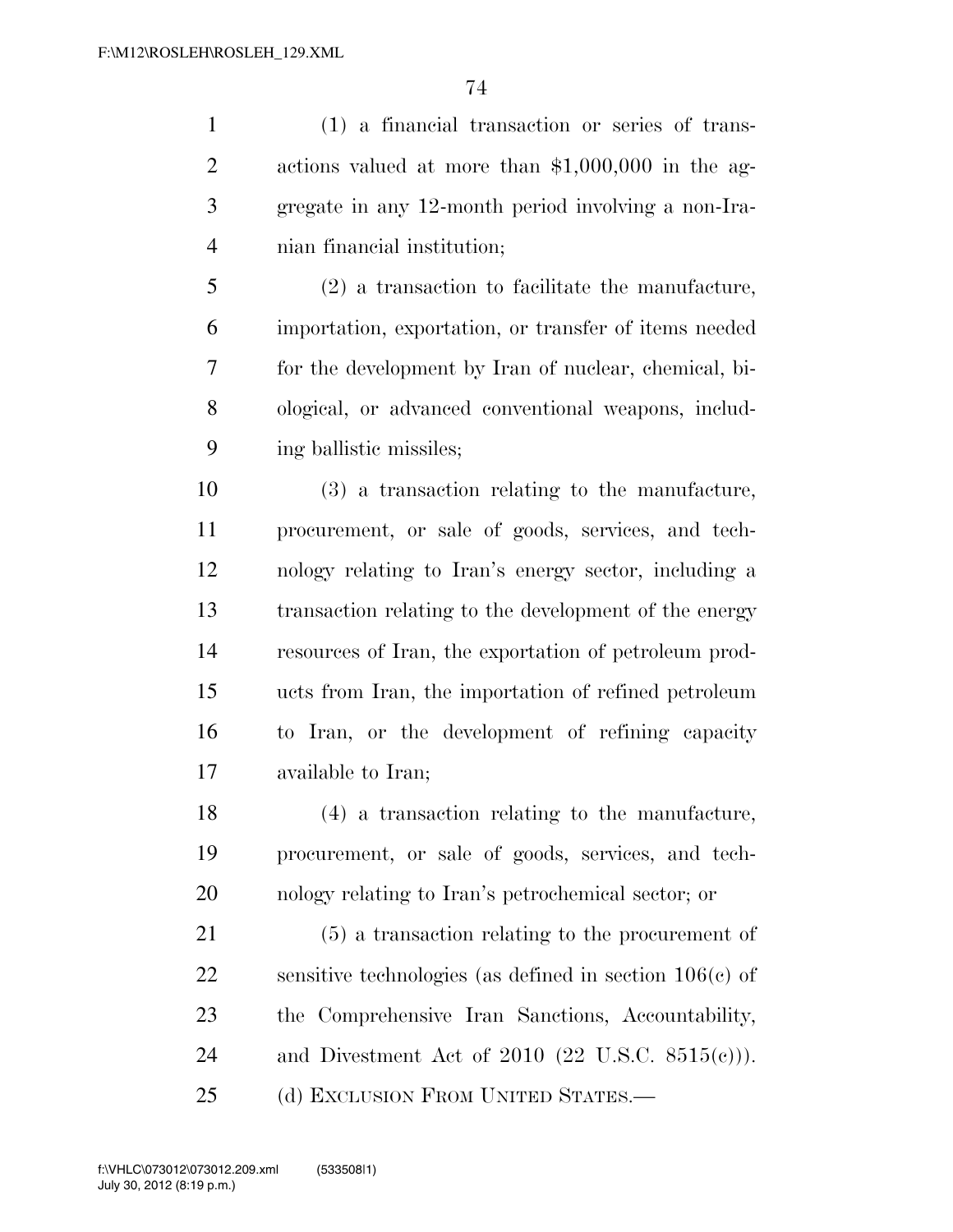(1) a financial transaction or series of transactions valued at more than $1,000,000 in the aggregate in any 12-month period involving a non-Iranian financial institution;

(2) a transaction to facilitate the manufacture, importation, exportation, or transfer of items needed for the development by Iran of nuclear, chemical, biological, or advanced conventional weapons, including ballistic missiles;

(3) a transaction relating to the manufacture, procurement, or sale of goods, services, and technology relating to Iran's energy sector, including a transaction relating to the development of the energy resources of Iran, the exportation of petroleum products from Iran, the importation of refined petroleum to Iran, or the development of refining capacity available to Iran;

(4) a transaction relating to the manufacture, procurement, or sale of goods, services, and technology relating to Iran's petrochemical sector; or

(5) a transaction relating to the procurement of sensitive technologies (as defined in section 106(c) of the Comprehensive Iran Sanctions, Accountability, and Divestment Act of 2010 (22 U.S.C. 8515(c))).

(d) EXCLUSION FROM UNITED STATES.—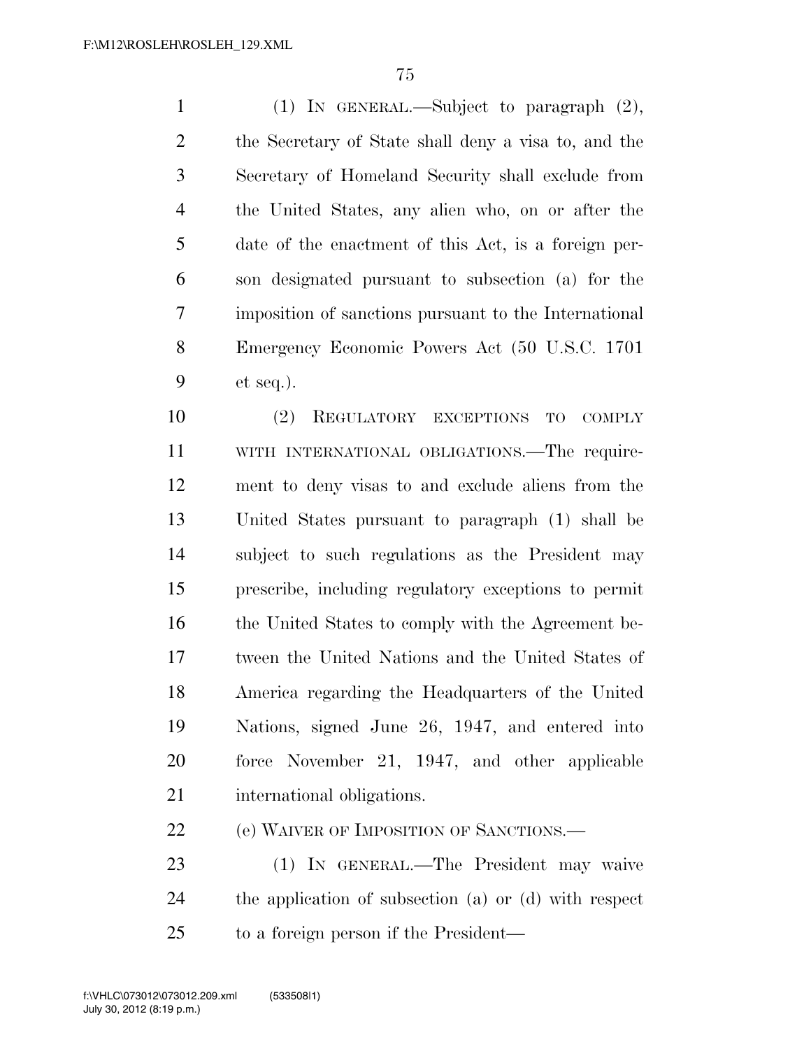(1) IN GENERAL.—Subject to paragraph (2), the Secretary of State shall deny a visa to, and the Secretary of Homeland Security shall exclude from the United States, any alien who, on or after the date of the enactment of this Act, is a foreign person designated pursuant to subsection (a) for the imposition of sanctions pursuant to the International Emergency Economic Powers Act (50 U.S.C. 1701 et seq.).

(2) REGULATORY EXCEPTIONS TO COMPLY WITH INTERNATIONAL OBLIGATIONS.—The requirement to deny visas to and exclude aliens from the United States pursuant to paragraph (1) shall be subject to such regulations as the President may prescribe, including regulatory exceptions to permit the United States to comply with the Agreement between the United Nations and the United States of America regarding the Headquarters of the United Nations, signed June 26, 1947, and entered into force November 21, 1947, and other applicable international obligations.

(e) WAIVER OF IMPOSITION OF SANCTIONS.—

(1) IN GENERAL.—The President may waive the application of subsection (a) or (d) with respect to a foreign person if the President—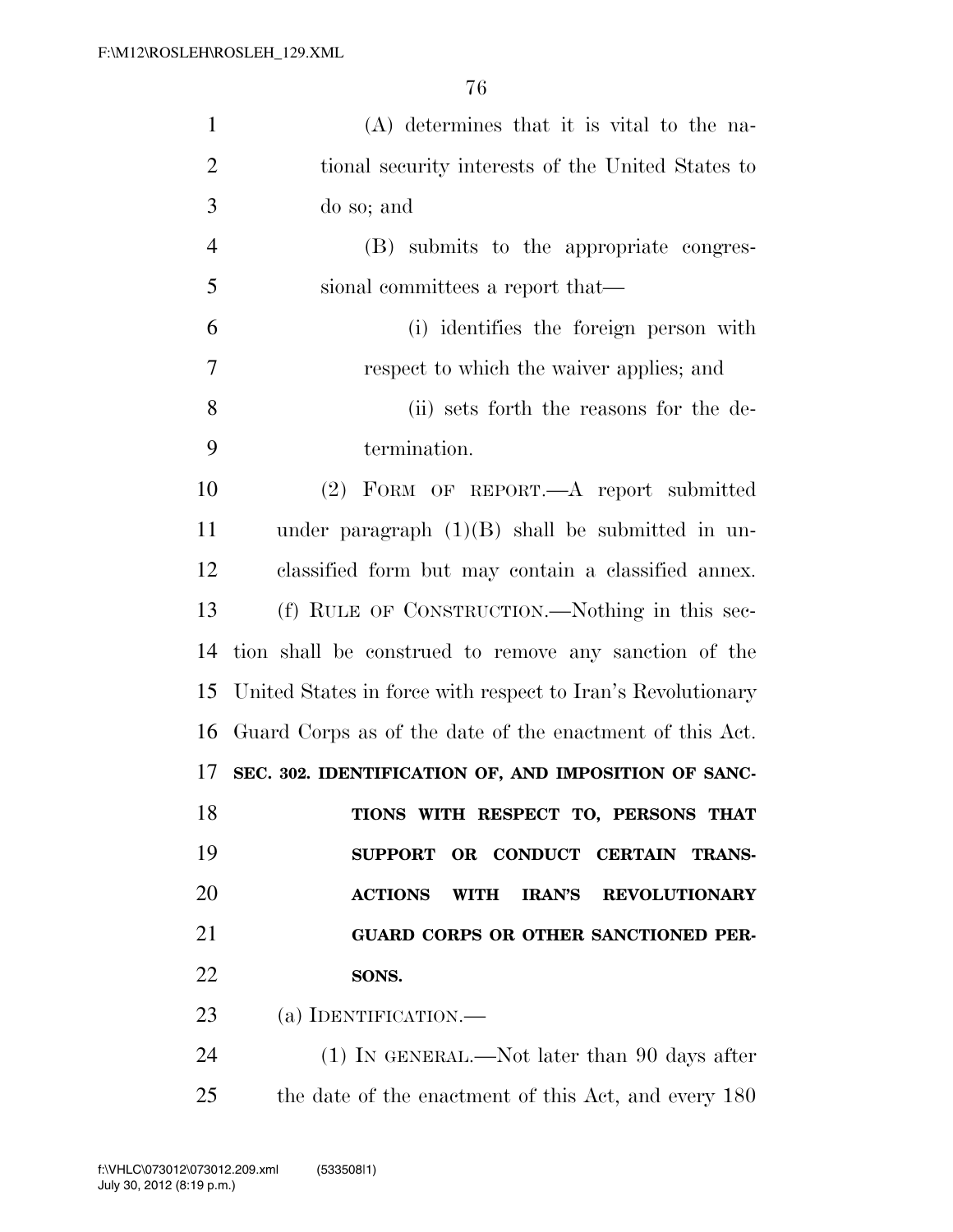(A) determines that it is vital to the national security interests of the United States to do so; and

(B) submits to the appropriate congressional committees a report that—

(i) identifies the foreign person with respect to which the waiver applies; and

(ii) sets forth the reasons for the determination.

(2) FORM OF REPORT.—A report submitted under paragraph (1)(B) shall be submitted in unclassified form but may contain a classified annex.

(f) RULE OF CONSTRUCTION.—Nothing in this section shall be construed to remove any sanction of the United States in force with respect to Iran's Revolutionary Guard Corps as of the date of the enactment of this Act.

**SEC. 302. IDENTIFICATION OF, AND IMPOSITION OF SANCTIONS WITH RESPECT TO, PERSONS THAT SUPPORT OR CONDUCT CERTAIN TRANSACTIONS WITH IRAN'S REVOLUTIONARY GUARD CORPS OR OTHER SANCTIONED PERSONS.**

(a) IDENTIFICATION.—

(1) IN GENERAL.—Not later than 90 days after the date of the enactment of this Act, and every 180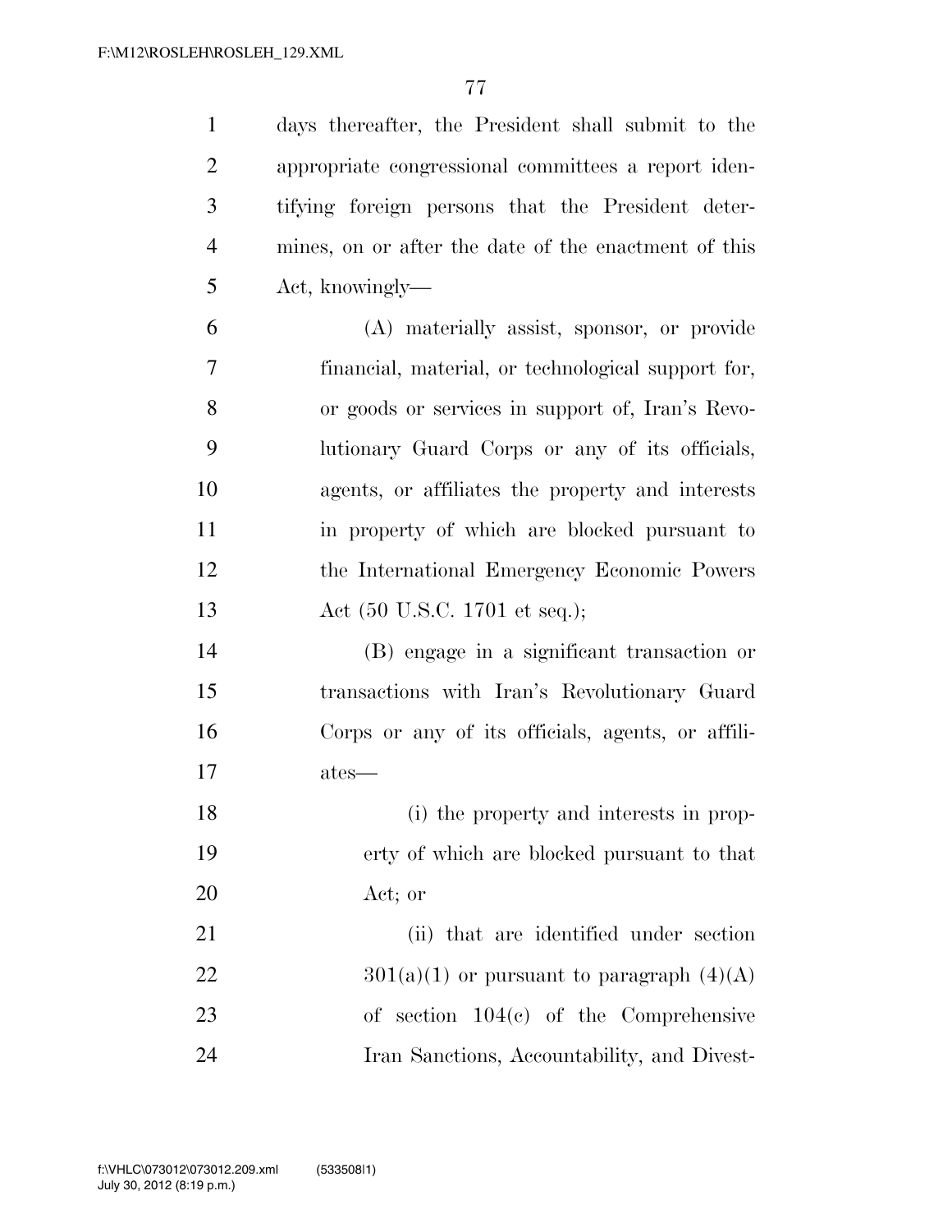days thereafter, the President shall submit to the appropriate congressional committees a report identifying foreign persons that the President determines, on or after the date of the enactment of this Act, knowingly—

(A) materially assist, sponsor, or provide financial, material, or technological support for, or goods or services in support of, Iran's Revolutionary Guard Corps or any of its officials, agents, or affiliates the property and interests in property of which are blocked pursuant to the International Emergency Economic Powers Act (50 U.S.C. 1701 et seq.);

(B) engage in a significant transaction or transactions with Iran's Revolutionary Guard Corps or any of its officials, agents, or affiliates—

(i) the property and interests in property of which are blocked pursuant to that Act; or

(ii) that are identified under section 301(a)(1) or pursuant to paragraph (4)(A) of section 104(c) of the Comprehensive Iran Sanctions, Accountability, and Divest-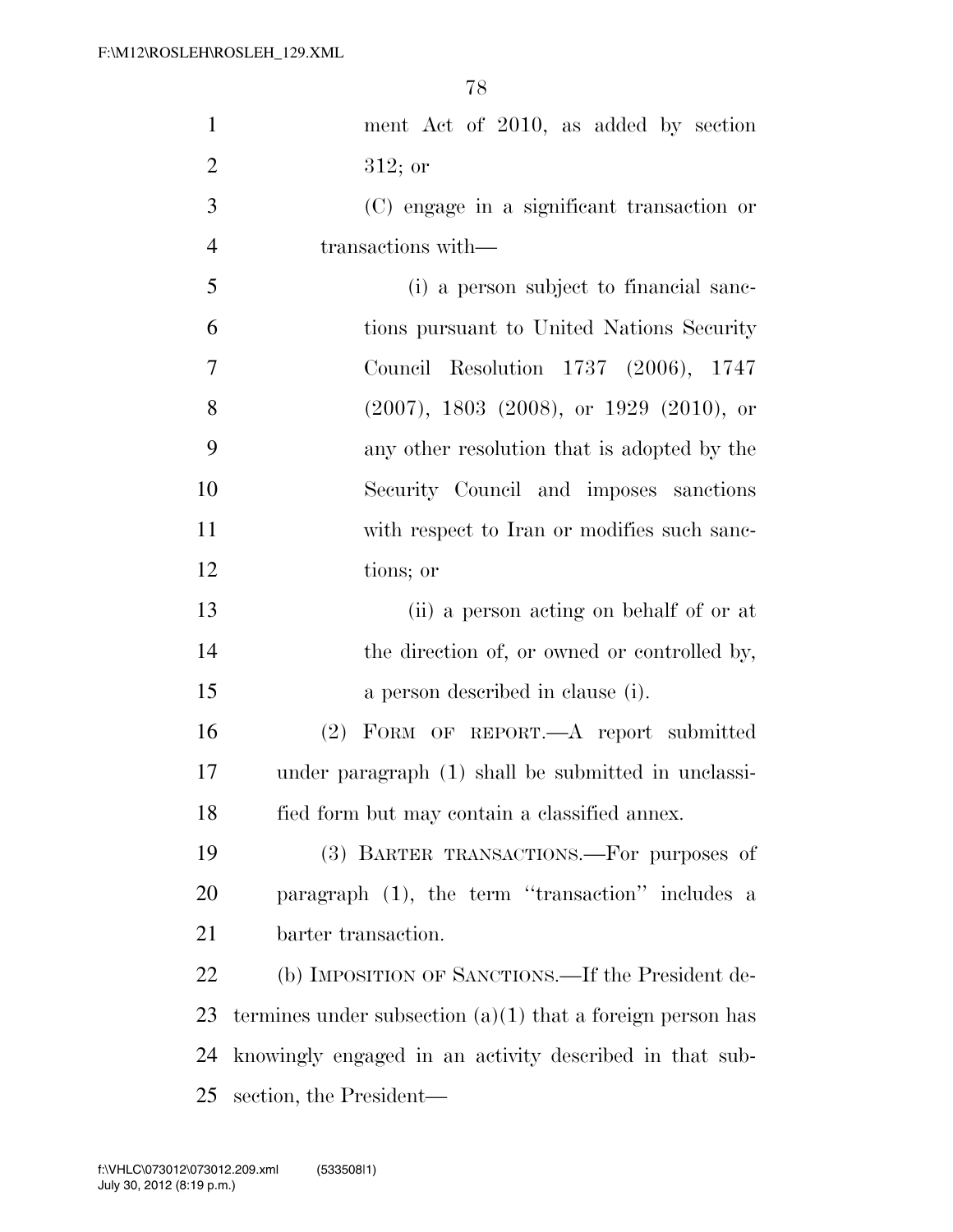ment Act of 2010, as added by section 312; or

(C) engage in a significant transaction or transactions with—

(i) a person subject to financial sanctions pursuant to United Nations Security Council Resolution 1737 (2006), 1747 (2007), 1803 (2008), or 1929 (2010), or any other resolution that is adopted by the Security Council and imposes sanctions with respect to Iran or modifies such sanctions; or

(ii) a person acting on behalf of or at the direction of, or owned or controlled by, a person described in clause (i).

(2) FORM OF REPORT.—A report submitted under paragraph (1) shall be submitted in unclassified form but may contain a classified annex.

(3) BARTER TRANSACTIONS.—For purposes of paragraph (1), the term ''transaction'' includes a barter transaction.

(b) IMPOSITION OF SANCTIONS.—If the President determines under subsection (a)(1) that a foreign person has knowingly engaged in an activity described in that subsection, the President—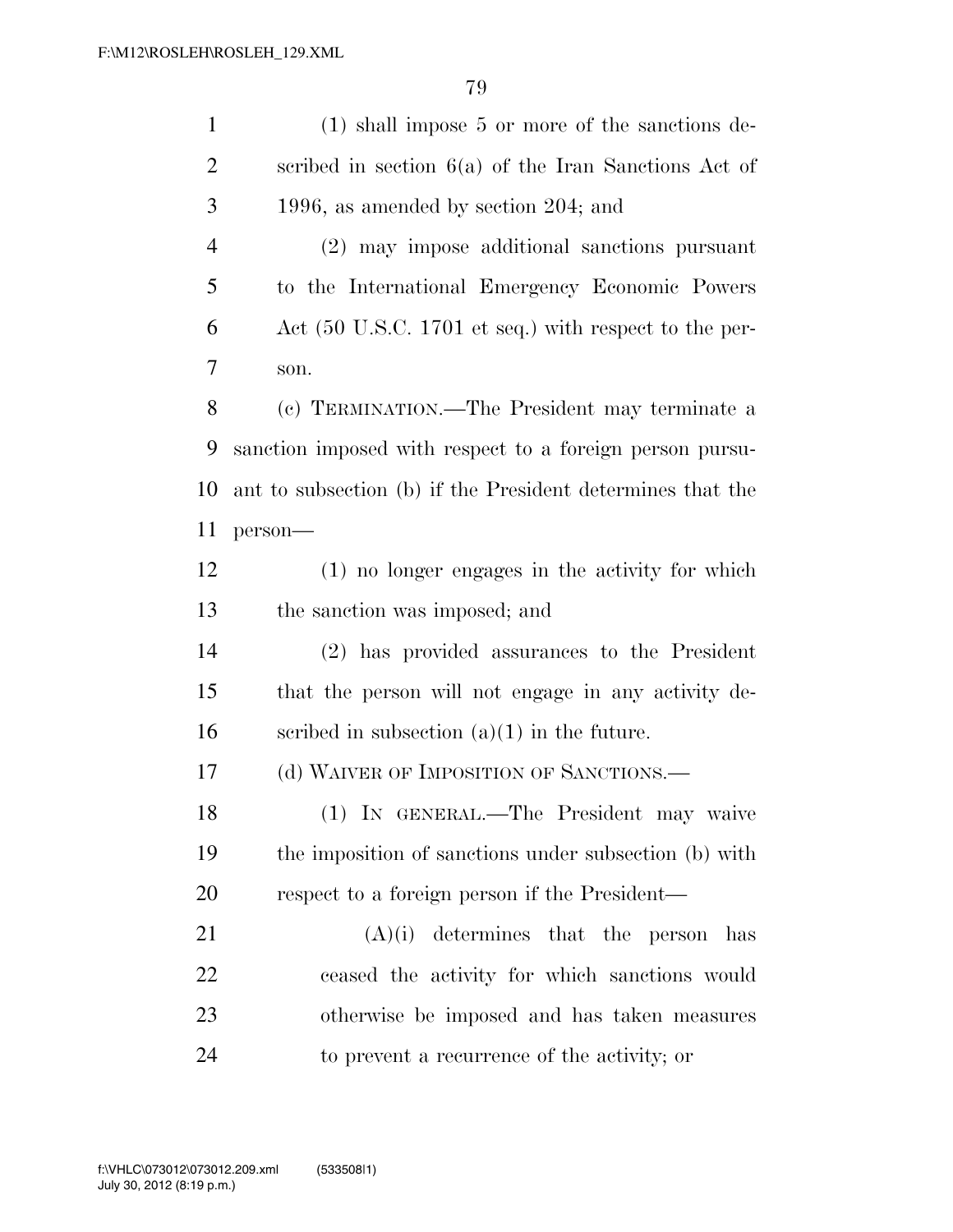(1) shall impose 5 or more of the sanctions described in section 6(a) of the Iran Sanctions Act of 1996, as amended by section 204; and

(2) may impose additional sanctions pursuant to the International Emergency Economic Powers Act (50 U.S.C. 1701 et seq.) with respect to the person.

(c) TERMINATION.—The President may terminate a sanction imposed with respect to a foreign person pursuant to subsection (b) if the President determines that the person—

(1) no longer engages in the activity for which the sanction was imposed; and

(2) has provided assurances to the President that the person will not engage in any activity described in subsection (a)(1) in the future.

(d) WAIVER OF IMPOSITION OF SANCTIONS.—

(1) IN GENERAL.—The President may waive the imposition of sanctions under subsection (b) with respect to a foreign person if the President—

(A)(i) determines that the person has ceased the activity for which sanctions would otherwise be imposed and has taken measures to prevent a recurrence of the activity; or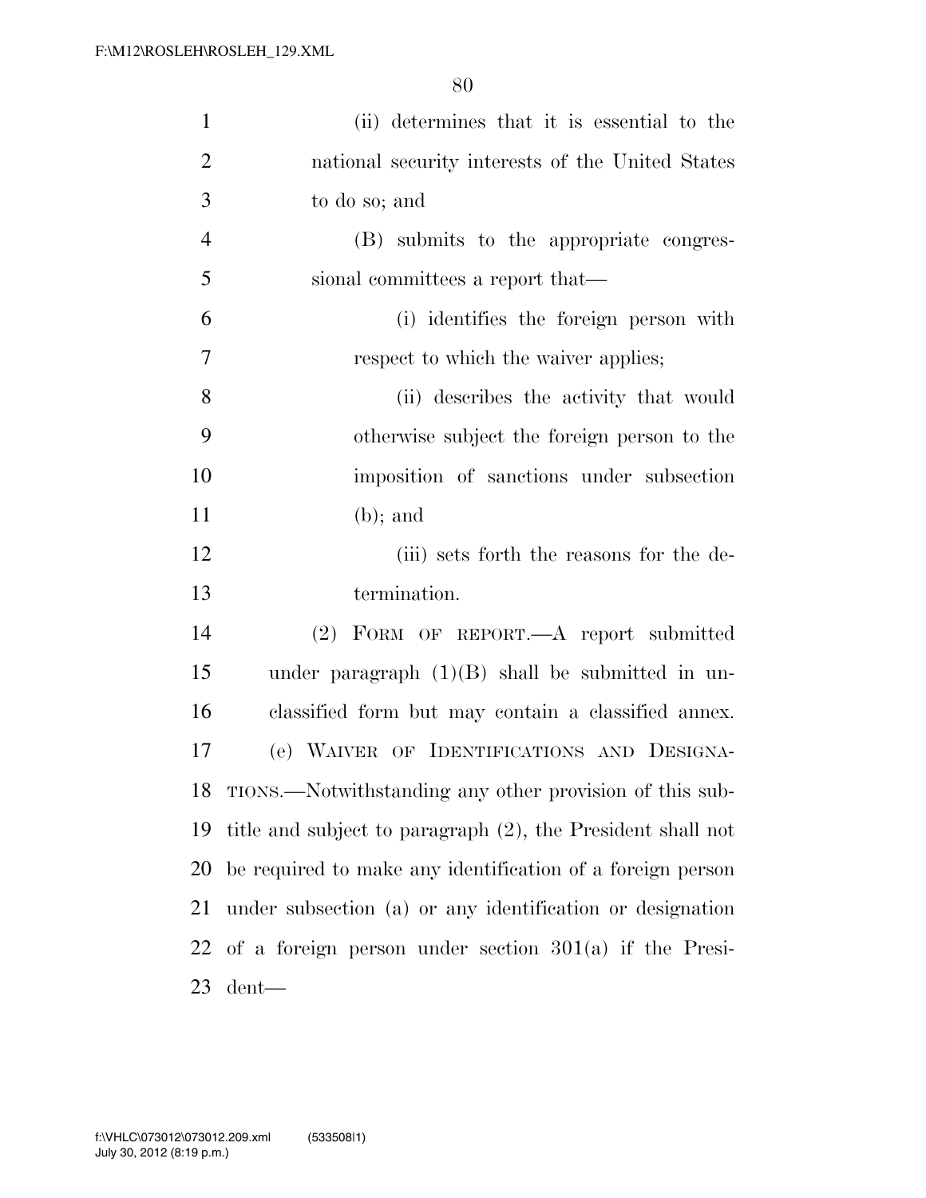(ii) determines that it is essential to the national security interests of the United States to do so; and

(B) submits to the appropriate congressional committees a report that—

(i) identifies the foreign person with respect to which the waiver applies;

(ii) describes the activity that would otherwise subject the foreign person to the imposition of sanctions under subsection (b); and

(iii) sets forth the reasons for the determination.

(2) FORM OF REPORT.—A report submitted under paragraph (1)(B) shall be submitted in unclassified form but may contain a classified annex.

(e) WAIVER OF IDENTIFICATIONS AND DESIGNATIONS.—Notwithstanding any other provision of this subtitle and subject to paragraph (2), the President shall not be required to make any identification of a foreign person under subsection (a) or any identification or designation of a foreign person under section 301(a) if the President—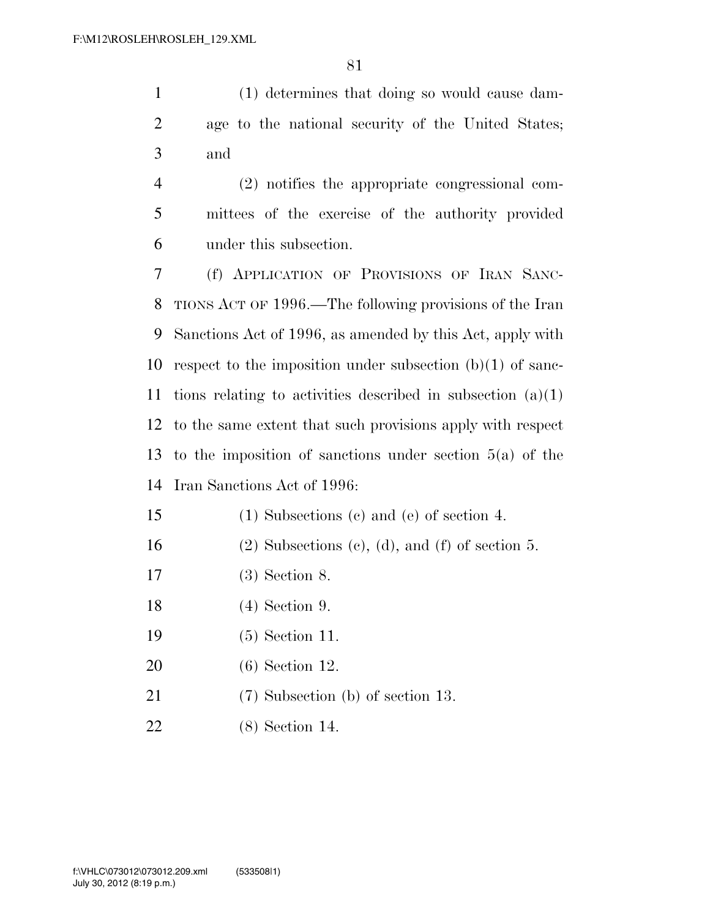(1) determines that doing so would cause damage to the national security of the United States; and

(2) notifies the appropriate congressional committees of the exercise of the authority provided under this subsection.

(f) APPLICATION OF PROVISIONS OF IRAN SANCTIONS ACT OF 1996.—The following provisions of the Iran Sanctions Act of 1996, as amended by this Act, apply with respect to the imposition under subsection (b)(1) of sanctions relating to activities described in subsection (a)(1) to the same extent that such provisions apply with respect to the imposition of sanctions under section 5(a) of the Iran Sanctions Act of 1996:

(1) Subsections (c) and (e) of section 4.

(2) Subsections (c), (d), and (f) of section 5.

(3) Section 8.

(4) Section 9.

(5) Section 11.

(6) Section 12.

(7) Subsection (b) of section 13.

(8) Section 14.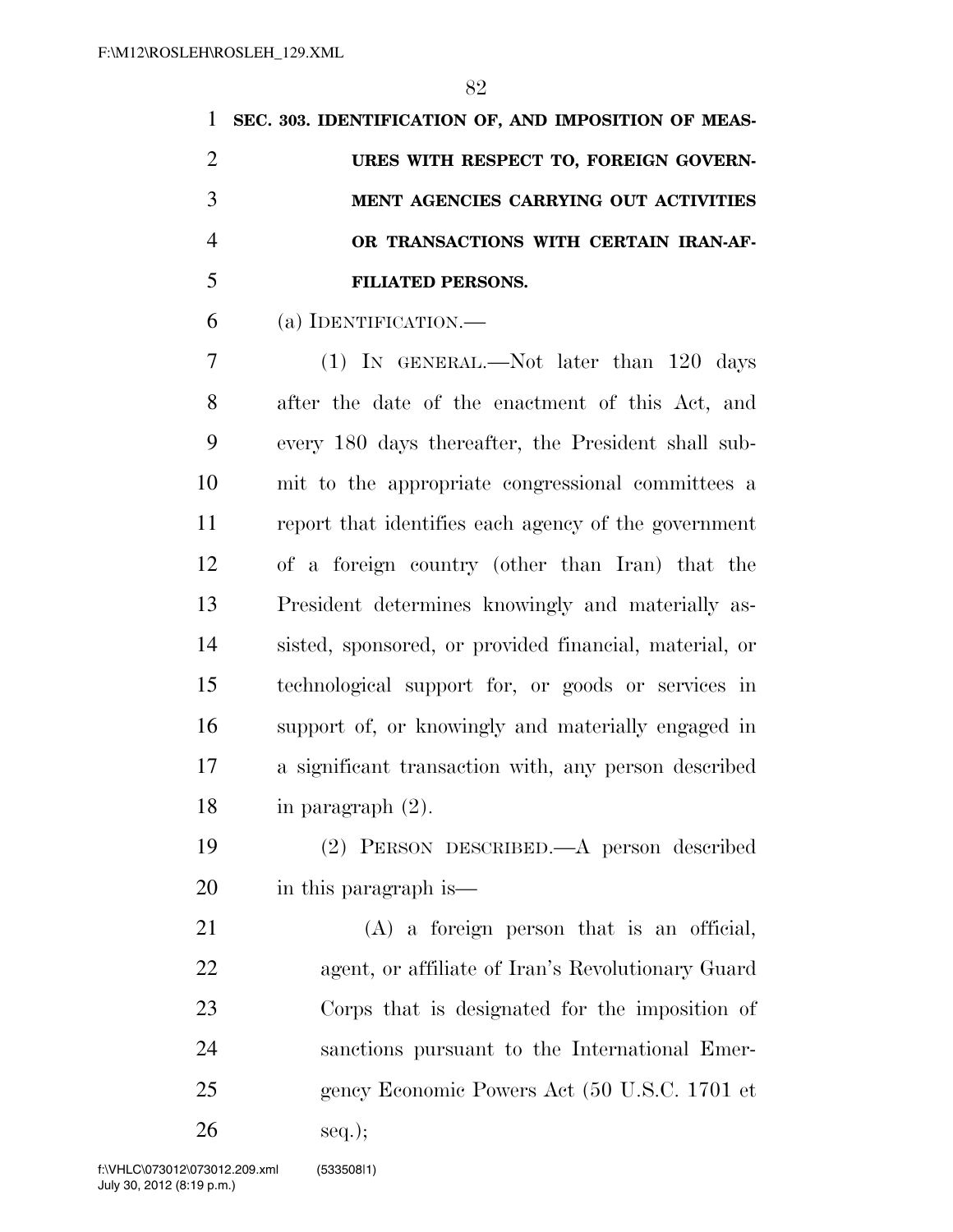**SEC. 303. IDENTIFICATION OF, AND IMPOSITION OF MEASURES WITH RESPECT TO, FOREIGN GOVERNMENT AGENCIES CARRYING OUT ACTIVITIES OR TRANSACTIONS WITH CERTAIN IRAN-AFFILIATED PERSONS.**

(a) IDENTIFICATION.—

(1) IN GENERAL.—Not later than 120 days after the date of the enactment of this Act, and every 180 days thereafter, the President shall submit to the appropriate congressional committees a report that identifies each agency of the government of a foreign country (other than Iran) that the President determines knowingly and materially assisted, sponsored, or provided financial, material, or technological support for, or goods or services in support of, or knowingly and materially engaged in a significant transaction with, any person described in paragraph (2).

(2) PERSON DESCRIBED.—A person described in this paragraph is—

(A) a foreign person that is an official, agent, or affiliate of Iran's Revolutionary Guard Corps that is designated for the imposition of sanctions pursuant to the International Emergency Economic Powers Act (50 U.S.C. 1701 et seq.);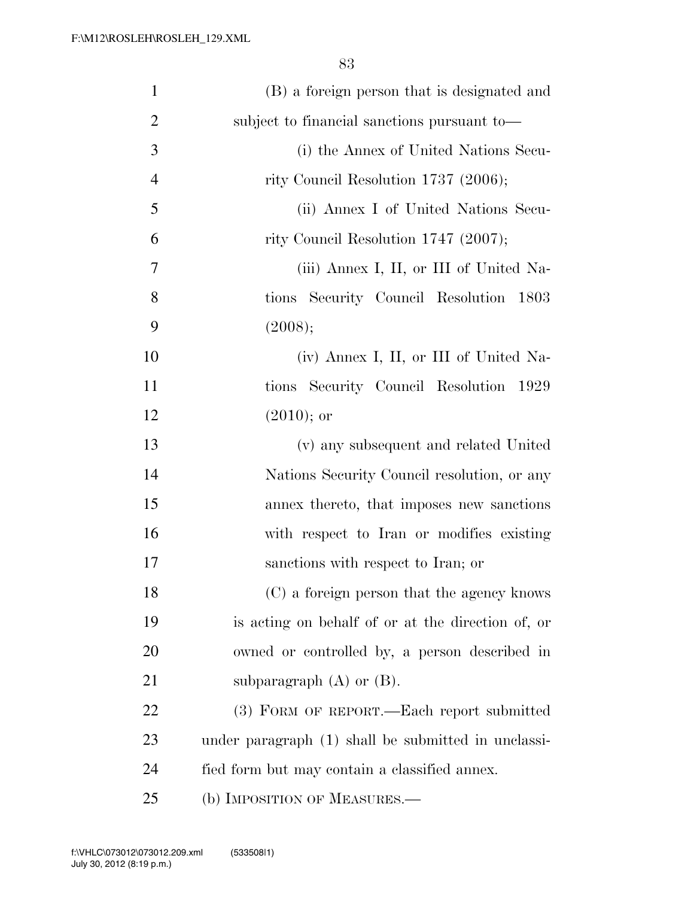(B) a foreign person that is designated and subject to financial sanctions pursuant to—

(i) the Annex of United Nations Security Council Resolution 1737 (2006);

(ii) Annex I of United Nations Security Council Resolution 1747 (2007);

(iii) Annex I, II, or III of United Nations Security Council Resolution 1803 (2008);

(iv) Annex I, II, or III of United Nations Security Council Resolution 1929 (2010); or

(v) any subsequent and related United Nations Security Council resolution, or any annex thereto, that imposes new sanctions with respect to Iran or modifies existing sanctions with respect to Iran; or

(C) a foreign person that the agency knows is acting on behalf of or at the direction of, or owned or controlled by, a person described in subparagraph (A) or (B).

(3) FORM OF REPORT.—Each report submitted under paragraph (1) shall be submitted in unclassified form but may contain a classified annex.

(b) IMPOSITION OF MEASURES.—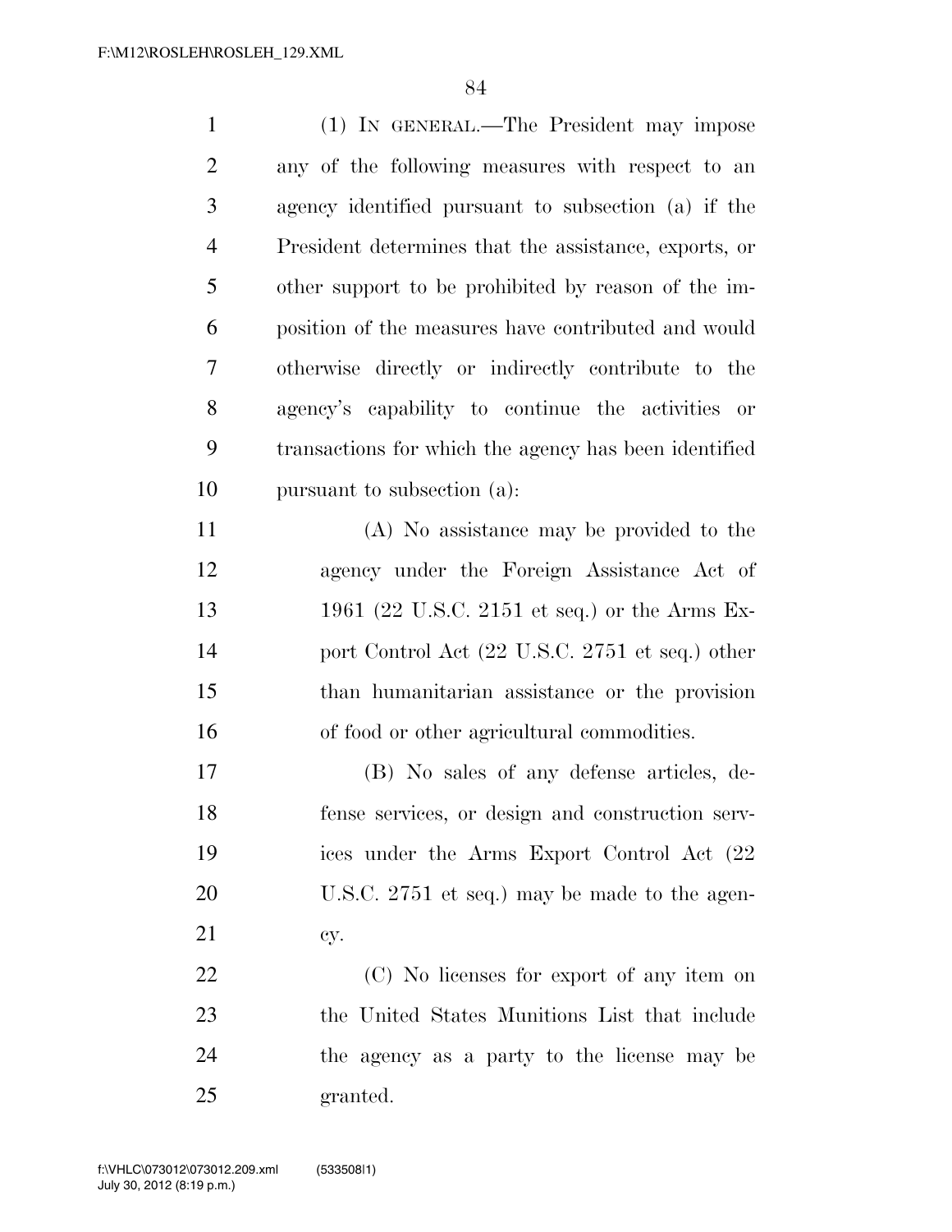(1) IN GENERAL.—The President may impose any of the following measures with respect to an agency identified pursuant to subsection (a) if the President determines that the assistance, exports, or other support to be prohibited by reason of the imposition of the measures have contributed and would otherwise directly or indirectly contribute to the agency's capability to continue the activities or transactions for which the agency has been identified pursuant to subsection (a):

(A) No assistance may be provided to the agency under the Foreign Assistance Act of 1961 (22 U.S.C. 2151 et seq.) or the Arms Export Control Act (22 U.S.C. 2751 et seq.) other than humanitarian assistance or the provision of food or other agricultural commodities.

(B) No sales of any defense articles, defense services, or design and construction services under the Arms Export Control Act (22 U.S.C. 2751 et seq.) may be made to the agency.

(C) No licenses for export of any item on the United States Munitions List that include the agency as a party to the license may be granted.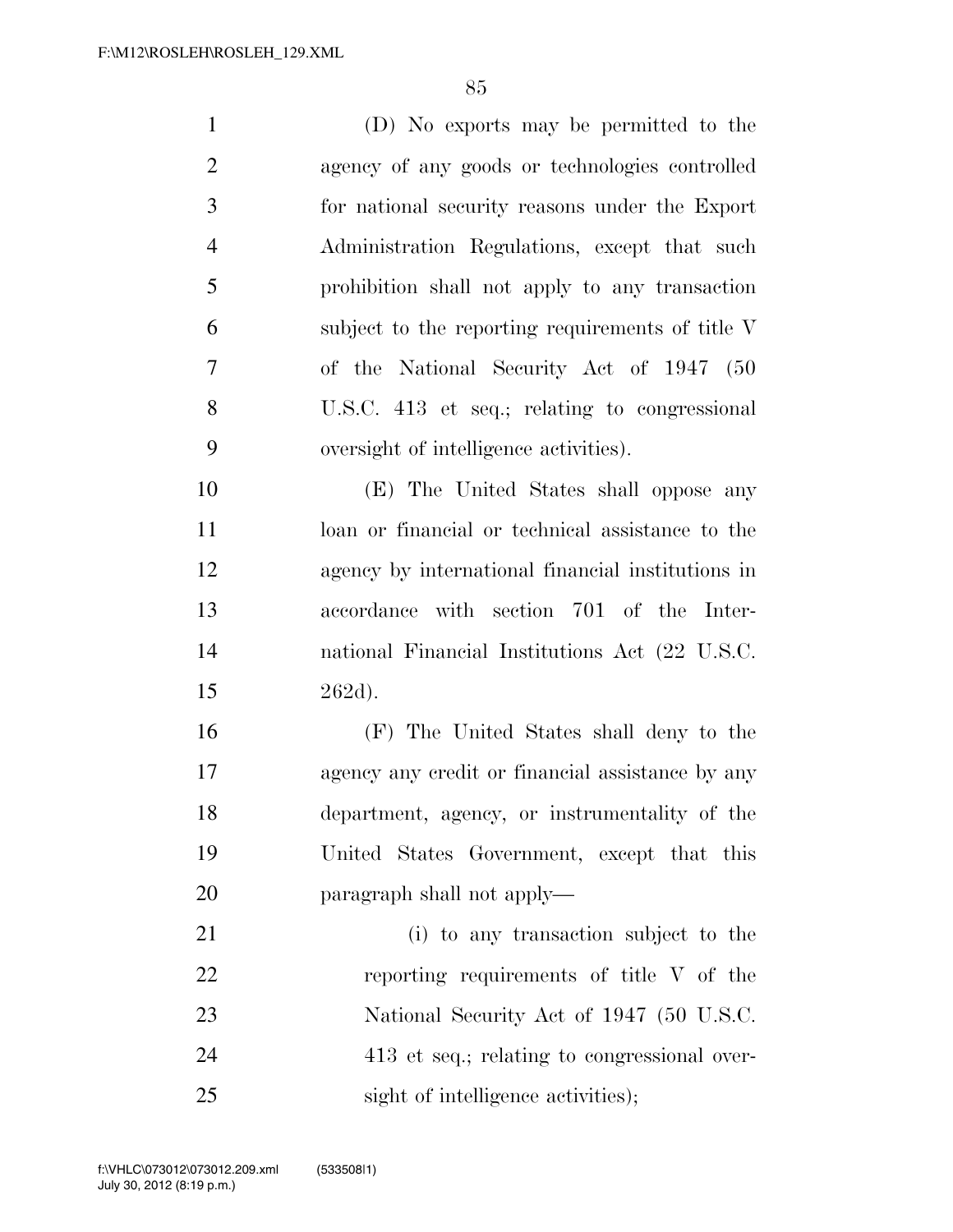(D) No exports may be permitted to the agency of any goods or technologies controlled for national security reasons under the Export Administration Regulations, except that such prohibition shall not apply to any transaction subject to the reporting requirements of title V of the National Security Act of 1947 (50 U.S.C. 413 et seq.; relating to congressional oversight of intelligence activities).

(E) The United States shall oppose any loan or financial or technical assistance to the agency by international financial institutions in accordance with section 701 of the International Financial Institutions Act (22 U.S.C. 262d).

(F) The United States shall deny to the agency any credit or financial assistance by any department, agency, or instrumentality of the United States Government, except that this paragraph shall not apply—

(i) to any transaction subject to the reporting requirements of title V of the National Security Act of 1947 (50 U.S.C. 413 et seq.; relating to congressional oversight of intelligence activities);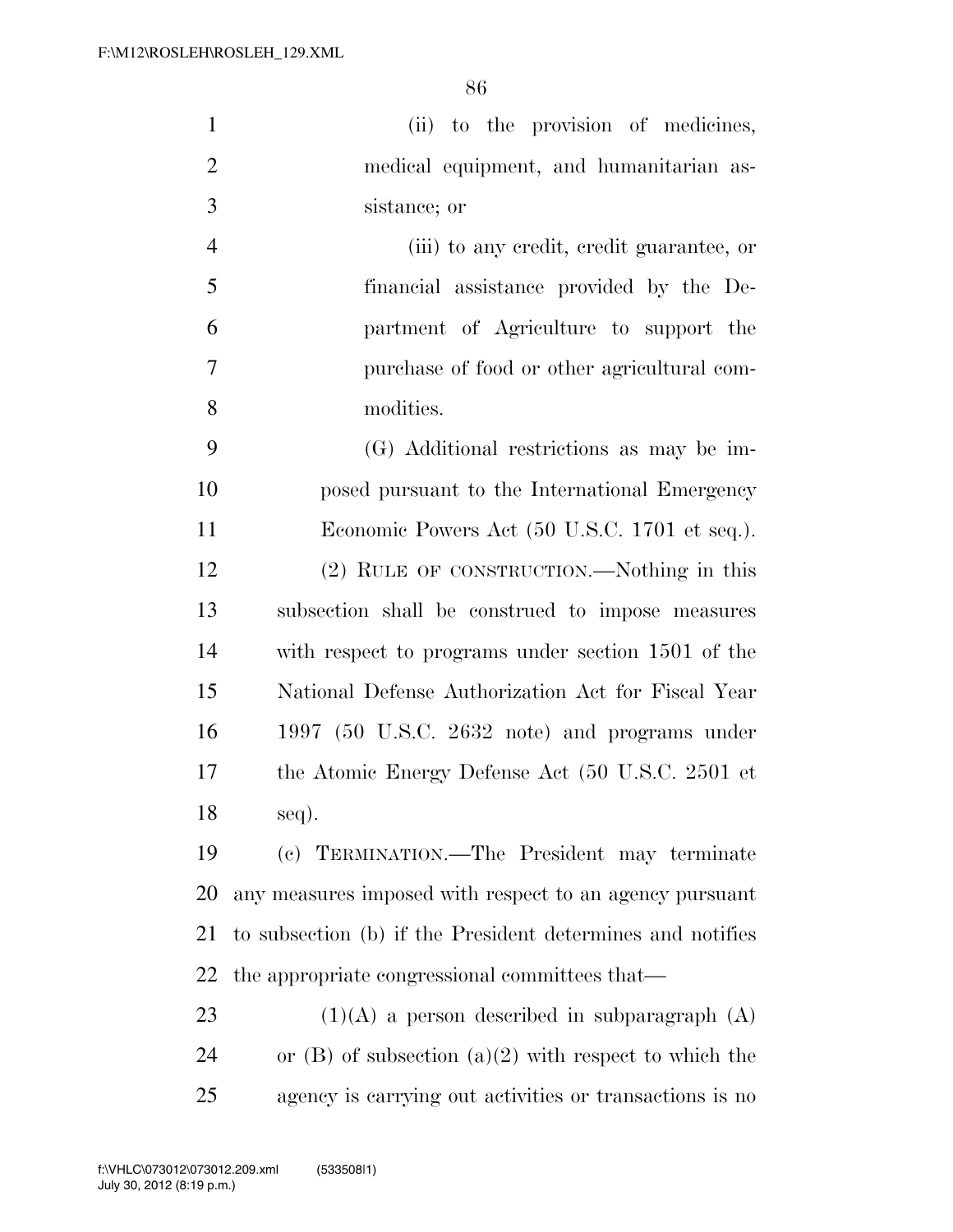(ii) to the provision of medicines, medical equipment, and humanitarian assistance; or

(iii) to any credit, credit guarantee, or financial assistance provided by the Department of Agriculture to support the purchase of food or other agricultural commodities.

(G) Additional restrictions as may be imposed pursuant to the International Emergency Economic Powers Act (50 U.S.C. 1701 et seq.).

(2) RULE OF CONSTRUCTION.—Nothing in this subsection shall be construed to impose measures with respect to programs under section 1501 of the National Defense Authorization Act for Fiscal Year 1997 (50 U.S.C. 2632 note) and programs under the Atomic Energy Defense Act (50 U.S.C. 2501 et seq).

(c) TERMINATION.—The President may terminate any measures imposed with respect to an agency pursuant to subsection (b) if the President determines and notifies the appropriate congressional committees that—

(1)(A) a person described in subparagraph (A) or (B) of subsection (a)(2) with respect to which the agency is carrying out activities or transactions is no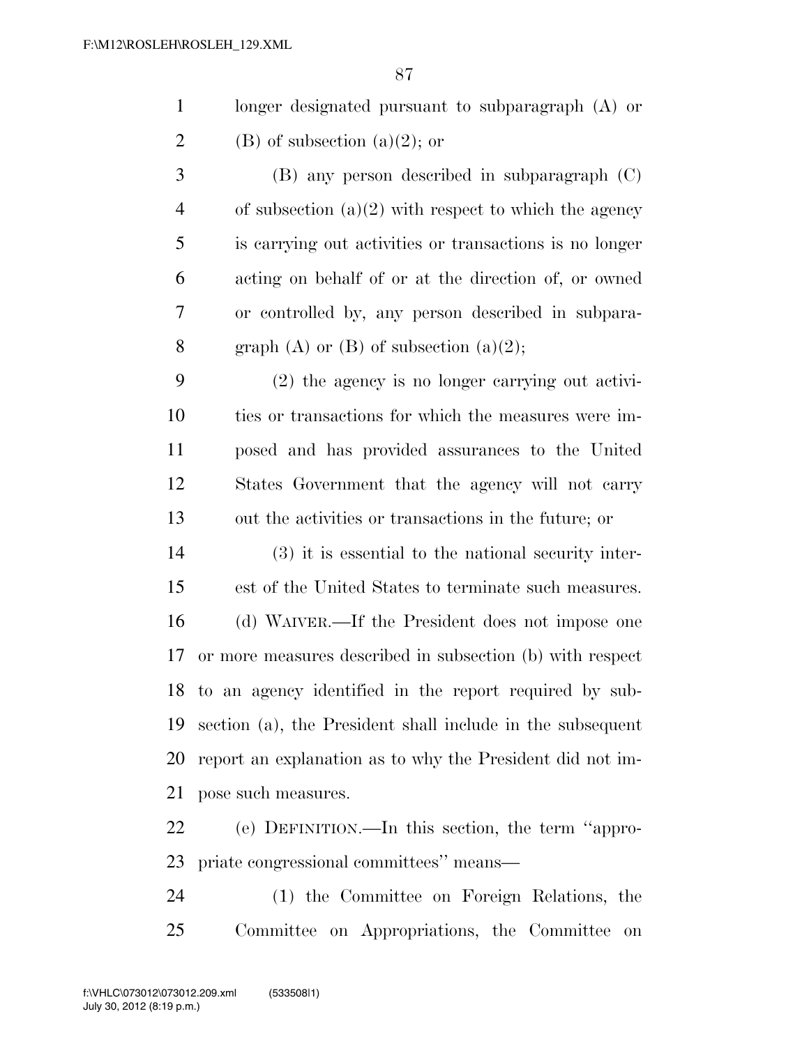longer designated pursuant to subparagraph (A) or (B) of subsection (a)(2); or

(B) any person described in subparagraph (C) of subsection (a)(2) with respect to which the agency is carrying out activities or transactions is no longer acting on behalf of or at the direction of, or owned or controlled by, any person described in subparagraph (A) or (B) of subsection (a)(2);

(2) the agency is no longer carrying out activities or transactions for which the measures were imposed and has provided assurances to the United States Government that the agency will not carry out the activities or transactions in the future; or

(3) it is essential to the national security interest of the United States to terminate such measures.

(d) WAIVER.—If the President does not impose one or more measures described in subsection (b) with respect to an agency identified in the report required by subsection (a), the President shall include in the subsequent report an explanation as to why the President did not impose such measures.

(e) DEFINITION.—In this section, the term ''appropriate congressional committees'' means—

(1) the Committee on Foreign Relations, the Committee on Appropriations, the Committee on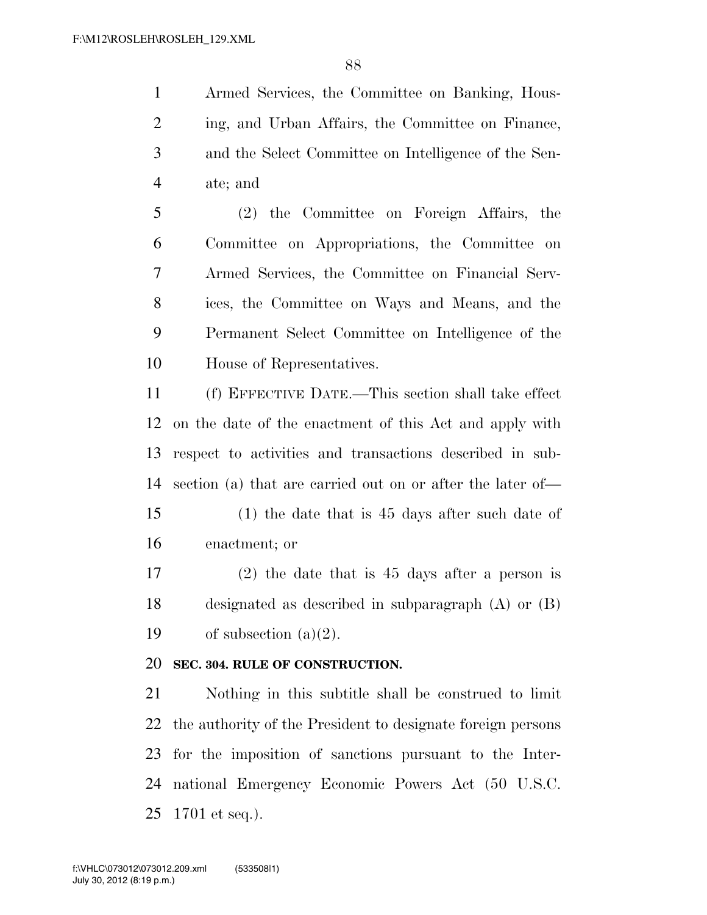Armed Services, the Committee on Banking, Housing, and Urban Affairs, the Committee on Finance, and the Select Committee on Intelligence of the Senate; and

(2) the Committee on Foreign Affairs, the Committee on Appropriations, the Committee on Armed Services, the Committee on Financial Services, the Committee on Ways and Means, and the Permanent Select Committee on Intelligence of the House of Representatives.

(f) EFFECTIVE DATE.—This section shall take effect on the date of the enactment of this Act and apply with respect to activities and transactions described in subsection (a) that are carried out on or after the later of—

(1) the date that is 45 days after such date of enactment; or

(2) the date that is 45 days after a person is designated as described in subparagraph (A) or (B) of subsection (a)(2).

**SEC. 304. RULE OF CONSTRUCTION.**

Nothing in this subtitle shall be construed to limit the authority of the President to designate foreign persons for the imposition of sanctions pursuant to the International Emergency Economic Powers Act (50 U.S.C. 1701 et seq.).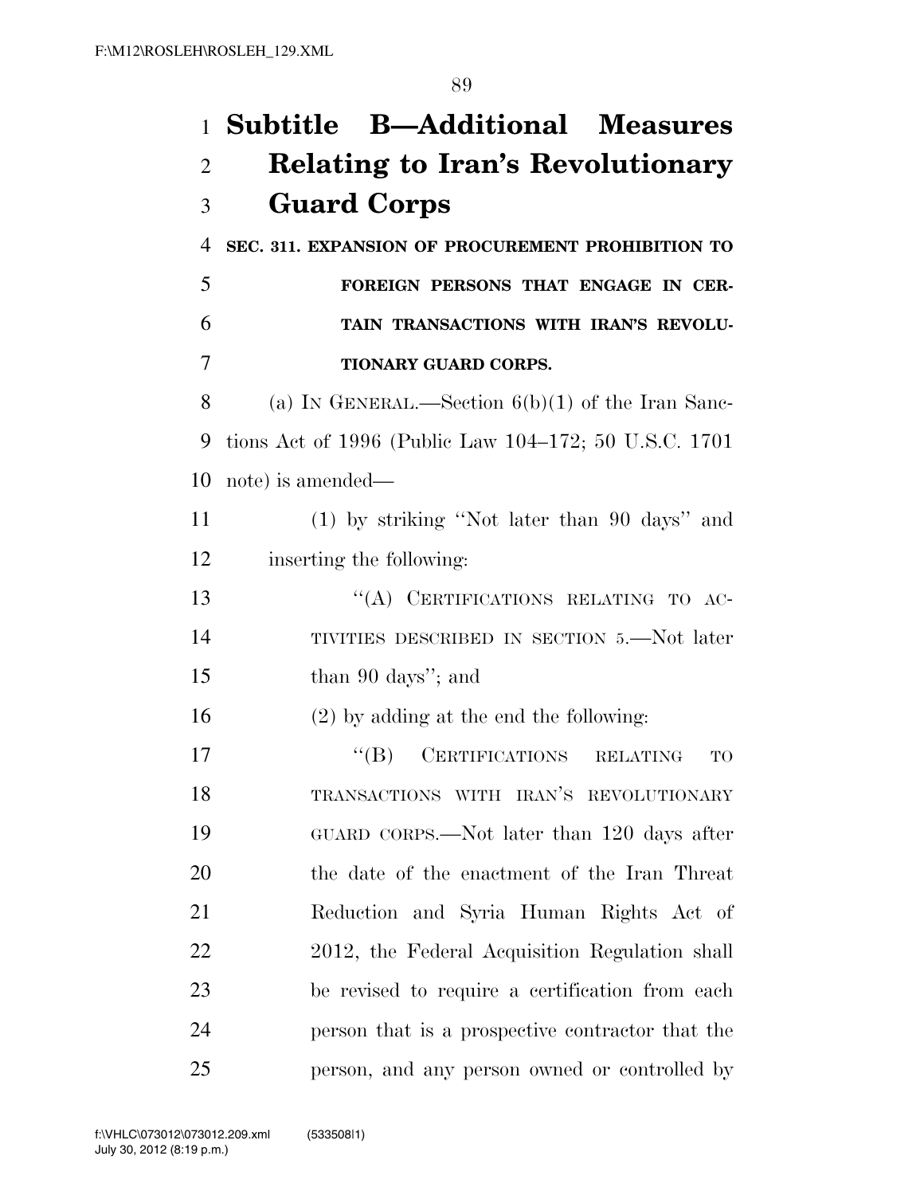# Subtitle B—Additional Measures Relating to Iran's Revolutionary Guard Corps

**SEC. 311. EXPANSION OF PROCUREMENT PROHIBITION TO FOREIGN PERSONS THAT ENGAGE IN CERTAIN TRANSACTIONS WITH IRAN'S REVOLUTIONARY GUARD CORPS.**

(a) IN GENERAL.—Section 6(b)(1) of the Iran Sanctions Act of 1996 (Public Law 104–172; 50 U.S.C. 1701 note) is amended—

(1) by striking "Not later than 90 days" and inserting the following:

"(A) CERTIFICATIONS RELATING TO ACTIVITIES DESCRIBED IN SECTION 5.—Not later than 90 days"; and

(2) by adding at the end the following:

"(B) CERTIFICATIONS RELATING TO TRANSACTIONS WITH IRAN'S REVOLUTIONARY GUARD CORPS.—Not later than 120 days after the date of the enactment of the Iran Threat Reduction and Syria Human Rights Act of 2012, the Federal Acquisition Regulation shall be revised to require a certification from each person that is a prospective contractor that the person, and any person owned or controlled by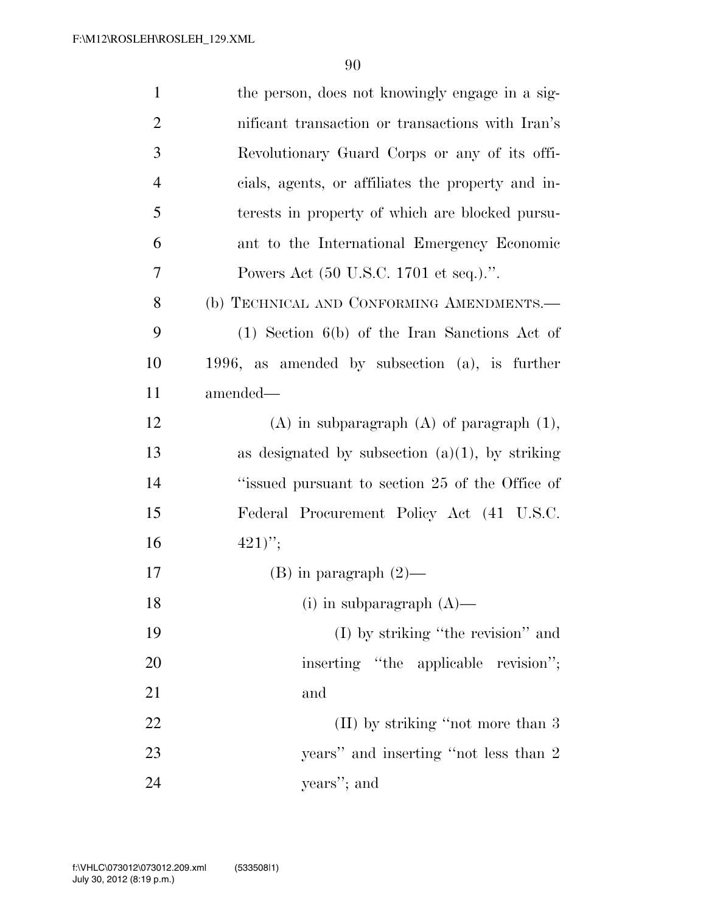the person, does not knowingly engage in a significant transaction or transactions with Iran's Revolutionary Guard Corps or any of its officials, agents, or affiliates the property and interests in property of which are blocked pursuant to the International Emergency Economic Powers Act (50 U.S.C. 1701 et seq.).''.

(b) TECHNICAL AND CONFORMING AMENDMENTS.—

(1) Section 6(b) of the Iran Sanctions Act of 1996, as amended by subsection (a), is further amended—

(A) in subparagraph (A) of paragraph (1), as designated by subsection (a)(1), by striking ''issued pursuant to section 25 of the Office of Federal Procurement Policy Act (41 U.S.C. 421)'';

(B) in paragraph (2)—

(i) in subparagraph (A)—

(I) by striking ''the revision'' and inserting ''the applicable revision''; and

(II) by striking ''not more than 3 years'' and inserting ''not less than 2 years''; and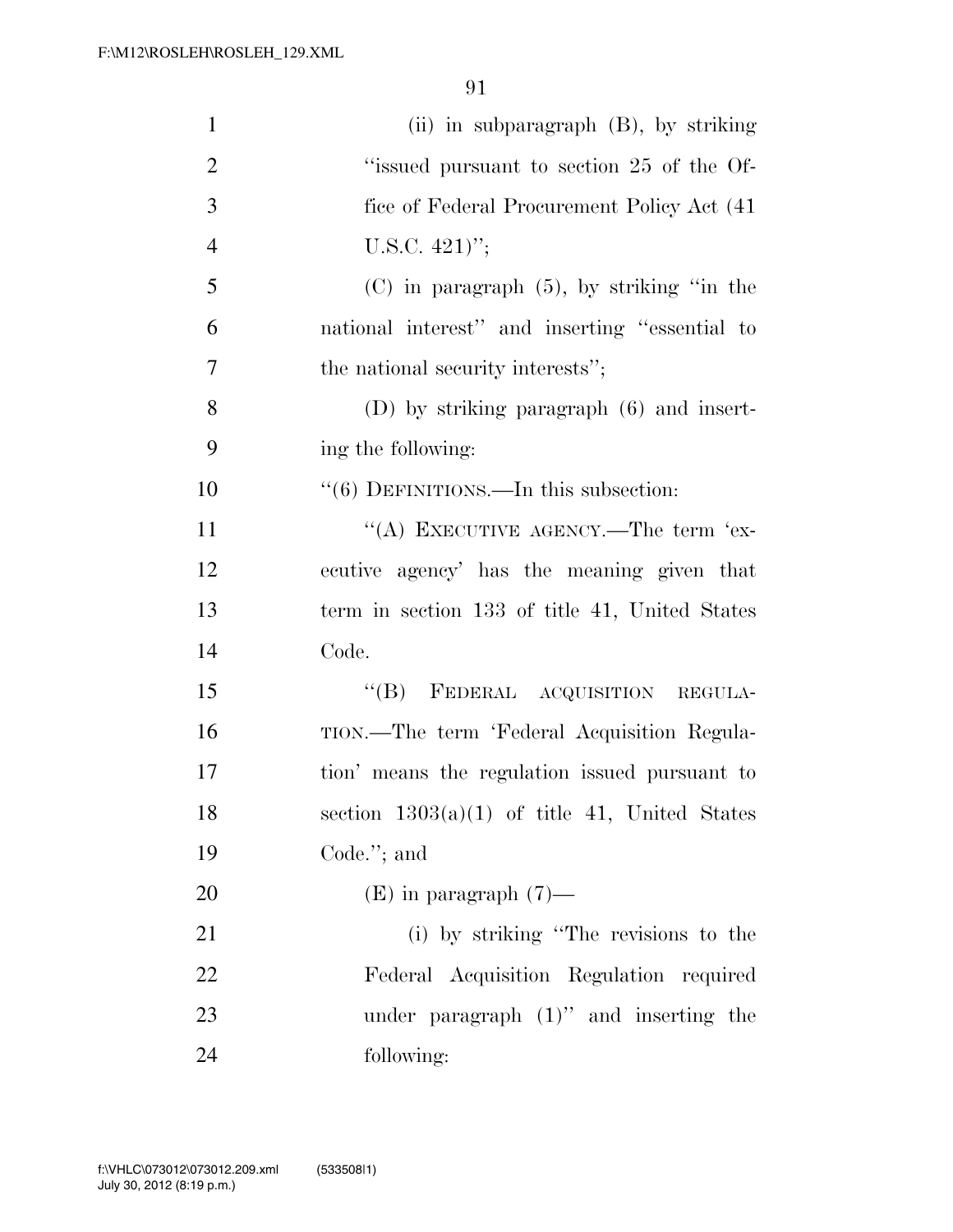(ii) in subparagraph (B), by striking "issued pursuant to section 25 of the Office of Federal Procurement Policy Act (41 U.S.C. 421)";

(C) in paragraph (5), by striking "in the national interest" and inserting "essential to the national security interests";

(D) by striking paragraph (6) and inserting the following:

"(6) DEFINITIONS.—In this subsection:

"(A) EXECUTIVE AGENCY.—The term 'executive agency' has the meaning given that term in section 133 of title 41, United States Code.

"(B) FEDERAL ACQUISITION REGULATION.—The term 'Federal Acquisition Regulation' means the regulation issued pursuant to section 1303(a)(1) of title 41, United States Code."; and

(E) in paragraph (7)—

(i) by striking "The revisions to the Federal Acquisition Regulation required under paragraph (1)" and inserting the following: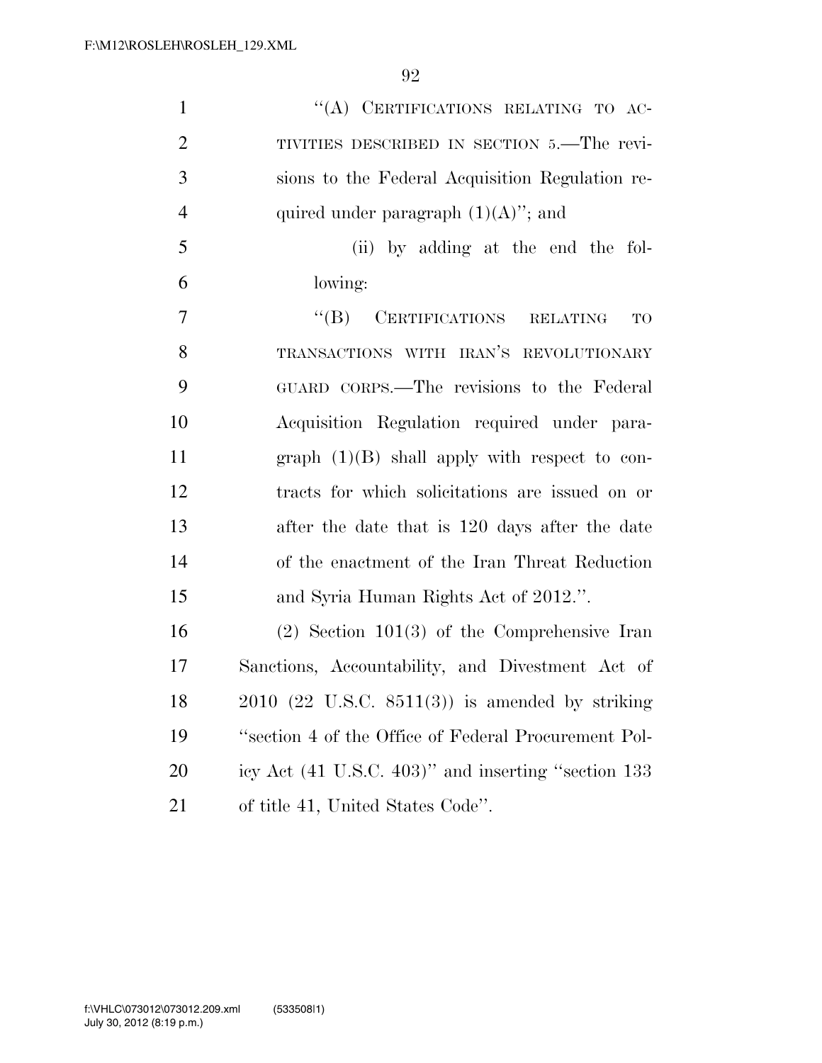"(A) CERTIFICATIONS RELATING TO ACTIVITIES DESCRIBED IN SECTION 5.—The revisions to the Federal Acquisition Regulation required under paragraph (1)(A)"; and

(ii) by adding at the end the following:

"(B) CERTIFICATIONS RELATING TO TRANSACTIONS WITH IRAN'S REVOLUTIONARY GUARD CORPS.—The revisions to the Federal Acquisition Regulation required under paragraph (1)(B) shall apply with respect to contracts for which solicitations are issued on or after the date that is 120 days after the date of the enactment of the Iran Threat Reduction and Syria Human Rights Act of 2012.".

(2) Section 101(3) of the Comprehensive Iran Sanctions, Accountability, and Divestment Act of 2010 (22 U.S.C. 8511(3)) is amended by striking "section 4 of the Office of Federal Procurement Policy Act (41 U.S.C. 403)" and inserting "section 133 of title 41, United States Code".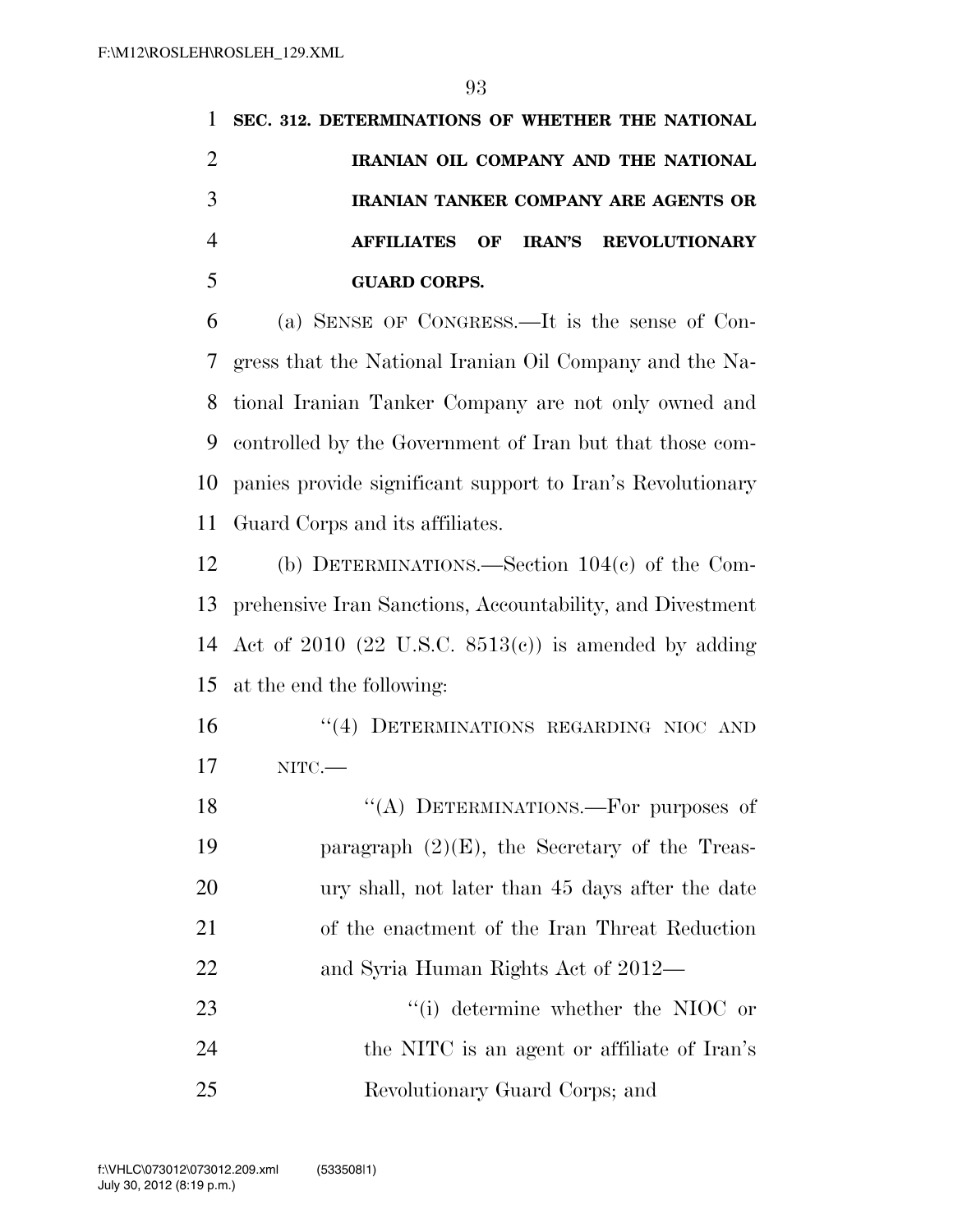**SEC. 312. DETERMINATIONS OF WHETHER THE NATIONAL IRANIAN OIL COMPANY AND THE NATIONAL IRANIAN TANKER COMPANY ARE AGENTS OR AFFILIATES OF IRAN'S REVOLUTIONARY GUARD CORPS.**

(a) SENSE OF CONGRESS.—It is the sense of Congress that the National Iranian Oil Company and the National Iranian Tanker Company are not only owned and controlled by the Government of Iran but that those companies provide significant support to Iran's Revolutionary Guard Corps and its affiliates.

(b) DETERMINATIONS.—Section 104(c) of the Comprehensive Iran Sanctions, Accountability, and Divestment Act of 2010 (22 U.S.C. 8513(c)) is amended by adding at the end the following:

"(4) DETERMINATIONS REGARDING NIOC AND NITC.—

"(A) DETERMINATIONS.—For purposes of paragraph (2)(E), the Secretary of the Treasury shall, not later than 45 days after the date of the enactment of the Iran Threat Reduction and Syria Human Rights Act of 2012—

"(i) determine whether the NIOC or the NITC is an agent or affiliate of Iran's Revolutionary Guard Corps; and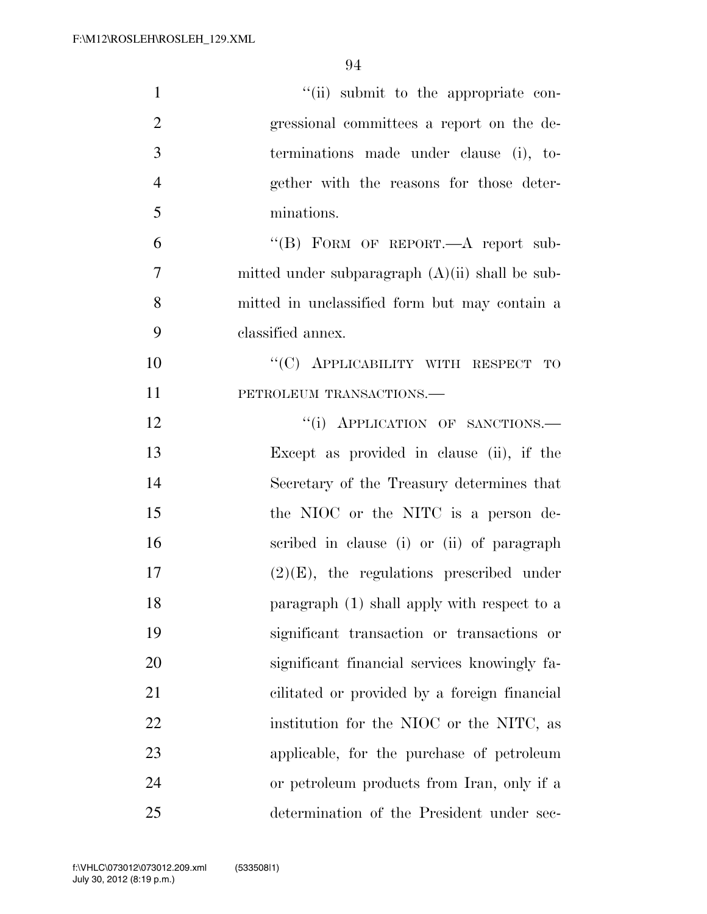"(ii) submit to the appropriate congressional committees a report on the determinations made under clause (i), together with the reasons for those determinations.

"(B) FORM OF REPORT.—A report submitted under subparagraph (A)(ii) shall be submitted in unclassified form but may contain a classified annex.

"(C) APPLICABILITY WITH RESPECT TO PETROLEUM TRANSACTIONS.—

"(i) APPLICATION OF SANCTIONS.—Except as provided in clause (ii), if the Secretary of the Treasury determines that the NIOC or the NITC is a person described in clause (i) or (ii) of paragraph (2)(E), the regulations prescribed under paragraph (1) shall apply with respect to a significant transaction or transactions or significant financial services knowingly facilitated or provided by a foreign financial institution for the NIOC or the NITC, as applicable, for the purchase of petroleum or petroleum products from Iran, only if a determination of the President under sec-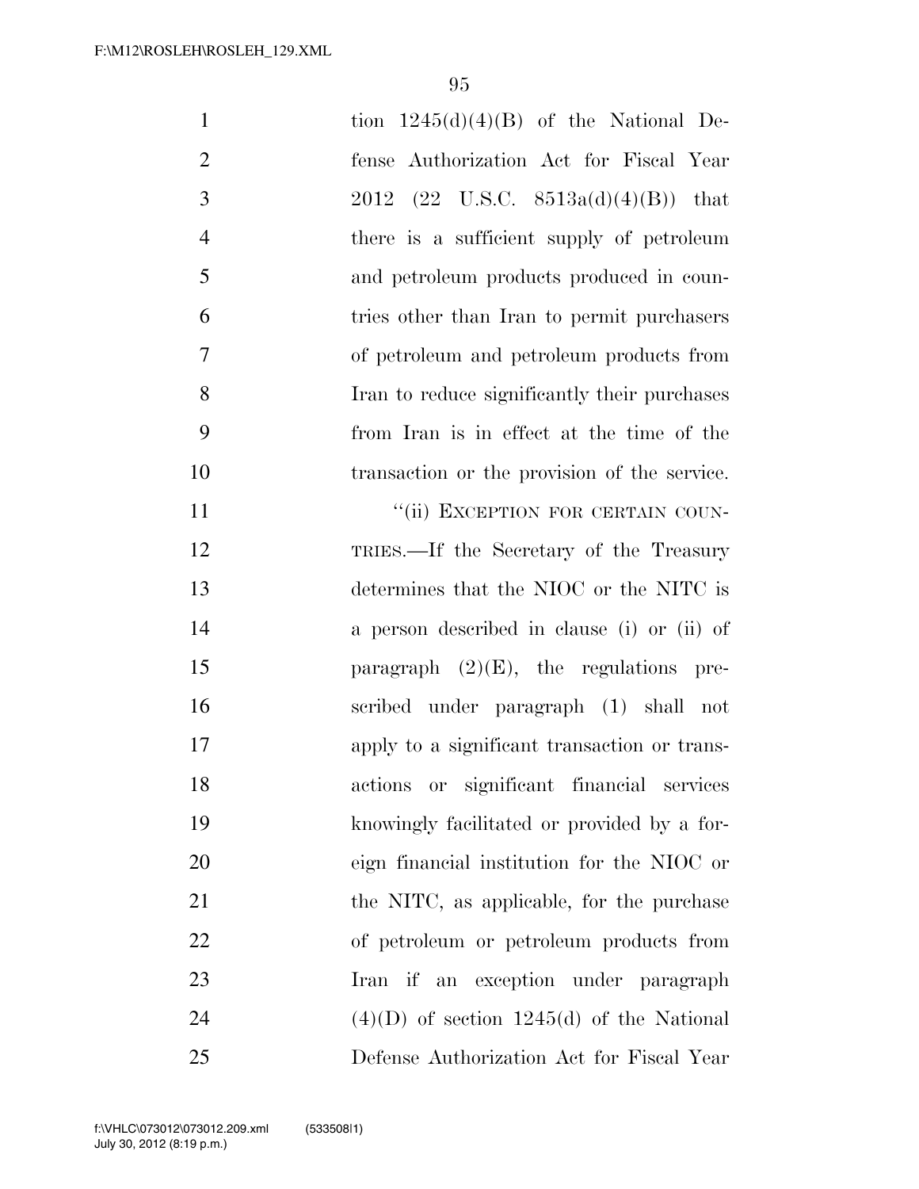tion 1245(d)(4)(B) of the National Defense Authorization Act for Fiscal Year 2012 (22 U.S.C. 8513a(d)(4)(B)) that there is a sufficient supply of petroleum and petroleum products produced in countries other than Iran to permit purchasers of petroleum and petroleum products from Iran to reduce significantly their purchases from Iran is in effect at the time of the transaction or the provision of the service.

"(ii) EXCEPTION FOR CERTAIN COUNTRIES.—If the Secretary of the Treasury determines that the NIOC or the NITC is a person described in clause (i) or (ii) of paragraph (2)(E), the regulations prescribed under paragraph (1) shall not apply to a significant transaction or transactions or significant financial services knowingly facilitated or provided by a foreign financial institution for the NIOC or the NITC, as applicable, for the purchase of petroleum or petroleum products from Iran if an exception under paragraph (4)(D) of section 1245(d) of the National Defense Authorization Act for Fiscal Year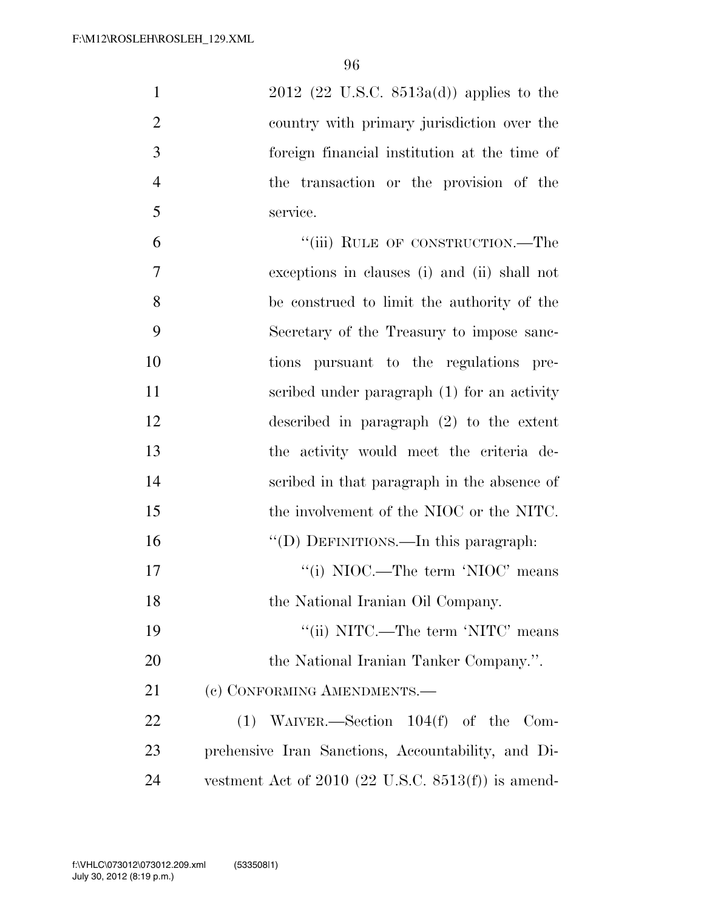2012 (22 U.S.C. 8513a(d)) applies to the country with primary jurisdiction over the foreign financial institution at the time of the transaction or the provision of the service.

"(iii) RULE OF CONSTRUCTION.—The exceptions in clauses (i) and (ii) shall not be construed to limit the authority of the Secretary of the Treasury to impose sanctions pursuant to the regulations prescribed under paragraph (1) for an activity described in paragraph (2) to the extent the activity would meet the criteria described in that paragraph in the absence of the involvement of the NIOC or the NITC.

"(D) DEFINITIONS.—In this paragraph:

"(i) NIOC.—The term 'NIOC' means the National Iranian Oil Company.

"(ii) NITC.—The term 'NITC' means the National Iranian Tanker Company.".

(c) CONFORMING AMENDMENTS.—

(1) WAIVER.—Section 104(f) of the Comprehensive Iran Sanctions, Accountability, and Divestment Act of 2010 (22 U.S.C. 8513(f)) is amend-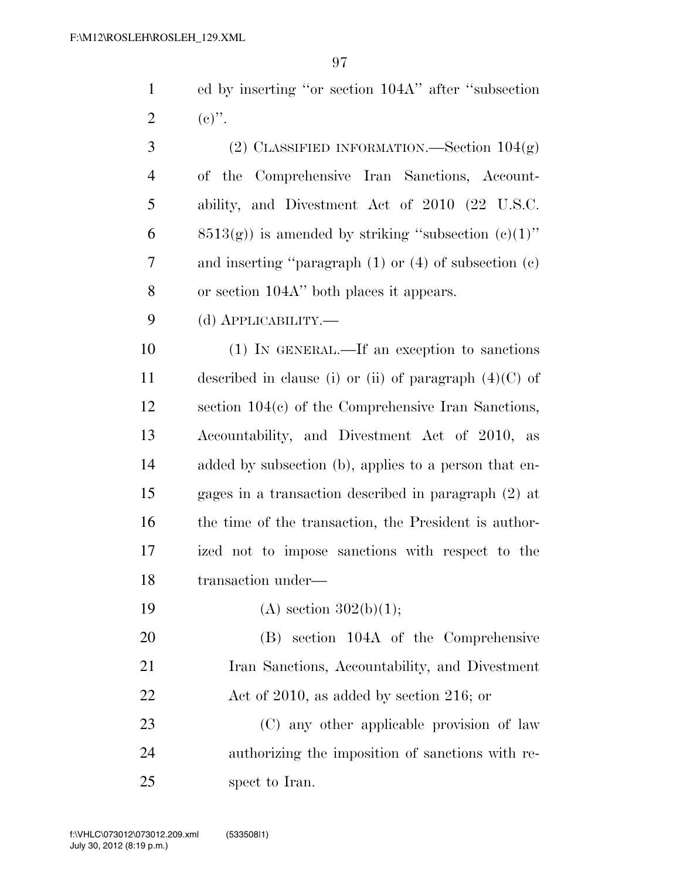ed by inserting "or section 104A" after "subsection (c)".

(2) CLASSIFIED INFORMATION.—Section 104(g) of the Comprehensive Iran Sanctions, Accountability, and Divestment Act of 2010 (22 U.S.C. 8513(g)) is amended by striking "subsection (c)(1)" and inserting "paragraph (1) or (4) of subsection (c) or section 104A" both places it appears.

(d) APPLICABILITY.—

(1) IN GENERAL.—If an exception to sanctions described in clause (i) or (ii) of paragraph (4)(C) of section 104(c) of the Comprehensive Iran Sanctions, Accountability, and Divestment Act of 2010, as added by subsection (b), applies to a person that engages in a transaction described in paragraph (2) at the time of the transaction, the President is authorized not to impose sanctions with respect to the transaction under—

(A) section 302(b)(1);

(B) section 104A of the Comprehensive Iran Sanctions, Accountability, and Divestment Act of 2010, as added by section 216; or

(C) any other applicable provision of law authorizing the imposition of sanctions with respect to Iran.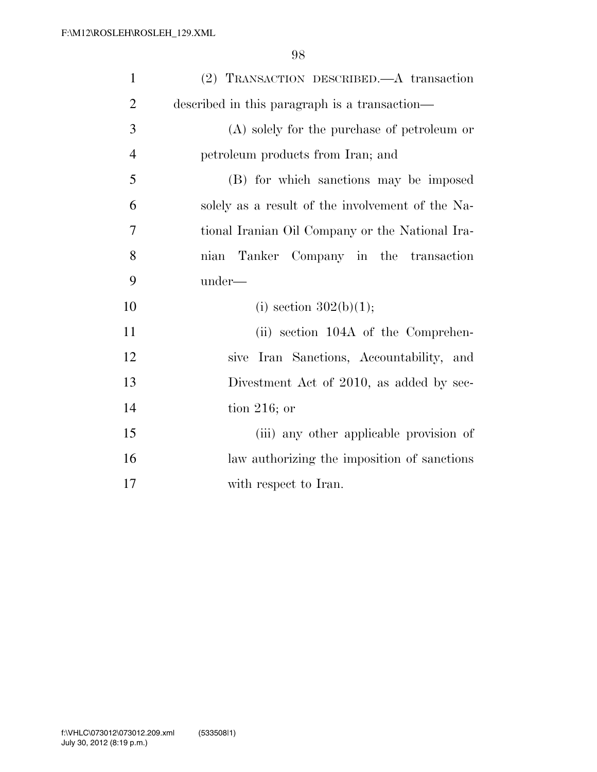(2) TRANSACTION DESCRIBED.—A transaction described in this paragraph is a transaction—

(A) solely for the purchase of petroleum or petroleum products from Iran; and

(B) for which sanctions may be imposed solely as a result of the involvement of the National Iranian Oil Company or the National Iranian Tanker Company in the transaction under—

(i) section 302(b)(1);

(ii) section 104A of the Comprehensive Iran Sanctions, Accountability, and Divestment Act of 2010, as added by section 216; or

(iii) any other applicable provision of law authorizing the imposition of sanctions with respect to Iran.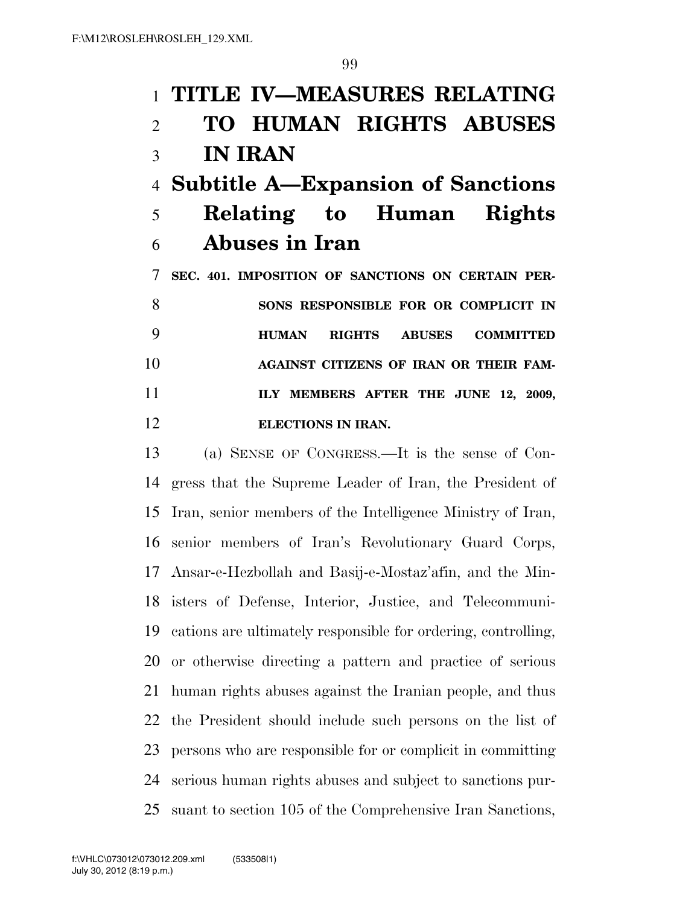# TITLE IV—MEASURES RELATING TO HUMAN RIGHTS ABUSES IN IRAN

## Subtitle A—Expansion of Sanctions Relating to Human Rights Abuses in Iran

### SEC. 401. IMPOSITION OF SANCTIONS ON CERTAIN PERSONS RESPONSIBLE FOR OR COMPLICIT IN HUMAN RIGHTS ABUSES COMMITTED AGAINST CITIZENS OF IRAN OR THEIR FAMILY MEMBERS AFTER THE JUNE 12, 2009, ELECTIONS IN IRAN.

(a) SENSE OF CONGRESS.—It is the sense of Congress that the Supreme Leader of Iran, the President of Iran, senior members of the Intelligence Ministry of Iran, senior members of Iran's Revolutionary Guard Corps, Ansar-e-Hezbollah and Basij-e-Mostaz'afin, and the Ministers of Defense, Interior, Justice, and Telecommunications are ultimately responsible for ordering, controlling, or otherwise directing a pattern and practice of serious human rights abuses against the Iranian people, and thus the President should include such persons on the list of persons who are responsible for or complicit in committing serious human rights abuses and subject to sanctions pursuant to section 105 of the Comprehensive Iran Sanctions,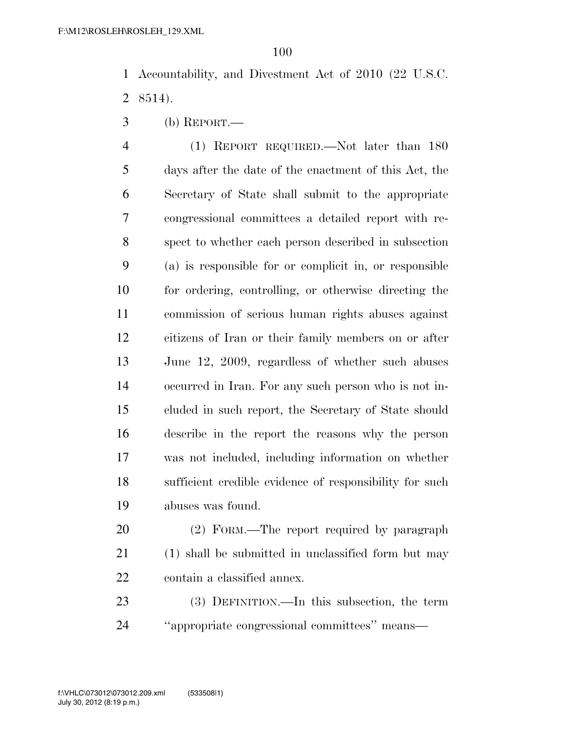Accountability, and Divestment Act of 2010 (22 U.S.C. 8514).

(b) REPORT.—

(1) REPORT REQUIRED.—Not later than 180 days after the date of the enactment of this Act, the Secretary of State shall submit to the appropriate congressional committees a detailed report with respect to whether each person described in subsection (a) is responsible for or complicit in, or responsible for ordering, controlling, or otherwise directing the commission of serious human rights abuses against citizens of Iran or their family members on or after June 12, 2009, regardless of whether such abuses occurred in Iran. For any such person who is not included in such report, the Secretary of State should describe in the report the reasons why the person was not included, including information on whether sufficient credible evidence of responsibility for such abuses was found.

(2) FORM.—The report required by paragraph (1) shall be submitted in unclassified form but may contain a classified annex.

(3) DEFINITION.—In this subsection, the term ''appropriate congressional committees'' means—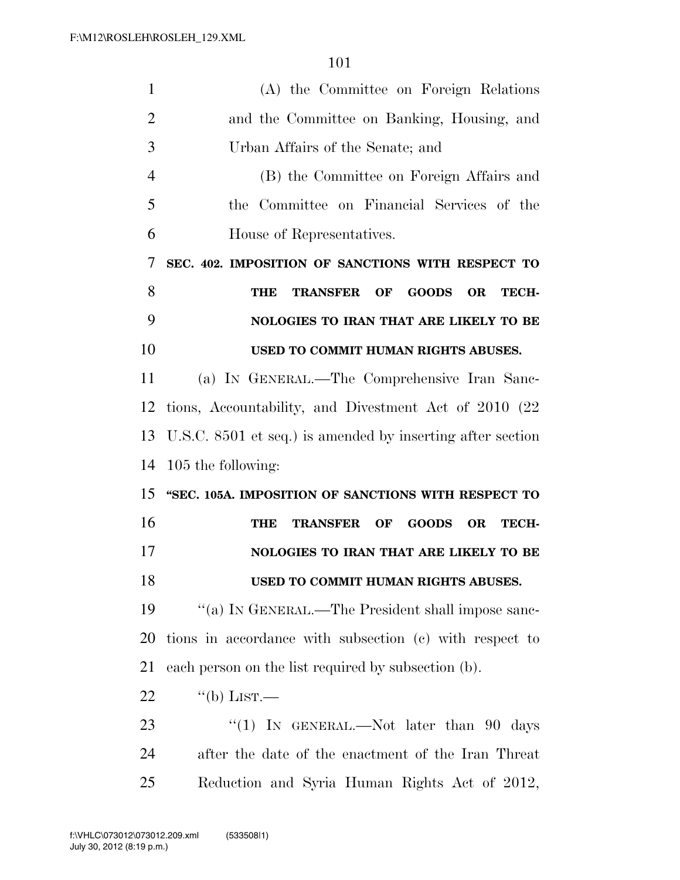(A) the Committee on Foreign Relations and the Committee on Banking, Housing, and Urban Affairs of the Senate; and

(B) the Committee on Foreign Affairs and the Committee on Financial Services of the House of Representatives.

**SEC. 402. IMPOSITION OF SANCTIONS WITH RESPECT TO THE TRANSFER OF GOODS OR TECHNOLOGIES TO IRAN THAT ARE LIKELY TO BE USED TO COMMIT HUMAN RIGHTS ABUSES.**

(a) IN GENERAL.—The Comprehensive Iran Sanctions, Accountability, and Divestment Act of 2010 (22 U.S.C. 8501 et seq.) is amended by inserting after section 105 the following:

**"SEC. 105A. IMPOSITION OF SANCTIONS WITH RESPECT TO THE TRANSFER OF GOODS OR TECHNOLOGIES TO IRAN THAT ARE LIKELY TO BE USED TO COMMIT HUMAN RIGHTS ABUSES.**

"(a) IN GENERAL.—The President shall impose sanctions in accordance with subsection (c) with respect to each person on the list required by subsection (b).

"(b) LIST.—

"(1) IN GENERAL.—Not later than 90 days after the date of the enactment of the Iran Threat Reduction and Syria Human Rights Act of 2012,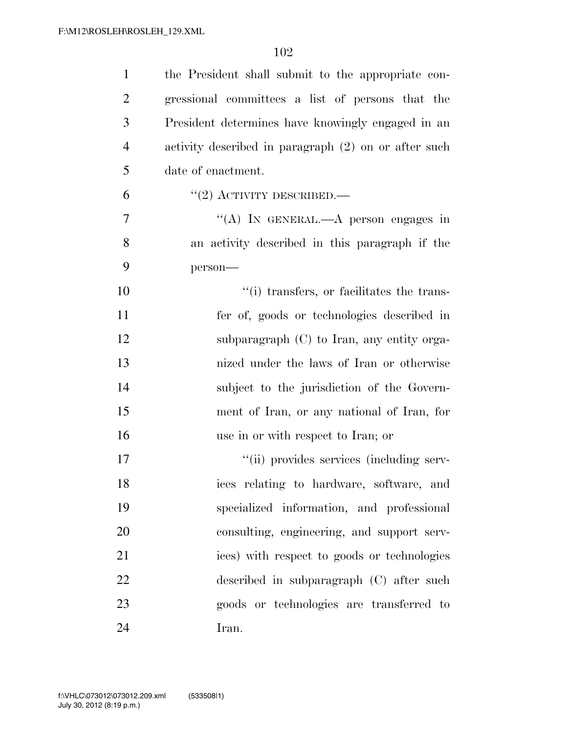the President shall submit to the appropriate congressional committees a list of persons that the President determines have knowingly engaged in an activity described in paragraph (2) on or after such date of enactment.

"(2) ACTIVITY DESCRIBED.—

"(A) IN GENERAL.—A person engages in an activity described in this paragraph if the person—

"(i) transfers, or facilitates the transfer of, goods or technologies described in subparagraph (C) to Iran, any entity organized under the laws of Iran or otherwise subject to the jurisdiction of the Government of Iran, or any national of Iran, for use in or with respect to Iran; or

"(ii) provides services (including services relating to hardware, software, and specialized information, and professional consulting, engineering, and support services) with respect to goods or technologies described in subparagraph (C) after such goods or technologies are transferred to Iran.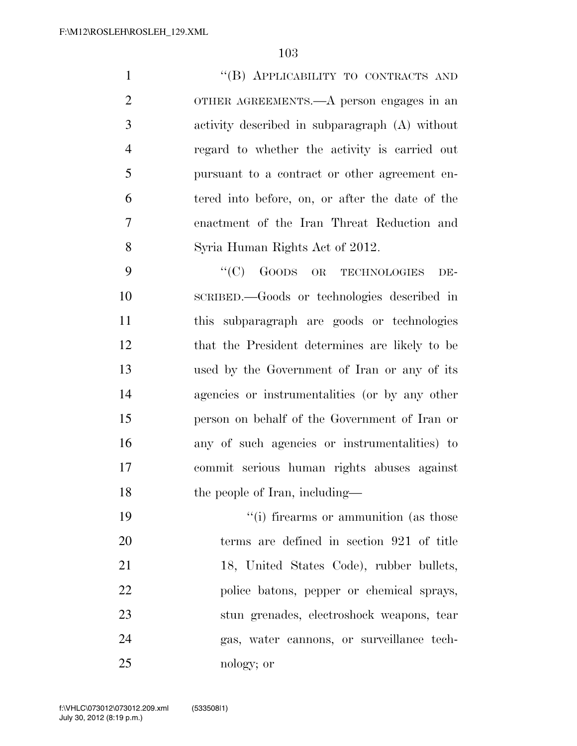"(B) APPLICABILITY TO CONTRACTS AND OTHER AGREEMENTS.—A person engages in an activity described in subparagraph (A) without regard to whether the activity is carried out pursuant to a contract or other agreement entered into before, on, or after the date of the enactment of the Iran Threat Reduction and Syria Human Rights Act of 2012.

"(C) GOODS OR TECHNOLOGIES DESCRIBED.—Goods or technologies described in this subparagraph are goods or technologies that the President determines are likely to be used by the Government of Iran or any of its agencies or instrumentalities (or by any other person on behalf of the Government of Iran or any of such agencies or instrumentalities) to commit serious human rights abuses against the people of Iran, including—

"(i) firearms or ammunition (as those terms are defined in section 921 of title 18, United States Code), rubber bullets, police batons, pepper or chemical sprays, stun grenades, electroshock weapons, tear gas, water cannons, or surveillance technology; or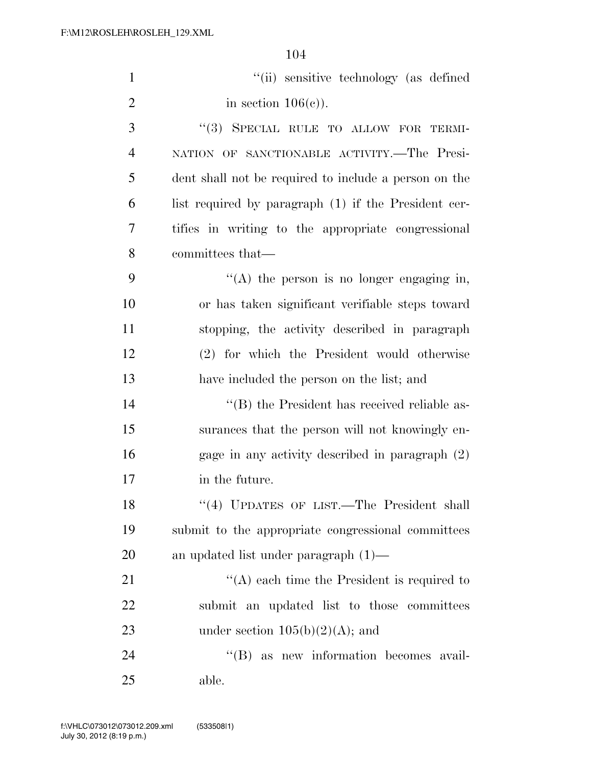"(ii) sensitive technology (as defined in section 106(c)).

"(3) SPECIAL RULE TO ALLOW FOR TERMINATION OF SANCTIONABLE ACTIVITY.—The President shall not be required to include a person on the list required by paragraph (1) if the President certifies in writing to the appropriate congressional committees that—

"(A) the person is no longer engaging in, or has taken significant verifiable steps toward stopping, the activity described in paragraph (2) for which the President would otherwise have included the person on the list; and

"(B) the President has received reliable assurances that the person will not knowingly engage in any activity described in paragraph (2) in the future.

"(4) UPDATES OF LIST.—The President shall submit to the appropriate congressional committees an updated list under paragraph (1)—

"(A) each time the President is required to submit an updated list to those committees under section 105(b)(2)(A); and

"(B) as new information becomes available.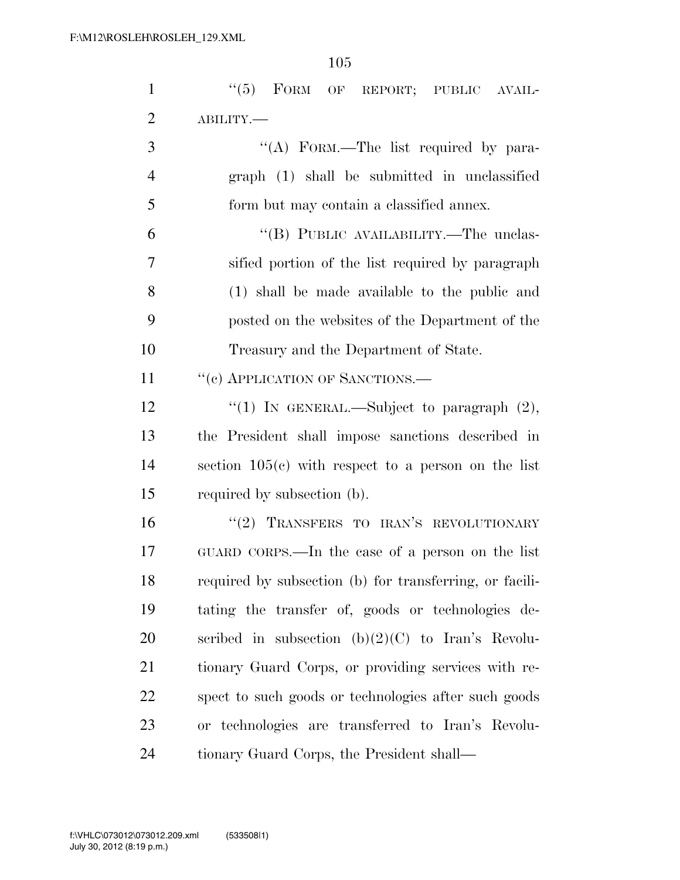"(5) FORM OF REPORT; PUBLIC AVAILABILITY.—

"(A) FORM.—The list required by paragraph (1) shall be submitted in unclassified form but may contain a classified annex.

"(B) PUBLIC AVAILABILITY.—The unclassified portion of the list required by paragraph (1) shall be made available to the public and posted on the websites of the Department of the Treasury and the Department of State.

"(c) APPLICATION OF SANCTIONS.—

"(1) IN GENERAL.—Subject to paragraph (2), the President shall impose sanctions described in section 105(c) with respect to a person on the list required by subsection (b).

"(2) TRANSFERS TO IRAN'S REVOLUTIONARY GUARD CORPS.—In the case of a person on the list required by subsection (b) for transferring, or facilitating the transfer of, goods or technologies described in subsection (b)(2)(C) to Iran's Revolutionary Guard Corps, or providing services with respect to such goods or technologies after such goods or technologies are transferred to Iran's Revolutionary Guard Corps, the President shall—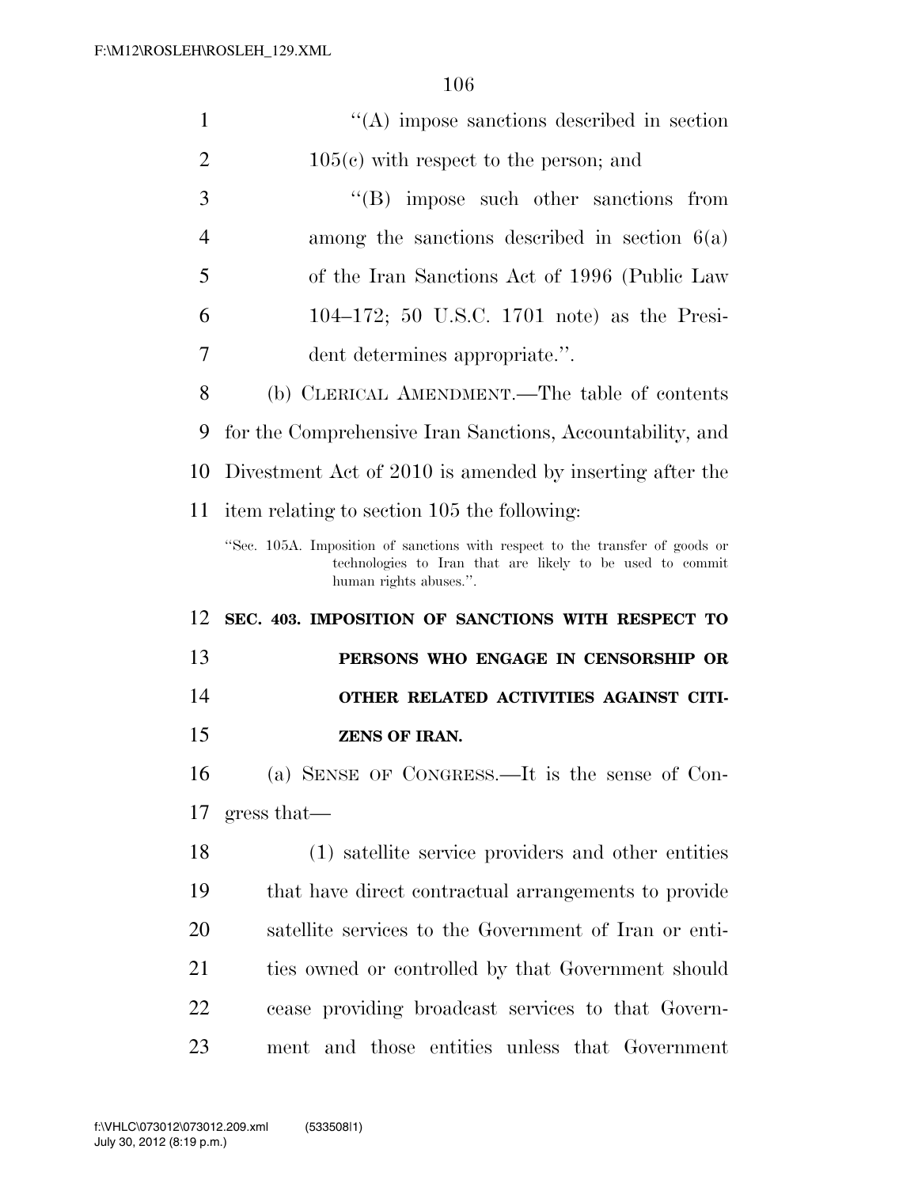"(A) impose sanctions described in section 105(c) with respect to the person; and

"(B) impose such other sanctions from among the sanctions described in section 6(a) of the Iran Sanctions Act of 1996 (Public Law 104–172; 50 U.S.C. 1701 note) as the President determines appropriate.".

(b) CLERICAL AMENDMENT.—The table of contents for the Comprehensive Iran Sanctions, Accountability, and Divestment Act of 2010 is amended by inserting after the item relating to section 105 the following:

"Sec. 105A. Imposition of sanctions with respect to the transfer of goods or technologies to Iran that are likely to be used to commit human rights abuses.".

**SEC. 403. IMPOSITION OF SANCTIONS WITH RESPECT TO PERSONS WHO ENGAGE IN CENSORSHIP OR OTHER RELATED ACTIVITIES AGAINST CITIZENS OF IRAN.**

(a) SENSE OF CONGRESS.—It is the sense of Congress that—

(1) satellite service providers and other entities that have direct contractual arrangements to provide satellite services to the Government of Iran or entities owned or controlled by that Government should cease providing broadcast services to that Government and those entities unless that Government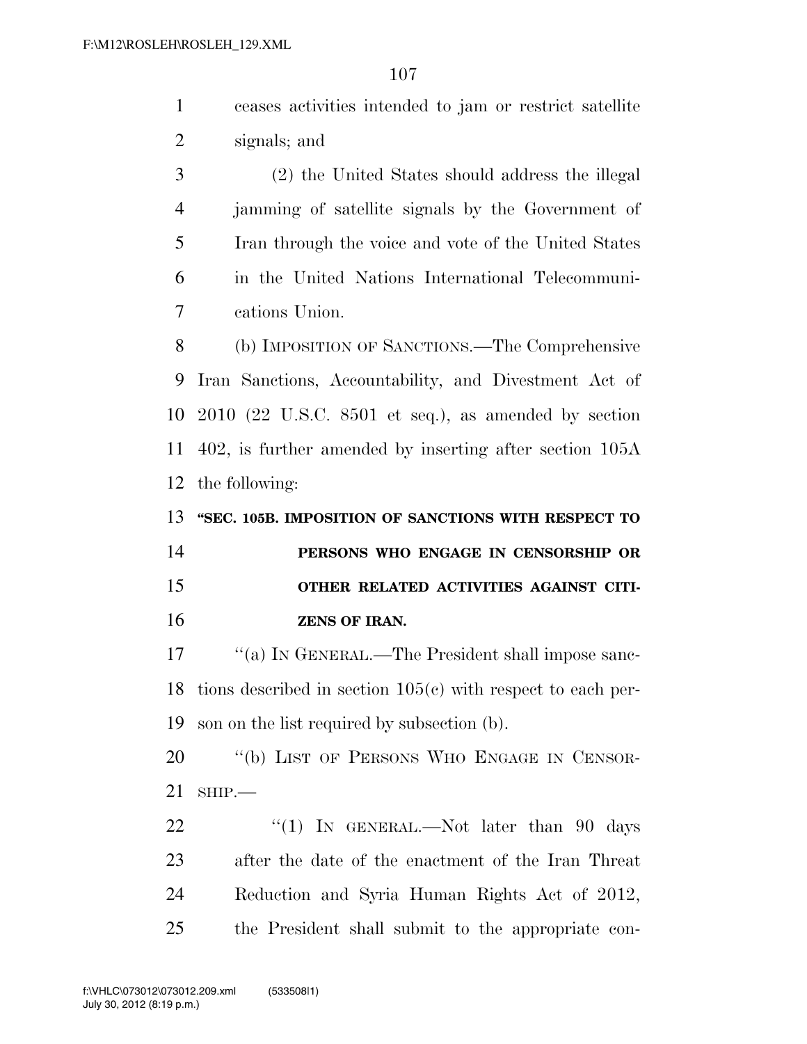ceases activities intended to jam or restrict satellite signals; and

(2) the United States should address the illegal jamming of satellite signals by the Government of Iran through the voice and vote of the United States in the United Nations International Telecommunications Union.

(b) IMPOSITION OF SANCTIONS.—The Comprehensive Iran Sanctions, Accountability, and Divestment Act of 2010 (22 U.S.C. 8501 et seq.), as amended by section 402, is further amended by inserting after section 105A the following:

**"SEC. 105B. IMPOSITION OF SANCTIONS WITH RESPECT TO PERSONS WHO ENGAGE IN CENSORSHIP OR OTHER RELATED ACTIVITIES AGAINST CITIZENS OF IRAN.**

"(a) IN GENERAL.—The President shall impose sanctions described in section 105(c) with respect to each person on the list required by subsection (b).

"(b) LIST OF PERSONS WHO ENGAGE IN CENSORSHIP.—

"(1) IN GENERAL.—Not later than 90 days after the date of the enactment of the Iran Threat Reduction and Syria Human Rights Act of 2012, the President shall submit to the appropriate con-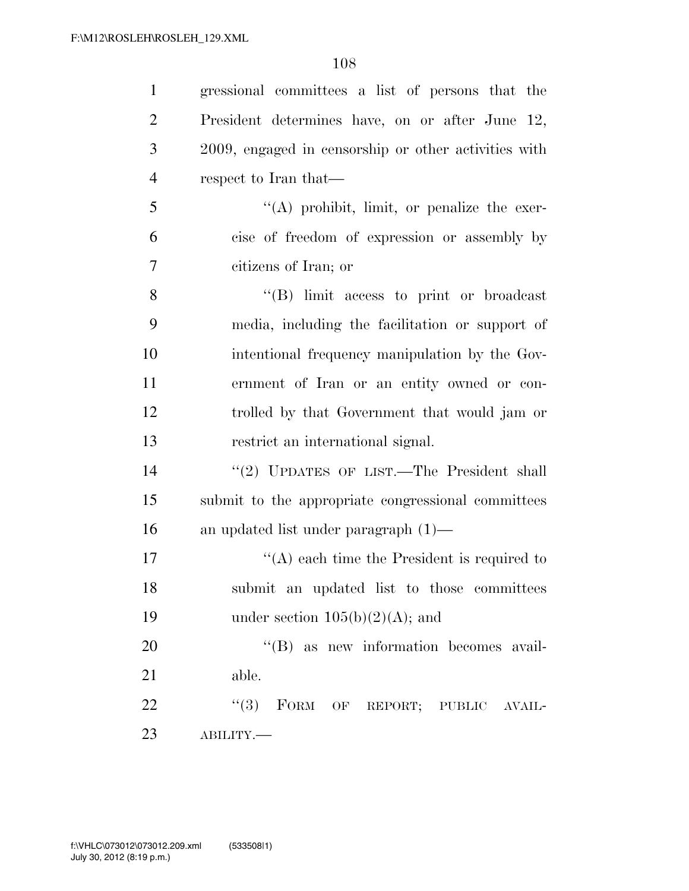gressional committees a list of persons that the President determines have, on or after June 12, 2009, engaged in censorship or other activities with respect to Iran that—

"(A) prohibit, limit, or penalize the exercise of freedom of expression or assembly by citizens of Iran; or

"(B) limit access to print or broadcast media, including the facilitation or support of intentional frequency manipulation by the Government of Iran or an entity owned or controlled by that Government that would jam or restrict an international signal.

"(2) UPDATES OF LIST.—The President shall submit to the appropriate congressional committees an updated list under paragraph (1)—

"(A) each time the President is required to submit an updated list to those committees under section 105(b)(2)(A); and

"(B) as new information becomes available.

"(3) FORM OF REPORT; PUBLIC AVAILABILITY.—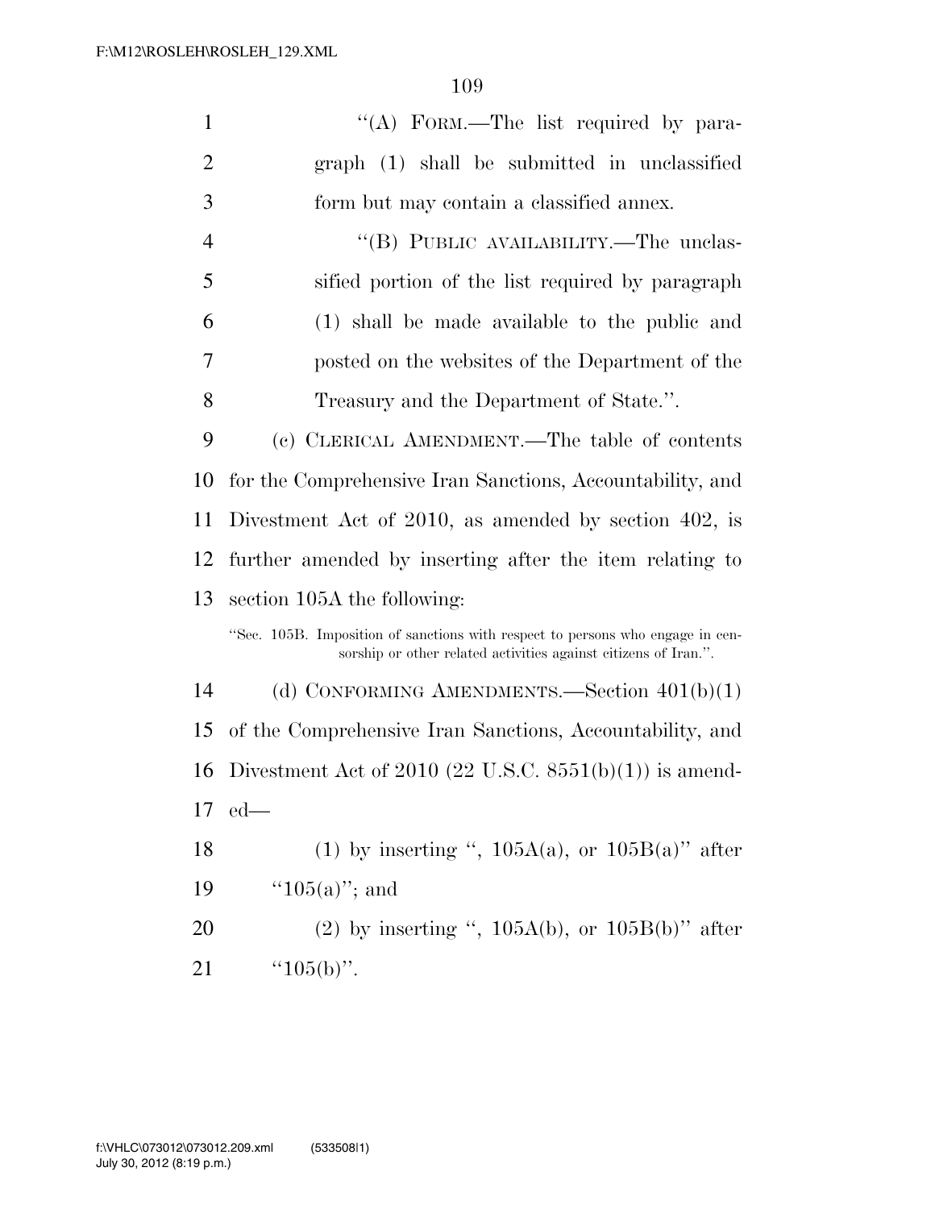"(A) FORM.—The list required by paragraph (1) shall be submitted in unclassified form but may contain a classified annex.

"(B) PUBLIC AVAILABILITY.—The unclassified portion of the list required by paragraph (1) shall be made available to the public and posted on the websites of the Department of the Treasury and the Department of State.".

(c) CLERICAL AMENDMENT.—The table of contents for the Comprehensive Iran Sanctions, Accountability, and Divestment Act of 2010, as amended by section 402, is further amended by inserting after the item relating to section 105A the following:

"Sec. 105B. Imposition of sanctions with respect to persons who engage in censorship or other related activities against citizens of Iran.".

(d) CONFORMING AMENDMENTS.—Section 401(b)(1) of the Comprehensive Iran Sanctions, Accountability, and Divestment Act of 2010 (22 U.S.C. 8551(b)(1)) is amended—

(1) by inserting ", 105A(a), or 105B(a)" after "105(a)"; and

(2) by inserting ", 105A(b), or 105B(b)" after "105(b)".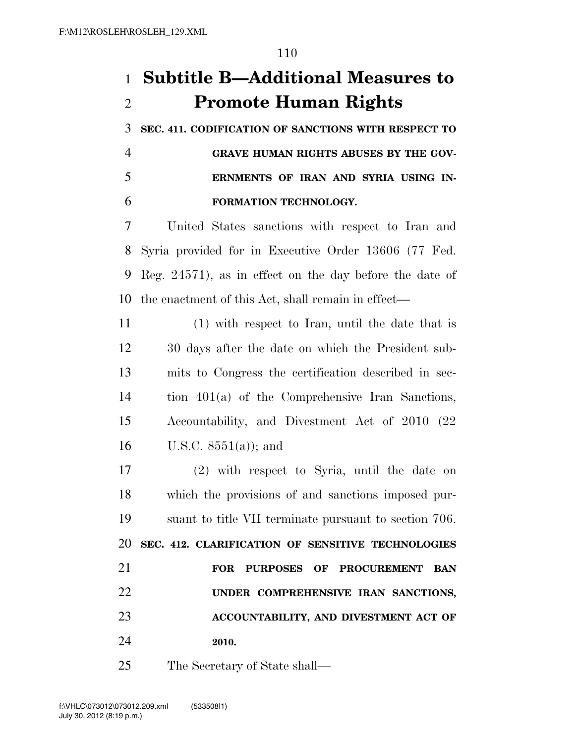# Subtitle B—Additional Measures to Promote Human Rights

**SEC. 411. CODIFICATION OF SANCTIONS WITH RESPECT TO GRAVE HUMAN RIGHTS ABUSES BY THE GOVERNMENTS OF IRAN AND SYRIA USING INFORMATION TECHNOLOGY.**

United States sanctions with respect to Iran and Syria provided for in Executive Order 13606 (77 Fed. Reg. 24571), as in effect on the day before the date of the enactment of this Act, shall remain in effect—

(1) with respect to Iran, until the date that is 30 days after the date on which the President submits to Congress the certification described in section 401(a) of the Comprehensive Iran Sanctions, Accountability, and Divestment Act of 2010 (22 U.S.C. 8551(a)); and

(2) with respect to Syria, until the date on which the provisions of and sanctions imposed pursuant to title VII terminate pursuant to section 706.

**SEC. 412. CLARIFICATION OF SENSITIVE TECHNOLOGIES FOR PURPOSES OF PROCUREMENT BAN UNDER COMPREHENSIVE IRAN SANCTIONS, ACCOUNTABILITY, AND DIVESTMENT ACT OF 2010.**

The Secretary of State shall—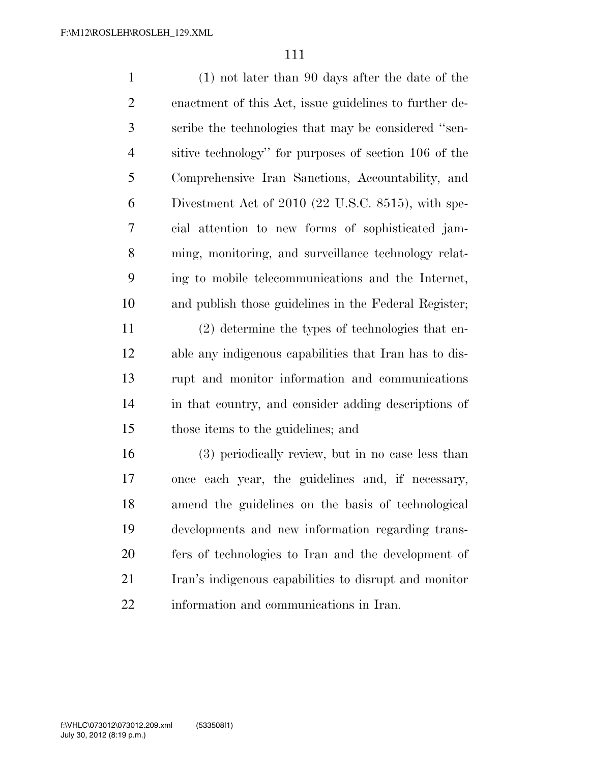(1) not later than 90 days after the date of the enactment of this Act, issue guidelines to further describe the technologies that may be considered "sensitive technology" for purposes of section 106 of the Comprehensive Iran Sanctions, Accountability, and Divestment Act of 2010 (22 U.S.C. 8515), with special attention to new forms of sophisticated jamming, monitoring, and surveillance technology relating to mobile telecommunications and the Internet, and publish those guidelines in the Federal Register;

(2) determine the types of technologies that enable any indigenous capabilities that Iran has to disrupt and monitor information and communications in that country, and consider adding descriptions of those items to the guidelines; and

(3) periodically review, but in no case less than once each year, the guidelines and, if necessary, amend the guidelines on the basis of technological developments and new information regarding transfers of technologies to Iran and the development of Iran's indigenous capabilities to disrupt and monitor information and communications in Iran.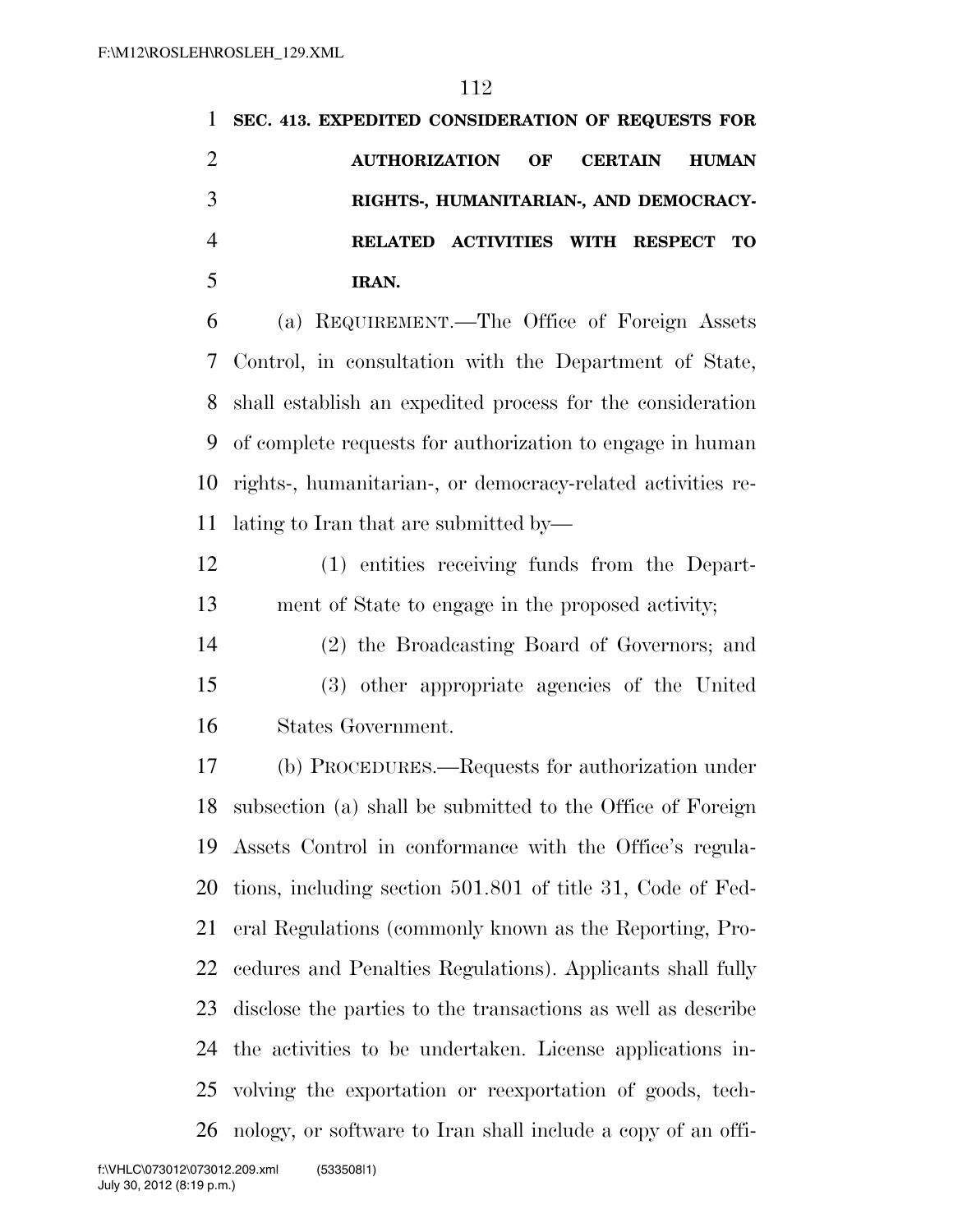**SEC. 413. EXPEDITED CONSIDERATION OF REQUESTS FOR AUTHORIZATION OF CERTAIN HUMAN RIGHTS-, HUMANITARIAN-, AND DEMOCRACY-RELATED ACTIVITIES WITH RESPECT TO IRAN.**

(a) REQUIREMENT.—The Office of Foreign Assets Control, in consultation with the Department of State, shall establish an expedited process for the consideration of complete requests for authorization to engage in human rights-, humanitarian-, or democracy-related activities relating to Iran that are submitted by—

(1) entities receiving funds from the Department of State to engage in the proposed activity;

(2) the Broadcasting Board of Governors; and

(3) other appropriate agencies of the United States Government.

(b) PROCEDURES.—Requests for authorization under subsection (a) shall be submitted to the Office of Foreign Assets Control in conformance with the Office's regulations, including section 501.801 of title 31, Code of Federal Regulations (commonly known as the Reporting, Procedures and Penalties Regulations). Applicants shall fully disclose the parties to the transactions as well as describe the activities to be undertaken. License applications involving the exportation or reexportation of goods, technology, or software to Iran shall include a copy of an offi-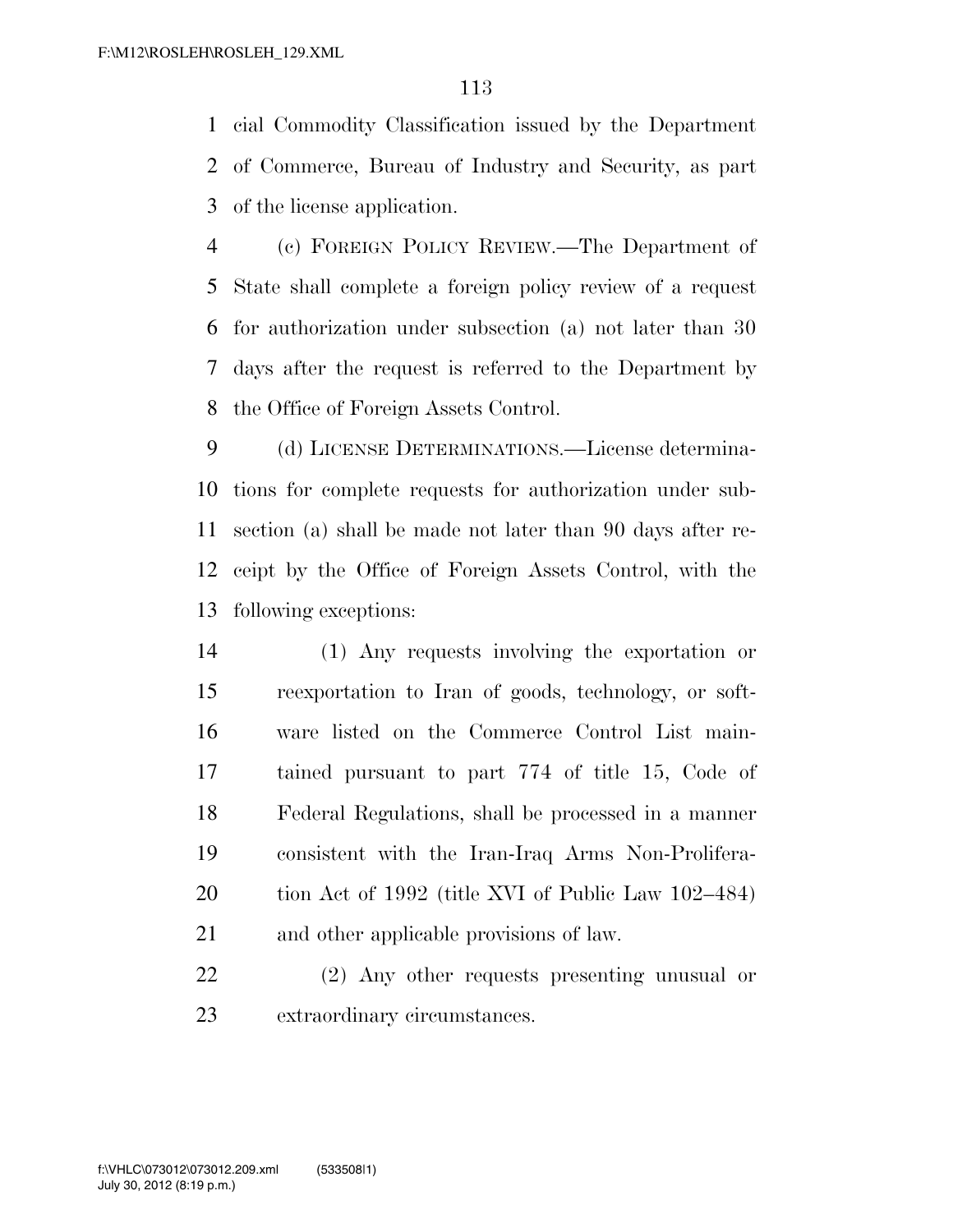cial Commodity Classification issued by the Department of Commerce, Bureau of Industry and Security, as part of the license application.

(c) FOREIGN POLICY REVIEW.—The Department of State shall complete a foreign policy review of a request for authorization under subsection (a) not later than 30 days after the request is referred to the Department by the Office of Foreign Assets Control.

(d) LICENSE DETERMINATIONS.—License determinations for complete requests for authorization under subsection (a) shall be made not later than 90 days after receipt by the Office of Foreign Assets Control, with the following exceptions:

(1) Any requests involving the exportation or reexportation to Iran of goods, technology, or software listed on the Commerce Control List maintained pursuant to part 774 of title 15, Code of Federal Regulations, shall be processed in a manner consistent with the Iran-Iraq Arms Non-Proliferation Act of 1992 (title XVI of Public Law 102–484) and other applicable provisions of law.

(2) Any other requests presenting unusual or extraordinary circumstances.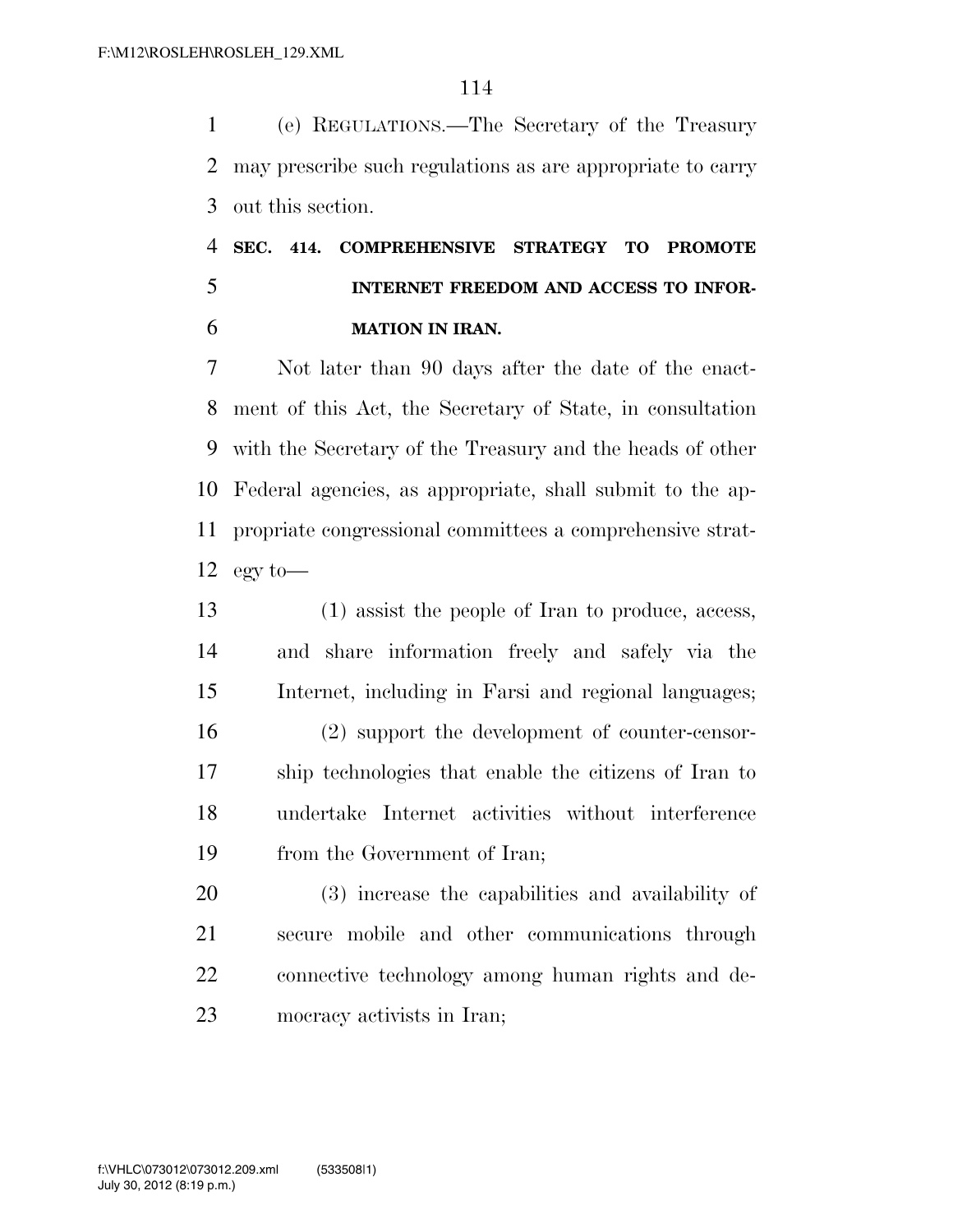(e) REGULATIONS.—The Secretary of the Treasury may prescribe such regulations as are appropriate to carry out this section.

## SEC. 414. COMPREHENSIVE STRATEGY TO PROMOTE INTERNET FREEDOM AND ACCESS TO INFORMATION IN IRAN.

Not later than 90 days after the date of the enactment of this Act, the Secretary of State, in consultation with the Secretary of the Treasury and the heads of other Federal agencies, as appropriate, shall submit to the appropriate congressional committees a comprehensive strategy to—

(1) assist the people of Iran to produce, access, and share information freely and safely via the Internet, including in Farsi and regional languages;

(2) support the development of counter-censorship technologies that enable the citizens of Iran to undertake Internet activities without interference from the Government of Iran;

(3) increase the capabilities and availability of secure mobile and other communications through connective technology among human rights and democracy activists in Iran;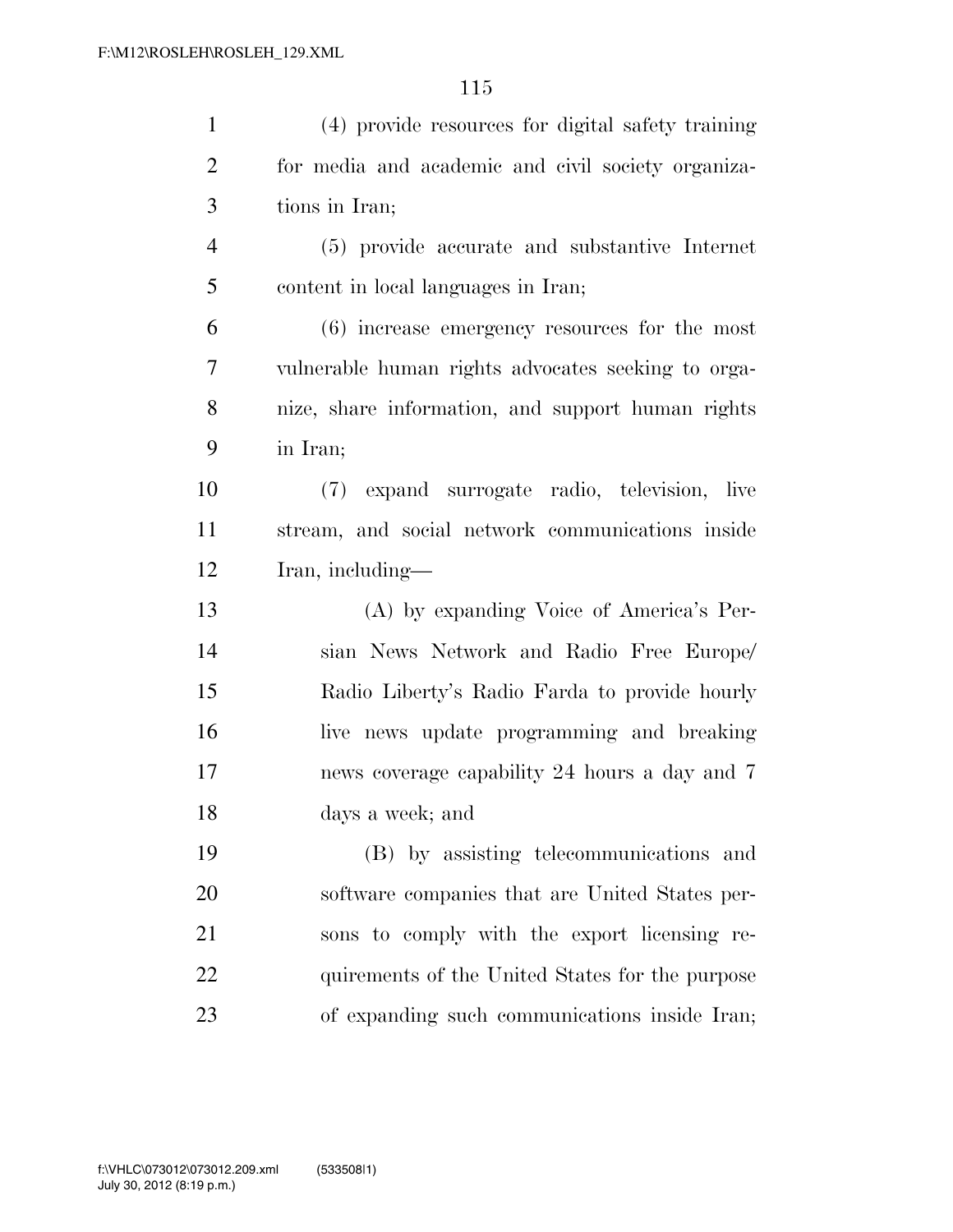(4) provide resources for digital safety training for media and academic and civil society organizations in Iran;

(5) provide accurate and substantive Internet content in local languages in Iran;

(6) increase emergency resources for the most vulnerable human rights advocates seeking to organize, share information, and support human rights in Iran;

(7) expand surrogate radio, television, live stream, and social network communications inside Iran, including—

(A) by expanding Voice of America's Persian News Network and Radio Free Europe/Radio Liberty's Radio Farda to provide hourly live news update programming and breaking news coverage capability 24 hours a day and 7 days a week; and

(B) by assisting telecommunications and software companies that are United States persons to comply with the export licensing requirements of the United States for the purpose of expanding such communications inside Iran;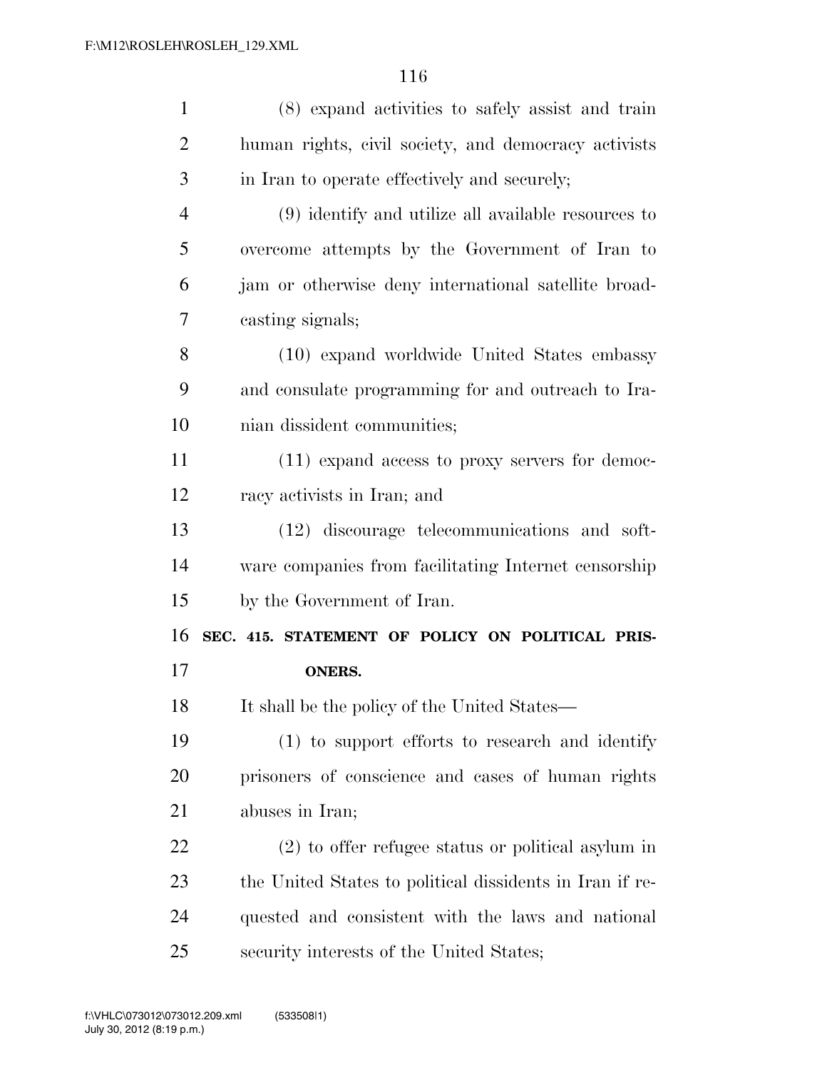(8) expand activities to safely assist and train human rights, civil society, and democracy activists in Iran to operate effectively and securely;

(9) identify and utilize all available resources to overcome attempts by the Government of Iran to jam or otherwise deny international satellite broadcasting signals;

(10) expand worldwide United States embassy and consulate programming for and outreach to Iranian dissident communities;

(11) expand access to proxy servers for democracy activists in Iran; and

(12) discourage telecommunications and software companies from facilitating Internet censorship by the Government of Iran.

### SEC. 415. STATEMENT OF POLICY ON POLITICAL PRISONERS.

It shall be the policy of the United States—

(1) to support efforts to research and identify prisoners of conscience and cases of human rights abuses in Iran;

(2) to offer refugee status or political asylum in the United States to political dissidents in Iran if requested and consistent with the laws and national security interests of the United States;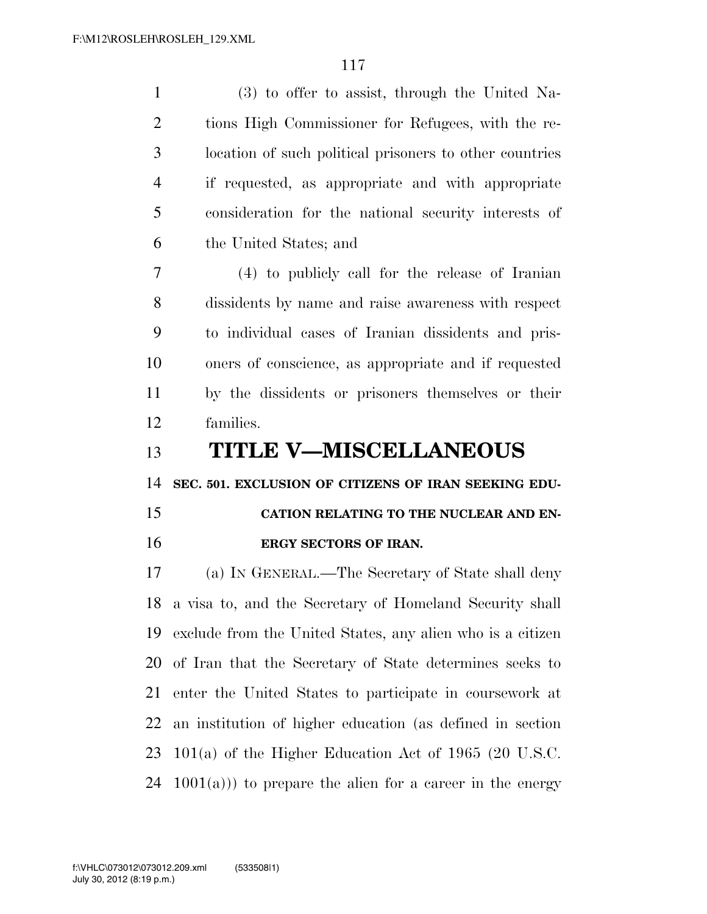(3) to offer to assist, through the United Nations High Commissioner for Refugees, with the relocation of such political prisoners to other countries if requested, as appropriate and with appropriate consideration for the national security interests of the United States; and

(4) to publicly call for the release of Iranian dissidents by name and raise awareness with respect to individual cases of Iranian dissidents and prisoners of conscience, as appropriate and if requested by the dissidents or prisoners themselves or their families.

# TITLE V—MISCELLANEOUS

### SEC. 501. EXCLUSION OF CITIZENS OF IRAN SEEKING EDUCATION RELATING TO THE NUCLEAR AND ENERGY SECTORS OF IRAN.

(a) IN GENERAL.—The Secretary of State shall deny a visa to, and the Secretary of Homeland Security shall exclude from the United States, any alien who is a citizen of Iran that the Secretary of State determines seeks to enter the United States to participate in coursework at an institution of higher education (as defined in section 101(a) of the Higher Education Act of 1965 (20 U.S.C. 1001(a))) to prepare the alien for a career in the energy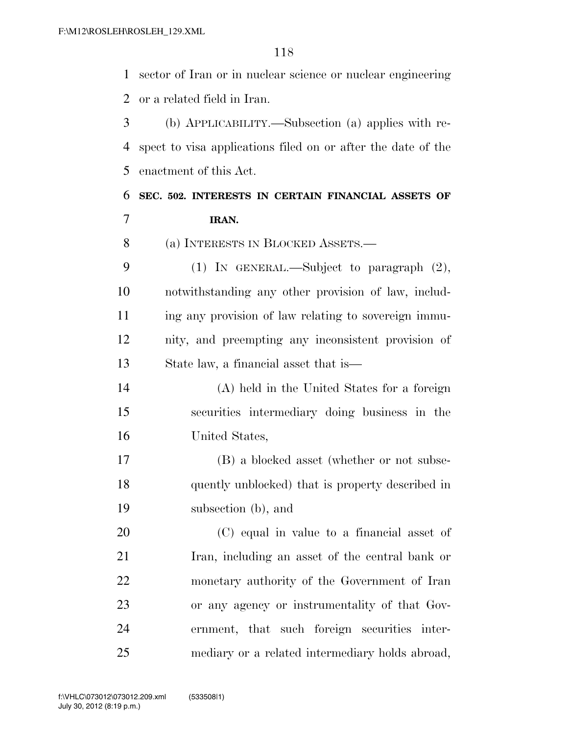sector of Iran or in nuclear science or nuclear engineering or a related field in Iran.

(b) APPLICABILITY.—Subsection (a) applies with respect to visa applications filed on or after the date of the enactment of this Act.

**SEC. 502. INTERESTS IN CERTAIN FINANCIAL ASSETS OF IRAN.**

(a) INTERESTS IN BLOCKED ASSETS.—

(1) IN GENERAL.—Subject to paragraph (2), notwithstanding any other provision of law, including any provision of law relating to sovereign immunity, and preempting any inconsistent provision of State law, a financial asset that is—

(A) held in the United States for a foreign securities intermediary doing business in the United States,

(B) a blocked asset (whether or not subsequently unblocked) that is property described in subsection (b), and

(C) equal in value to a financial asset of Iran, including an asset of the central bank or monetary authority of the Government of Iran or any agency or instrumentality of that Government, that such foreign securities intermediary or a related intermediary holds abroad,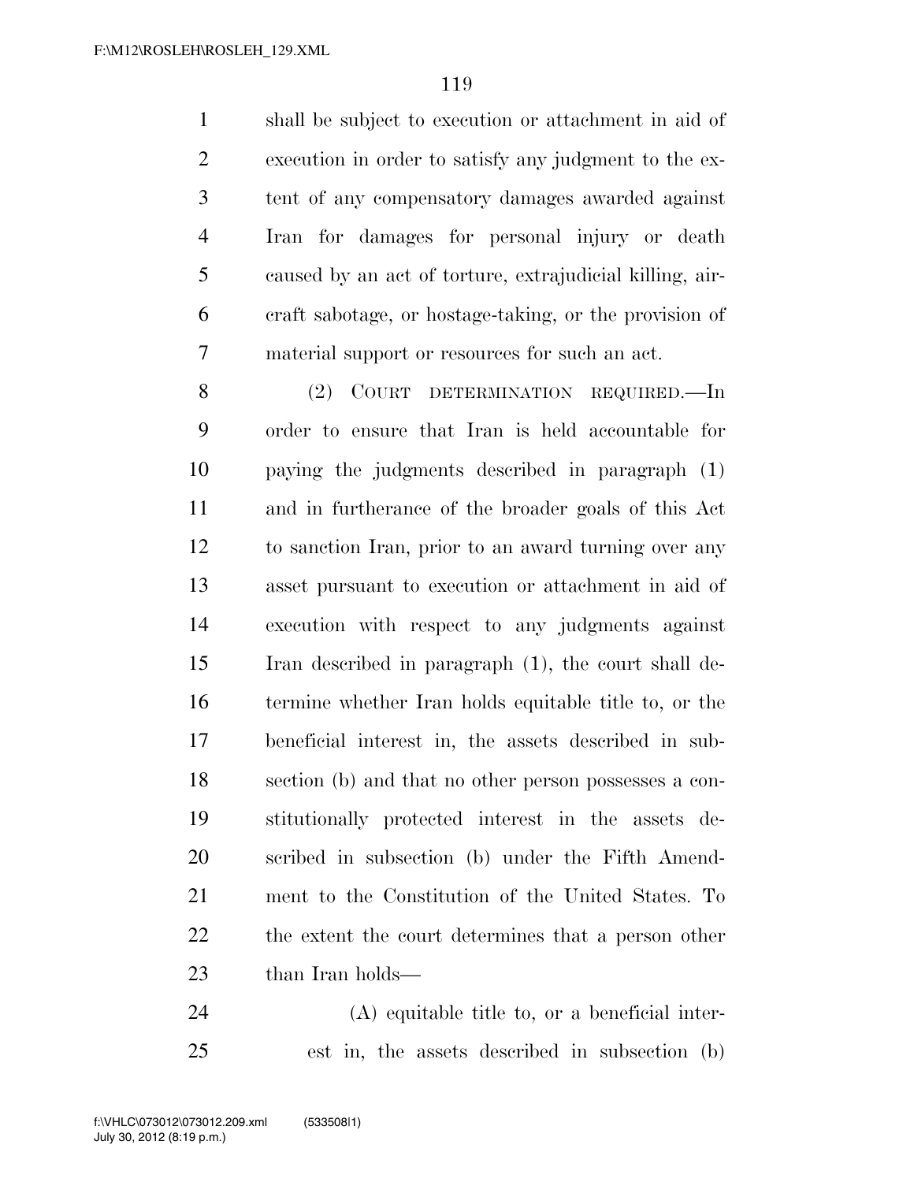shall be subject to execution or attachment in aid of execution in order to satisfy any judgment to the extent of any compensatory damages awarded against Iran for damages for personal injury or death caused by an act of torture, extrajudicial killing, aircraft sabotage, or hostage-taking, or the provision of material support or resources for such an act.

(2) COURT DETERMINATION REQUIRED.—In order to ensure that Iran is held accountable for paying the judgments described in paragraph (1) and in furtherance of the broader goals of this Act to sanction Iran, prior to an award turning over any asset pursuant to execution or attachment in aid of execution with respect to any judgments against Iran described in paragraph (1), the court shall determine whether Iran holds equitable title to, or the beneficial interest in, the assets described in subsection (b) and that no other person possesses a constitutionally protected interest in the assets described in subsection (b) under the Fifth Amendment to the Constitution of the United States. To the extent the court determines that a person other than Iran holds—

(A) equitable title to, or a beneficial interest in, the assets described in subsection (b)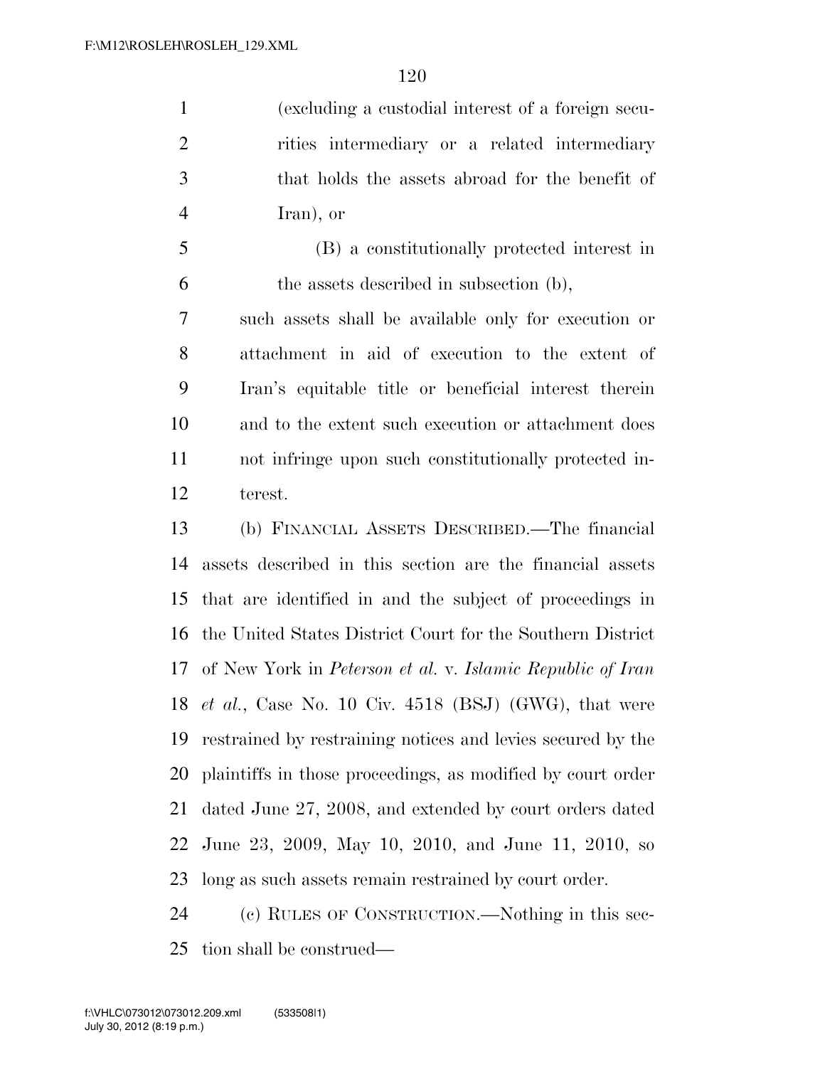(excluding a custodial interest of a foreign securities intermediary or a related intermediary that holds the assets abroad for the benefit of Iran), or

(B) a constitutionally protected interest in the assets described in subsection (b),

such assets shall be available only for execution or attachment in aid of execution to the extent of Iran's equitable title or beneficial interest therein and to the extent such execution or attachment does not infringe upon such constitutionally protected interest.

(b) FINANCIAL ASSETS DESCRIBED.—The financial assets described in this section are the financial assets that are identified in and the subject of proceedings in the United States District Court for the Southern District of New York in *Peterson et al.* v. *Islamic Republic of Iran et al.*, Case No. 10 Civ. 4518 (BSJ) (GWG), that were restrained by restraining notices and levies secured by the plaintiffs in those proceedings, as modified by court order dated June 27, 2008, and extended by court orders dated June 23, 2009, May 10, 2010, and June 11, 2010, so long as such assets remain restrained by court order.

(c) RULES OF CONSTRUCTION.—Nothing in this section shall be construed—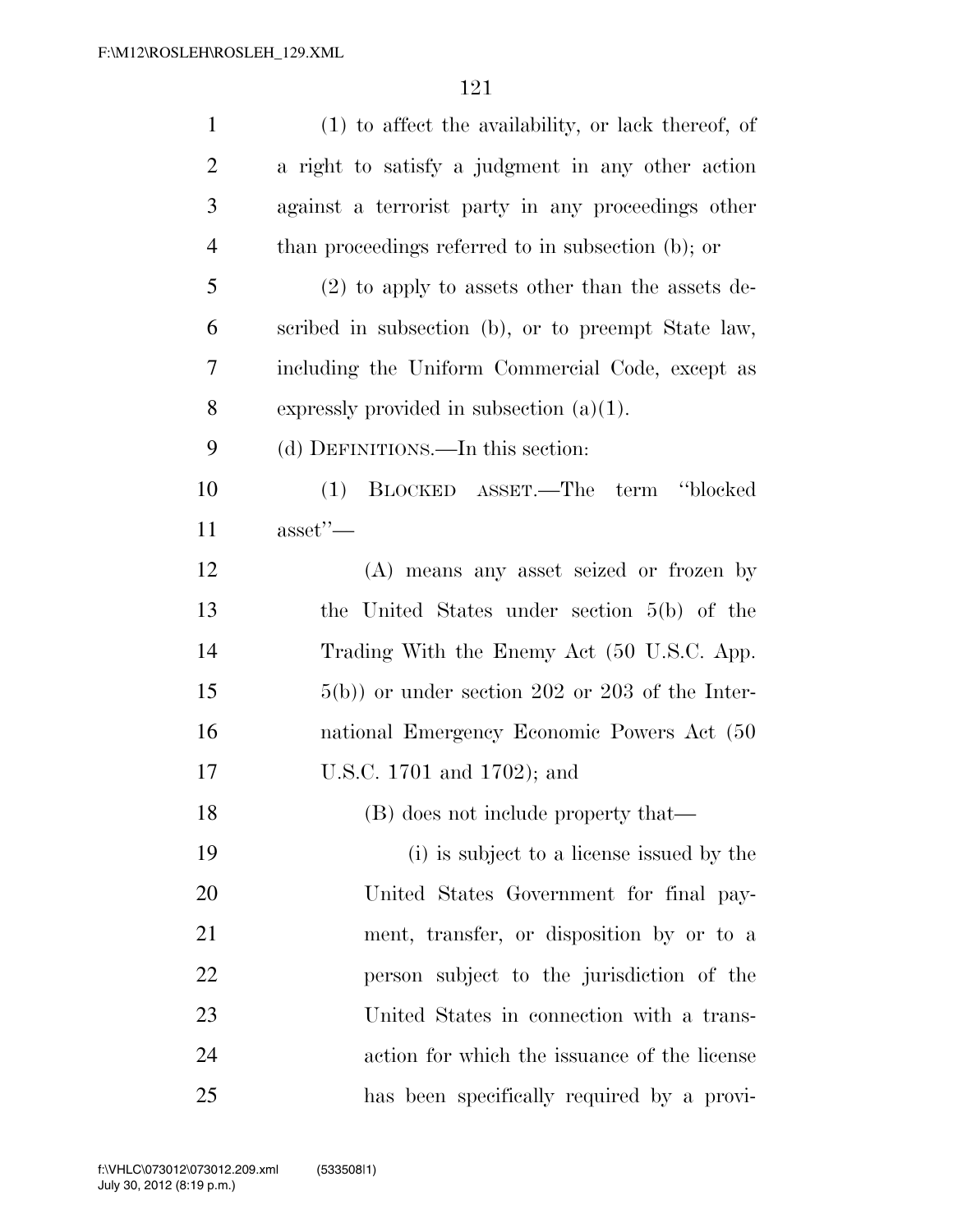(1) to affect the availability, or lack thereof, of a right to satisfy a judgment in any other action against a terrorist party in any proceedings other than proceedings referred to in subsection (b); or

(2) to apply to assets other than the assets described in subsection (b), or to preempt State law, including the Uniform Commercial Code, except as expressly provided in subsection (a)(1).

(d) DEFINITIONS.—In this section:

(1) BLOCKED ASSET.—The term ''blocked asset''—

(A) means any asset seized or frozen by the United States under section 5(b) of the Trading With the Enemy Act (50 U.S.C. App. 5(b)) or under section 202 or 203 of the International Emergency Economic Powers Act (50 U.S.C. 1701 and 1702); and

(B) does not include property that—

(i) is subject to a license issued by the United States Government for final payment, transfer, or disposition by or to a person subject to the jurisdiction of the United States in connection with a transaction for which the issuance of the license has been specifically required by a provi-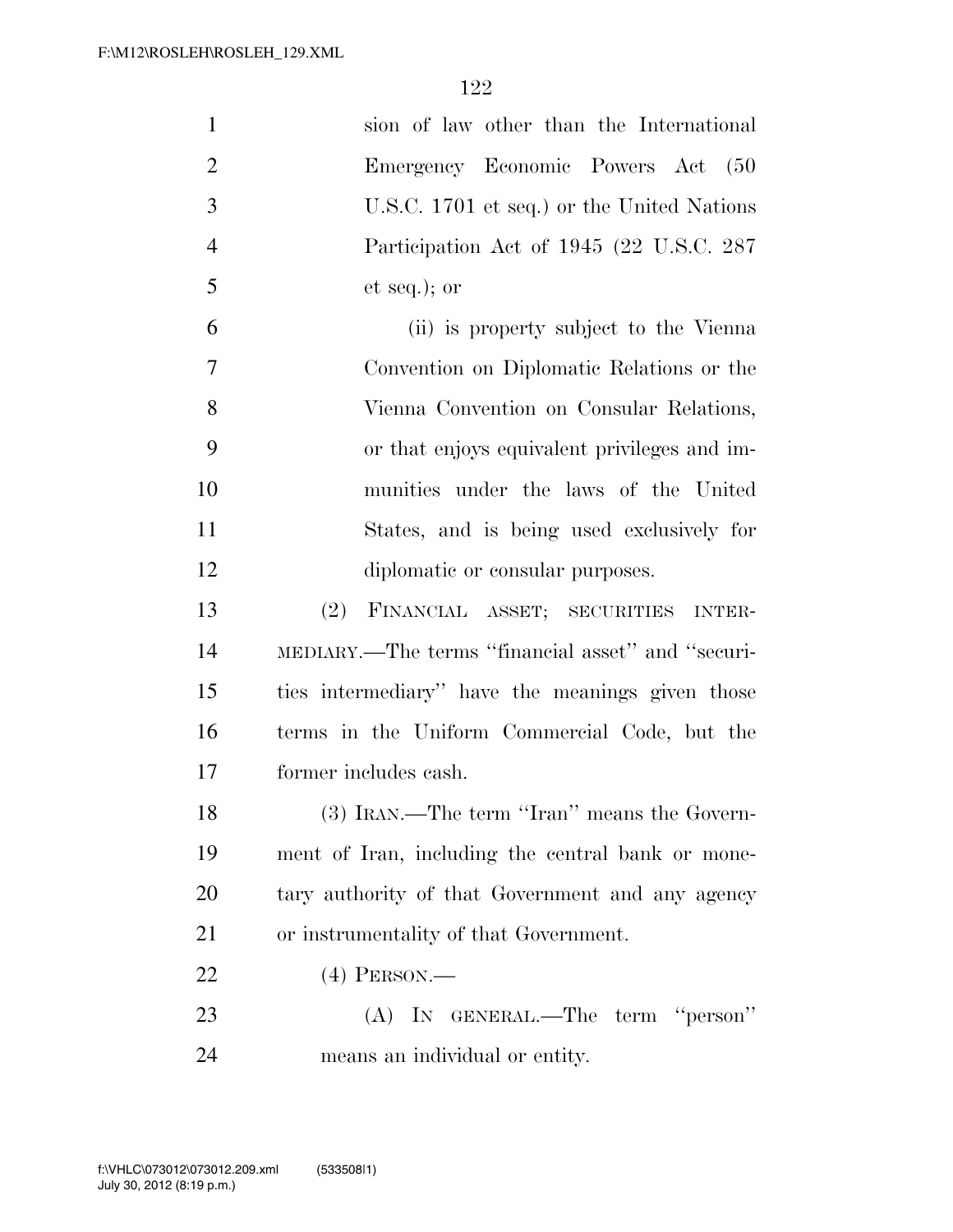sion of law other than the International Emergency Economic Powers Act (50 U.S.C. 1701 et seq.) or the United Nations Participation Act of 1945 (22 U.S.C. 287 et seq.); or

(ii) is property subject to the Vienna Convention on Diplomatic Relations or the Vienna Convention on Consular Relations, or that enjoys equivalent privileges and immunities under the laws of the United States, and is being used exclusively for diplomatic or consular purposes.

(2) FINANCIAL ASSET; SECURITIES INTERMEDIARY.—The terms ''financial asset'' and ''securities intermediary'' have the meanings given those terms in the Uniform Commercial Code, but the former includes cash.

(3) IRAN.—The term ''Iran'' means the Government of Iran, including the central bank or monetary authority of that Government and any agency or instrumentality of that Government.

(4) PERSON.—

(A) IN GENERAL.—The term ''person'' means an individual or entity.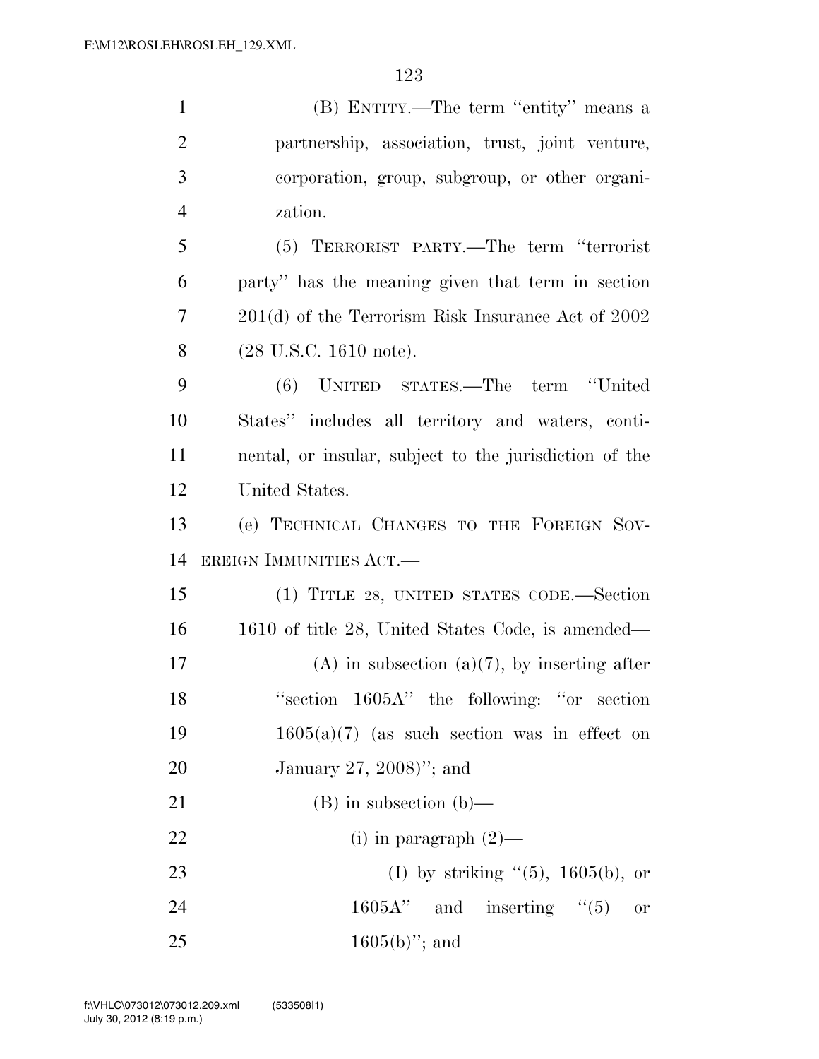(B) ENTITY.—The term "entity" means a partnership, association, trust, joint venture, corporation, group, subgroup, or other organization.

(5) TERRORIST PARTY.—The term "terrorist party" has the meaning given that term in section 201(d) of the Terrorism Risk Insurance Act of 2002 (28 U.S.C. 1610 note).

(6) UNITED STATES.—The term "United States" includes all territory and waters, continental, or insular, subject to the jurisdiction of the United States.

(e) TECHNICAL CHANGES TO THE FOREIGN SOVEREIGN IMMUNITIES ACT.—

(1) TITLE 28, UNITED STATES CODE.—Section 1610 of title 28, United States Code, is amended—

(A) in subsection (a)(7), by inserting after "section 1605A" the following: "or section 1605(a)(7) (as such section was in effect on January 27, 2008)"; and

(B) in subsection (b)—

(i) in paragraph (2)—

(I) by striking "(5), 1605(b), or 1605A" and inserting "(5) or 1605(b)"; and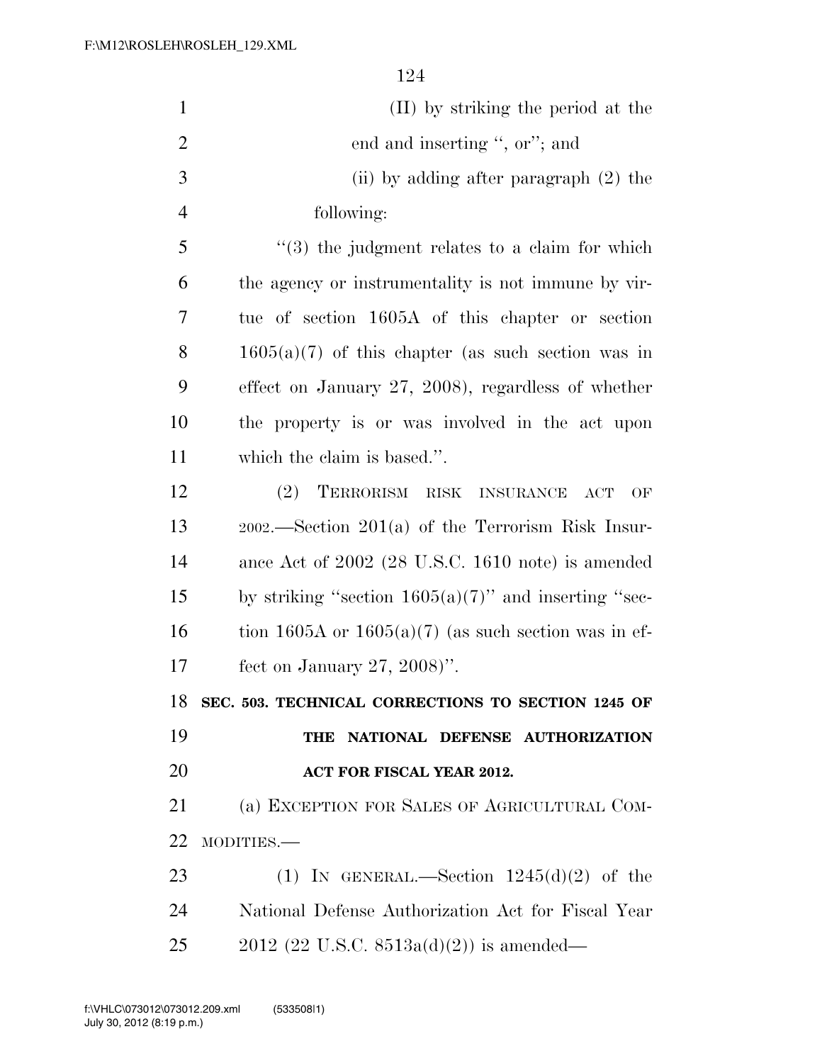(II) by striking the period at the end and inserting ", or"; and

(ii) by adding after paragraph (2) the following:

"(3) the judgment relates to a claim for which the agency or instrumentality is not immune by virtue of section 1605A of this chapter or section 1605(a)(7) of this chapter (as such section was in effect on January 27, 2008), regardless of whether the property is or was involved in the act upon which the claim is based.".

(2) TERRORISM RISK INSURANCE ACT OF 2002.—Section 201(a) of the Terrorism Risk Insurance Act of 2002 (28 U.S.C. 1610 note) is amended by striking "section 1605(a)(7)" and inserting "section 1605A or 1605(a)(7) (as such section was in effect on January 27, 2008)".

**SEC. 503. TECHNICAL CORRECTIONS TO SECTION 1245 OF THE NATIONAL DEFENSE AUTHORIZATION ACT FOR FISCAL YEAR 2012.**

(a) EXCEPTION FOR SALES OF AGRICULTURAL COMMODITIES.—

(1) IN GENERAL.—Section 1245(d)(2) of the National Defense Authorization Act for Fiscal Year 2012 (22 U.S.C. 8513a(d)(2)) is amended—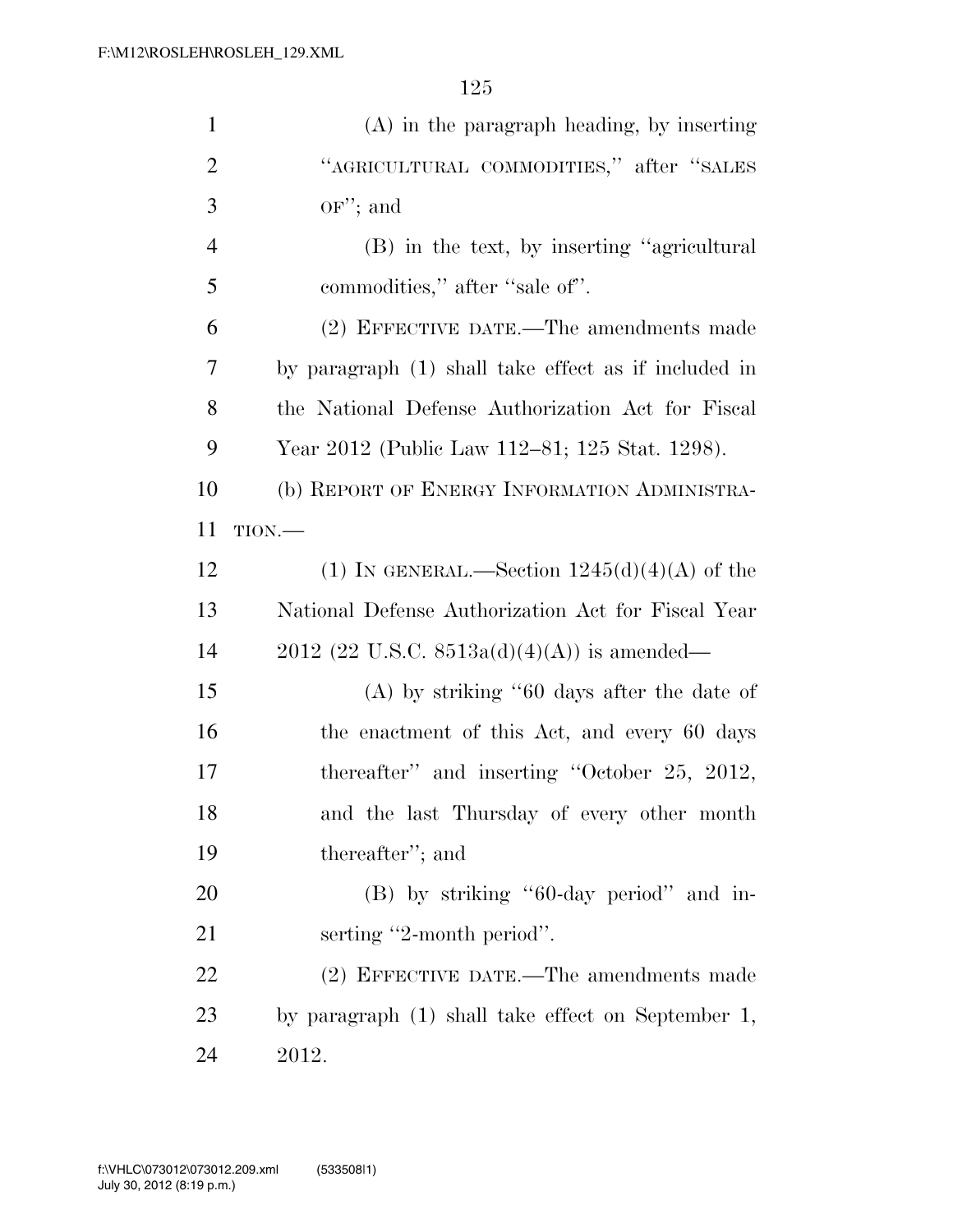(A) in the paragraph heading, by inserting "AGRICULTURAL COMMODITIES," after "SALES OF"; and

(B) in the text, by inserting "agricultural commodities," after "sale of".

(2) EFFECTIVE DATE.—The amendments made by paragraph (1) shall take effect as if included in the National Defense Authorization Act for Fiscal Year 2012 (Public Law 112–81; 125 Stat. 1298).

(b) REPORT OF ENERGY INFORMATION ADMINISTRATION.—

(1) IN GENERAL.—Section 1245(d)(4)(A) of the National Defense Authorization Act for Fiscal Year 2012 (22 U.S.C. 8513a(d)(4)(A)) is amended—

(A) by striking "60 days after the date of the enactment of this Act, and every 60 days thereafter" and inserting "October 25, 2012, and the last Thursday of every other month thereafter"; and

(B) by striking "60-day period" and inserting "2-month period".

(2) EFFECTIVE DATE.—The amendments made by paragraph (1) shall take effect on September 1, 2012.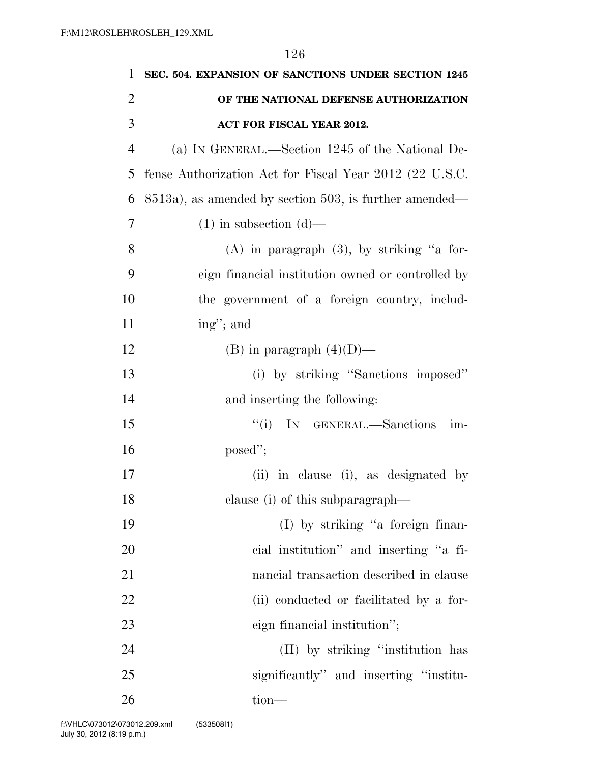**SEC. 504. EXPANSION OF SANCTIONS UNDER SECTION 1245 OF THE NATIONAL DEFENSE AUTHORIZATION ACT FOR FISCAL YEAR 2012.**

(a) IN GENERAL.—Section 1245 of the National Defense Authorization Act for Fiscal Year 2012 (22 U.S.C. 8513a), as amended by section 503, is further amended—

(1) in subsection (d)—

(A) in paragraph (3), by striking "a foreign financial institution owned or controlled by the government of a foreign country, including"; and

(B) in paragraph (4)(D)—

(i) by striking "Sanctions imposed" and inserting the following:

"(i) IN GENERAL.—Sanctions imposed";

(ii) in clause (i), as designated by clause (i) of this subparagraph—

(I) by striking "a foreign financial institution" and inserting "a financial transaction described in clause (ii) conducted or facilitated by a foreign financial institution";

(II) by striking "institution has significantly" and inserting "institution—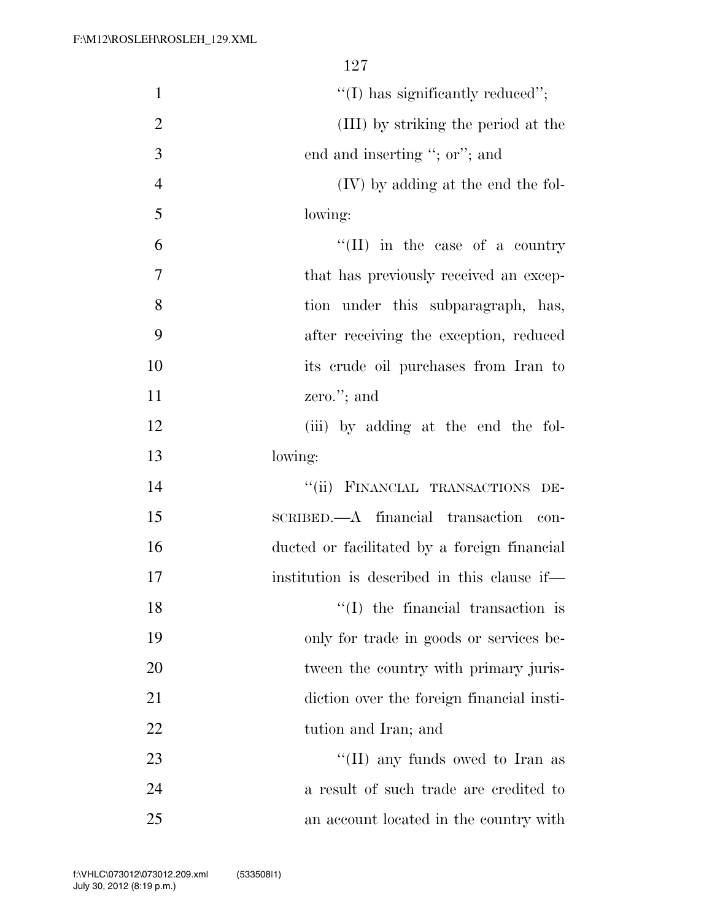''(I) has significantly reduced'';

(III) by striking the period at the end and inserting ''; or''; and

(IV) by adding at the end the following:

''(II) in the case of a country that has previously received an exception under this subparagraph, has, after receiving the exception, reduced its crude oil purchases from Iran to zero.''; and

(iii) by adding at the end the following:

''(ii) FINANCIAL TRANSACTIONS DESCRIBED.—A financial transaction conducted or facilitated by a foreign financial institution is described in this clause if—

''(I) the financial transaction is only for trade in goods or services between the country with primary jurisdiction over the foreign financial institution and Iran; and

''(II) any funds owed to Iran as a result of such trade are credited to an account located in the country with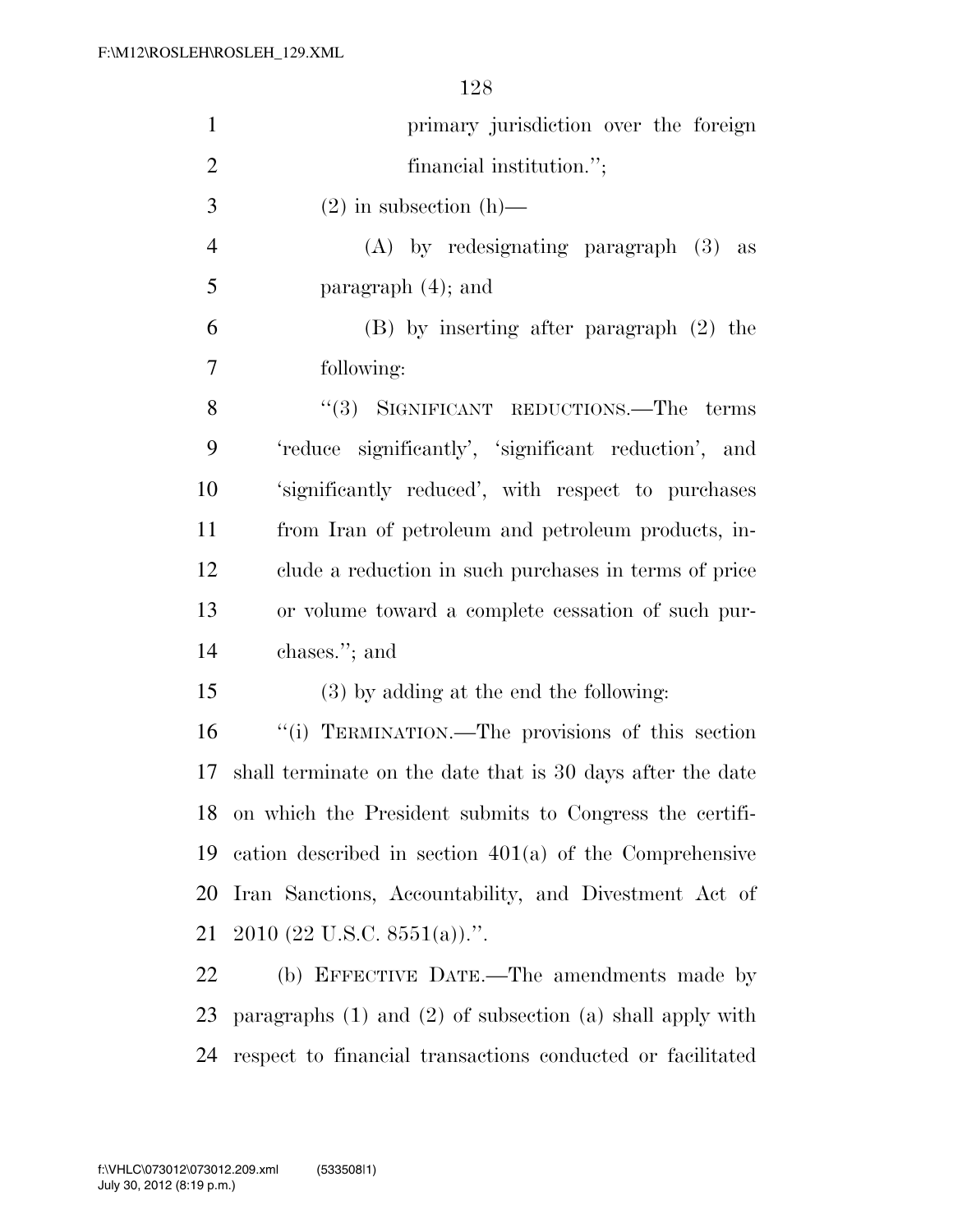primary jurisdiction over the foreign financial institution.'';

(2) in subsection (h)—

(A) by redesignating paragraph (3) as paragraph (4); and

(B) by inserting after paragraph (2) the following:

''(3) SIGNIFICANT REDUCTIONS.—The terms 'reduce significantly', 'significant reduction', and 'significantly reduced', with respect to purchases from Iran of petroleum and petroleum products, include a reduction in such purchases in terms of price or volume toward a complete cessation of such purchases.''; and

(3) by adding at the end the following:

''(i) TERMINATION.—The provisions of this section shall terminate on the date that is 30 days after the date on which the President submits to Congress the certification described in section 401(a) of the Comprehensive Iran Sanctions, Accountability, and Divestment Act of 2010 (22 U.S.C. 8551(a)).''.

(b) EFFECTIVE DATE.—The amendments made by paragraphs (1) and (2) of subsection (a) shall apply with respect to financial transactions conducted or facilitated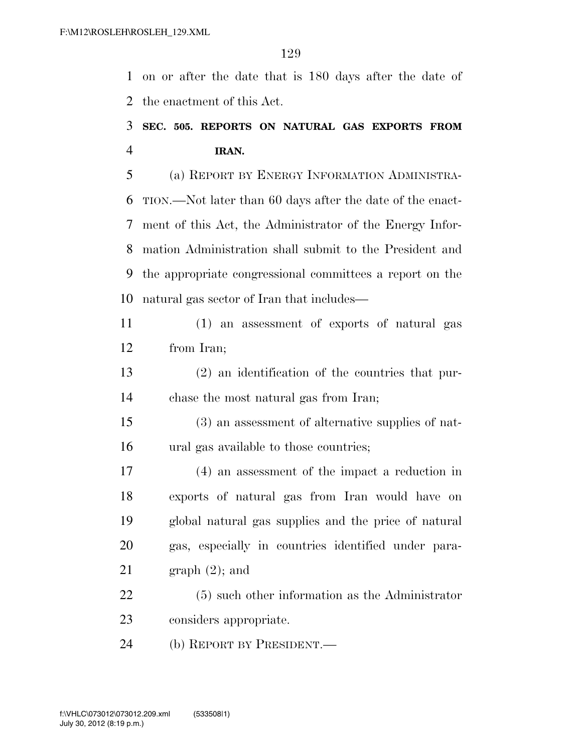on or after the date that is 180 days after the date of the enactment of this Act.

**SEC. 505. REPORTS ON NATURAL GAS EXPORTS FROM IRAN.**

(a) REPORT BY ENERGY INFORMATION ADMINISTRATION.—Not later than 60 days after the date of the enactment of this Act, the Administrator of the Energy Information Administration shall submit to the President and the appropriate congressional committees a report on the natural gas sector of Iran that includes—

(1) an assessment of exports of natural gas from Iran;

(2) an identification of the countries that purchase the most natural gas from Iran;

(3) an assessment of alternative supplies of natural gas available to those countries;

(4) an assessment of the impact a reduction in exports of natural gas from Iran would have on global natural gas supplies and the price of natural gas, especially in countries identified under paragraph (2); and

(5) such other information as the Administrator considers appropriate.

(b) REPORT BY PRESIDENT.—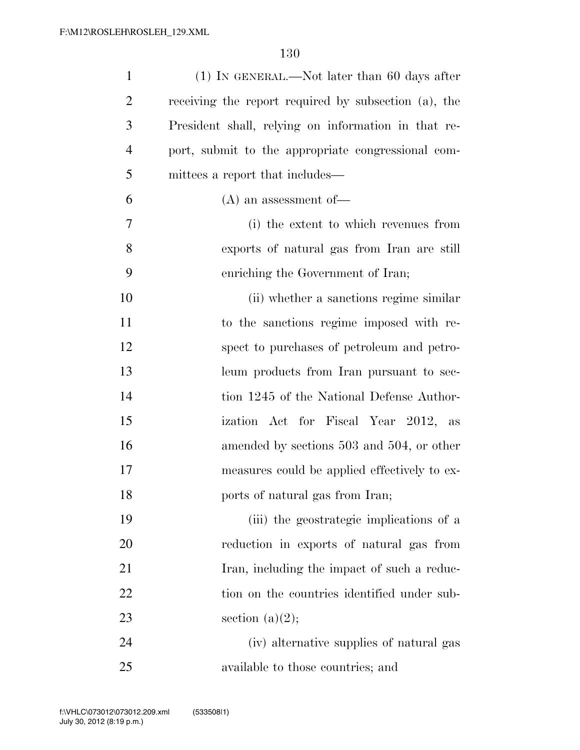(1) IN GENERAL.—Not later than 60 days after receiving the report required by subsection (a), the President shall, relying on information in that report, submit to the appropriate congressional committees a report that includes—

(A) an assessment of—

(i) the extent to which revenues from exports of natural gas from Iran are still enriching the Government of Iran;

(ii) whether a sanctions regime similar to the sanctions regime imposed with respect to purchases of petroleum and petroleum products from Iran pursuant to section 1245 of the National Defense Authorization Act for Fiscal Year 2012, as amended by sections 503 and 504, or other measures could be applied effectively to exports of natural gas from Iran;

(iii) the geostrategic implications of a reduction in exports of natural gas from Iran, including the impact of such a reduction on the countries identified under subsection (a)(2);

(iv) alternative supplies of natural gas available to those countries; and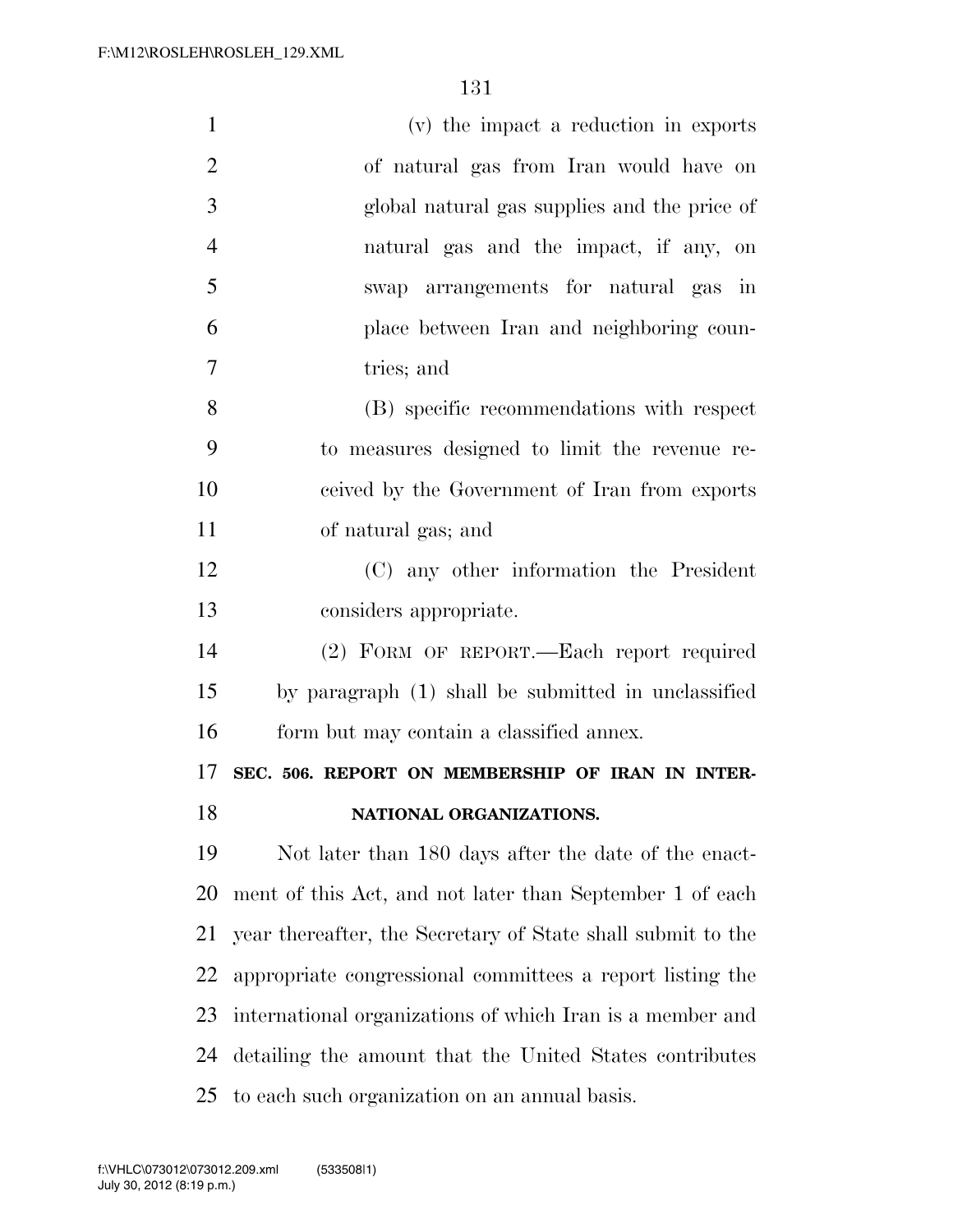(v) the impact a reduction in exports of natural gas from Iran would have on global natural gas supplies and the price of natural gas and the impact, if any, on swap arrangements for natural gas in place between Iran and neighboring countries; and

(B) specific recommendations with respect to measures designed to limit the revenue received by the Government of Iran from exports of natural gas; and

(C) any other information the President considers appropriate.

(2) FORM OF REPORT.—Each report required by paragraph (1) shall be submitted in unclassified form but may contain a classified annex.

**SEC. 506. REPORT ON MEMBERSHIP OF IRAN IN INTERNATIONAL ORGANIZATIONS.**

Not later than 180 days after the date of the enactment of this Act, and not later than September 1 of each year thereafter, the Secretary of State shall submit to the appropriate congressional committees a report listing the international organizations of which Iran is a member and detailing the amount that the United States contributes to each such organization on an annual basis.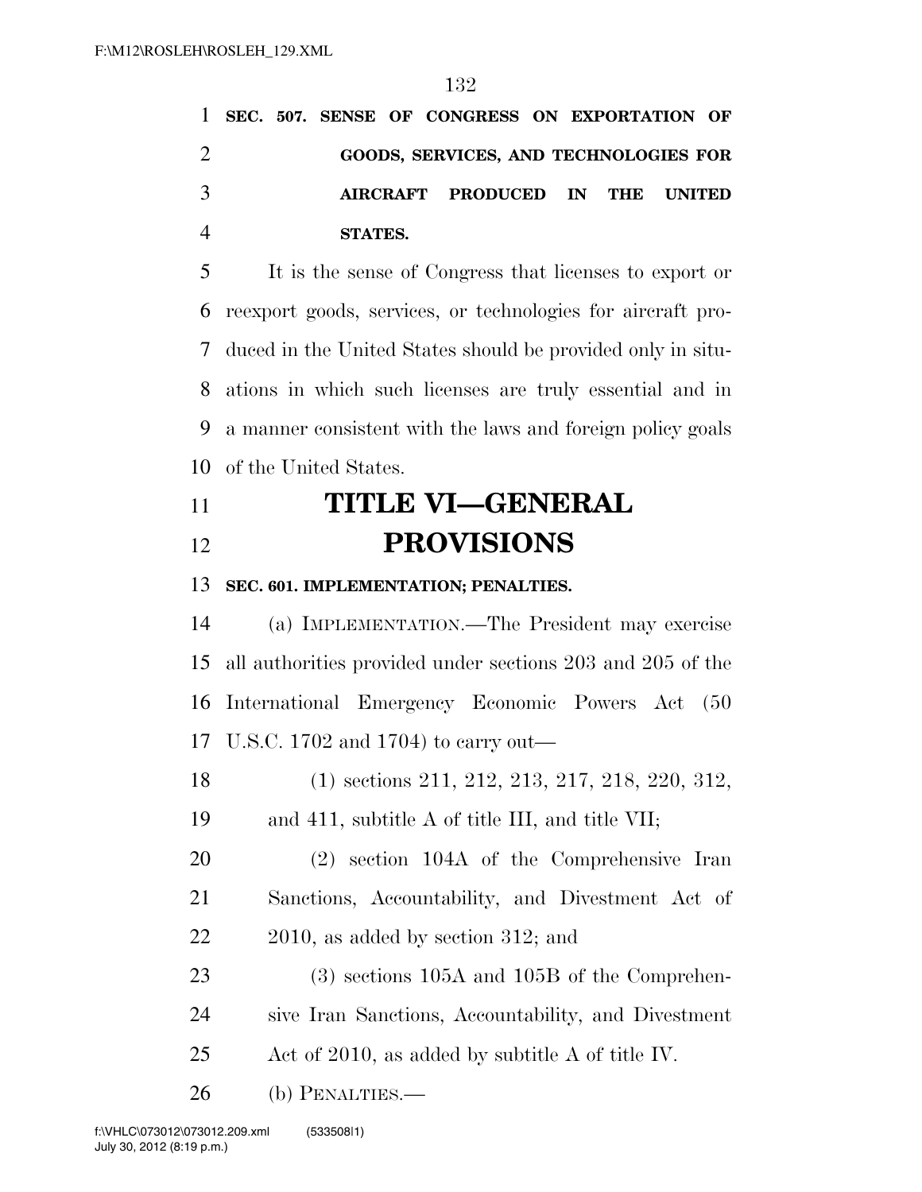**SEC. 507. SENSE OF CONGRESS ON EXPORTATION OF GOODS, SERVICES, AND TECHNOLOGIES FOR AIRCRAFT PRODUCED IN THE UNITED STATES.**

It is the sense of Congress that licenses to export or reexport goods, services, or technologies for aircraft produced in the United States should be provided only in situations in which such licenses are truly essential and in a manner consistent with the laws and foreign policy goals of the United States.

# TITLE VI—GENERAL PROVISIONS

**SEC. 601. IMPLEMENTATION; PENALTIES.**

(a) IMPLEMENTATION.—The President may exercise all authorities provided under sections 203 and 205 of the International Emergency Economic Powers Act (50 U.S.C. 1702 and 1704) to carry out—

(1) sections 211, 212, 213, 217, 218, 220, 312, and 411, subtitle A of title III, and title VII;

(2) section 104A of the Comprehensive Iran Sanctions, Accountability, and Divestment Act of 2010, as added by section 312; and

(3) sections 105A and 105B of the Comprehensive Iran Sanctions, Accountability, and Divestment Act of 2010, as added by subtitle A of title IV.

(b) PENALTIES.—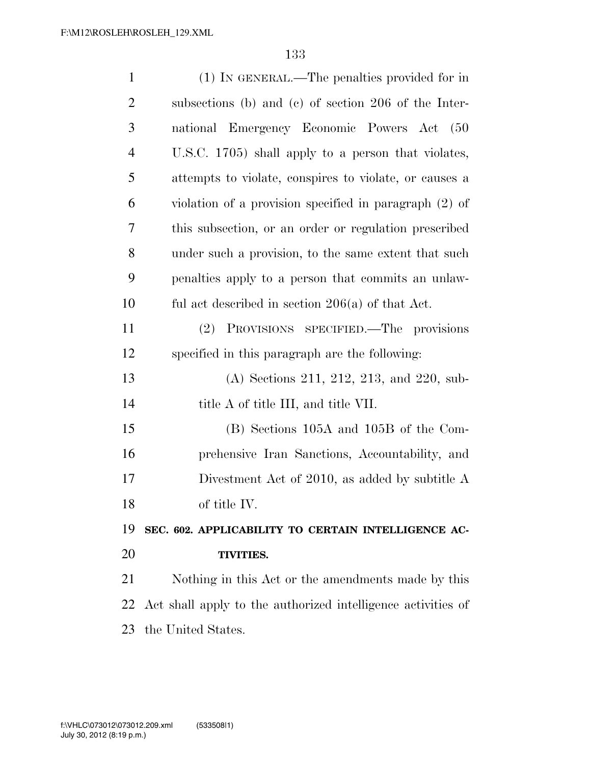(1) IN GENERAL.—The penalties provided for in subsections (b) and (c) of section 206 of the International Emergency Economic Powers Act (50 U.S.C. 1705) shall apply to a person that violates, attempts to violate, conspires to violate, or causes a violation of a provision specified in paragraph (2) of this subsection, or an order or regulation prescribed under such a provision, to the same extent that such penalties apply to a person that commits an unlawful act described in section 206(a) of that Act.

(2) PROVISIONS SPECIFIED.—The provisions specified in this paragraph are the following:

(A) Sections 211, 212, 213, and 220, subtitle A of title III, and title VII.

(B) Sections 105A and 105B of the Comprehensive Iran Sanctions, Accountability, and Divestment Act of 2010, as added by subtitle A of title IV.

**SEC. 602. APPLICABILITY TO CERTAIN INTELLIGENCE ACTIVITIES.**

Nothing in this Act or the amendments made by this Act shall apply to the authorized intelligence activities of the United States.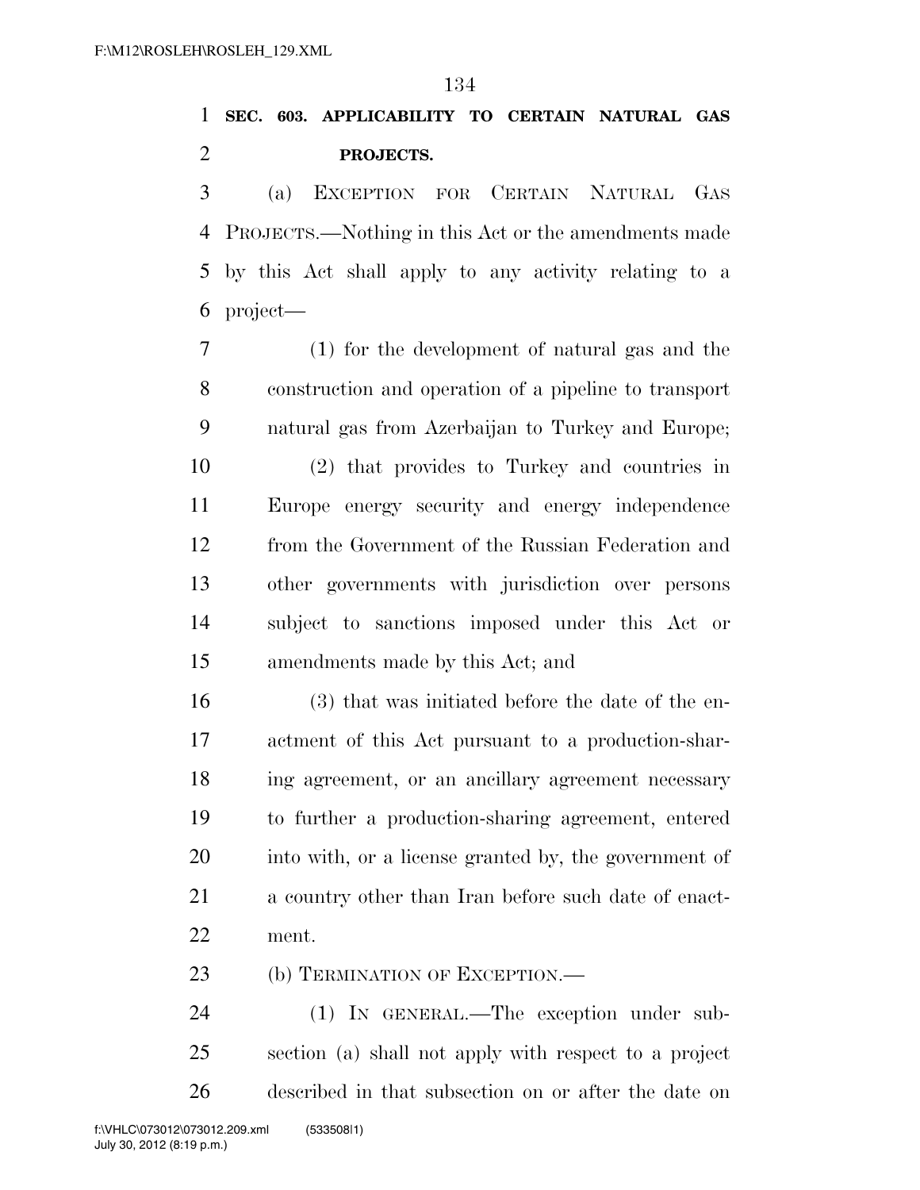**SEC. 603. APPLICABILITY TO CERTAIN NATURAL GAS PROJECTS.**

(a) EXCEPTION FOR CERTAIN NATURAL GAS PROJECTS.—Nothing in this Act or the amendments made by this Act shall apply to any activity relating to a project—

(1) for the development of natural gas and the construction and operation of a pipeline to transport natural gas from Azerbaijan to Turkey and Europe;

(2) that provides to Turkey and countries in Europe energy security and energy independence from the Government of the Russian Federation and other governments with jurisdiction over persons subject to sanctions imposed under this Act or amendments made by this Act; and

(3) that was initiated before the date of the enactment of this Act pursuant to a production-sharing agreement, or an ancillary agreement necessary to further a production-sharing agreement, entered into with, or a license granted by, the government of a country other than Iran before such date of enactment.

(b) TERMINATION OF EXCEPTION.—

(1) IN GENERAL.—The exception under subsection (a) shall not apply with respect to a project described in that subsection on or after the date on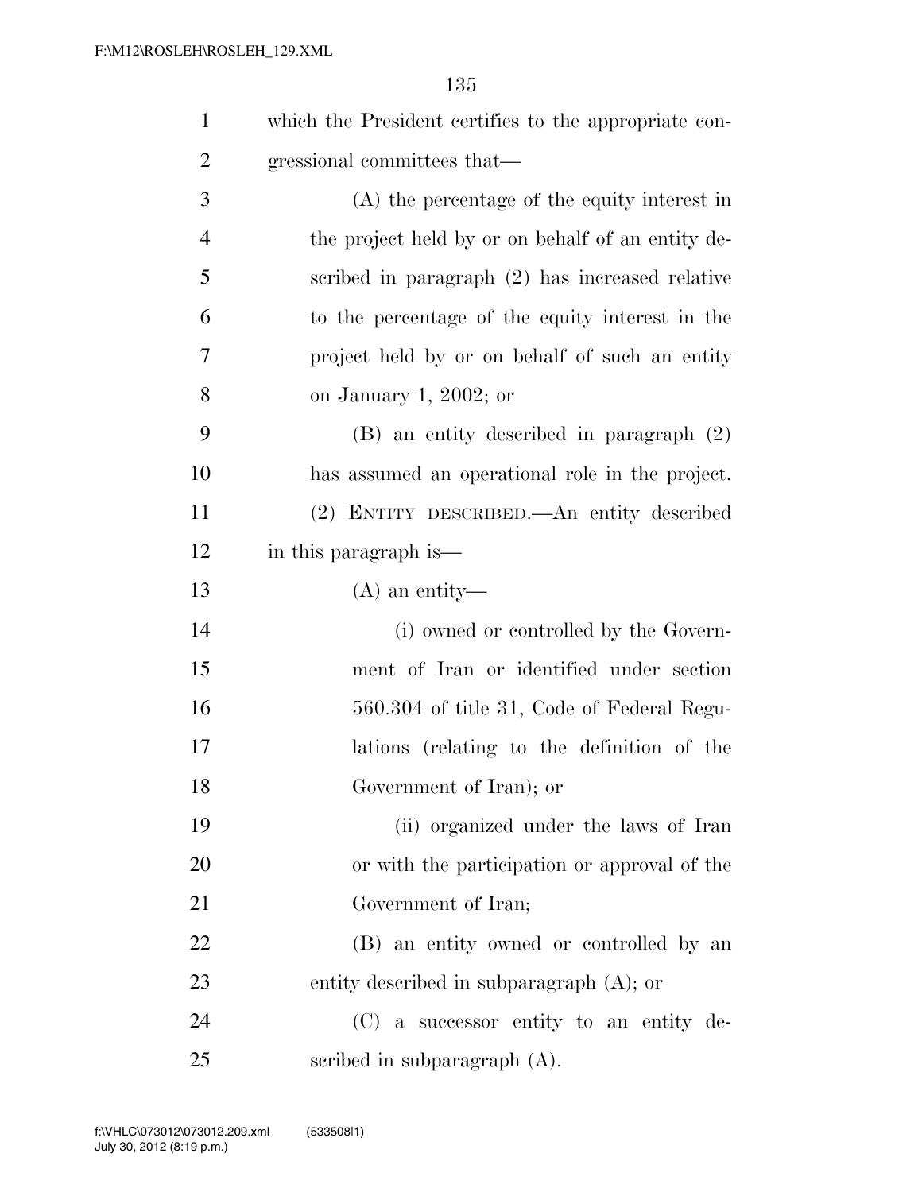which the President certifies to the appropriate congressional committees that—

(A) the percentage of the equity interest in the project held by or on behalf of an entity described in paragraph (2) has increased relative to the percentage of the equity interest in the project held by or on behalf of such an entity on January 1, 2002; or

(B) an entity described in paragraph (2) has assumed an operational role in the project.

(2) ENTITY DESCRIBED.—An entity described in this paragraph is—

(A) an entity—

(i) owned or controlled by the Government of Iran or identified under section 560.304 of title 31, Code of Federal Regulations (relating to the definition of the Government of Iran); or

(ii) organized under the laws of Iran or with the participation or approval of the Government of Iran;

(B) an entity owned or controlled by an entity described in subparagraph (A); or

(C) a successor entity to an entity described in subparagraph (A).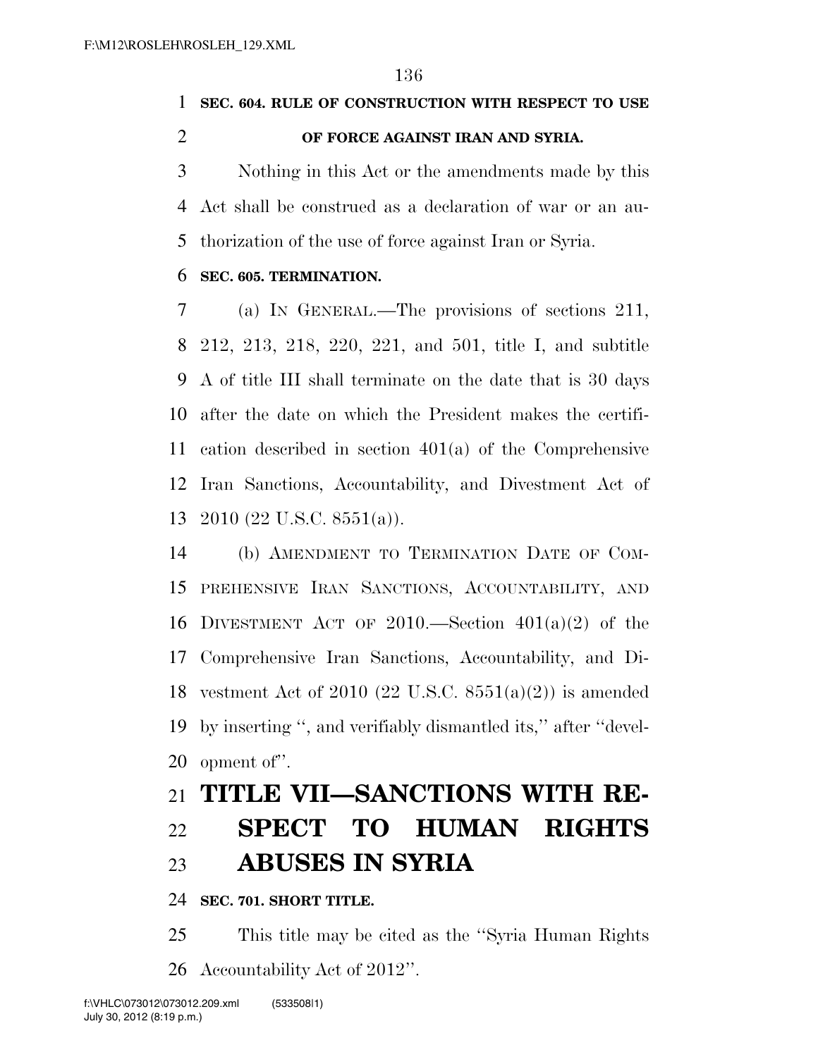**SEC. 604. RULE OF CONSTRUCTION WITH RESPECT TO USE OF FORCE AGAINST IRAN AND SYRIA.**

Nothing in this Act or the amendments made by this Act shall be construed as a declaration of war or an authorization of the use of force against Iran or Syria.

**SEC. 605. TERMINATION.**

(a) IN GENERAL.—The provisions of sections 211, 212, 213, 218, 220, 221, and 501, title I, and subtitle A of title III shall terminate on the date that is 30 days after the date on which the President makes the certification described in section 401(a) of the Comprehensive Iran Sanctions, Accountability, and Divestment Act of 2010 (22 U.S.C. 8551(a)).

(b) AMENDMENT TO TERMINATION DATE OF COMPREHENSIVE IRAN SANCTIONS, ACCOUNTABILITY, AND DIVESTMENT ACT OF 2010.—Section 401(a)(2) of the Comprehensive Iran Sanctions, Accountability, and Divestment Act of 2010 (22 U.S.C. 8551(a)(2)) is amended by inserting '', and verifiably dismantled its,'' after ''development of''.

# TITLE VII—SANCTIONS WITH RESPECT TO HUMAN RIGHTS ABUSES IN SYRIA

**SEC. 701. SHORT TITLE.**

This title may be cited as the ''Syria Human Rights Accountability Act of 2012''.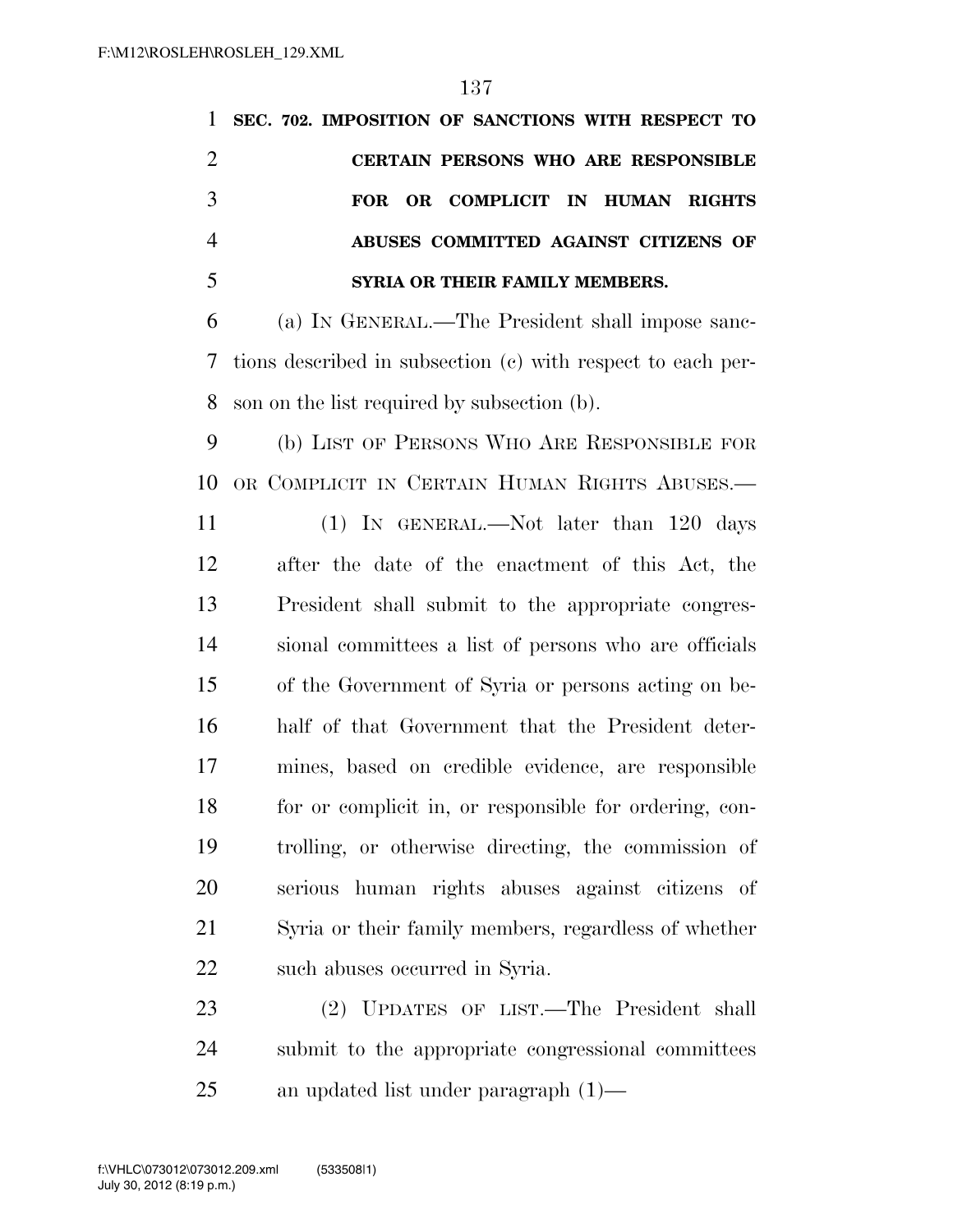**SEC. 702. IMPOSITION OF SANCTIONS WITH RESPECT TO CERTAIN PERSONS WHO ARE RESPONSIBLE FOR OR COMPLICIT IN HUMAN RIGHTS ABUSES COMMITTED AGAINST CITIZENS OF SYRIA OR THEIR FAMILY MEMBERS.**

(a) IN GENERAL.—The President shall impose sanctions described in subsection (c) with respect to each person on the list required by subsection (b).

(b) LIST OF PERSONS WHO ARE RESPONSIBLE FOR OR COMPLICIT IN CERTAIN HUMAN RIGHTS ABUSES.—

(1) IN GENERAL.—Not later than 120 days after the date of the enactment of this Act, the President shall submit to the appropriate congressional committees a list of persons who are officials of the Government of Syria or persons acting on behalf of that Government that the President determines, based on credible evidence, are responsible for or complicit in, or responsible for ordering, controlling, or otherwise directing, the commission of serious human rights abuses against citizens of Syria or their family members, regardless of whether such abuses occurred in Syria.

(2) UPDATES OF LIST.—The President shall submit to the appropriate congressional committees an updated list under paragraph (1)—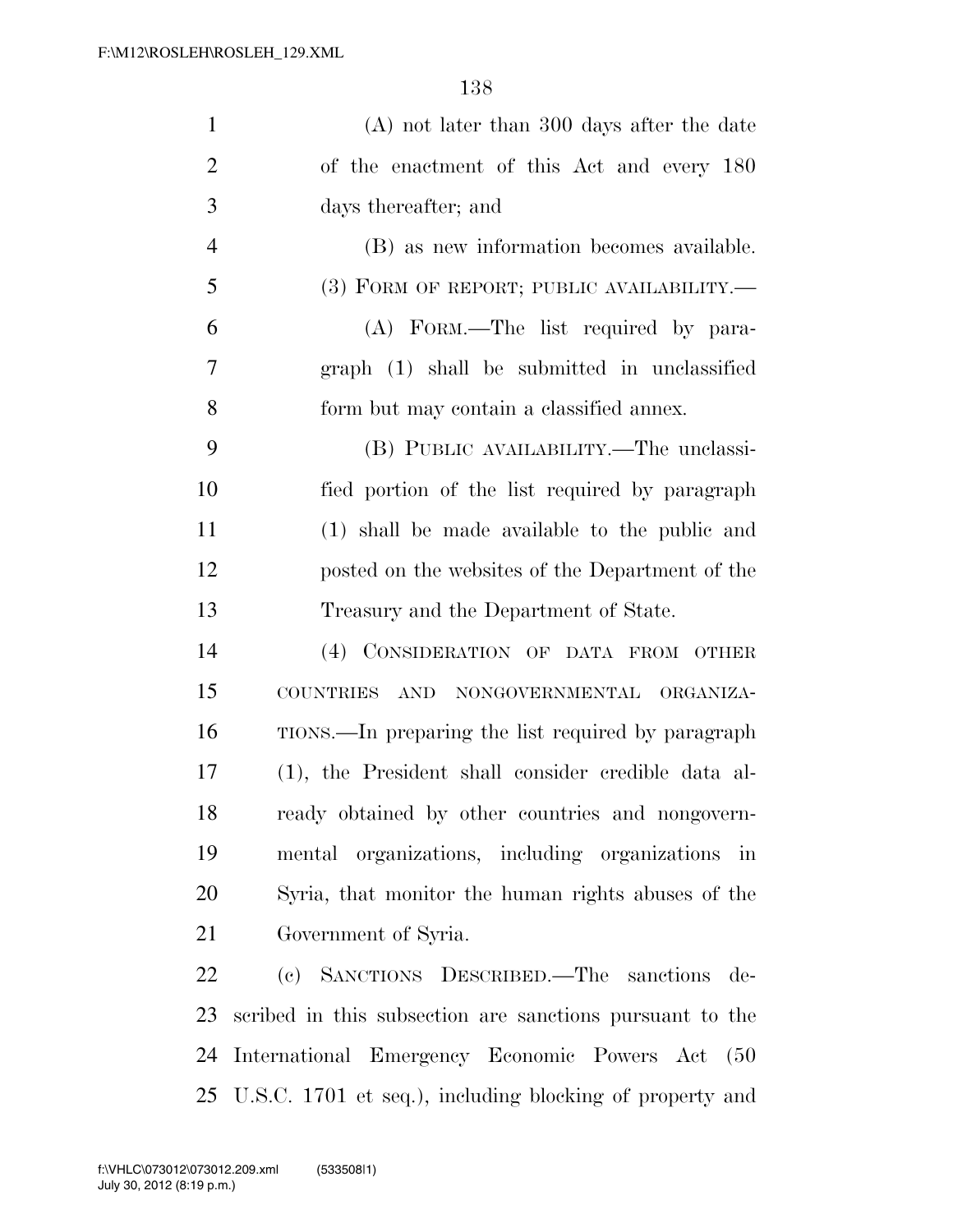(A) not later than 300 days after the date of the enactment of this Act and every 180 days thereafter; and

(B) as new information becomes available.

(3) FORM OF REPORT; PUBLIC AVAILABILITY.—

(A) FORM.—The list required by paragraph (1) shall be submitted in unclassified form but may contain a classified annex.

(B) PUBLIC AVAILABILITY.—The unclassified portion of the list required by paragraph (1) shall be made available to the public and posted on the websites of the Department of the Treasury and the Department of State.

(4) CONSIDERATION OF DATA FROM OTHER COUNTRIES AND NONGOVERNMENTAL ORGANIZATIONS.—In preparing the list required by paragraph (1), the President shall consider credible data already obtained by other countries and nongovernmental organizations, including organizations in Syria, that monitor the human rights abuses of the Government of Syria.

(c) SANCTIONS DESCRIBED.—The sanctions described in this subsection are sanctions pursuant to the International Emergency Economic Powers Act (50 U.S.C. 1701 et seq.), including blocking of property and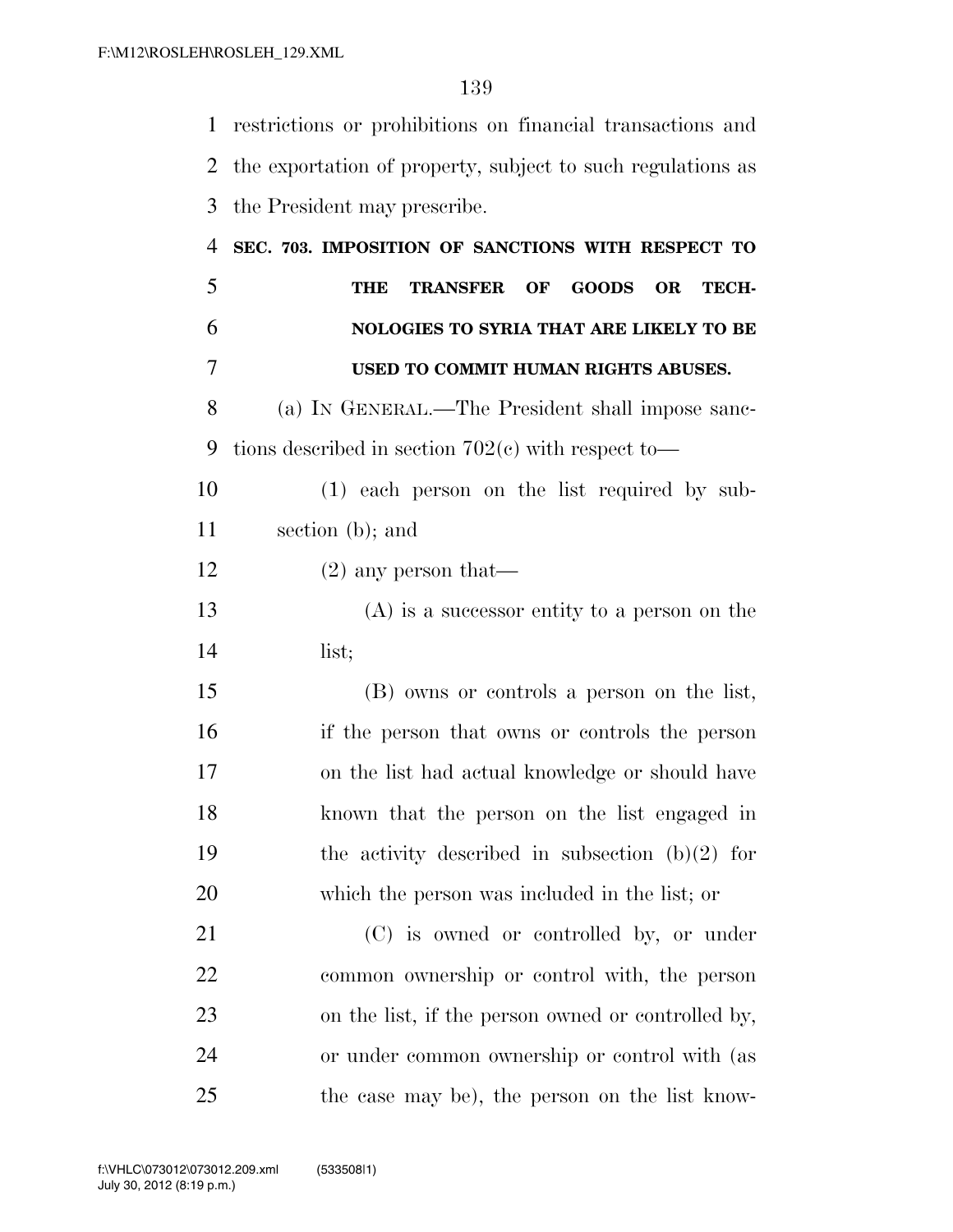restrictions or prohibitions on financial transactions and the exportation of property, subject to such regulations as the President may prescribe.

**SEC. 703. IMPOSITION OF SANCTIONS WITH RESPECT TO THE TRANSFER OF GOODS OR TECHNOLOGIES TO SYRIA THAT ARE LIKELY TO BE USED TO COMMIT HUMAN RIGHTS ABUSES.**

(a) IN GENERAL.—The President shall impose sanctions described in section 702(c) with respect to—

(1) each person on the list required by subsection (b); and

(2) any person that—

(A) is a successor entity to a person on the list;

(B) owns or controls a person on the list, if the person that owns or controls the person on the list had actual knowledge or should have known that the person on the list engaged in the activity described in subsection (b)(2) for which the person was included in the list; or

(C) is owned or controlled by, or under common ownership or control with, the person on the list, if the person owned or controlled by, or under common ownership or control with (as the case may be), the person on the list know-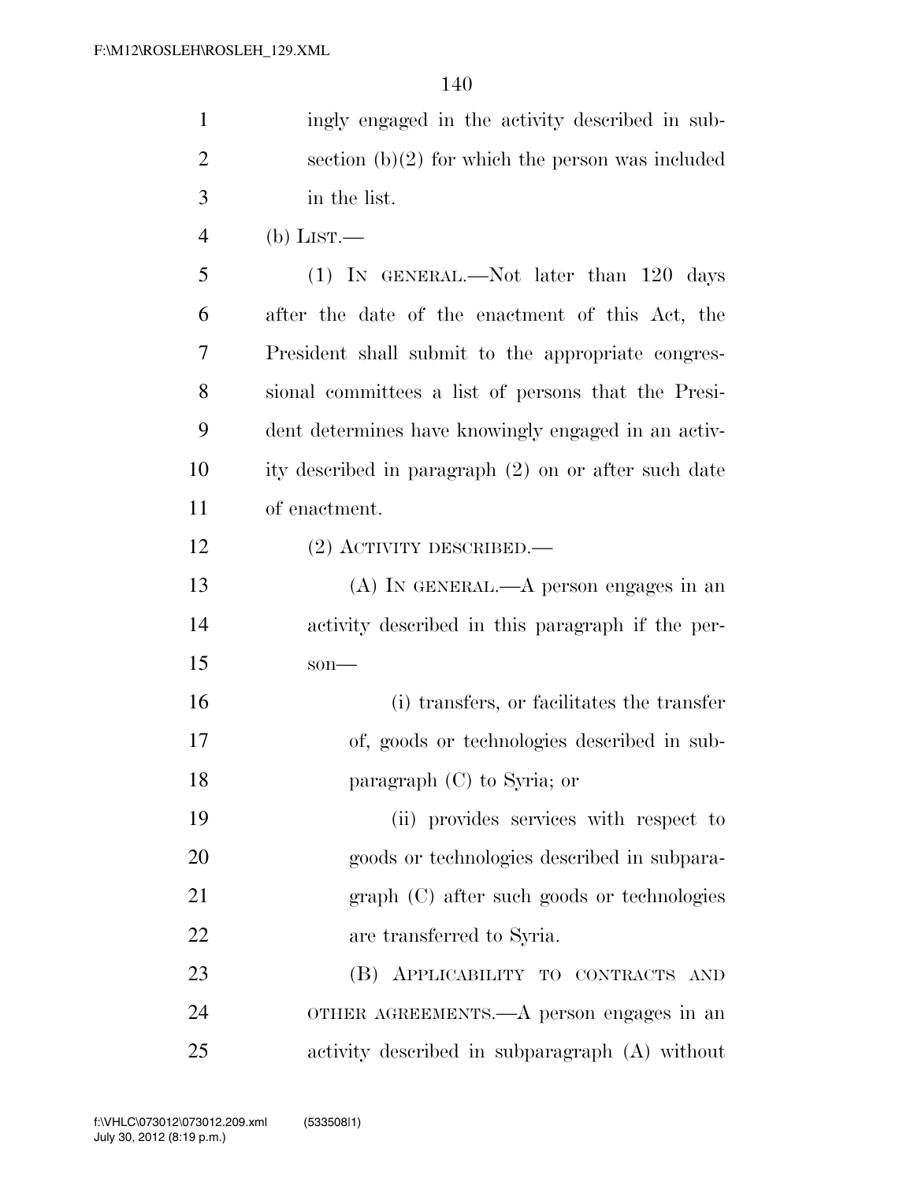ingly engaged in the activity described in subsection (b)(2) for which the person was included in the list.

(b) LIST.—

(1) IN GENERAL.—Not later than 120 days after the date of the enactment of this Act, the President shall submit to the appropriate congressional committees a list of persons that the President determines have knowingly engaged in an activity described in paragraph (2) on or after such date of enactment.

(2) ACTIVITY DESCRIBED.—

(A) IN GENERAL.—A person engages in an activity described in this paragraph if the person—

(i) transfers, or facilitates the transfer of, goods or technologies described in subparagraph (C) to Syria; or

(ii) provides services with respect to goods or technologies described in subparagraph (C) after such goods or technologies are transferred to Syria.

(B) APPLICABILITY TO CONTRACTS AND OTHER AGREEMENTS.—A person engages in an activity described in subparagraph (A) without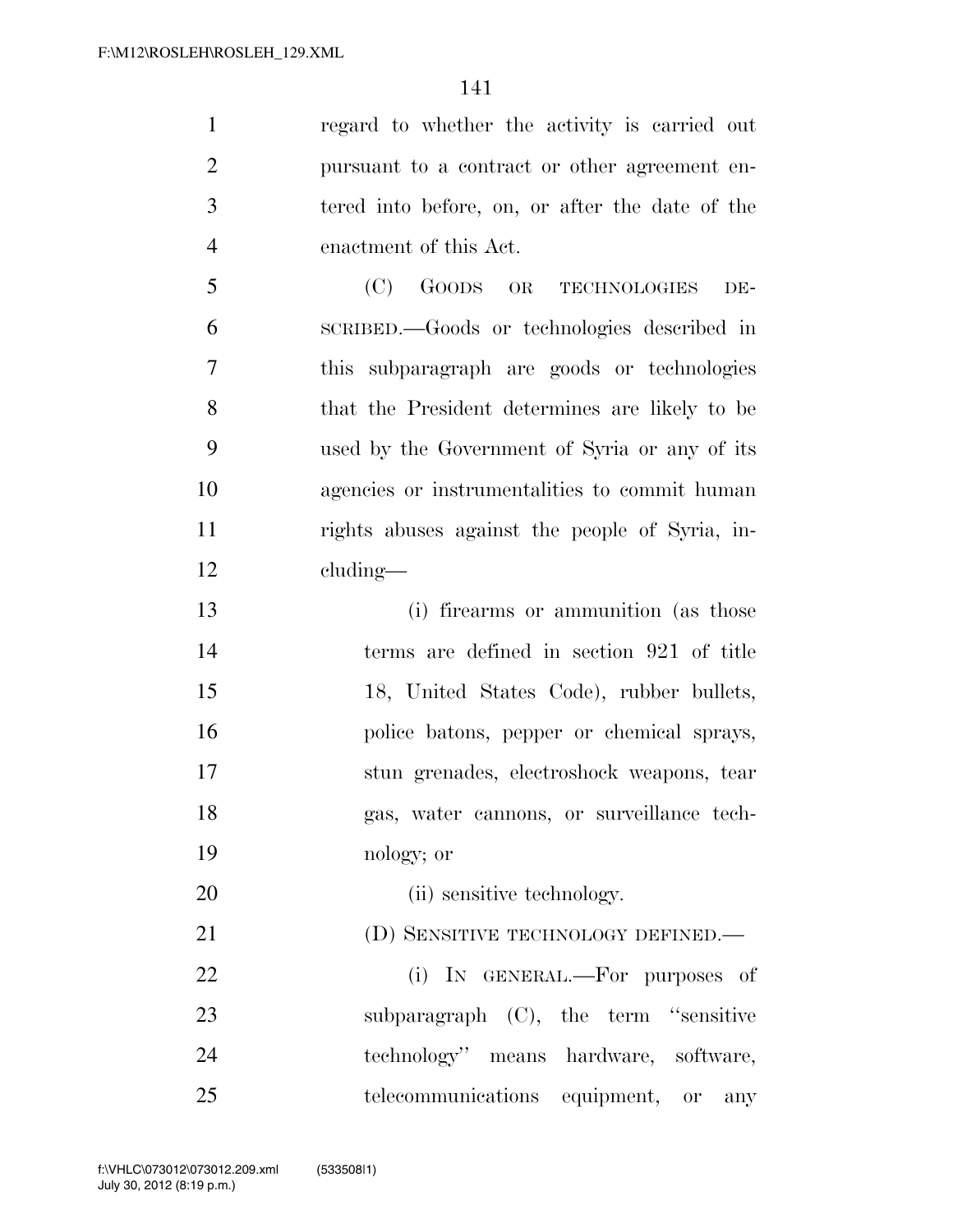regard to whether the activity is carried out pursuant to a contract or other agreement entered into before, on, or after the date of the enactment of this Act.

(C) GOODS OR TECHNOLOGIES DESCRIBED.—Goods or technologies described in this subparagraph are goods or technologies that the President determines are likely to be used by the Government of Syria or any of its agencies or instrumentalities to commit human rights abuses against the people of Syria, including—

(i) firearms or ammunition (as those terms are defined in section 921 of title 18, United States Code), rubber bullets, police batons, pepper or chemical sprays, stun grenades, electroshock weapons, tear gas, water cannons, or surveillance technology; or

(ii) sensitive technology.

(D) SENSITIVE TECHNOLOGY DEFINED.—

(i) IN GENERAL.—For purposes of subparagraph (C), the term ''sensitive technology'' means hardware, software, telecommunications equipment, or any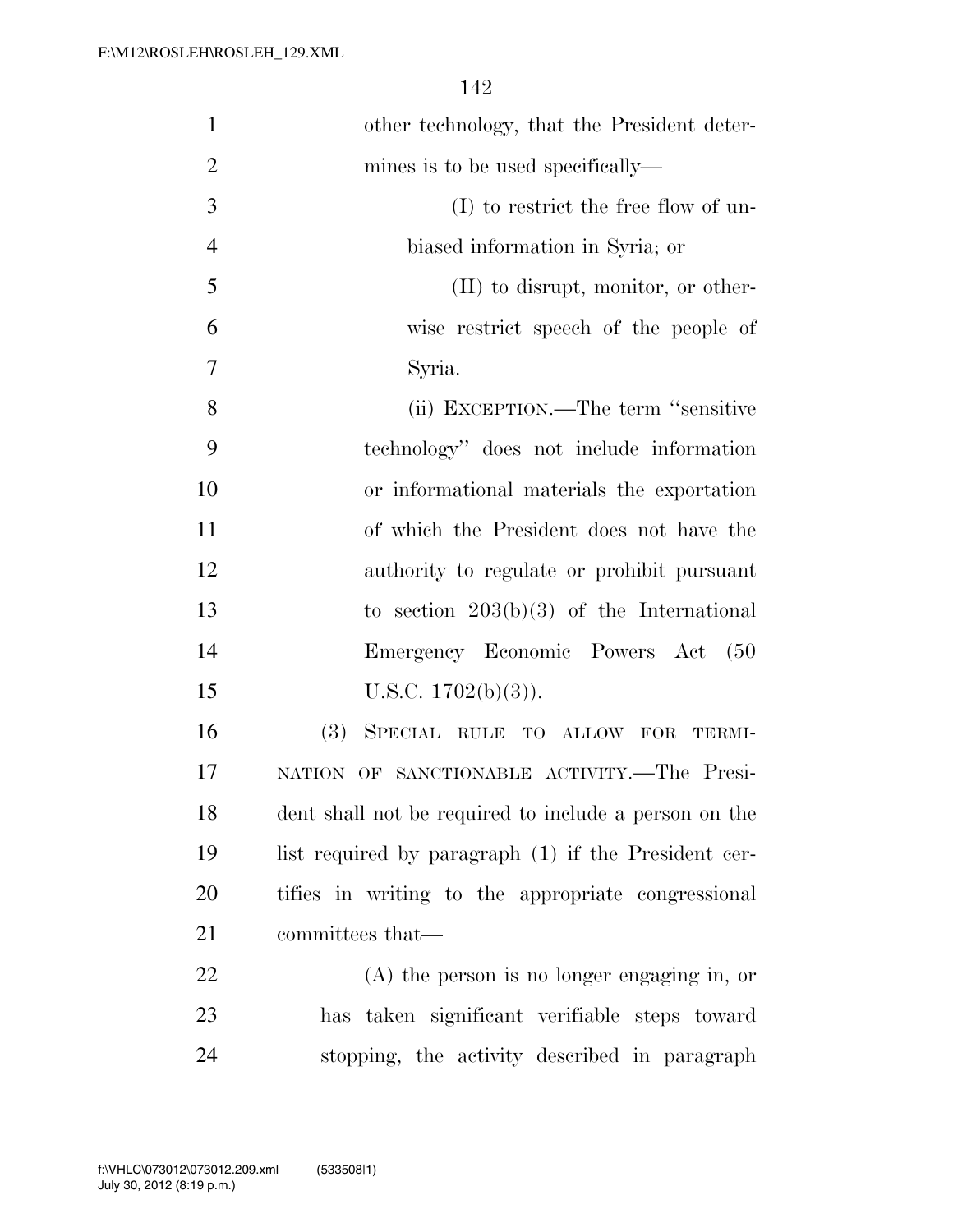other technology, that the President determines is to be used specifically—

(I) to restrict the free flow of unbiased information in Syria; or

(II) to disrupt, monitor, or otherwise restrict speech of the people of Syria.

(ii) EXCEPTION.—The term "sensitive technology" does not include information or informational materials the exportation of which the President does not have the authority to regulate or prohibit pursuant to section 203(b)(3) of the International Emergency Economic Powers Act (50 U.S.C. 1702(b)(3)).

(3) SPECIAL RULE TO ALLOW FOR TERMINATION OF SANCTIONABLE ACTIVITY.—The President shall not be required to include a person on the list required by paragraph (1) if the President certifies in writing to the appropriate congressional committees that—

(A) the person is no longer engaging in, or has taken significant verifiable steps toward stopping, the activity described in paragraph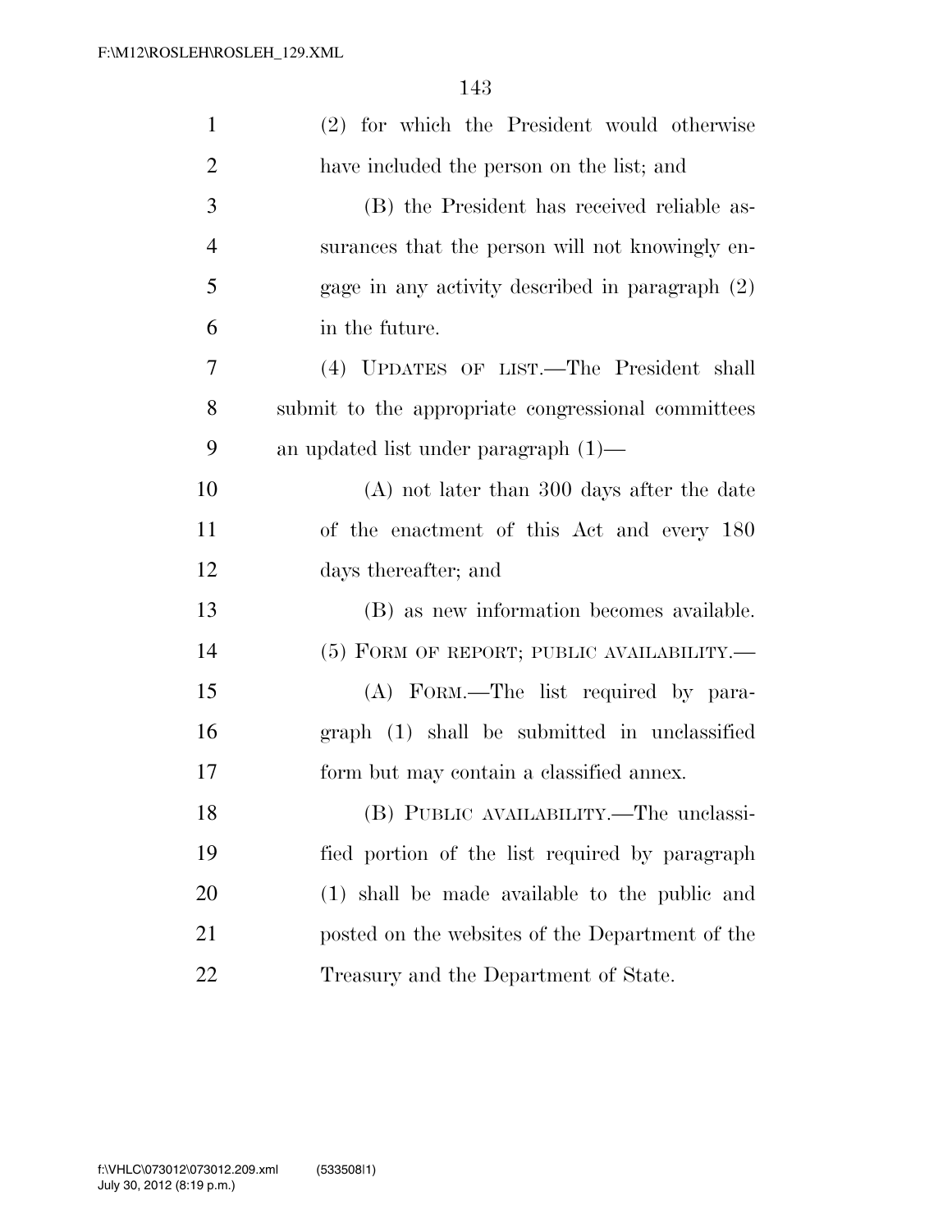(2) for which the President would otherwise have included the person on the list; and

(B) the President has received reliable assurances that the person will not knowingly engage in any activity described in paragraph (2) in the future.

(4) UPDATES OF LIST.—The President shall submit to the appropriate congressional committees an updated list under paragraph (1)—

(A) not later than 300 days after the date of the enactment of this Act and every 180 days thereafter; and

(B) as new information becomes available.

(5) FORM OF REPORT; PUBLIC AVAILABILITY.—

(A) FORM.—The list required by paragraph (1) shall be submitted in unclassified form but may contain a classified annex.

(B) PUBLIC AVAILABILITY.—The unclassified portion of the list required by paragraph (1) shall be made available to the public and posted on the websites of the Department of the Treasury and the Department of State.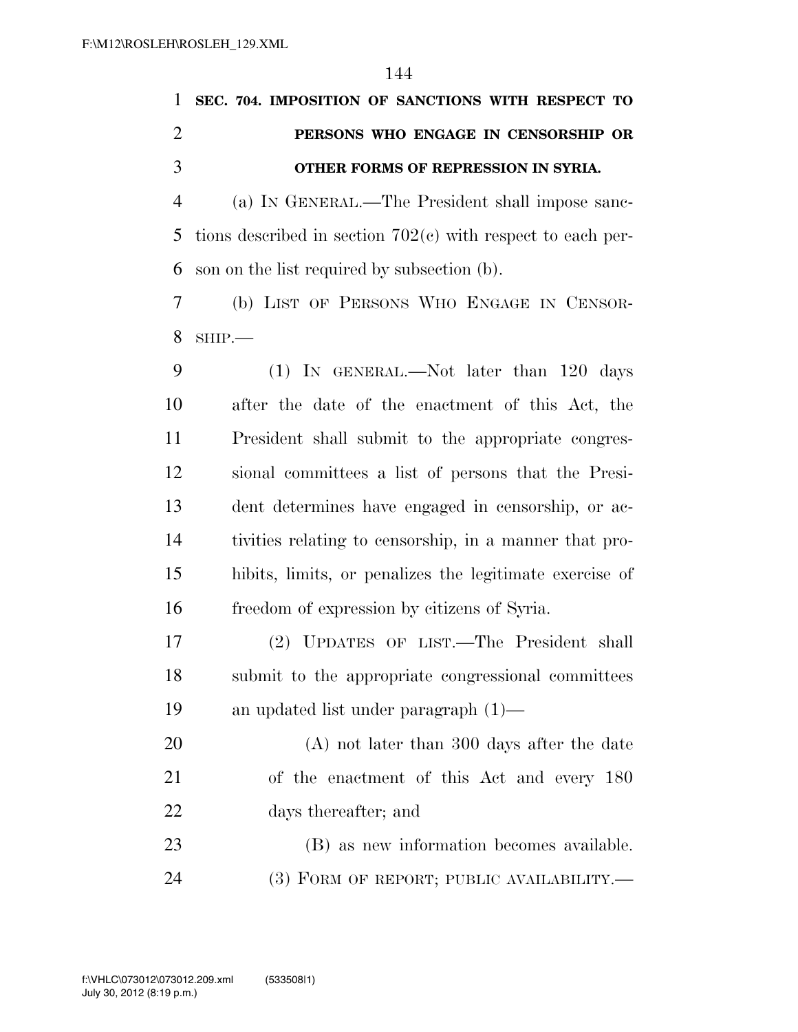**SEC. 704. IMPOSITION OF SANCTIONS WITH RESPECT TO PERSONS WHO ENGAGE IN CENSORSHIP OR OTHER FORMS OF REPRESSION IN SYRIA.**

(a) IN GENERAL.—The President shall impose sanctions described in section 702(c) with respect to each person on the list required by subsection (b).

(b) LIST OF PERSONS WHO ENGAGE IN CENSORSHIP.—

(1) IN GENERAL.—Not later than 120 days after the date of the enactment of this Act, the President shall submit to the appropriate congressional committees a list of persons that the President determines have engaged in censorship, or activities relating to censorship, in a manner that prohibits, limits, or penalizes the legitimate exercise of freedom of expression by citizens of Syria.

(2) UPDATES OF LIST.—The President shall submit to the appropriate congressional committees an updated list under paragraph (1)—

(A) not later than 300 days after the date of the enactment of this Act and every 180 days thereafter; and

(B) as new information becomes available.

(3) FORM OF REPORT; PUBLIC AVAILABILITY.—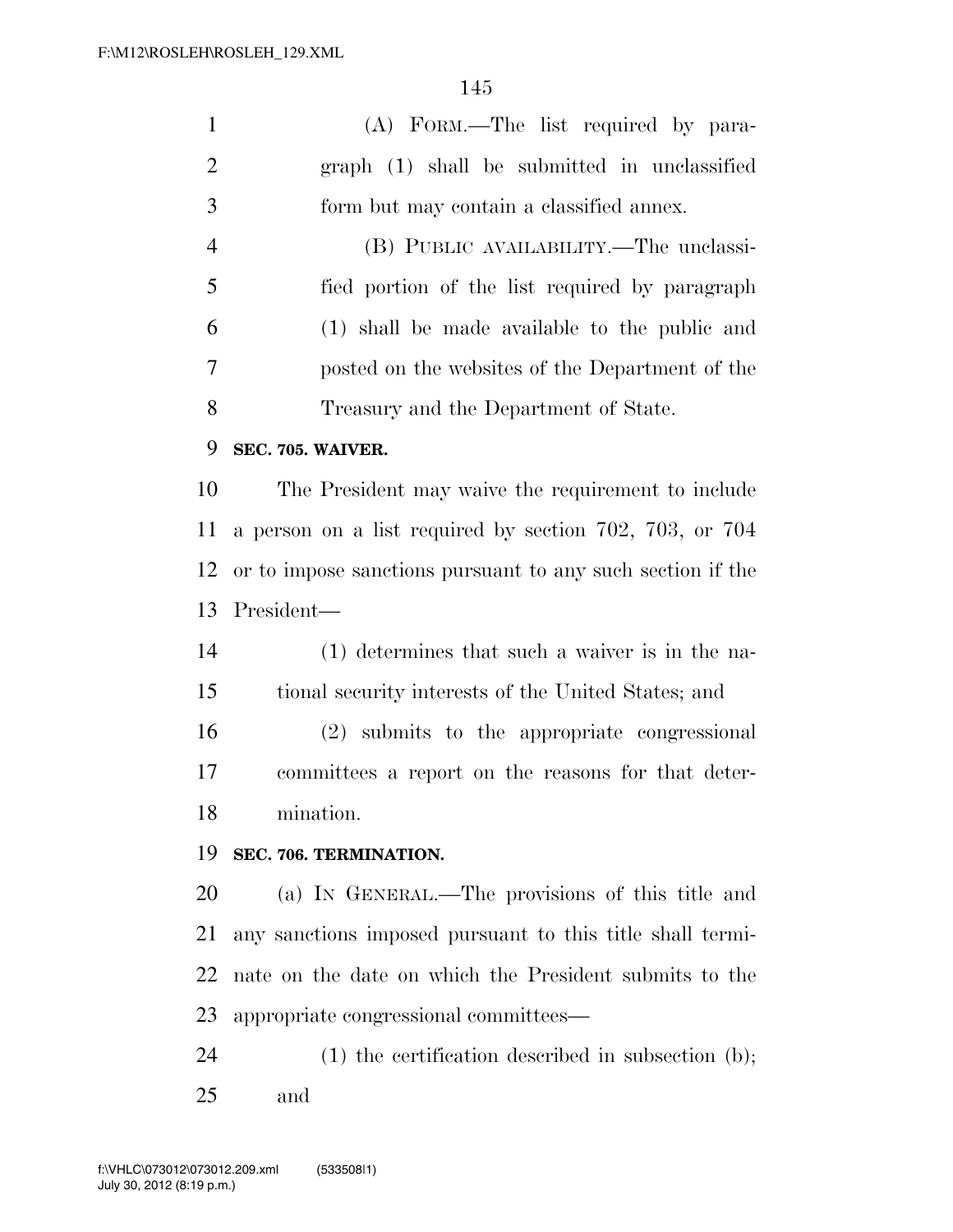(A) FORM.—The list required by paragraph (1) shall be submitted in unclassified form but may contain a classified annex.

(B) PUBLIC AVAILABILITY.—The unclassified portion of the list required by paragraph (1) shall be made available to the public and posted on the websites of the Department of the Treasury and the Department of State.

**SEC. 705. WAIVER.**

The President may waive the requirement to include a person on a list required by section 702, 703, or 704 or to impose sanctions pursuant to any such section if the President—

(1) determines that such a waiver is in the national security interests of the United States; and

(2) submits to the appropriate congressional committees a report on the reasons for that determination.

**SEC. 706. TERMINATION.**

(a) IN GENERAL.—The provisions of this title and any sanctions imposed pursuant to this title shall terminate on the date on which the President submits to the appropriate congressional committees—

(1) the certification described in subsection (b); and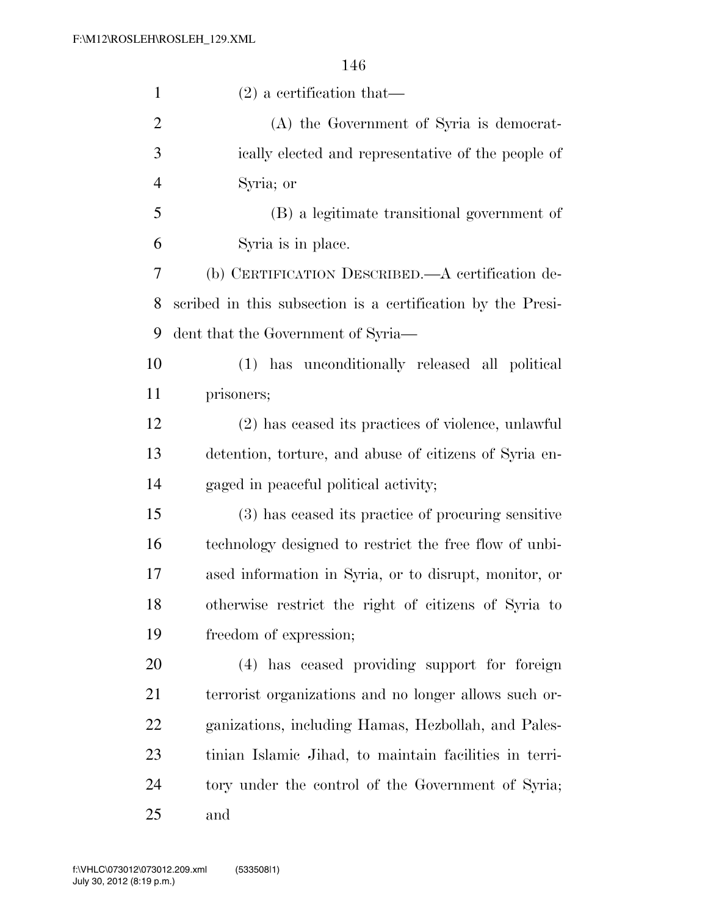(2) a certification that—

(A) the Government of Syria is democratically elected and representative of the people of Syria; or

(B) a legitimate transitional government of Syria is in place.

(b) CERTIFICATION DESCRIBED.—A certification described in this subsection is a certification by the President that the Government of Syria—

(1) has unconditionally released all political prisoners;

(2) has ceased its practices of violence, unlawful detention, torture, and abuse of citizens of Syria engaged in peaceful political activity;

(3) has ceased its practice of procuring sensitive technology designed to restrict the free flow of unbiased information in Syria, or to disrupt, monitor, or otherwise restrict the right of citizens of Syria to freedom of expression;

(4) has ceased providing support for foreign terrorist organizations and no longer allows such organizations, including Hamas, Hezbollah, and Palestinian Islamic Jihad, to maintain facilities in territory under the control of the Government of Syria; and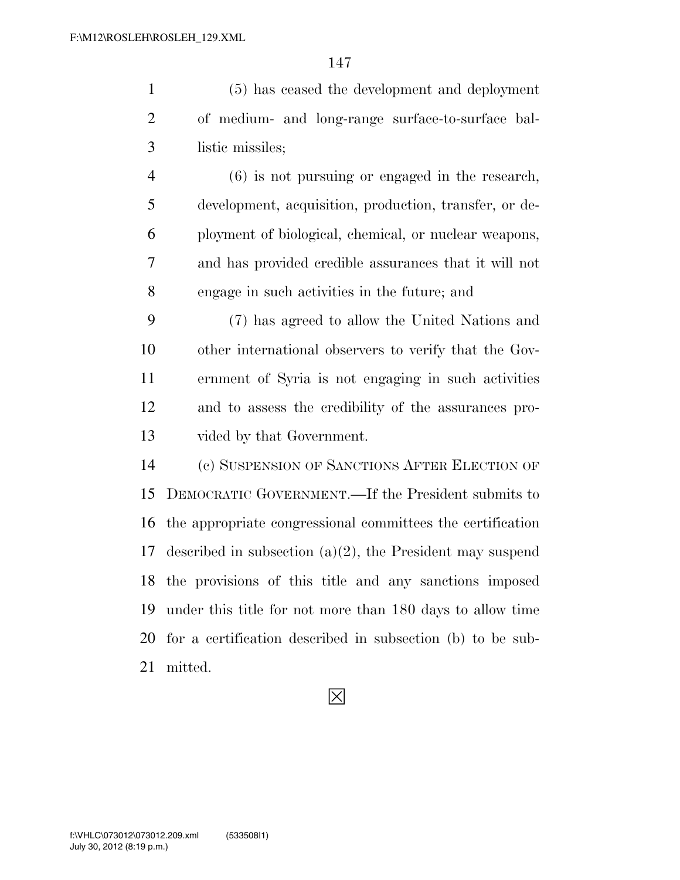(5) has ceased the development and deployment of medium- and long-range surface-to-surface ballistic missiles;

(6) is not pursuing or engaged in the research, development, acquisition, production, transfer, or deployment of biological, chemical, or nuclear weapons, and has provided credible assurances that it will not engage in such activities in the future; and

(7) has agreed to allow the United Nations and other international observers to verify that the Government of Syria is not engaging in such activities and to assess the credibility of the assurances provided by that Government.

(c) SUSPENSION OF SANCTIONS AFTER ELECTION OF DEMOCRATIC GOVERNMENT.—If the President submits to the appropriate congressional committees the certification described in subsection (a)(2), the President may suspend the provisions of this title and any sanctions imposed under this title for not more than 180 days to allow time for a certification described in subsection (b) to be submitted.

☒